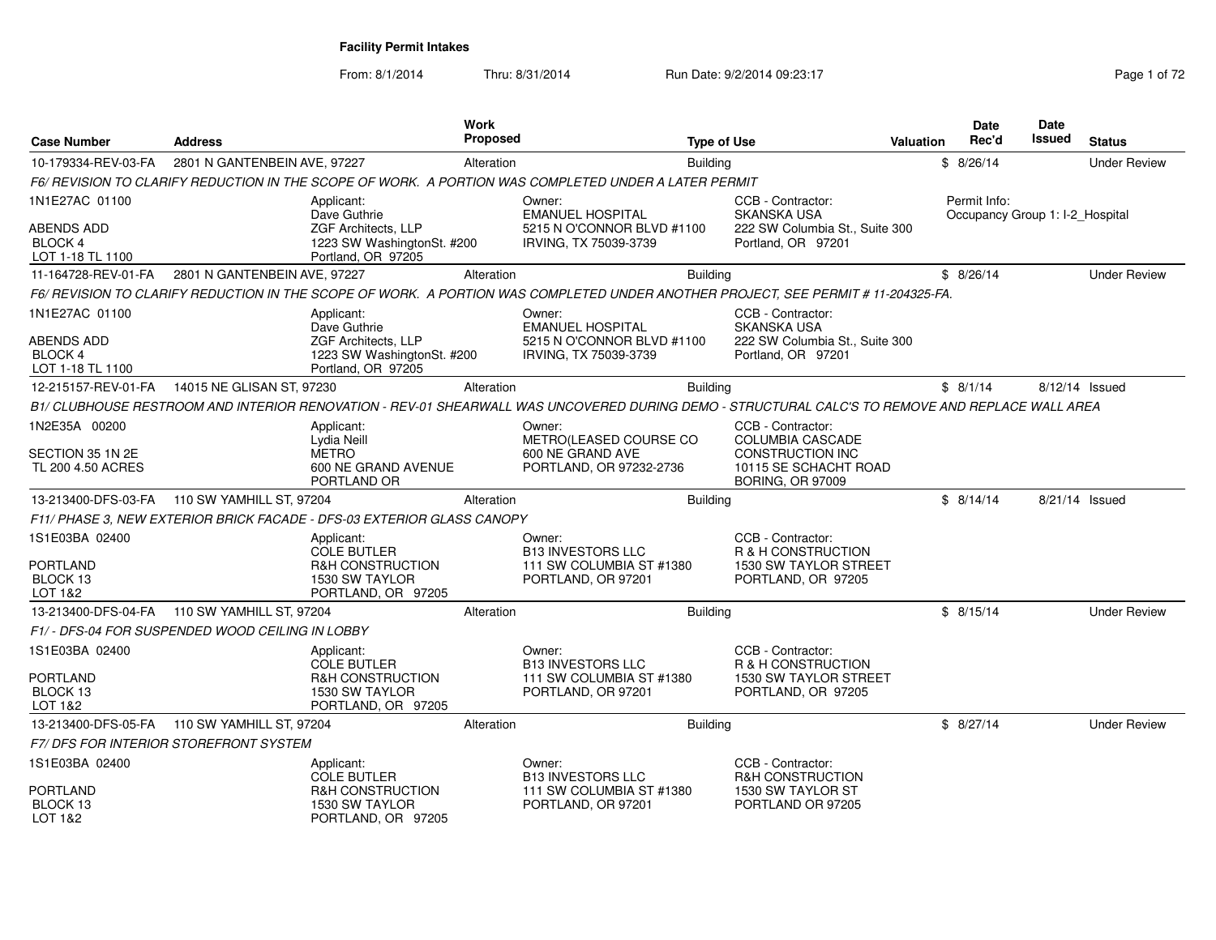# Facility Permit Intakes

From: 8/1/2014 Thru: 8/31/2014 Run Date: 9/2/2014 09:23:17

| Case Number | Address | Work Proposed | Type of Use | Valuation | Date Rec'd | Date Issued | Status |
|---|---|---|---|---|---|---|---|
| 10-179334-REV-03-FA | 2801 N GANTENBEIN AVE, 97227 | Alteration | Building | $ | 8/26/14 | | Under Review |

*F6/ REVISION TO CLARIFY REDUCTION IN THE SCOPE OF WORK. A PORTION WAS COMPLETED UNDER A LATER PERMIT*

1N1E27AC 01100
ABENDS ADD
BLOCK 4
LOT 1-18 TL 1100

Applicant: Dave Guthrie, ZGF Architects, LLP, 1223 SW WashingtonSt. #200, Portland, OR 97205
Owner: EMANUEL HOSPITAL, 5215 N O'CONNOR BLVD #1100, IRVING, TX 75039-3739
CCB - Contractor: SKANSKA USA, 222 SW Columbia St., Suite 300, Portland, OR 97201
Permit Info: Occupancy Group 1: I-2_Hospital

| Case Number | Address | Work Proposed | Type of Use | Valuation | Date Rec'd | Date Issued | Status |
|---|---|---|---|---|---|---|---|
| 11-164728-REV-01-FA | 2801 N GANTENBEIN AVE, 97227 | Alteration | Building | $ | 8/26/14 | | Under Review |

*F6/ REVISION TO CLARIFY REDUCTION IN THE SCOPE OF WORK. A PORTION WAS COMPLETED UNDER ANOTHER PROJECT, SEE PERMIT # 11-204325-FA.*

1N1E27AC 01100
ABENDS ADD
BLOCK 4
LOT 1-18 TL 1100

Applicant: Dave Guthrie, ZGF Architects, LLP, 1223 SW WashingtonSt. #200, Portland, OR 97205
Owner: EMANUEL HOSPITAL, 5215 N O'CONNOR BLVD #1100, IRVING, TX 75039-3739
CCB - Contractor: SKANSKA USA, 222 SW Columbia St., Suite 300, Portland, OR 97201

| Case Number | Address | Work Proposed | Type of Use | Valuation | Date Rec'd | Date Issued | Status |
|---|---|---|---|---|---|---|---|
| 12-215157-REV-01-FA | 14015 NE GLISAN ST, 97230 | Alteration | Building | $ | 8/1/14 | 8/12/14 | Issued |

*B1/ CLUBHOUSE RESTROOM AND INTERIOR RENOVATION - REV-01 SHEARWALL WAS UNCOVERED DURING DEMO - STRUCTURAL CALC'S TO REMOVE AND REPLACE WALL AREA*

1N2E35A 00200
SECTION 35 1N 2E
TL 200 4.50 ACRES

Applicant: Lydia Neill, METRO, 600 NE GRAND AVENUE, PORTLAND OR
Owner: METRO(LEASED COURSE CO, 600 NE GRAND AVE, PORTLAND, OR 97232-2736
CCB - Contractor: COLUMBIA CASCADE CONSTRUCTION INC, 10115 SE SCHACHT ROAD, BORING, OR 97009

| Case Number | Address | Work Proposed | Type of Use | Valuation | Date Rec'd | Date Issued | Status |
|---|---|---|---|---|---|---|---|
| 13-213400-DFS-03-FA | 110 SW YAMHILL ST, 97204 | Alteration | Building | $ | 8/14/14 | 8/21/14 | Issued |

*F11/ PHASE 3, NEW EXTERIOR BRICK FACADE - DFS-03 EXTERIOR GLASS CANOPY*

1S1E03BA 02400
PORTLAND
BLOCK 13
LOT 1&2

Applicant: COLE BUTLER, R&H CONSTRUCTION, 1530 SW TAYLOR, PORTLAND, OR 97205
Owner: B13 INVESTORS LLC, 111 SW COLUMBIA ST #1380, PORTLAND, OR 97201
CCB - Contractor: R & H CONSTRUCTION, 1530 SW TAYLOR STREET, PORTLAND, OR 97205

| Case Number | Address | Work Proposed | Type of Use | Valuation | Date Rec'd | Date Issued | Status |
|---|---|---|---|---|---|---|---|
| 13-213400-DFS-04-FA | 110 SW YAMHILL ST, 97204 | Alteration | Building | $ | 8/15/14 | | Under Review |

*F1/ - DFS-04 FOR SUSPENDED WOOD CEILING IN LOBBY*

1S1E03BA 02400
PORTLAND
BLOCK 13
LOT 1&2

Applicant: COLE BUTLER, R&H CONSTRUCTION, 1530 SW TAYLOR, PORTLAND, OR 97205
Owner: B13 INVESTORS LLC, 111 SW COLUMBIA ST #1380, PORTLAND, OR 97201
CCB - Contractor: R & H CONSTRUCTION, 1530 SW TAYLOR STREET, PORTLAND, OR 97205

| Case Number | Address | Work Proposed | Type of Use | Valuation | Date Rec'd | Date Issued | Status |
|---|---|---|---|---|---|---|---|
| 13-213400-DFS-05-FA | 110 SW YAMHILL ST, 97204 | Alteration | Building | $ | 8/27/14 | | Under Review |

*F7/ DFS FOR INTERIOR STOREFRONT SYSTEM*

1S1E03BA 02400
PORTLAND
BLOCK 13
LOT 1&2

Applicant: COLE BUTLER, R&H CONSTRUCTION, 1530 SW TAYLOR, PORTLAND, OR 97205
Owner: B13 INVESTORS LLC, 111 SW COLUMBIA ST #1380, PORTLAND, OR 97201
CCB - Contractor: R&H CONSTRUCTION, 1530 SW TAYLOR ST, PORTLAND OR 97205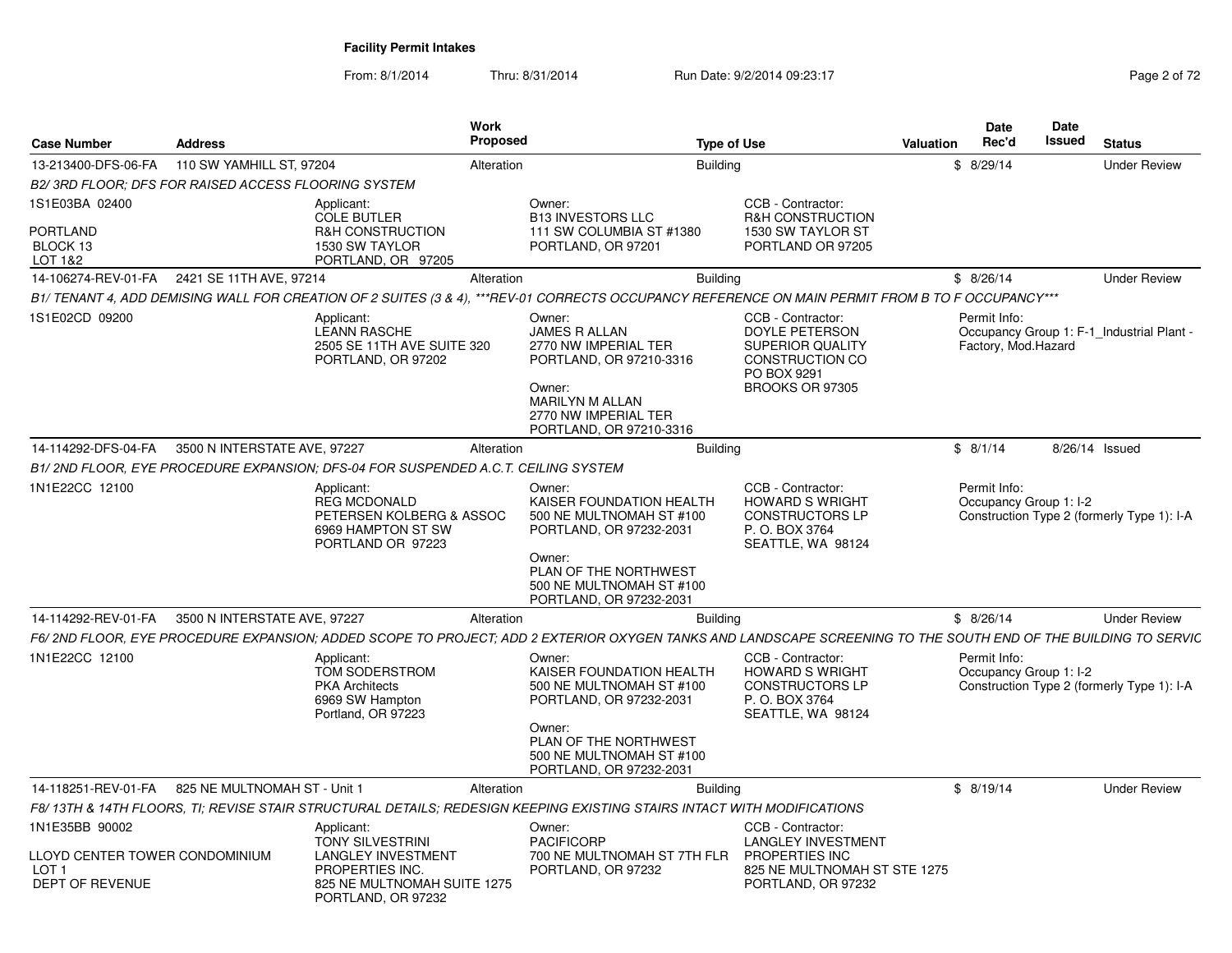**Facility Permit Intakes**

From: 8/1/2014 Thru: 8/31/2014 Run Date: 9/2/2014 09:23:17

| Case Number | Address | Work Proposed | Type of Use | Valuation | Date Rec'd | Date Issued | Status |
|---|---|---|---|---|---|---|---|
| 13-213400-DFS-06-FA | 110 SW YAMHILL ST, 97204 | Alteration | Building | $ | 8/29/14 | | Under Review |

*B2/ 3RD FLOOR; DFS FOR RAISED ACCESS FLOORING SYSTEM*

1S1E03BA 02400
PORTLAND
BLOCK 13
LOT 1&2

Applicant:
COLE BUTLER
R&H CONSTRUCTION
1530 SW TAYLOR
PORTLAND, OR 97205

Owner:
B13 INVESTORS LLC
111 SW COLUMBIA ST #1380
PORTLAND, OR 97201

CCB - Contractor:
R&H CONSTRUCTION
1530 SW TAYLOR ST
PORTLAND OR 97205

---

| Case Number | Address | Work Proposed | Type of Use | Valuation | Date Rec'd | Date Issued | Status |
|---|---|---|---|---|---|---|---|
| 14-106274-REV-01-FA | 2421 SE 11TH AVE, 97214 | Alteration | Building | $ | 8/26/14 | | Under Review |

*B1/ TENANT 4, ADD DEMISING WALL FOR CREATION OF 2 SUITES (3 & 4), \*\*\*REV-01 CORRECTS OCCUPANCY REFERENCE ON MAIN PERMIT FROM B TO F OCCUPANCY\*\*\**

1S1E02CD 09200

Applicant:
LEANN RASCHE
2505 SE 11TH AVE SUITE 320
PORTLAND, OR 97202

Owner:
JAMES R ALLAN
2770 NW IMPERIAL TER
PORTLAND, OR 97210-3316

Owner:
MARILYN M ALLAN
2770 NW IMPERIAL TER
PORTLAND, OR 97210-3316

CCB - Contractor:
DOYLE PETERSON
SUPERIOR QUALITY CONSTRUCTION CO
PO BOX 9291
BROOKS OR 97305

Permit Info:
Occupancy Group 1: F-1_Industrial Plant - Factory, Mod.Hazard

---

| Case Number | Address | Work Proposed | Type of Use | Valuation | Date Rec'd | Date Issued | Status |
|---|---|---|---|---|---|---|---|
| 14-114292-DFS-04-FA | 3500 N INTERSTATE AVE, 97227 | Alteration | Building | $ | 8/1/14 | 8/26/14 | Issued |

*B1/ 2ND FLOOR, EYE PROCEDURE EXPANSION; DFS-04 FOR SUSPENDED A.C.T. CEILING SYSTEM*

1N1E22CC 12100

Applicant:
REG MCDONALD
PETERSEN KOLBERG & ASSOC
6969 HAMPTON ST SW
PORTLAND OR 97223

Owner:
KAISER FOUNDATION HEALTH
500 NE MULTNOMAH ST #100
PORTLAND, OR 97232-2031

Owner:
PLAN OF THE NORTHWEST
500 NE MULTNOMAH ST #100
PORTLAND, OR 97232-2031

CCB - Contractor:
HOWARD S WRIGHT
CONSTRUCTORS LP
P. O. BOX 3764
SEATTLE, WA 98124

Permit Info:
Occupancy Group 1: I-2
Construction Type 2 (formerly Type 1): I-A

---

| Case Number | Address | Work Proposed | Type of Use | Valuation | Date Rec'd | Date Issued | Status |
|---|---|---|---|---|---|---|---|
| 14-114292-REV-01-FA | 3500 N INTERSTATE AVE, 97227 | Alteration | Building | $ | 8/26/14 | | Under Review |

*F6/ 2ND FLOOR, EYE PROCEDURE EXPANSION; ADDED SCOPE TO PROJECT; ADD 2 EXTERIOR OXYGEN TANKS AND LANDSCAPE SCREENING TO THE SOUTH END OF THE BUILDING TO SERVIC*

1N1E22CC 12100

Applicant:
TOM SODERSTROM
PKA Architects
6969 SW Hampton
Portland, OR 97223

Owner:
KAISER FOUNDATION HEALTH
500 NE MULTNOMAH ST #100
PORTLAND, OR 97232-2031

Owner:
PLAN OF THE NORTHWEST
500 NE MULTNOMAH ST #100
PORTLAND, OR 97232-2031

CCB - Contractor:
HOWARD S WRIGHT
CONSTRUCTORS LP
P. O. BOX 3764
SEATTLE, WA 98124

Permit Info:
Occupancy Group 1: I-2
Construction Type 2 (formerly Type 1): I-A

---

| Case Number | Address | Work Proposed | Type of Use | Valuation | Date Rec'd | Date Issued | Status |
|---|---|---|---|---|---|---|---|
| 14-118251-REV-01-FA | 825 NE MULTNOMAH ST - Unit 1 | Alteration | Building | $ | 8/19/14 | | Under Review |

*F8/ 13TH & 14TH FLOORS, TI; REVISE STAIR STRUCTURAL DETAILS; REDESIGN KEEPING EXISTING STAIRS INTACT WITH MODIFICATIONS*

1N1E35BB 90002
LLOYD CENTER TOWER CONDOMINIUM
LOT 1
DEPT OF REVENUE

Applicant:
TONY SILVESTRINI
LANGLEY INVESTMENT PROPERTIES INC.
825 NE MULTNOMAH SUITE 1275
PORTLAND, OR 97232

Owner:
PACIFICORP
700 NE MULTNOMAH ST 7TH FLR
PORTLAND, OR 97232

CCB - Contractor:
LANGLEY INVESTMENT PROPERTIES INC
825 NE MULTNOMAH ST STE 1275
PORTLAND, OR 97232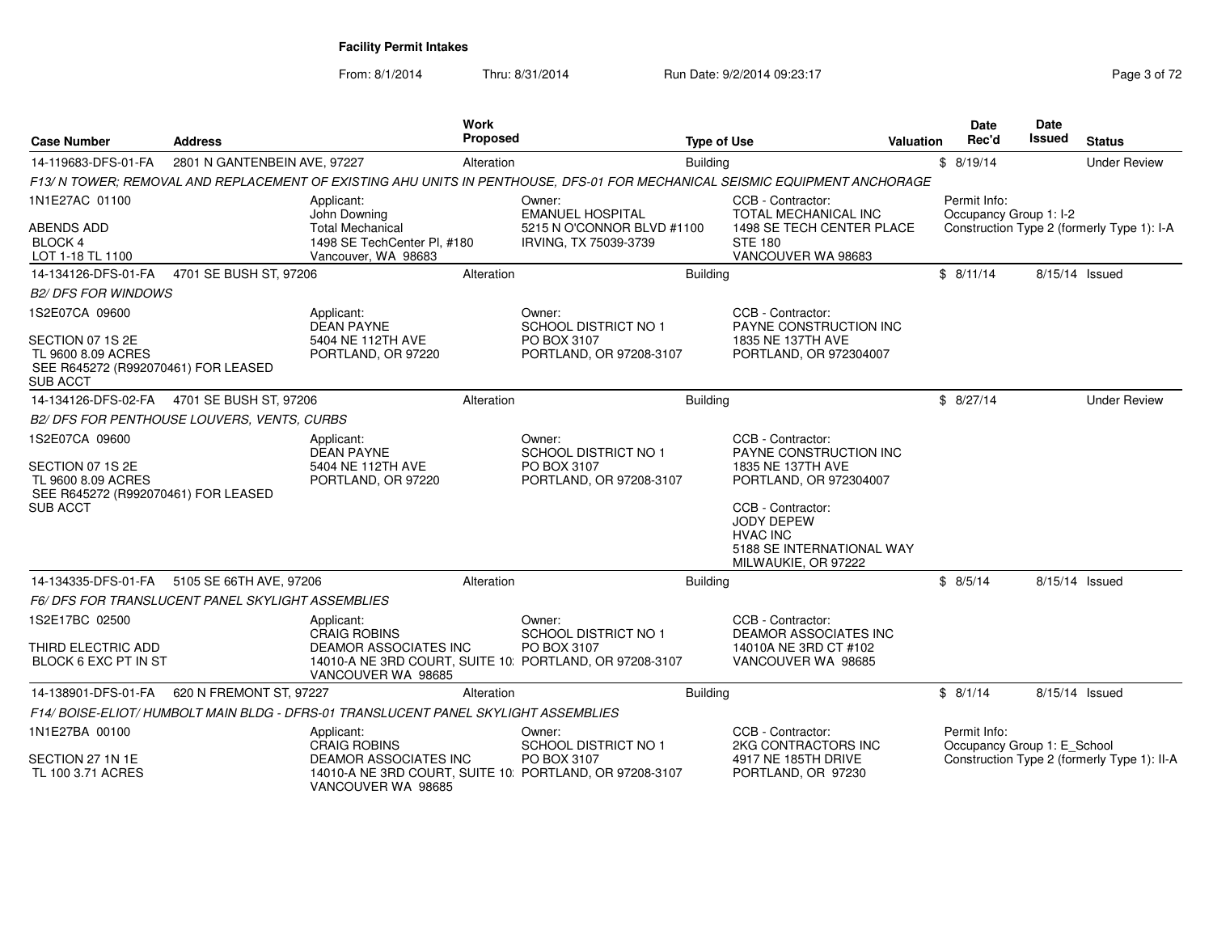# Facility Permit Intakes

From: 8/1/2014 Thru: 8/31/2014 Run Date: 9/2/2014 09:23:17

| Case Number | Address | Work Proposed | Type of Use | Valuation | Date Rec'd | Date Issued | Status |
|---|---|---|---|---|---|---|---|
| 14-119683-DFS-01-FA | 2801 N GANTENBEIN AVE, 97227 | Alteration | Building | $ | 8/19/14 | | Under Review |

*F13/ N TOWER; REMOVAL AND REPLACEMENT OF EXISTING AHU UNITS IN PENTHOUSE, DFS-01 FOR MECHANICAL SEISMIC EQUIPMENT ANCHORAGE*

1N1E27AC 01100
ABENDS ADD
BLOCK 4
LOT 1-18 TL 1100

Applicant:
John Downing
Total Mechanical
1498 SE TechCenter Pl, #180
Vancouver, WA 98683

Owner:
EMANUEL HOSPITAL
5215 N O'CONNOR BLVD #1100
IRVING, TX 75039-3739

CCB - Contractor:
TOTAL MECHANICAL INC
1498 SE TECH CENTER PLACE
STE 180
VANCOUVER WA 98683

Permit Info:
Occupancy Group 1: I-2
Construction Type 2 (formerly Type 1): I-A

| Case Number | Address | Work Proposed | Type of Use | Valuation | Date Rec'd | Date Issued | Status |
|---|---|---|---|---|---|---|---|
| 14-134126-DFS-01-FA | 4701 SE BUSH ST, 97206 | Alteration | Building | $ | 8/11/14 | 8/15/14 | Issued |

*B2/ DFS FOR WINDOWS*

1S2E07CA 09600
SECTION 07 1S 2E
TL 9600 8.09 ACRES
SEE R645272 (R992070461) FOR LEASED SUB ACCT

Applicant:
DEAN PAYNE
5404 NE 112TH AVE
PORTLAND, OR 97220

Owner:
SCHOOL DISTRICT NO 1
PO BOX 3107
PORTLAND, OR 97208-3107

CCB - Contractor:
PAYNE CONSTRUCTION INC
1835 NE 137TH AVE
PORTLAND, OR 972304007

| Case Number | Address | Work Proposed | Type of Use | Valuation | Date Rec'd | Date Issued | Status |
|---|---|---|---|---|---|---|---|
| 14-134126-DFS-02-FA | 4701 SE BUSH ST, 97206 | Alteration | Building | $ | 8/27/14 | | Under Review |

*B2/ DFS FOR PENTHOUSE LOUVERS, VENTS, CURBS*

1S2E07CA 09600
SECTION 07 1S 2E
TL 9600 8.09 ACRES
SEE R645272 (R992070461) FOR LEASED SUB ACCT

Applicant:
DEAN PAYNE
5404 NE 112TH AVE
PORTLAND, OR 97220

Owner:
SCHOOL DISTRICT NO 1
PO BOX 3107
PORTLAND, OR 97208-3107

CCB - Contractor:
PAYNE CONSTRUCTION INC
1835 NE 137TH AVE
PORTLAND, OR 972304007

CCB - Contractor:
JODY DEPEW
HVAC INC
5188 SE INTERNATIONAL WAY
MILWAUKIE, OR 97222

| Case Number | Address | Work Proposed | Type of Use | Valuation | Date Rec'd | Date Issued | Status |
|---|---|---|---|---|---|---|---|
| 14-134335-DFS-01-FA | 5105 SE 66TH AVE, 97206 | Alteration | Building | $ | 8/5/14 | 8/15/14 | Issued |

*F6/ DFS FOR TRANSLUCENT PANEL SKYLIGHT ASSEMBLIES*

1S2E17BC 02500
THIRD ELECTRIC ADD
BLOCK 6 EXC PT IN ST

Applicant:
CRAIG ROBINS
DEAMOR ASSOCIATES INC
14010-A NE 3RD COURT, SUITE 10:
VANCOUVER WA 98685

Owner:
SCHOOL DISTRICT NO 1
PO BOX 3107
PORTLAND, OR 97208-3107

CCB - Contractor:
DEAMOR ASSOCIATES INC
14010A NE 3RD CT #102
VANCOUVER WA 98685

| Case Number | Address | Work Proposed | Type of Use | Valuation | Date Rec'd | Date Issued | Status |
|---|---|---|---|---|---|---|---|
| 14-138901-DFS-01-FA | 620 N FREMONT ST, 97227 | Alteration | Building | $ | 8/1/14 | 8/15/14 | Issued |

*F14/ BOISE-ELIOT/ HUMBOLT MAIN BLDG - DFRS-01 TRANSLUCENT PANEL SKYLIGHT ASSEMBLIES*

1N1E27BA 00100
SECTION 27 1N 1E
TL 100 3.71 ACRES

Applicant:
CRAIG ROBINS
DEAMOR ASSOCIATES INC
14010-A NE 3RD COURT, SUITE 10:
VANCOUVER WA 98685

Owner:
SCHOOL DISTRICT NO 1
PO BOX 3107
PORTLAND, OR 97208-3107

CCB - Contractor:
2KG CONTRACTORS INC
4917 NE 185TH DRIVE
PORTLAND, OR 97230

Permit Info:
Occupancy Group 1: E_School
Construction Type 2 (formerly Type 1): II-A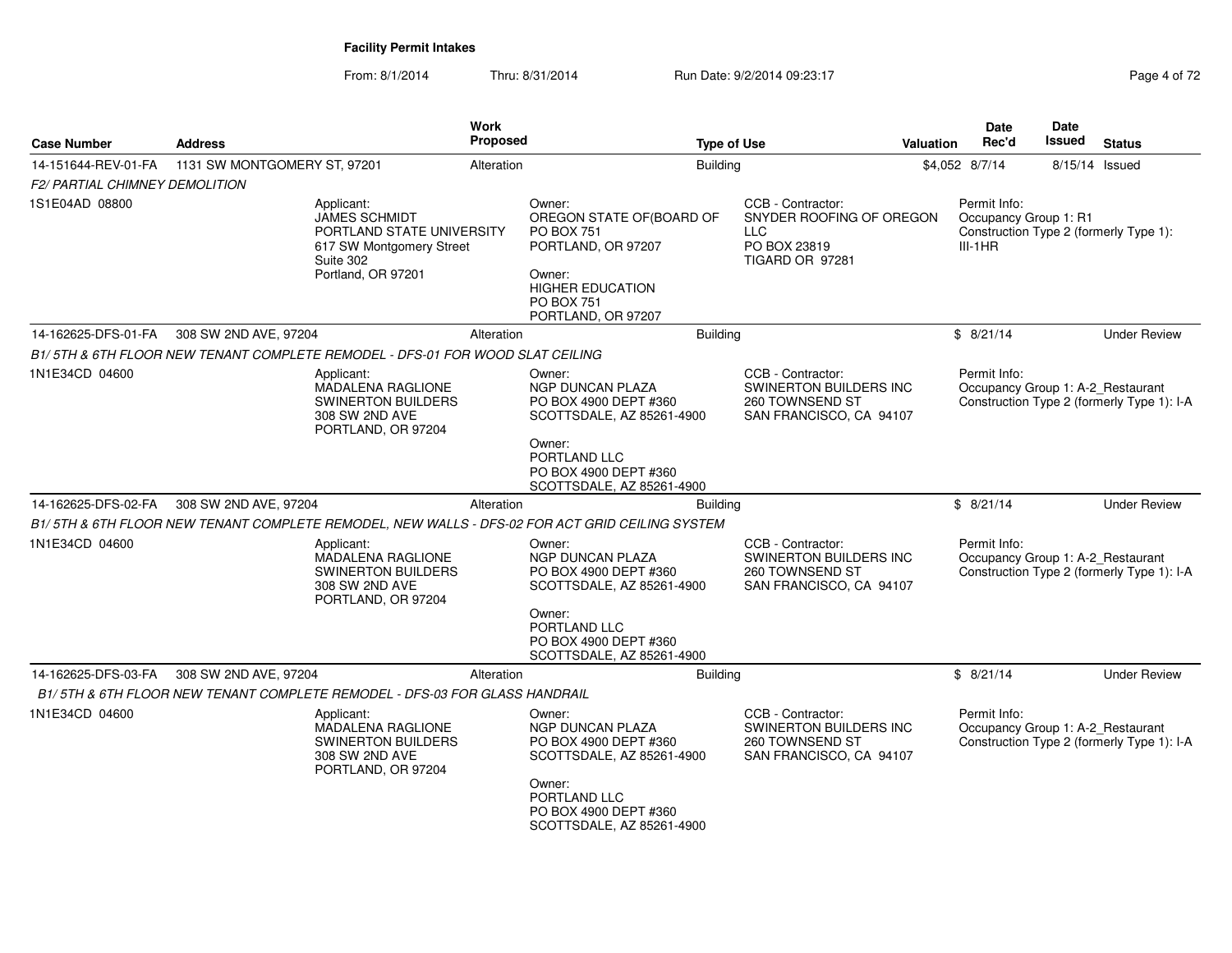**Facility Permit Intakes**

From: 8/1/2014 Thru: 8/31/2014 Run Date: 9/2/2014 09:23:17

| Case Number | Address | Work Proposed | Type of Use | Valuation | Date Rec'd | Date Issued | Status |
|---|---|---|---|---|---|---|---|
| 14-151644-REV-01-FA | 1131 SW MONTGOMERY ST, 97201 | Alteration | Building | $4,052 | 8/7/14 | 8/15/14 | Issued |
| *F2/ PARTIAL CHIMNEY DEMOLITION* | | | | | | | |
| 1S1E04AD 08800 | Applicant: JAMES SCHMIDT PORTLAND STATE UNIVERSITY 617 SW Montgomery Street Suite 302 Portland, OR 97201 | Owner: OREGON STATE OF(BOARD OF PO BOX 751 PORTLAND, OR 97207 Owner: HIGHER EDUCATION PO BOX 751 PORTLAND, OR 97207 | CCB - Contractor: SNYDER ROOFING OF OREGON LLC PO BOX 23819 TIGARD OR 97281 | | Permit Info: Occupancy Group 1: R1 Construction Type 2 (formerly Type 1): III-1HR | | |
| 14-162625-DFS-01-FA | 308 SW 2ND AVE, 97204 | Alteration | Building | $ | 8/21/14 | | Under Review |
| *B1/ 5TH & 6TH FLOOR NEW TENANT COMPLETE REMODEL - DFS-01 FOR WOOD SLAT CEILING* | | | | | | | |
| 1N1E34CD 04600 | Applicant: MADALENA RAGLIONE SWINERTON BUILDERS 308 SW 2ND AVE PORTLAND, OR 97204 | Owner: NGP DUNCAN PLAZA PO BOX 4900 DEPT #360 SCOTTSDALE, AZ 85261-4900 Owner: PORTLAND LLC PO BOX 4900 DEPT #360 SCOTTSDALE, AZ 85261-4900 | CCB - Contractor: SWINERTON BUILDERS INC 260 TOWNSEND ST SAN FRANCISCO, CA 94107 | | Permit Info: Occupancy Group 1: A-2_Restaurant Construction Type 2 (formerly Type 1): I-A | | |
| 14-162625-DFS-02-FA | 308 SW 2ND AVE, 97204 | Alteration | Building | $ | 8/21/14 | | Under Review |
| *B1/ 5TH & 6TH FLOOR NEW TENANT COMPLETE REMODEL, NEW WALLS - DFS-02 FOR ACT GRID CEILING SYSTEM* | | | | | | | |
| 1N1E34CD 04600 | Applicant: MADALENA RAGLIONE SWINERTON BUILDERS 308 SW 2ND AVE PORTLAND, OR 97204 | Owner: NGP DUNCAN PLAZA PO BOX 4900 DEPT #360 SCOTTSDALE, AZ 85261-4900 Owner: PORTLAND LLC PO BOX 4900 DEPT #360 SCOTTSDALE, AZ 85261-4900 | CCB - Contractor: SWINERTON BUILDERS INC 260 TOWNSEND ST SAN FRANCISCO, CA 94107 | | Permit Info: Occupancy Group 1: A-2_Restaurant Construction Type 2 (formerly Type 1): I-A | | |
| 14-162625-DFS-03-FA | 308 SW 2ND AVE, 97204 | Alteration | Building | $ | 8/21/14 | | Under Review |
| *B1/ 5TH & 6TH FLOOR NEW TENANT COMPLETE REMODEL - DFS-03 FOR GLASS HANDRAIL* | | | | | | | |
| 1N1E34CD 04600 | Applicant: MADALENA RAGLIONE SWINERTON BUILDERS 308 SW 2ND AVE PORTLAND, OR 97204 | Owner: NGP DUNCAN PLAZA PO BOX 4900 DEPT #360 SCOTTSDALE, AZ 85261-4900 Owner: PORTLAND LLC PO BOX 4900 DEPT #360 SCOTTSDALE, AZ 85261-4900 | CCB - Contractor: SWINERTON BUILDERS INC 260 TOWNSEND ST SAN FRANCISCO, CA 94107 | | Permit Info: Occupancy Group 1: A-2_Restaurant Construction Type 2 (formerly Type 1): I-A | | |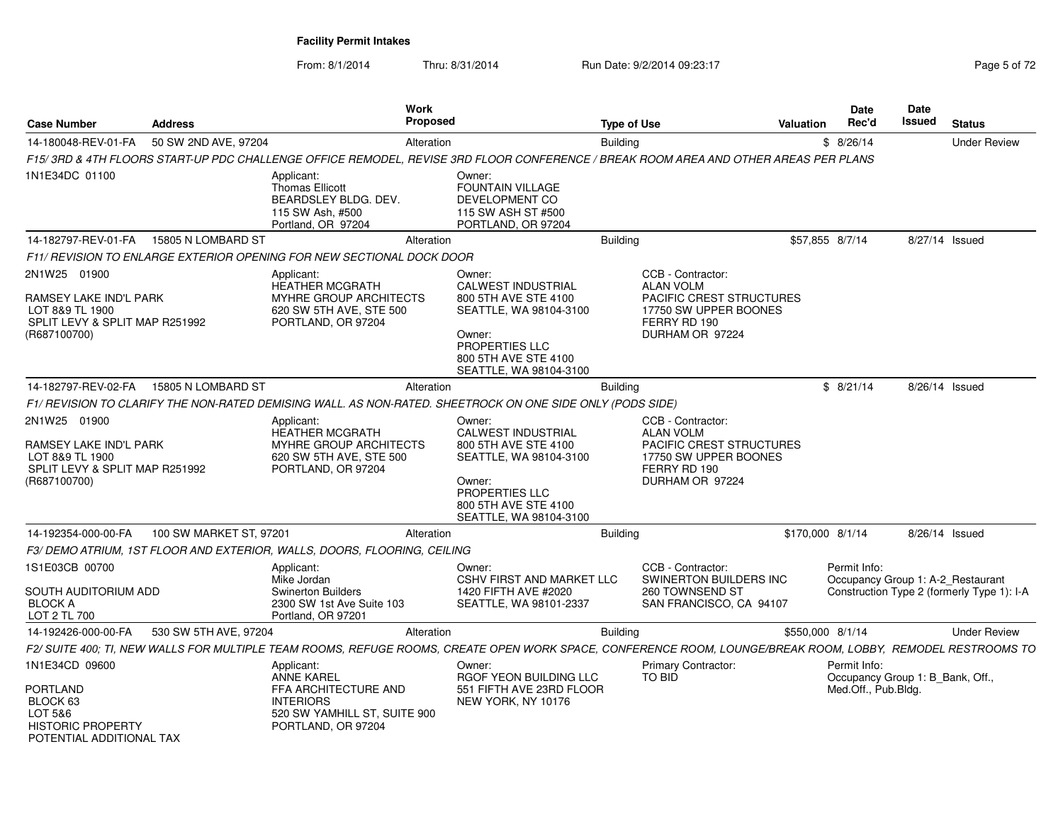**Facility Permit Intakes**

From: 8/1/2014 Thru: 8/31/2014 Run Date: 9/2/2014 09:23:17

| Case Number | Address | Work Proposed | Type of Use | Valuation | Date Rec'd | Date Issued | Status |
|---|---|---|---|---|---|---|---|
| 14-180048-REV-01-FA | 50 SW 2ND AVE, 97204 | Alteration | Building | $ | 8/26/14 | | Under Review |

*F15/ 3RD & 4TH FLOORS START-UP PDC CHALLENGE OFFICE REMODEL, REVISE 3RD FLOOR CONFERENCE / BREAK ROOM AREA AND OTHER AREAS PER PLANS*

1N1E34DC 01100

Applicant: Thomas Ellicott, BEARDSLEY BLDG. DEV., 115 SW Ash, #500, Portland, OR 97204

Owner: FOUNTAIN VILLAGE DEVELOPMENT CO, 115 SW ASH ST #500, PORTLAND, OR 97204

---

| Case Number | Address | Work Proposed | Type of Use | Valuation | Date Rec'd | Date Issued | Status |
|---|---|---|---|---|---|---|---|
| 14-182797-REV-01-FA | 15805 N LOMBARD ST | Alteration | Building | $57,855 | 8/7/14 | 8/27/14 | Issued |

*F11/ REVISION TO ENLARGE EXTERIOR OPENING FOR NEW SECTIONAL DOCK DOOR*

2N1W25 01900

RAMSEY LAKE IND'L PARK
LOT 8&9 TL 1900
SPLIT LEVY & SPLIT MAP R251992
(R687100700)

Applicant: HEATHER MCGRATH, MYHRE GROUP ARCHITECTS, 620 SW 5TH AVE, STE 500, PORTLAND, OR 97204

Owner: CALWEST INDUSTRIAL, 800 5TH AVE STE 4100, SEATTLE, WA 98104-3100

Owner: PROPERTIES LLC, 800 5TH AVE STE 4100, SEATTLE, WA 98104-3100

CCB - Contractor: ALAN VOLM, PACIFIC CREST STRUCTURES, 17750 SW UPPER BOONES FERRY RD 190, DURHAM OR 97224

---

| Case Number | Address | Work Proposed | Type of Use | Valuation | Date Rec'd | Date Issued | Status |
|---|---|---|---|---|---|---|---|
| 14-182797-REV-02-FA | 15805 N LOMBARD ST | Alteration | Building | $ | 8/21/14 | 8/26/14 | Issued |

*F1/ REVISION TO CLARIFY THE NON-RATED DEMISING WALL. AS NON-RATED. SHEETROCK ON ONE SIDE ONLY (PODS SIDE)*

2N1W25 01900

RAMSEY LAKE IND'L PARK
LOT 8&9 TL 1900
SPLIT LEVY & SPLIT MAP R251992
(R687100700)

Applicant: HEATHER MCGRATH, MYHRE GROUP ARCHITECTS, 620 SW 5TH AVE, STE 500, PORTLAND, OR 97204

Owner: CALWEST INDUSTRIAL, 800 5TH AVE STE 4100, SEATTLE, WA 98104-3100

Owner: PROPERTIES LLC, 800 5TH AVE STE 4100, SEATTLE, WA 98104-3100

CCB - Contractor: ALAN VOLM, PACIFIC CREST STRUCTURES, 17750 SW UPPER BOONES FERRY RD 190, DURHAM OR 97224

---

| Case Number | Address | Work Proposed | Type of Use | Valuation | Date Rec'd | Date Issued | Status |
|---|---|---|---|---|---|---|---|
| 14-192354-000-00-FA | 100 SW MARKET ST, 97201 | Alteration | Building | $170,000 | 8/1/14 | 8/26/14 | Issued |

*F3/ DEMO ATRIUM, 1ST FLOOR AND EXTERIOR, WALLS, DOORS, FLOORING, CEILING*

1S1E03CB 00700

SOUTH AUDITORIUM ADD
BLOCK A
LOT 2 TL 700

Applicant: Mike Jordan, Swinerton Builders, 2300 SW 1st Ave Suite 103, Portland, OR 97201

Owner: CSHV FIRST AND MARKET LLC, 1420 FIFTH AVE #2020, SEATTLE, WA 98101-2337

CCB - Contractor: SWINERTON BUILDERS INC, 260 TOWNSEND ST, SAN FRANCISCO, CA 94107

Permit Info: Occupancy Group 1: A-2_Restaurant; Construction Type 2 (formerly Type 1): I-A

---

| Case Number | Address | Work Proposed | Type of Use | Valuation | Date Rec'd | Date Issued | Status |
|---|---|---|---|---|---|---|---|
| 14-192426-000-00-FA | 530 SW 5TH AVE, 97204 | Alteration | Building | $550,000 | 8/1/14 | | Under Review |

*F2/ SUITE 400; TI, NEW WALLS FOR MULTIPLE TEAM ROOMS, REFUGE ROOMS, CREATE OPEN WORK SPACE, CONFERENCE ROOM, LOUNGE/BREAK ROOM, LOBBY, REMODEL RESTROOMS TO*

1N1E34CD 09600

PORTLAND
BLOCK 63
LOT 5&6
HISTORIC PROPERTY
POTENTIAL ADDITIONAL TAX

Applicant: ANNE KAREL, FFA ARCHITECTURE AND INTERIORS, 520 SW YAMHILL ST, SUITE 900, PORTLAND, OR 97204

Owner: RGOF YEON BUILDING LLC, 551 FIFTH AVE 23RD FLOOR, NEW YORK, NY 10176

Primary Contractor: TO BID

Permit Info: Occupancy Group 1: B_Bank, Off., Med.Off., Pub.Bldg.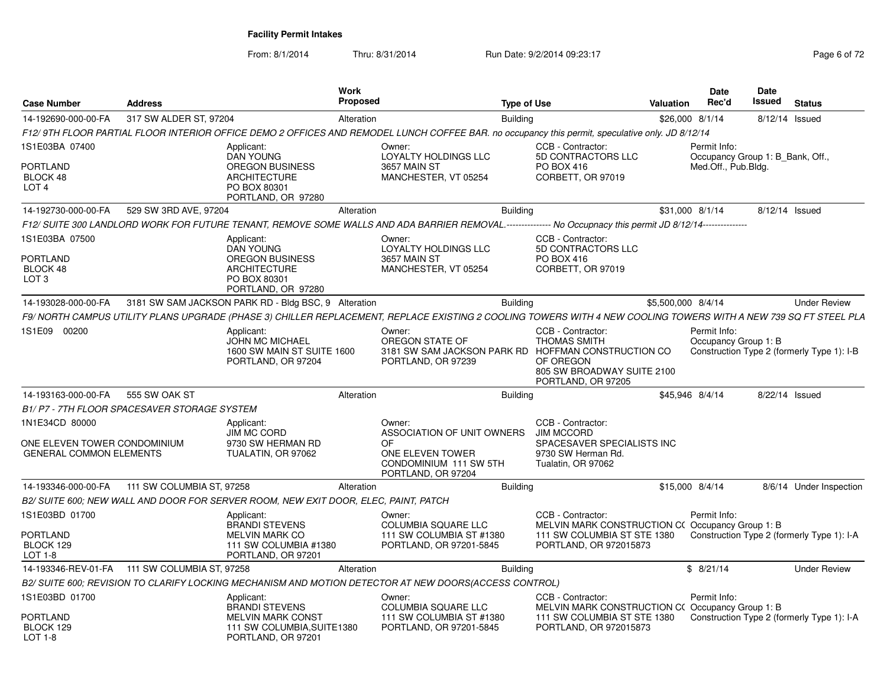**Facility Permit Intakes**

From: 8/1/2014 Thru: 8/31/2014 Run Date: 9/2/2014 09:23:17

| Case Number | Address | Work Proposed | Type of Use | Valuation | Date Rec'd | Date Issued | Status |
|---|---|---|---|---|---|---|---|
| 14-192690-000-00-FA | 317 SW ALDER ST, 97204 | Alteration | Building | $26,000 | 8/1/14 | 8/12/14 | Issued |

F12/ 9TH FLOOR PARTIAL FLOOR INTERIOR OFFICE DEMO 2 OFFICES AND REMODEL LUNCH COFFEE BAR. no occupancy this permit, speculative only. JD 8/12/14

1S1E03BA 07400
PORTLAND
BLOCK 48
LOT 4

Applicant: DAN YOUNG, OREGON BUSINESS ARCHITECTURE, PO BOX 80301, PORTLAND, OR 97280

Owner: LOYALTY HOLDINGS LLC, 3657 MAIN ST, MANCHESTER, VT 05254

CCB - Contractor: 5D CONTRACTORS LLC, PO BOX 416, CORBETT, OR 97019

Permit Info: Occupancy Group 1: B_Bank, Off., Med.Off., Pub.Bldg.

| Case Number | Address | Work Proposed | Type of Use | Valuation | Date Rec'd | Date Issued | Status |
|---|---|---|---|---|---|---|---|
| 14-192730-000-00-FA | 529 SW 3RD AVE, 97204 | Alteration | Building | $31,000 | 8/1/14 | 8/12/14 | Issued |

F12/ SUITE 300 LANDLORD WORK FOR FUTURE TENANT, REMOVE SOME WALLS AND ADA BARRIER REMOVAL.-------------- No Occupnacy this permit JD 8/12/14--------------

1S1E03BA 07500
PORTLAND
BLOCK 48
LOT 3

Applicant: DAN YOUNG, OREGON BUSINESS ARCHITECTURE, PO BOX 80301, PORTLAND, OR 97280

Owner: LOYALTY HOLDINGS LLC, 3657 MAIN ST, MANCHESTER, VT 05254

CCB - Contractor: 5D CONTRACTORS LLC, PO BOX 416, CORBETT, OR 97019

| Case Number | Address | Work Proposed | Type of Use | Valuation | Date Rec'd | Date Issued | Status |
|---|---|---|---|---|---|---|---|
| 14-193028-000-00-FA | 3181 SW SAM JACKSON PARK RD - Bldg BSC, 9 | Alteration | Building | $5,500,000 | 8/4/14 | | Under Review |

F9/ NORTH CAMPUS UTILITY PLANS UPGRADE (PHASE 3) CHILLER REPLACEMENT, REPLACE EXISTING 2 COOLING TOWERS WITH 4 NEW COOLING TOWERS WITH A NEW 739 SQ FT STEEL PLA

1S1E09 00200

Applicant: JOHN MC MICHAEL, 1600 SW MAIN ST SUITE 1600, PORTLAND, OR 97204

Owner: OREGON STATE OF, 3181 SW SAM JACKSON PARK RD, PORTLAND, OR 97239

CCB - Contractor: THOMAS SMITH, HOFFMAN CONSTRUCTION CO OF OREGON, 805 SW BROADWAY SUITE 2100, PORTLAND, OR 97205

Permit Info: Occupancy Group 1: B; Construction Type 2 (formerly Type 1): I-B

| Case Number | Address | Work Proposed | Type of Use | Valuation | Date Rec'd | Date Issued | Status |
|---|---|---|---|---|---|---|---|
| 14-193163-000-00-FA | 555 SW OAK ST | Alteration | Building | $45,946 | 8/4/14 | 8/22/14 | Issued |

B1/ P7 - 7TH FLOOR SPACESAVER STORAGE SYSTEM

1N1E34CD 80000
ONE ELEVEN TOWER CONDOMINIUM
GENERAL COMMON ELEMENTS

Applicant: JIM MC CORD, 9730 SW HERMAN RD, TUALATIN, OR 97062

Owner: ASSOCIATION OF UNIT OWNERS OF ONE ELEVEN TOWER CONDOMINIUM 111 SW 5TH, PORTLAND, OR 97204

CCB - Contractor: JIM MCCORD, SPACESAVER SPECIALISTS INC, 9730 SW Herman Rd., Tualatin, OR 97062

| Case Number | Address | Work Proposed | Type of Use | Valuation | Date Rec'd | Date Issued | Status |
|---|---|---|---|---|---|---|---|
| 14-193346-000-00-FA | 111 SW COLUMBIA ST, 97258 | Alteration | Building | $15,000 | 8/4/14 | 8/6/14 | Under Inspection |

B2/ SUITE 600; NEW WALL AND DOOR FOR SERVER ROOM, NEW EXIT DOOR, ELEC, PAINT, PATCH

1S1E03BD 01700
PORTLAND
BLOCK 129
LOT 1-8

Applicant: BRANDI STEVENS, MELVIN MARK CO, 111 SW COLUMBIA #1380, PORTLAND, OR 97201

Owner: COLUMBIA SQUARE LLC, 111 SW COLUMBIA ST #1380, PORTLAND, OR 97201-5845

CCB - Contractor: MELVIN MARK CONSTRUCTION CO, 111 SW COLUMBIA ST STE 1380, PORTLAND, OR 972015873

Permit Info: Occupancy Group 1: B; Construction Type 2 (formerly Type 1): I-A

| Case Number | Address | Work Proposed | Type of Use | Valuation | Date Rec'd | Date Issued | Status |
|---|---|---|---|---|---|---|---|
| 14-193346-REV-01-FA | 111 SW COLUMBIA ST, 97258 | Alteration | Building | $ | 8/21/14 | | Under Review |

B2/ SUITE 600; REVISION TO CLARIFY LOCKING MECHANISM AND MOTION DETECTOR AT NEW DOORS(ACCESS CONTROL)

1S1E03BD 01700
PORTLAND
BLOCK 129
LOT 1-8

Applicant: BRANDI STEVENS, MELVIN MARK CONST, 111 SW COLUMBIA,SUITE1380, PORTLAND, OR 97201

Owner: COLUMBIA SQUARE LLC, 111 SW COLUMBIA ST #1380, PORTLAND, OR 97201-5845

CCB - Contractor: MELVIN MARK CONSTRUCTION CO, 111 SW COLUMBIA ST STE 1380, PORTLAND, OR 972015873

Permit Info: Occupancy Group 1: B; Construction Type 2 (formerly Type 1): I-A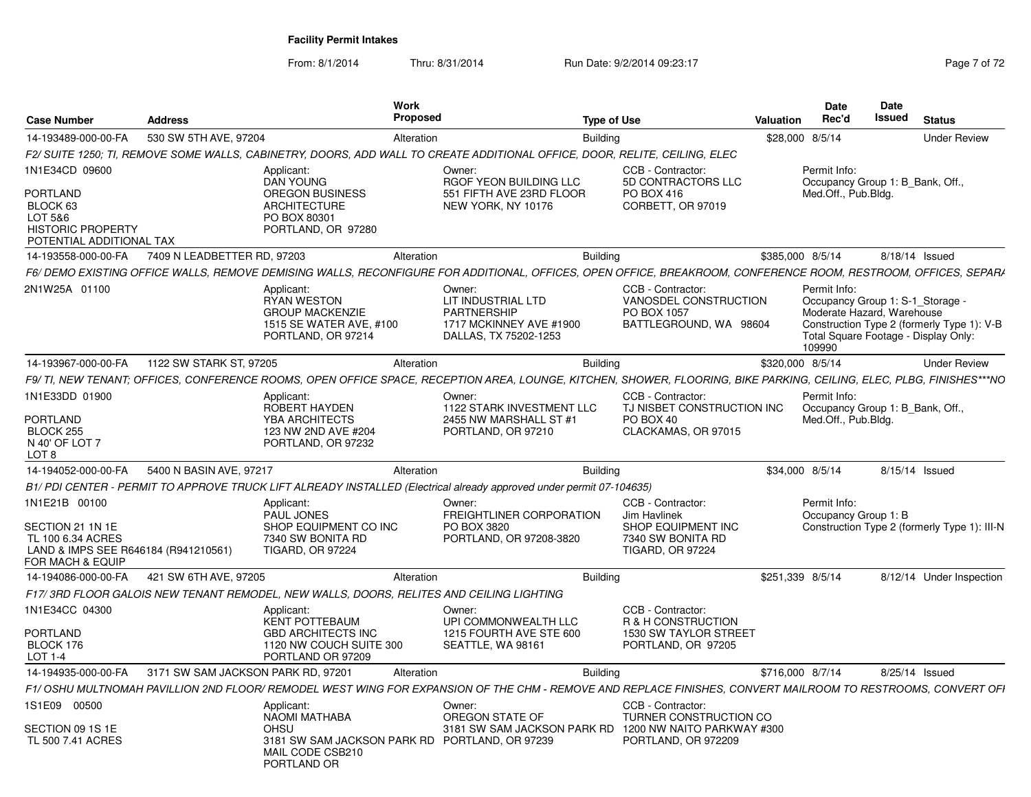# Facility Permit Intakes

From: 8/1/2014 Thru: 8/31/2014 Run Date: 9/2/2014 09:23:17

| Case Number | Address | Work Proposed | Type of Use | Valuation | Date Rec'd | Date Issued | Status |
|---|---|---|---|---|---|---|---|
| 14-193489-000-00-FA | 530 SW 5TH AVE, 97204 | Alteration | Building | $28,000 | 8/5/14 | | Under Review |

*F2/ SUITE 1250; TI, REMOVE SOME WALLS, CABINETRY, DOORS, ADD WALL TO CREATE ADDITIONAL OFFICE, DOOR, RELITE, CEILING, ELEC*

1N1E34CD 09600
PORTLAND
BLOCK 63
LOT 5&6
HISTORIC PROPERTY
POTENTIAL ADDITIONAL TAX

Applicant: DAN YOUNG, OREGON BUSINESS ARCHITECTURE, PO BOX 80301, PORTLAND, OR 97280

Owner: RGOF YEON BUILDING LLC, 551 FIFTH AVE 23RD FLOOR, NEW YORK, NY 10176

CCB - Contractor: 5D CONTRACTORS LLC, PO BOX 416, CORBETT, OR 97019

Permit Info: Occupancy Group 1: B_Bank, Off., Med.Off., Pub.Bldg.

| Case Number | Address | Work Proposed | Type of Use | Valuation | Date Rec'd | Date Issued | Status |
|---|---|---|---|---|---|---|---|
| 14-193558-000-00-FA | 7409 N LEADBETTER RD, 97203 | Alteration | Building | $385,000 | 8/5/14 | 8/18/14 | Issued |

*F6/ DEMO EXISTING OFFICE WALLS, REMOVE DEMISING WALLS, RECONFIGURE FOR ADDITIONAL, OFFICES, OPEN OFFICE, BREAKROOM, CONFERENCE ROOM, RESTROOM, OFFICES, SEPAR/*

2N1W25A 01100

Applicant: RYAN WESTON, GROUP MACKENZIE, 1515 SE WATER AVE, #100, PORTLAND, OR 97214

Owner: LIT INDUSTRIAL LTD PARTNERSHIP, 1717 MCKINNEY AVE #1900, DALLAS, TX 75202-1253

CCB - Contractor: VANOSDEL CONSTRUCTION, PO BOX 1057, BATTLEGROUND, WA 98604

Permit Info: Occupancy Group 1: S-1_Storage - Moderate Hazard, Warehouse; Construction Type 2 (formerly Type 1): V-B; Total Square Footage - Display Only: 109990

| Case Number | Address | Work Proposed | Type of Use | Valuation | Date Rec'd | Date Issued | Status |
|---|---|---|---|---|---|---|---|
| 14-193967-000-00-FA | 1122 SW STARK ST, 97205 | Alteration | Building | $320,000 | 8/5/14 | | Under Review |

*F9/ TI, NEW TENANT; OFFICES, CONFERENCE ROOMS, OPEN OFFICE SPACE, RECEPTION AREA, LOUNGE, KITCHEN, SHOWER, FLOORING, BIKE PARKING, CEILING, ELEC, PLBG, FINISHES***NO*

1N1E33DD 01900
PORTLAND
BLOCK 255
N 40' OF LOT 7
LOT 8

Applicant: ROBERT HAYDEN, YBA ARCHITECTS, 123 NW 2ND AVE #204, PORTLAND, OR 97232

Owner: 1122 STARK INVESTMENT LLC, 2455 NW MARSHALL ST #1, PORTLAND, OR 97210

CCB - Contractor: TJ NISBET CONSTRUCTION INC, PO BOX 40, CLACKAMAS, OR 97015

Permit Info: Occupancy Group 1: B_Bank, Off., Med.Off., Pub.Bldg.

| Case Number | Address | Work Proposed | Type of Use | Valuation | Date Rec'd | Date Issued | Status |
|---|---|---|---|---|---|---|---|
| 14-194052-000-00-FA | 5400 N BASIN AVE, 97217 | Alteration | Building | $34,000 | 8/5/14 | 8/15/14 | Issued |

*B1/ PDI CENTER - PERMIT TO APPROVE TRUCK LIFT ALREADY INSTALLED (Electrical already approved under permit 07-104635)*

1N1E21B 00100
SECTION 21 1N 1E
TL 100 6.34 ACRES
LAND & IMPS SEE R646184 (R941210561) FOR MACH & EQUIP

Applicant: PAUL JONES, SHOP EQUIPMENT CO INC, 7340 SW BONITA RD, TIGARD, OR 97224

Owner: FREIGHTLINER CORPORATION, PO BOX 3820, PORTLAND, OR 97208-3820

CCB - Contractor: Jim Havlinek, SHOP EQUIPMENT INC, 7340 SW BONITA RD, TIGARD, OR 97224

Permit Info: Occupancy Group 1: B; Construction Type 2 (formerly Type 1): III-N

| Case Number | Address | Work Proposed | Type of Use | Valuation | Date Rec'd | Date Issued | Status |
|---|---|---|---|---|---|---|---|
| 14-194086-000-00-FA | 421 SW 6TH AVE, 97205 | Alteration | Building | $251,339 | 8/5/14 | 8/12/14 | Under Inspection |

*F17/ 3RD FLOOR GALOIS NEW TENANT REMODEL, NEW WALLS, DOORS, RELITES AND CEILING LIGHTING*

1N1E34CC 04300
PORTLAND
BLOCK 176
LOT 1-4

Applicant: KENT POTTEBAUM, GBD ARCHITECTS INC, 1120 NW COUCH SUITE 300, PORTLAND OR 97209

Owner: UPI COMMONWEALTH LLC, 1215 FOURTH AVE STE 600, SEATTLE, WA 98161

CCB - Contractor: R & H CONSTRUCTION, 1530 SW TAYLOR STREET, PORTLAND, OR 97205

| Case Number | Address | Work Proposed | Type of Use | Valuation | Date Rec'd | Date Issued | Status |
|---|---|---|---|---|---|---|---|
| 14-194935-000-00-FA | 3171 SW SAM JACKSON PARK RD, 97201 | Alteration | Building | $716,000 | 8/7/14 | 8/25/14 | Issued |

*F1/ OSHU MULTNOMAH PAVILLION 2ND FLOOR/ REMODEL WEST WING FOR EXPANSION OF THE CHM - REMOVE AND REPLACE FINISHES, CONVERT MAILROOM TO RESTROOMS, CONVERT OF*

1S1E09 00500
SECTION 09 1S 1E
TL 500 7.41 ACRES

Applicant: NAOMI MATHABA, OHSU, 3181 SW SAM JACKSON PARK RD, MAIL CODE CSB210, PORTLAND OR

Owner: OREGON STATE OF, 3181 SW SAM JACKSON PARK RD, PORTLAND, OR 97239

CCB - Contractor: TURNER CONSTRUCTION CO, 1200 NW NAITO PARKWAY #300, PORTLAND, OR 972209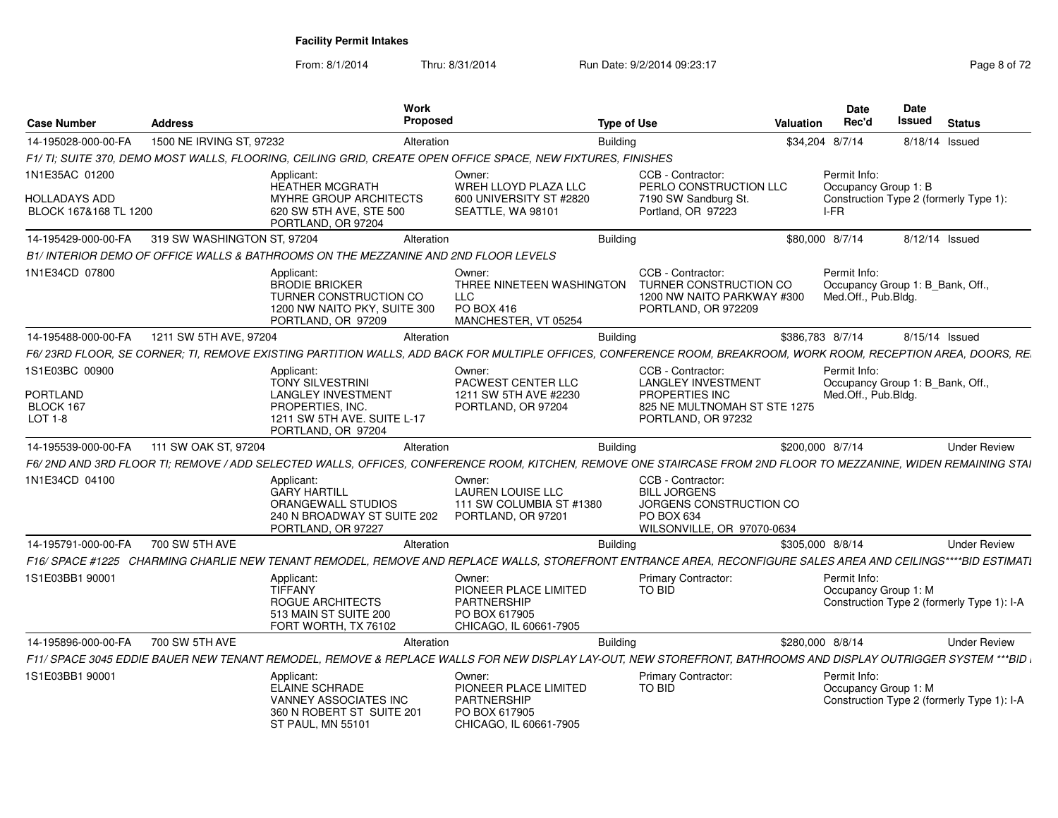**Facility Permit Intakes**

From: 8/1/2014 Thru: 8/31/2014 Run Date: 9/2/2014 09:23:17

| Case Number | Address | Work Proposed | Type of Use | Valuation | Date Rec'd | Date Issued | Status |
|---|---|---|---|---|---|---|---|
| 14-195028-000-00-FA | 1500 NE IRVING ST, 97232 | Alteration | Building | $34,204 | 8/7/14 | 8/18/14 | Issued |

*F1/ TI; SUITE 370, DEMO MOST WALLS, FLOORING, CEILING GRID, CREATE OPEN OFFICE SPACE, NEW FIXTURES, FINISHES*

1N1E35AC 01200
HOLLADAYS ADD
BLOCK 167&168 TL 1200

Applicant: HEATHER MCGRATH, MYHRE GROUP ARCHITECTS, 620 SW 5TH AVE, STE 500, PORTLAND, OR 97204

Owner: WREH LLOYD PLAZA LLC, 600 UNIVERSITY ST #2820, SEATTLE, WA 98101

CCB - Contractor: PERLO CONSTRUCTION LLC, 7190 SW Sandburg St., Portland, OR 97223

Permit Info: Occupancy Group 1: B; Construction Type 2 (formerly Type 1): I-FR

| Case Number | Address | Work Proposed | Type of Use | Valuation | Date Rec'd | Date Issued | Status |
|---|---|---|---|---|---|---|---|
| 14-195429-000-00-FA | 319 SW WASHINGTON ST, 97204 | Alteration | Building | $80,000 | 8/7/14 | 8/12/14 | Issued |

*B1/ INTERIOR DEMO OF OFFICE WALLS & BATHROOMS ON THE MEZZANINE AND 2ND FLOOR LEVELS*

1N1E34CD 07800

Applicant: BRODIE BRICKER, TURNER CONSTRUCTION CO, 1200 NW NAITO PKY, SUITE 300, PORTLAND, OR 97209

Owner: THREE NINETEEN WASHINGTON LLC, PO BOX 416, MANCHESTER, VT 05254

CCB - Contractor: TURNER CONSTRUCTION CO, 1200 NW NAITO PARKWAY #300, PORTLAND, OR 972209

Permit Info: Occupancy Group 1: B_Bank, Off., Med.Off., Pub.Bldg.

| Case Number | Address | Work Proposed | Type of Use | Valuation | Date Rec'd | Date Issued | Status |
|---|---|---|---|---|---|---|---|
| 14-195488-000-00-FA | 1211 SW 5TH AVE, 97204 | Alteration | Building | $386,783 | 8/7/14 | 8/15/14 | Issued |

*F6/ 23RD FLOOR, SE CORNER; TI, REMOVE EXISTING PARTITION WALLS, ADD BACK FOR MULTIPLE OFFICES, CONFERENCE ROOM, BREAKROOM, WORK ROOM, RECEPTION AREA, DOORS, RE*

1S1E03BC 00900
PORTLAND
BLOCK 167
LOT 1-8

Applicant: TONY SILVESTRINI, LANGLEY INVESTMENT PROPERTIES, INC., 1211 SW 5TH AVE. SUITE L-17, PORTLAND, OR 97204

Owner: PACWEST CENTER LLC, 1211 SW 5TH AVE #2230, PORTLAND, OR 97204

CCB - Contractor: LANGLEY INVESTMENT PROPERTIES INC, 825 NE MULTNOMAH ST STE 1275, PORTLAND, OR 97232

Permit Info: Occupancy Group 1: B_Bank, Off., Med.Off., Pub.Bldg.

| Case Number | Address | Work Proposed | Type of Use | Valuation | Date Rec'd | Date Issued | Status |
|---|---|---|---|---|---|---|---|
| 14-195539-000-00-FA | 111 SW OAK ST, 97204 | Alteration | Building | $200,000 | 8/7/14 | | Under Review |

*F6/ 2ND AND 3RD FLOOR TI; REMOVE / ADD SELECTED WALLS, OFFICES, CONFERENCE ROOM, KITCHEN, REMOVE ONE STAIRCASE FROM 2ND FLOOR TO MEZZANINE, WIDEN REMAINING STAI*

1N1E34CD 04100

Applicant: GARY HARTILL, ORANGEWALL STUDIOS, 240 N BROADWAY ST SUITE 202, PORTLAND, OR 97227

Owner: LAUREN LOUISE LLC, 111 SW COLUMBIA ST #1380, PORTLAND, OR 97201

CCB - Contractor: BILL JORGENS, JORGENS CONSTRUCTION CO, PO BOX 634, WILSONVILLE, OR 97070-0634

| Case Number | Address | Work Proposed | Type of Use | Valuation | Date Rec'd | Date Issued | Status |
|---|---|---|---|---|---|---|---|
| 14-195791-000-00-FA | 700 SW 5TH AVE | Alteration | Building | $305,000 | 8/8/14 | | Under Review |

*F16/ SPACE #1225 CHARMING CHARLIE NEW TENANT REMODEL, REMOVE AND REPLACE WALLS, STOREFRONT ENTRANCE AREA, RECONFIGURE SALES AREA AND CEILINGS\*\*\*\*BID ESTIMATI*

1S1E03BB1 90001

Applicant: TIFFANY, ROGUE ARCHITECTS, 513 MAIN ST SUITE 200, FORT WORTH, TX 76102

Owner: PIONEER PLACE LIMITED PARTNERSHIP, PO BOX 617905, CHICAGO, IL 60661-7905

Primary Contractor: TO BID

Permit Info: Occupancy Group 1: M; Construction Type 2 (formerly Type 1): I-A

| Case Number | Address | Work Proposed | Type of Use | Valuation | Date Rec'd | Date Issued | Status |
|---|---|---|---|---|---|---|---|
| 14-195896-000-00-FA | 700 SW 5TH AVE | Alteration | Building | $280,000 | 8/8/14 | | Under Review |

*F11/ SPACE 3045 EDDIE BAUER NEW TENANT REMODEL, REMOVE & REPLACE WALLS FOR NEW DISPLAY LAY-OUT, NEW STOREFRONT, BATHROOMS AND DISPLAY OUTRIGGER SYSTEM \*\*\*BID*

1S1E03BB1 90001

Applicant: ELAINE SCHRADE, VANNEY ASSOCIATES INC, 360 N ROBERT ST SUITE 201, ST PAUL, MN 55101

Owner: PIONEER PLACE LIMITED PARTNERSHIP, PO BOX 617905, CHICAGO, IL 60661-7905

Primary Contractor: TO BID

Permit Info: Occupancy Group 1: M; Construction Type 2 (formerly Type 1): I-A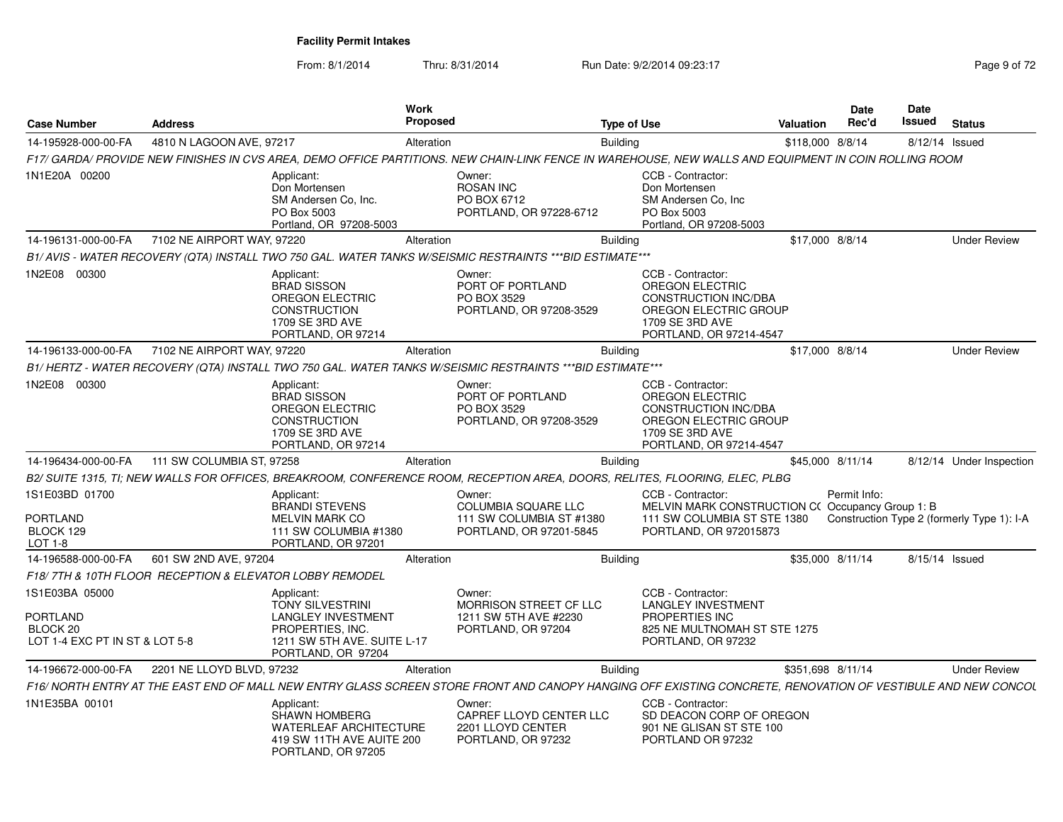**Facility Permit Intakes**

From: 8/1/2014 Thru: 8/31/2014 Run Date: 9/2/2014 09:23:17

| Case Number | Address | Work Proposed | Type of Use | Valuation | Date Rec'd | Date Issued | Status |
|---|---|---|---|---|---|---|---|
| 14-195928-000-00-FA | 4810 N LAGOON AVE, 97217 | Alteration | Building | $118,000 | 8/8/14 | 8/12/14 | Issued |

*F17/ GARDA/ PROVIDE NEW FINISHES IN CVS AREA, DEMO OFFICE PARTITIONS. NEW CHAIN-LINK FENCE IN WAREHOUSE, NEW WALLS AND EQUIPMENT IN COIN ROLLING ROOM*

1N1E20A 00200

Applicant: Don Mortensen, SM Andersen Co, Inc., PO Box 5003, Portland, OR 97208-5003

Owner: ROSAN INC, PO BOX 6712, PORTLAND, OR 97228-6712

CCB - Contractor: Don Mortensen, SM Andersen Co, Inc, PO Box 5003, Portland, OR 97208-5003

| Case Number | Address | Work Proposed | Type of Use | Valuation | Date Rec'd | Date Issued | Status |
|---|---|---|---|---|---|---|---|
| 14-196131-000-00-FA | 7102 NE AIRPORT WAY, 97220 | Alteration | Building | $17,000 | 8/8/14 | | Under Review |

*B1/ AVIS - WATER RECOVERY (QTA) INSTALL TWO 750 GAL. WATER TANKS W/SEISMIC RESTRAINTS ***BID ESTIMATE****

1N2E08 00300

Applicant: BRAD SISSON, OREGON ELECTRIC CONSTRUCTION, 1709 SE 3RD AVE, PORTLAND, OR 97214

Owner: PORT OF PORTLAND, PO BOX 3529, PORTLAND, OR 97208-3529

CCB - Contractor: OREGON ELECTRIC CONSTRUCTION INC/DBA OREGON ELECTRIC GROUP, 1709 SE 3RD AVE, PORTLAND, OR 97214-4547

| Case Number | Address | Work Proposed | Type of Use | Valuation | Date Rec'd | Date Issued | Status |
|---|---|---|---|---|---|---|---|
| 14-196133-000-00-FA | 7102 NE AIRPORT WAY, 97220 | Alteration | Building | $17,000 | 8/8/14 | | Under Review |

*B1/ HERTZ - WATER RECOVERY (QTA) INSTALL TWO 750 GAL. WATER TANKS W/SEISMIC RESTRAINTS ***BID ESTIMATE****

1N2E08 00300

Applicant: BRAD SISSON, OREGON ELECTRIC CONSTRUCTION, 1709 SE 3RD AVE, PORTLAND, OR 97214

Owner: PORT OF PORTLAND, PO BOX 3529, PORTLAND, OR 97208-3529

CCB - Contractor: OREGON ELECTRIC CONSTRUCTION INC/DBA OREGON ELECTRIC GROUP, 1709 SE 3RD AVE, PORTLAND, OR 97214-4547

| Case Number | Address | Work Proposed | Type of Use | Valuation | Date Rec'd | Date Issued | Status |
|---|---|---|---|---|---|---|---|
| 14-196434-000-00-FA | 111 SW COLUMBIA ST, 97258 | Alteration | Building | $45,000 | 8/11/14 | 8/12/14 | Under Inspection |

*B2/ SUITE 1315, TI; NEW WALLS FOR OFFICES, BREAKROOM, CONFERENCE ROOM, RECEPTION AREA, DOORS, RELITES, FLOORING, ELEC, PLBG*

1S1E03BD 01700
PORTLAND
BLOCK 129
LOT 1-8

Applicant: BRANDI STEVENS, MELVIN MARK CO, 111 SW COLUMBIA #1380, PORTLAND, OR 97201

Owner: COLUMBIA SQUARE LLC, 111 SW COLUMBIA ST #1380, PORTLAND, OR 97201-5845

CCB - Contractor: MELVIN MARK CONSTRUCTION C( 111 SW COLUMBIA ST STE 1380, PORTLAND, OR 972015873

Permit Info: Occupancy Group 1: B; Construction Type 2 (formerly Type 1): I-A

| Case Number | Address | Work Proposed | Type of Use | Valuation | Date Rec'd | Date Issued | Status |
|---|---|---|---|---|---|---|---|
| 14-196588-000-00-FA | 601 SW 2ND AVE, 97204 | Alteration | Building | $35,000 | 8/11/14 | 8/15/14 | Issued |

*F18/ 7TH & 10TH FLOOR RECEPTION & ELEVATOR LOBBY REMODEL*

1S1E03BA 05000
PORTLAND
BLOCK 20
LOT 1-4 EXC PT IN ST & LOT 5-8

Applicant: TONY SILVESTRINI, LANGLEY INVESTMENT PROPERTIES, INC., 1211 SW 5TH AVE. SUITE L-17, PORTLAND, OR 97204

Owner: MORRISON STREET CF LLC, 1211 SW 5TH AVE #2230, PORTLAND, OR 97204

CCB - Contractor: LANGLEY INVESTMENT PROPERTIES INC, 825 NE MULTNOMAH ST STE 1275, PORTLAND, OR 97232

| Case Number | Address | Work Proposed | Type of Use | Valuation | Date Rec'd | Date Issued | Status |
|---|---|---|---|---|---|---|---|
| 14-196672-000-00-FA | 2201 NE LLOYD BLVD, 97232 | Alteration | Building | $351,698 | 8/11/14 | | Under Review |

*F16/ NORTH ENTRY AT THE EAST END OF MALL NEW ENTRY GLASS SCREEN STORE FRONT AND CANOPY HANGING OFF EXISTING CONCRETE, RENOVATION OF VESTIBULE AND NEW CONCOL*

1N1E35BA 00101

Applicant: SHAWN HOMBERG, WATERLEAF ARCHITECTURE, 419 SW 11TH AVE AUITE 200, PORTLAND, OR 97205

Owner: CAPREF LLOYD CENTER LLC, 2201 LLOYD CENTER, PORTLAND, OR 97232

CCB - Contractor: SD DEACON CORP OF OREGON, 901 NE GLISAN ST STE 100, PORTLAND OR 97232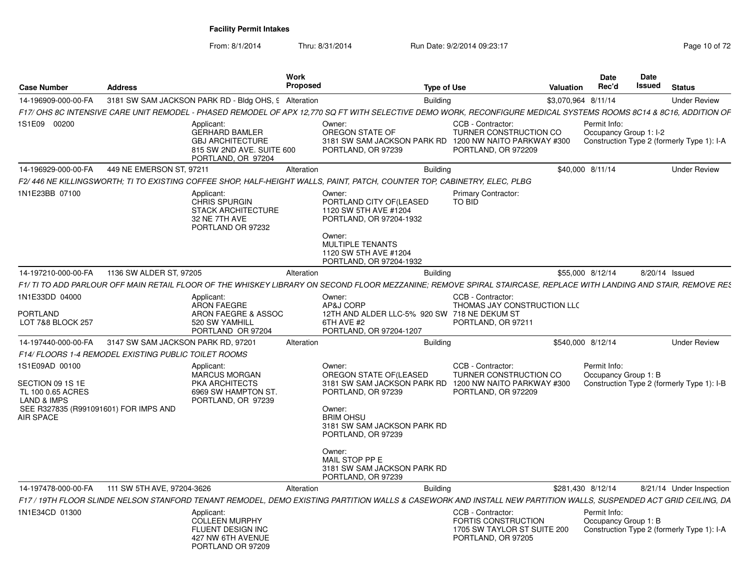**Facility Permit Intakes**

From: 8/1/2014 Thru: 8/31/2014 Run Date: 9/2/2014 09:23:17

| Case Number | Address | Work Proposed | Type of Use | Valuation | Date Rec'd | Date Issued | Status |
|---|---|---|---|---|---|---|---|
| 14-196909-000-00-FA | 3181 SW SAM JACKSON PARK RD - Bldg OHS, 9 | Alteration | Building | $3,070,964 | 8/11/14 | | Under Review |
| 14-196929-000-00-FA | 449 NE EMERSON ST, 97211 | Alteration | Building | $40,000 | 8/11/14 | | Under Review |
| 14-197210-000-00-FA | 1136 SW ALDER ST, 97205 | Alteration | Building | $55,000 | 8/12/14 | 8/20/14 | Issued |
| 14-197440-000-00-FA | 3147 SW SAM JACKSON PARK RD, 97201 | Alteration | Building | $540,000 | 8/12/14 | | Under Review |
| 14-197478-000-00-FA | 111 SW 5TH AVE, 97204-3626 | Alteration | Building | $281,430 | 8/12/14 | 8/21/14 | Under Inspection |

**14-196909-000-00-FA**

*F17/ OHS 8C INTENSIVE CARE UNIT REMODEL - PHASED REMODEL OF APX 12,770 SQ FT WITH SELECTIVE DEMO WORK, RECONFIGURE MEDICAL SYSTEMS ROOMS 8C14 & 8C16, ADDITION OF*

1S1E09 00200

Applicant: GERHARD BAMLER, GBJ ARCHITECTURE, 815 SW 2ND AVE. SUITE 600, PORTLAND, OR 97204

Owner: OREGON STATE OF, 3181 SW SAM JACKSON PARK RD, PORTLAND, OR 97239

CCB - Contractor: TURNER CONSTRUCTION CO, 1200 NW NAITO PARKWAY #300, PORTLAND, OR 972209

Permit Info: Occupancy Group 1: I-2; Construction Type 2 (formerly Type 1): I-A

**14-196929-000-00-FA**

*F2/ 446 NE KILLINGSWORTH; TI TO EXISTING COFFEE SHOP, HALF-HEIGHT WALLS, PAINT, PATCH, COUNTER TOP, CABINETRY, ELEC, PLBG*

1N1E23BB 07100

Applicant: CHRIS SPURGIN, STACK ARCHITECTURE, 32 NE 7TH AVE, PORTLAND OR 97232

Owner: PORTLAND CITY OF(LEASED, 1120 SW 5TH AVE #1204, PORTLAND, OR 97204-1932

Owner: MULTIPLE TENANTS, 1120 SW 5TH AVE #1204, PORTLAND, OR 97204-1932

Primary Contractor: TO BID

**14-197210-000-00-FA**

*F1/ TI TO ADD PARLOUR OFF MAIN RETAIL FLOOR OF THE WHISKEY LIBRARY ON SECOND FLOOR MEZZANINE; REMOVE SPIRAL STAIRCASE, REPLACE WITH LANDING AND STAIR, REMOVE RES*

1N1E33DD 04000

PORTLAND
LOT 7&8 BLOCK 257

Applicant: ARON FAEGRE, ARON FAEGRE & ASSOC, 520 SW YAMHILL, PORTLAND OR 97204

Owner: AP&J CORP, 12TH AND ALDER LLC-5% 920 SW 6TH AVE #2, PORTLAND, OR 97204-1207

CCB - Contractor: THOMAS JAY CONSTRUCTION LLC, 718 NE DEKUM ST, PORTLAND, OR 97211

**14-197440-000-00-FA**

*F14/ FLOORS 1-4 REMODEL EXISTING PUBLIC TOILET ROOMS*

1S1E09AD 00100

SECTION 09 1S 1E
TL 100 0.65 ACRES
LAND & IMPS
SEE R327835 (R991091601) FOR IMPS AND AIR SPACE

Applicant: MARCUS MORGAN, PKA ARCHITECTS, 6969 SW HAMPTON ST., PORTLAND, OR 97239

Owner: OREGON STATE OF(LEASED, 3181 SW SAM JACKSON PARK RD, PORTLAND, OR 97239

Owner: BRIM OHSU, 3181 SW SAM JACKSON PARK RD, PORTLAND, OR 97239

Owner: MAIL STOP PP E, 3181 SW SAM JACKSON PARK RD, PORTLAND, OR 97239

CCB - Contractor: TURNER CONSTRUCTION CO, 1200 NW NAITO PARKWAY #300, PORTLAND, OR 972209

Permit Info: Occupancy Group 1: B; Construction Type 2 (formerly Type 1): I-B

**14-197478-000-00-FA**

*F17 / 19TH FLOOR SLINDE NELSON STANFORD TENANT REMODEL, DEMO EXISTING PARTITION WALLS & CASEWORK AND INSTALL NEW PARTITION WALLS, SUSPENDED ACT GRID CEILING, DA*

1N1E34CD 01300

Applicant: COLLEEN MURPHY, FLUENT DESIGN INC, 427 NW 6TH AVENUE, PORTLAND OR 97209

CCB - Contractor: FORTIS CONSTRUCTION, 1705 SW TAYLOR ST SUITE 200, PORTLAND, OR 97205

Permit Info: Occupancy Group 1: B; Construction Type 2 (formerly Type 1): I-A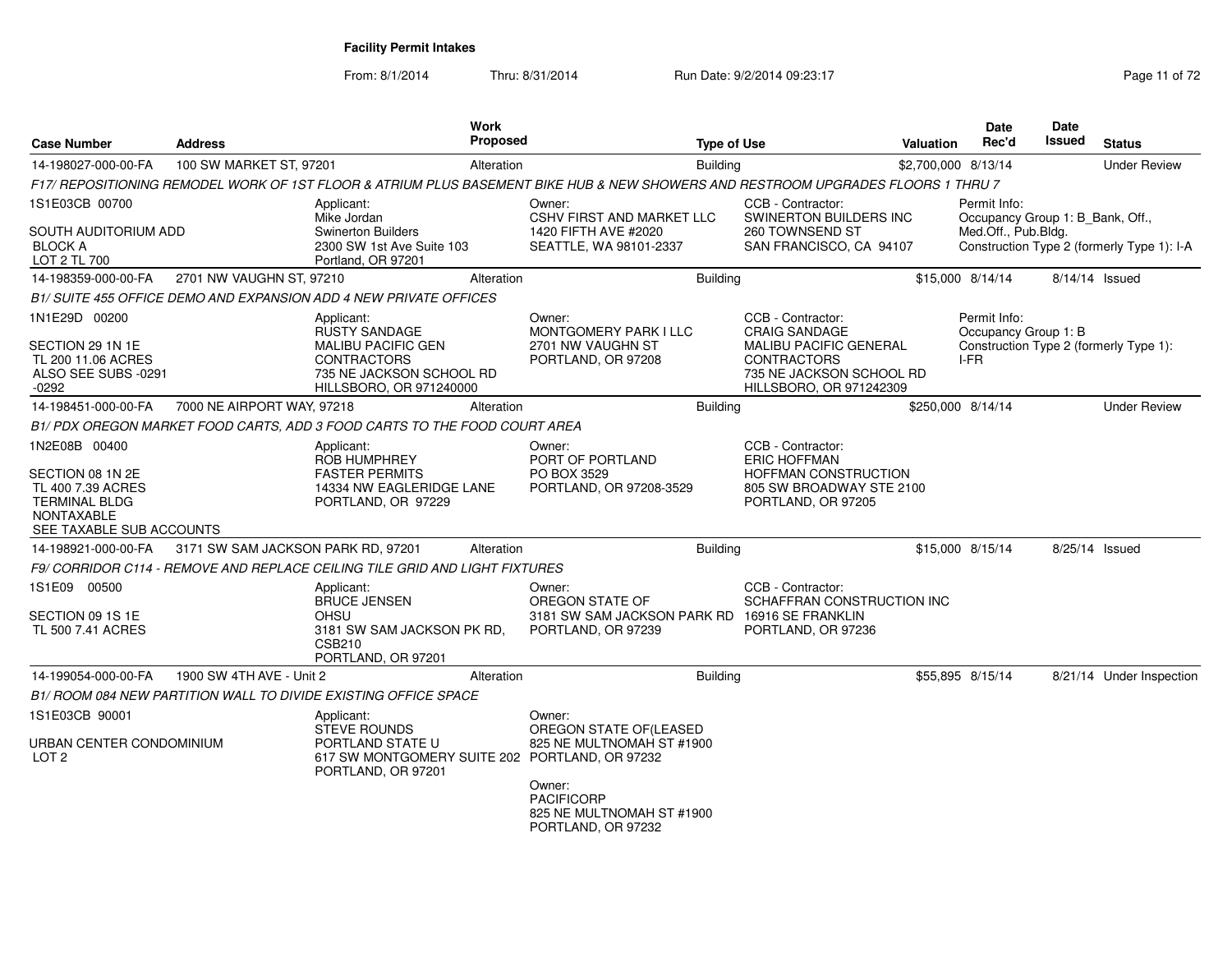**Facility Permit Intakes**

From: 8/1/2014 Thru: 8/31/2014 Run Date: 9/2/2014 09:23:17

| Case Number | Address | Work Proposed | Type of Use | Valuation | Date Rec'd | Date Issued | Status |
|---|---|---|---|---|---|---|---|
| 14-198027-000-00-FA | 100 SW MARKET ST, 97201 | Alteration | Building | $2,700,000 | 8/13/14 | | Under Review |

*F17/ REPOSITIONING REMODEL WORK OF 1ST FLOOR & ATRIUM PLUS BASEMENT BIKE HUB & NEW SHOWERS AND RESTROOM UPGRADES FLOORS 1 THRU 7*

1S1E03CB 00700

SOUTH AUDITORIUM ADD
BLOCK A
LOT 2 TL 700

Applicant:
Mike Jordan
Swinerton Builders
2300 SW 1st Ave Suite 103
Portland, OR 97201

Owner:
CSHV FIRST AND MARKET LLC
1420 FIFTH AVE #2020
SEATTLE, WA 98101-2337

CCB - Contractor:
SWINERTON BUILDERS INC
260 TOWNSEND ST
SAN FRANCISCO, CA 94107

Permit Info:
Occupancy Group 1: B_Bank, Off., Med.Off., Pub.Bldg.
Construction Type 2 (formerly Type 1): I-A

| Case Number | Address | Work Proposed | Type of Use | Valuation | Date Rec'd | Date Issued | Status |
|---|---|---|---|---|---|---|---|
| 14-198359-000-00-FA | 2701 NW VAUGHN ST, 97210 | Alteration | Building | $15,000 | 8/14/14 | 8/14/14 | Issued |

*B1/ SUITE 455 OFFICE DEMO AND EXPANSION ADD 4 NEW PRIVATE OFFICES*

1N1E29D 00200

SECTION 29 1N 1E
TL 200 11.06 ACRES
ALSO SEE SUBS -0291 -0292

Applicant:
RUSTY SANDAGE
MALIBU PACIFIC GEN CONTRACTORS
735 NE JACKSON SCHOOL RD
HILLSBORO, OR 971240000

Owner:
MONTGOMERY PARK I LLC
2701 NW VAUGHN ST
PORTLAND, OR 97208

CCB - Contractor:
CRAIG SANDAGE
MALIBU PACIFIC GENERAL CONTRACTORS
735 NE JACKSON SCHOOL RD
HILLSBORO, OR 971242309

Permit Info:
Occupancy Group 1: B
Construction Type 2 (formerly Type 1): I-FR

| Case Number | Address | Work Proposed | Type of Use | Valuation | Date Rec'd | Date Issued | Status |
|---|---|---|---|---|---|---|---|
| 14-198451-000-00-FA | 7000 NE AIRPORT WAY, 97218 | Alteration | Building | $250,000 | 8/14/14 | | Under Review |

*B1/ PDX OREGON MARKET FOOD CARTS, ADD 3 FOOD CARTS TO THE FOOD COURT AREA*

1N2E08B 00400

SECTION 08 1N 2E
TL 400 7.39 ACRES
TERMINAL BLDG
NONTAXABLE
SEE TAXABLE SUB ACCOUNTS

Applicant:
ROB HUMPHREY
FASTER PERMITS
14334 NW EAGLERIDGE LANE
PORTLAND, OR 97229

Owner:
PORT OF PORTLAND
PO BOX 3529
PORTLAND, OR 97208-3529

CCB - Contractor:
ERIC HOFFMAN
HOFFMAN CONSTRUCTION
805 SW BROADWAY STE 2100
PORTLAND, OR 97205

| Case Number | Address | Work Proposed | Type of Use | Valuation | Date Rec'd | Date Issued | Status |
|---|---|---|---|---|---|---|---|
| 14-198921-000-00-FA | 3171 SW SAM JACKSON PARK RD, 97201 | Alteration | Building | $15,000 | 8/15/14 | 8/25/14 | Issued |

*F9/ CORRIDOR C114 - REMOVE AND REPLACE CEILING TILE GRID AND LIGHT FIXTURES*

1S1E09 00500

SECTION 09 1S 1E
TL 500 7.41 ACRES

Applicant:
BRUCE JENSEN
OHSU
3181 SW SAM JACKSON PK RD, CSB210
PORTLAND, OR 97201

Owner:
OREGON STATE OF
3181 SW SAM JACKSON PARK RD
PORTLAND, OR 97239

CCB - Contractor:
SCHAFFRAN CONSTRUCTION INC
16916 SE FRANKLIN
PORTLAND, OR 97236

| Case Number | Address | Work Proposed | Type of Use | Valuation | Date Rec'd | Date Issued | Status |
|---|---|---|---|---|---|---|---|
| 14-199054-000-00-FA | 1900 SW 4TH AVE - Unit 2 | Alteration | Building | $55,895 | 8/15/14 | 8/21/14 | Under Inspection |

*B1/ ROOM 084 NEW PARTITION WALL TO DIVIDE EXISTING OFFICE SPACE*

1S1E03CB 90001

URBAN CENTER CONDOMINIUM
LOT 2

Applicant:
STEVE ROUNDS
PORTLAND STATE U
617 SW MONTGOMERY SUITE 202
PORTLAND, OR 97201

Owner:
OREGON STATE OF(LEASED
825 NE MULTNOMAH ST #1900
PORTLAND, OR 97232

Owner:
PACIFICORP
825 NE MULTNOMAH ST #1900
PORTLAND, OR 97232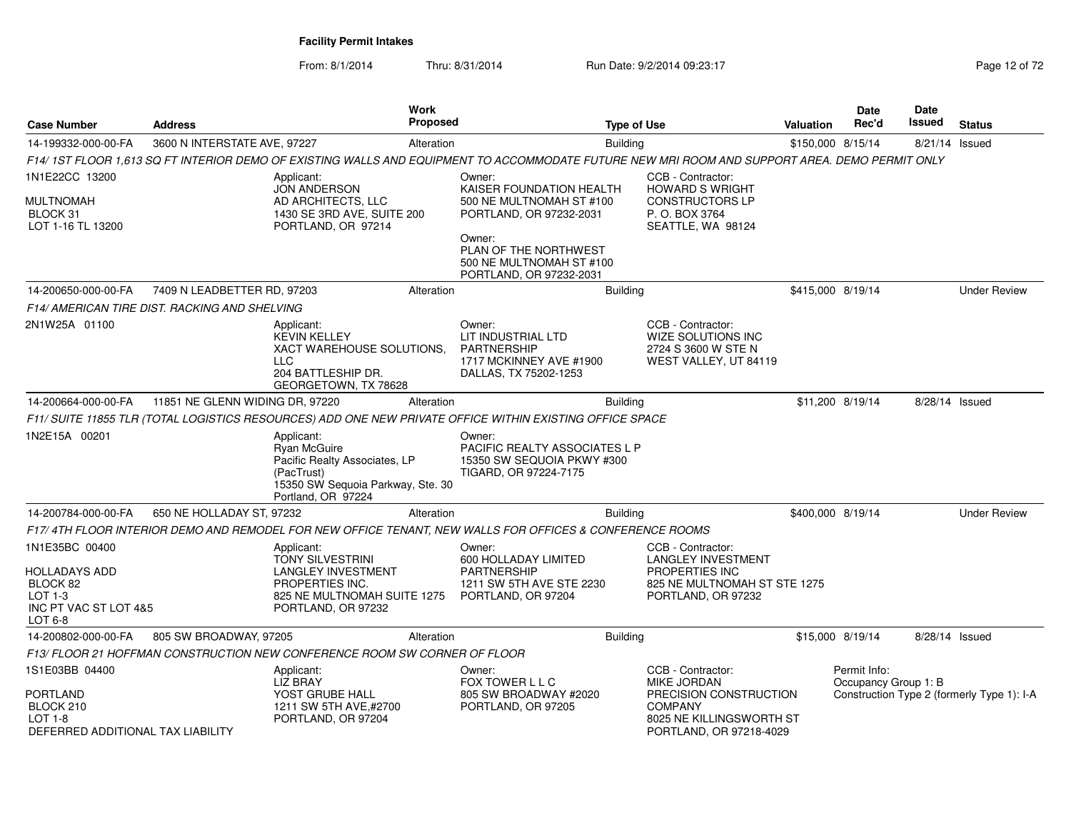# Facility Permit Intakes

From: 8/1/2014 Thru: 8/31/2014 Run Date: 9/2/2014 09:23:17

| Case Number | Address | Work Proposed | Type of Use | Valuation | Date Rec'd | Date Issued | Status |
|---|---|---|---|---|---|---|---|
| 14-199332-000-00-FA | 3600 N INTERSTATE AVE, 97227 | Alteration | Building | $150,000 | 8/15/14 | 8/21/14 | Issued |

*F14/ 1ST FLOOR 1,613 SQ FT INTERIOR DEMO OF EXISTING WALLS AND EQUIPMENT TO ACCOMMODATE FUTURE NEW MRI ROOM AND SUPPORT AREA. DEMO PERMIT ONLY*

1N1E22CC 13200
MULTNOMAH
BLOCK 31
LOT 1-16 TL 13200

Applicant:
JON ANDERSON
AD ARCHITECTS, LLC
1430 SE 3RD AVE, SUITE 200
PORTLAND, OR 97214

Owner:
KAISER FOUNDATION HEALTH
500 NE MULTNOMAH ST #100
PORTLAND, OR 97232-2031

Owner:
PLAN OF THE NORTHWEST
500 NE MULTNOMAH ST #100
PORTLAND, OR 97232-2031

CCB - Contractor:
HOWARD S WRIGHT
CONSTRUCTORS LP
P. O. BOX 3764
SEATTLE, WA 98124

---

| Case Number | Address | Work Proposed | Type of Use | Valuation | Date Rec'd | Date Issued | Status |
|---|---|---|---|---|---|---|---|
| 14-200650-000-00-FA | 7409 N LEADBETTER RD, 97203 | Alteration | Building | $415,000 | 8/19/14 | | Under Review |

*F14/ AMERICAN TIRE DIST. RACKING AND SHELVING*

2N1W25A 01100

Applicant:
KEVIN KELLEY
XACT WAREHOUSE SOLUTIONS, LLC
204 BATTLESHIP DR.
GEORGETOWN, TX 78628

Owner:
LIT INDUSTRIAL LTD
PARTNERSHIP
1717 MCKINNEY AVE #1900
DALLAS, TX 75202-1253

CCB - Contractor:
WIZE SOLUTIONS INC
2724 S 3600 W STE N
WEST VALLEY, UT 84119

---

| Case Number | Address | Work Proposed | Type of Use | Valuation | Date Rec'd | Date Issued | Status |
|---|---|---|---|---|---|---|---|
| 14-200664-000-00-FA | 11851 NE GLENN WIDING DR, 97220 | Alteration | Building | $11,200 | 8/19/14 | 8/28/14 | Issued |

*F11/ SUITE 11855 TLR (TOTAL LOGISTICS RESOURCES) ADD ONE NEW PRIVATE OFFICE WITHIN EXISTING OFFICE SPACE*

1N2E15A 00201

Applicant:
Ryan McGuire
Pacific Realty Associates, LP
(PacTrust)
15350 SW Sequoia Parkway, Ste. 30
Portland, OR 97224

Owner:
PACIFIC REALTY ASSOCIATES L P
15350 SW SEQUOIA PKWY #300
TIGARD, OR 97224-7175

---

| Case Number | Address | Work Proposed | Type of Use | Valuation | Date Rec'd | Date Issued | Status |
|---|---|---|---|---|---|---|---|
| 14-200784-000-00-FA | 650 NE HOLLADAY ST, 97232 | Alteration | Building | $400,000 | 8/19/14 | | Under Review |

*F17/ 4TH FLOOR INTERIOR DEMO AND REMODEL FOR NEW OFFICE TENANT, NEW WALLS FOR OFFICES & CONFERENCE ROOMS*

1N1E35BC 00400
HOLLADAYS ADD
BLOCK 82
LOT 1-3
INC PT VAC ST LOT 4&5
LOT 6-8

Applicant:
TONY SILVESTRINI
LANGLEY INVESTMENT
PROPERTIES INC.
825 NE MULTNOMAH SUITE 1275
PORTLAND, OR 97232

Owner:
600 HOLLADAY LIMITED
PARTNERSHIP
1211 SW 5TH AVE STE 2230
PORTLAND, OR 97204

CCB - Contractor:
LANGLEY INVESTMENT
PROPERTIES INC
825 NE MULTNOMAH ST STE 1275
PORTLAND, OR 97232

---

| Case Number | Address | Work Proposed | Type of Use | Valuation | Date Rec'd | Date Issued | Status |
|---|---|---|---|---|---|---|---|
| 14-200802-000-00-FA | 805 SW BROADWAY, 97205 | Alteration | Building | $15,000 | 8/19/14 | 8/28/14 | Issued |

*F13/ FLOOR 21 HOFFMAN CONSTRUCTION NEW CONFERENCE ROOM SW CORNER OF FLOOR*

1S1E03BB 04400
PORTLAND
BLOCK 210
LOT 1-8
DEFERRED ADDITIONAL TAX LIABILITY

Applicant:
LIZ BRAY
YOST GRUBE HALL
1211 SW 5TH AVE,#2700
PORTLAND, OR 97204

Owner:
FOX TOWER L L C
805 SW BROADWAY #2020
PORTLAND, OR 97205

CCB - Contractor:
MIKE JORDAN
PRECISION CONSTRUCTION
COMPANY
8025 NE KILLINGSWORTH ST
PORTLAND, OR 97218-4029

Permit Info:
Occupancy Group 1: B
Construction Type 2 (formerly Type 1): I-A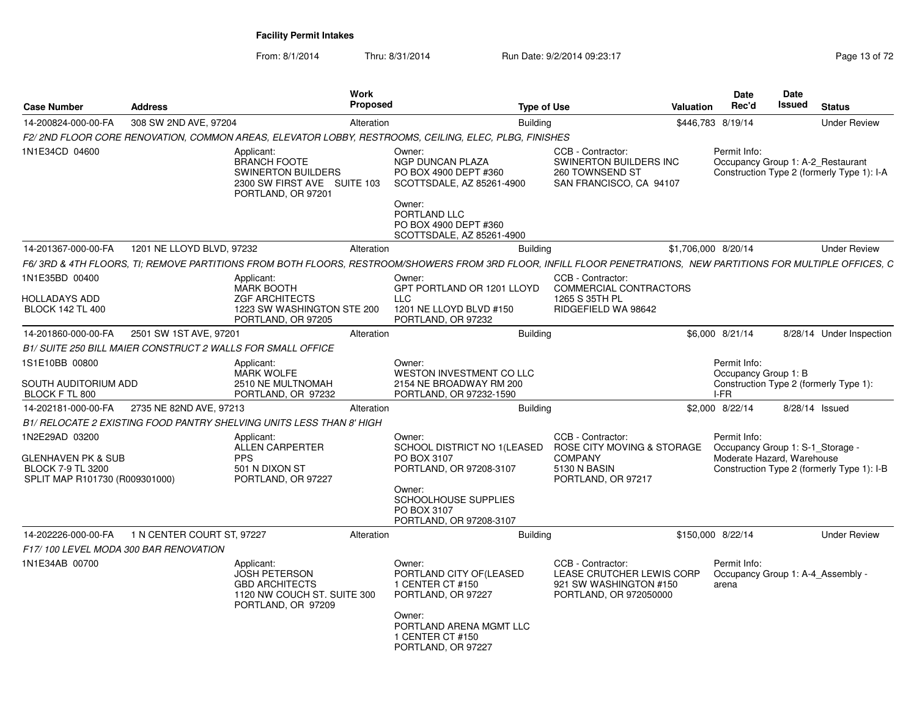**Facility Permit Intakes**

From: 8/1/2014 Thru: 8/31/2014 Run Date: 9/2/2014 09:23:17

| Case Number | Address | Work Proposed | Type of Use | Valuation | Date Rec'd | Date Issued | Status |
|---|---|---|---|---|---|---|---|
| 14-200824-000-00-FA | 308 SW 2ND AVE, 97204 | Alteration | Building | $446,783 | 8/19/14 | | Under Review |

*F2/ 2ND FLOOR CORE RENOVATION, COMMON AREAS, ELEVATOR LOBBY, RESTROOMS, CEILING, ELEC, PLBG, FINISHES*

1N1E34CD 04600

Applicant:
BRANCH FOOTE
SWINERTON BUILDERS
2300 SW FIRST AVE SUITE 103
PORTLAND, OR 97201

Owner:
NGP DUNCAN PLAZA
PO BOX 4900 DEPT #360
SCOTTSDALE, AZ 85261-4900

Owner:
PORTLAND LLC
PO BOX 4900 DEPT #360
SCOTTSDALE, AZ 85261-4900

CCB - Contractor:
SWINERTON BUILDERS INC
260 TOWNSEND ST
SAN FRANCISCO, CA 94107

Permit Info:
Occupancy Group 1: A-2_Restaurant
Construction Type 2 (formerly Type 1): I-A

| Case Number | Address | Work Proposed | Type of Use | Valuation | Date Rec'd | Date Issued | Status |
|---|---|---|---|---|---|---|---|
| 14-201367-000-00-FA | 1201 NE LLOYD BLVD, 97232 | Alteration | Building | $1,706,000 | 8/20/14 | | Under Review |

*F6/ 3RD & 4TH FLOORS, TI; REMOVE PARTITIONS FROM BOTH FLOORS, RESTROOM/SHOWERS FROM 3RD FLOOR, INFILL FLOOR PENETRATIONS, NEW PARTITIONS FOR MULTIPLE OFFICES, C*

1N1E35BD 00400

HOLLADAYS ADD
BLOCK 142 TL 400

Applicant:
MARK BOOTH
ZGF ARCHITECTS
1223 SW WASHINGTON STE 200
PORTLAND, OR 97205

Owner:
GPT PORTLAND OR 1201 LLOYD LLC
1201 NE LLOYD BLVD #150
PORTLAND, OR 97232

CCB - Contractor:
COMMERCIAL CONTRACTORS
1265 S 35TH PL
RIDGEFIELD WA 98642

| Case Number | Address | Work Proposed | Type of Use | Valuation | Date Rec'd | Date Issued | Status |
|---|---|---|---|---|---|---|---|
| 14-201860-000-00-FA | 2501 SW 1ST AVE, 97201 | Alteration | Building | $6,000 | 8/21/14 | 8/28/14 | Under Inspection |

*B1/ SUITE 250 BILL MAIER CONSTRUCT 2 WALLS FOR SMALL OFFICE*

1S1E10BB 00800

SOUTH AUDITORIUM ADD
BLOCK F TL 800

Applicant:
MARK WOLFE
2510 NE MULTNOMAH
PORTLAND, OR 97232

Owner:
WESTON INVESTMENT CO LLC
2154 NE BROADWAY RM 200
PORTLAND, OR 97232-1590

Permit Info:
Occupancy Group 1: B
Construction Type 2 (formerly Type 1): I-FR

| Case Number | Address | Work Proposed | Type of Use | Valuation | Date Rec'd | Date Issued | Status |
|---|---|---|---|---|---|---|---|
| 14-202181-000-00-FA | 2735 NE 82ND AVE, 97213 | Alteration | Building | $2,000 | 8/22/14 | 8/28/14 | Issued |

*B1/ RELOCATE 2 EXISTING FOOD PANTRY SHELVING UNITS LESS THAN 8' HIGH*

1N2E29AD 03200

GLENHAVEN PK & SUB
BLOCK 7-9 TL 3200
SPLIT MAP R101730 (R009301000)

Applicant:
ALLEN CARPERTER
PPS
501 N DIXON ST
PORTLAND, OR 97227

Owner:
SCHOOL DISTRICT NO 1(LEASED
PO BOX 3107
PORTLAND, OR 97208-3107

Owner:
SCHOOLHOUSE SUPPLIES
PO BOX 3107
PORTLAND, OR 97208-3107

CCB - Contractor:
ROSE CITY MOVING & STORAGE COMPANY
5130 N BASIN
PORTLAND, OR 97217

Permit Info:
Occupancy Group 1: S-1_Storage - Moderate Hazard, Warehouse
Construction Type 2 (formerly Type 1): I-B

| Case Number | Address | Work Proposed | Type of Use | Valuation | Date Rec'd | Date Issued | Status |
|---|---|---|---|---|---|---|---|
| 14-202226-000-00-FA | 1 N CENTER COURT ST, 97227 | Alteration | Building | $150,000 | 8/22/14 | | Under Review |

*F17/ 100 LEVEL MODA 300 BAR RENOVATION*

1N1E34AB 00700

Applicant:
JOSH PETERSON
GBD ARCHITECTS
1120 NW COUCH ST. SUITE 300
PORTLAND, OR 97209

Owner:
PORTLAND CITY OF(LEASED
1 CENTER CT #150
PORTLAND, OR 97227

Owner:
PORTLAND ARENA MGMT LLC
1 CENTER CT #150
PORTLAND, OR 97227

CCB - Contractor:
LEASE CRUTCHER LEWIS CORP
921 SW WASHINGTON #150
PORTLAND, OR 972050000

Permit Info:
Occupancy Group 1: A-4_Assembly - arena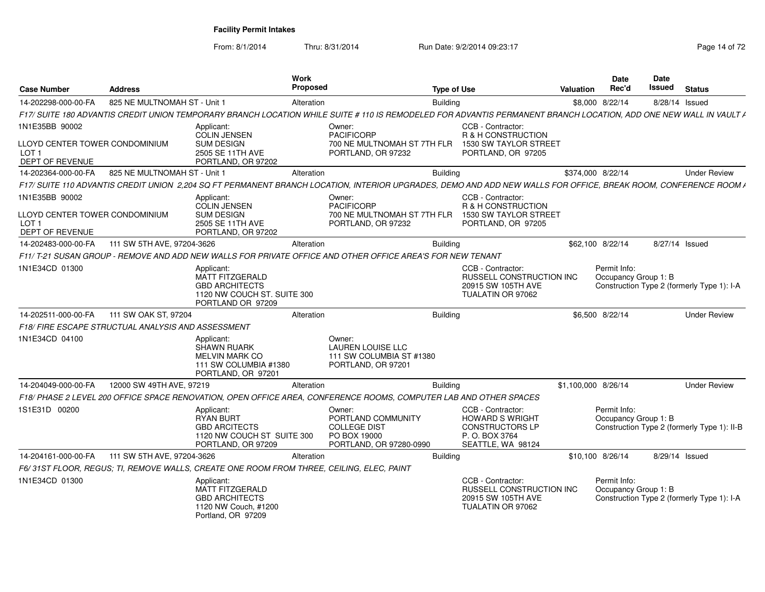**Facility Permit Intakes**

From: 8/1/2014 Thru: 8/31/2014 Run Date: 9/2/2014 09:23:17

| Case Number | Address | Work Proposed | Type of Use | Valuation | Date Rec'd | Date Issued | Status |
|---|---|---|---|---|---|---|---|
| 14-202298-000-00-FA | 825 NE MULTNOMAH ST - Unit 1 | Alteration | Building | $8,000 | 8/22/14 | 8/28/14 | Issued |

F17/ SUITE 180 ADVANTIS CREDIT UNION TEMPORARY BRANCH LOCATION WHILE SUITE # 110 IS REMODELED FOR ADVANTIS PERMANENT BRANCH LOCATION, ADD ONE NEW WALL IN VAULT A

1N1E35BB 90002

LLOYD CENTER TOWER CONDOMINIUM
LOT 1
DEPT OF REVENUE

Applicant:
COLIN JENSEN
SUM DESIGN
2505 SE 11TH AVE
PORTLAND, OR 97202

Owner:
PACIFICORP
700 NE MULTNOMAH ST 7TH FLR
PORTLAND, OR 97232

CCB - Contractor:
R & H CONSTRUCTION
1530 SW TAYLOR STREET
PORTLAND, OR 97205

| Case Number | Address | Work Proposed | Type of Use | Valuation | Date Rec'd | Date Issued | Status |
|---|---|---|---|---|---|---|---|
| 14-202364-000-00-FA | 825 NE MULTNOMAH ST - Unit 1 | Alteration | Building | $374,000 | 8/22/14 | | Under Review |

F17/ SUITE 110 ADVANTIS CREDIT UNION 2,204 SQ FT PERMANENT BRANCH LOCATION, INTERIOR UPGRADES, DEMO AND ADD NEW WALLS FOR OFFICE, BREAK ROOM, CONFERENCE ROOM A

1N1E35BB 90002

LLOYD CENTER TOWER CONDOMINIUM
LOT 1
DEPT OF REVENUE

Applicant:
COLIN JENSEN
SUM DESIGN
2505 SE 11TH AVE
PORTLAND, OR 97202

Owner:
PACIFICORP
700 NE MULTNOMAH ST 7TH FLR
PORTLAND, OR 97232

CCB - Contractor:
R & H CONSTRUCTION
1530 SW TAYLOR STREET
PORTLAND, OR 97205

| Case Number | Address | Work Proposed | Type of Use | Valuation | Date Rec'd | Date Issued | Status |
|---|---|---|---|---|---|---|---|
| 14-202483-000-00-FA | 111 SW 5TH AVE, 97204-3626 | Alteration | Building | $62,100 | 8/22/14 | 8/27/14 | Issued |

F11/ T-21 SUSAN GROUP - REMOVE AND ADD NEW WALLS FOR PRIVATE OFFICE AND OTHER OFFICE AREA'S FOR NEW TENANT

1N1E34CD 01300

Applicant:
MATT FITZGERALD
GBD ARCHITECTS
1120 NW COUCH ST. SUITE 300
PORTLAND OR 97209

CCB - Contractor:
RUSSELL CONSTRUCTION INC
20915 SW 105TH AVE
TUALATIN OR 97062

Permit Info:
Occupancy Group 1: B
Construction Type 2 (formerly Type 1): I-A

| Case Number | Address | Work Proposed | Type of Use | Valuation | Date Rec'd | Date Issued | Status |
|---|---|---|---|---|---|---|---|
| 14-202511-000-00-FA | 111 SW OAK ST, 97204 | Alteration | Building | $6,500 | 8/22/14 | | Under Review |

F18/ FIRE ESCAPE STRUCTUAL ANALYSIS AND ASSESSMENT

1N1E34CD 04100

Applicant:
SHAWN RUARK
MELVIN MARK CO
111 SW COLUMBIA #1380
PORTLAND, OR 97201

Owner:
LAUREN LOUISE LLC
111 SW COLUMBIA ST #1380
PORTLAND, OR 97201

| Case Number | Address | Work Proposed | Type of Use | Valuation | Date Rec'd | Date Issued | Status |
|---|---|---|---|---|---|---|---|
| 14-204049-000-00-FA | 12000 SW 49TH AVE, 97219 | Alteration | Building | $1,100,000 | 8/26/14 | | Under Review |

F18/ PHASE 2 LEVEL 200 OFFICE SPACE RENOVATION, OPEN OFFICE AREA, CONFERENCE ROOMS, COMPUTER LAB AND OTHER SPACES

1S1E31D 00200

Applicant:
RYAN BURT
GBD ARCITECTS
1120 NW COUCH ST SUITE 300
PORTLAND, OR 97209

Owner:
PORTLAND COMMUNITY COLLEGE DIST
PO BOX 19000
PORTLAND, OR 97280-0990

CCB - Contractor:
HOWARD S WRIGHT CONSTRUCTORS LP
P. O. BOX 3764
SEATTLE, WA 98124

Permit Info:
Occupancy Group 1: B
Construction Type 2 (formerly Type 1): II-B

| Case Number | Address | Work Proposed | Type of Use | Valuation | Date Rec'd | Date Issued | Status |
|---|---|---|---|---|---|---|---|
| 14-204161-000-00-FA | 111 SW 5TH AVE, 97204-3626 | Alteration | Building | $10,100 | 8/26/14 | 8/29/14 | Issued |

F6/ 31ST FLOOR, REGUS; TI, REMOVE WALLS, CREATE ONE ROOM FROM THREE, CEILING, ELEC, PAINT

1N1E34CD 01300

Applicant:
MATT FITZGERALD
GBD ARCHITECTS
1120 NW Couch, #1200
Portland, OR 97209

CCB - Contractor:
RUSSELL CONSTRUCTION INC
20915 SW 105TH AVE
TUALATIN OR 97062

Permit Info:
Occupancy Group 1: B
Construction Type 2 (formerly Type 1): I-A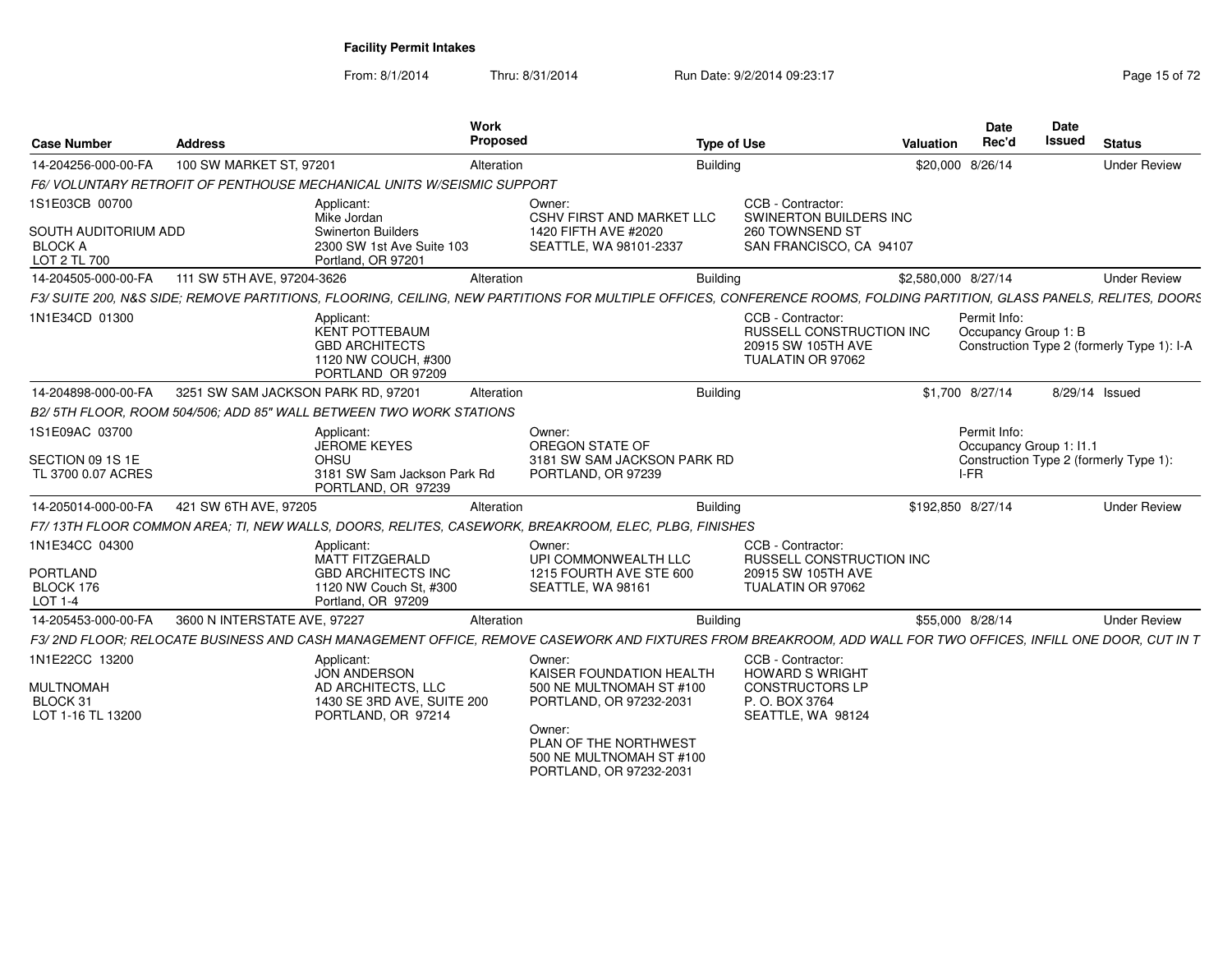**Facility Permit Intakes**

From: 8/1/2014 Thru: 8/31/2014 Run Date: 9/2/2014 09:23:17

| Case Number | Address | Work Proposed | Type of Use | Valuation | Date Rec'd | Date Issued | Status |
|---|---|---|---|---|---|---|---|
| 14-204256-000-00-FA | 100 SW MARKET ST, 97201 | Alteration | Building | $20,000 | 8/26/14 | | Under Review |
| 14-204505-000-00-FA | 111 SW 5TH AVE, 97204-3626 | Alteration | Building | $2,580,000 | 8/27/14 | | Under Review |
| 14-204898-000-00-FA | 3251 SW SAM JACKSON PARK RD, 97201 | Alteration | Building | $1,700 | 8/27/14 | 8/29/14 | Issued |
| 14-205014-000-00-FA | 421 SW 6TH AVE, 97205 | Alteration | Building | $192,850 | 8/27/14 | | Under Review |
| 14-205453-000-00-FA | 3600 N INTERSTATE AVE, 97227 | Alteration | Building | $55,000 | 8/28/14 | | Under Review |

**14-204256-000-00-FA** — 100 SW MARKET ST, 97201

*F6/ VOLUNTARY RETROFIT OF PENTHOUSE MECHANICAL UNITS W/SEISMIC SUPPORT*

1S1E03CB 00700
SOUTH AUDITORIUM ADD
BLOCK A
LOT 2 TL 700

Applicant:
Mike Jordan
Swinerton Builders
2300 SW 1st Ave Suite 103
Portland, OR 97201

Owner:
CSHV FIRST AND MARKET LLC
1420 FIFTH AVE #2020
SEATTLE, WA 98101-2337

CCB - Contractor:
SWINERTON BUILDERS INC
260 TOWNSEND ST
SAN FRANCISCO, CA 94107

**14-204505-000-00-FA** — 111 SW 5TH AVE, 97204-3626

*F3/ SUITE 200, N&S SIDE; REMOVE PARTITIONS, FLOORING, CEILING, NEW PARTITIONS FOR MULTIPLE OFFICES, CONFERENCE ROOMS, FOLDING PARTITION, GLASS PANELS, RELITES, DOORS*

1N1E34CD 01300

Applicant:
KENT POTTEBAUM
GBD ARCHITECTS
1120 NW COUCH, #300
PORTLAND OR 97209

CCB - Contractor:
RUSSELL CONSTRUCTION INC
20915 SW 105TH AVE
TUALATIN OR 97062

Permit Info:
Occupancy Group 1: B
Construction Type 2 (formerly Type 1): I-A

**14-204898-000-00-FA** — 3251 SW SAM JACKSON PARK RD, 97201

*B2/ 5TH FLOOR, ROOM 504/506; ADD 85" WALL BETWEEN TWO WORK STATIONS*

1S1E09AC 03700
SECTION 09 1S 1E
TL 3700 0.07 ACRES

Applicant:
JEROME KEYES
OHSU
3181 SW Sam Jackson Park Rd
PORTLAND, OR 97239

Owner:
OREGON STATE OF
3181 SW SAM JACKSON PARK RD
PORTLAND, OR 97239

Permit Info:
Occupancy Group 1: I1.1
Construction Type 2 (formerly Type 1): I-FR

**14-205014-000-00-FA** — 421 SW 6TH AVE, 97205

*F7/ 13TH FLOOR COMMON AREA; TI, NEW WALLS, DOORS, RELITES, CASEWORK, BREAKROOM, ELEC, PLBG, FINISHES*

1N1E34CC 04300
PORTLAND
BLOCK 176
LOT 1-4

Applicant:
MATT FITZGERALD
GBD ARCHITECTS INC
1120 NW Couch St, #300
Portland, OR 97209

Owner:
UPI COMMONWEALTH LLC
1215 FOURTH AVE STE 600
SEATTLE, WA 98161

CCB - Contractor:
RUSSELL CONSTRUCTION INC
20915 SW 105TH AVE
TUALATIN OR 97062

**14-205453-000-00-FA** — 3600 N INTERSTATE AVE, 97227

*F3/ 2ND FLOOR; RELOCATE BUSINESS AND CASH MANAGEMENT OFFICE, REMOVE CASEWORK AND FIXTURES FROM BREAKROOM, ADD WALL FOR TWO OFFICES, INFILL ONE DOOR, CUT IN T*

1N1E22CC 13200
MULTNOMAH
BLOCK 31
LOT 1-16 TL 13200

Applicant:
JON ANDERSON
AD ARCHITECTS, LLC
1430 SE 3RD AVE, SUITE 200
PORTLAND, OR 97214

Owner:
KAISER FOUNDATION HEALTH
500 NE MULTNOMAH ST #100
PORTLAND, OR 97232-2031

Owner:
PLAN OF THE NORTHWEST
500 NE MULTNOMAH ST #100
PORTLAND, OR 97232-2031

CCB - Contractor:
HOWARD S WRIGHT
CONSTRUCTORS LP
P. O. BOX 3764
SEATTLE, WA 98124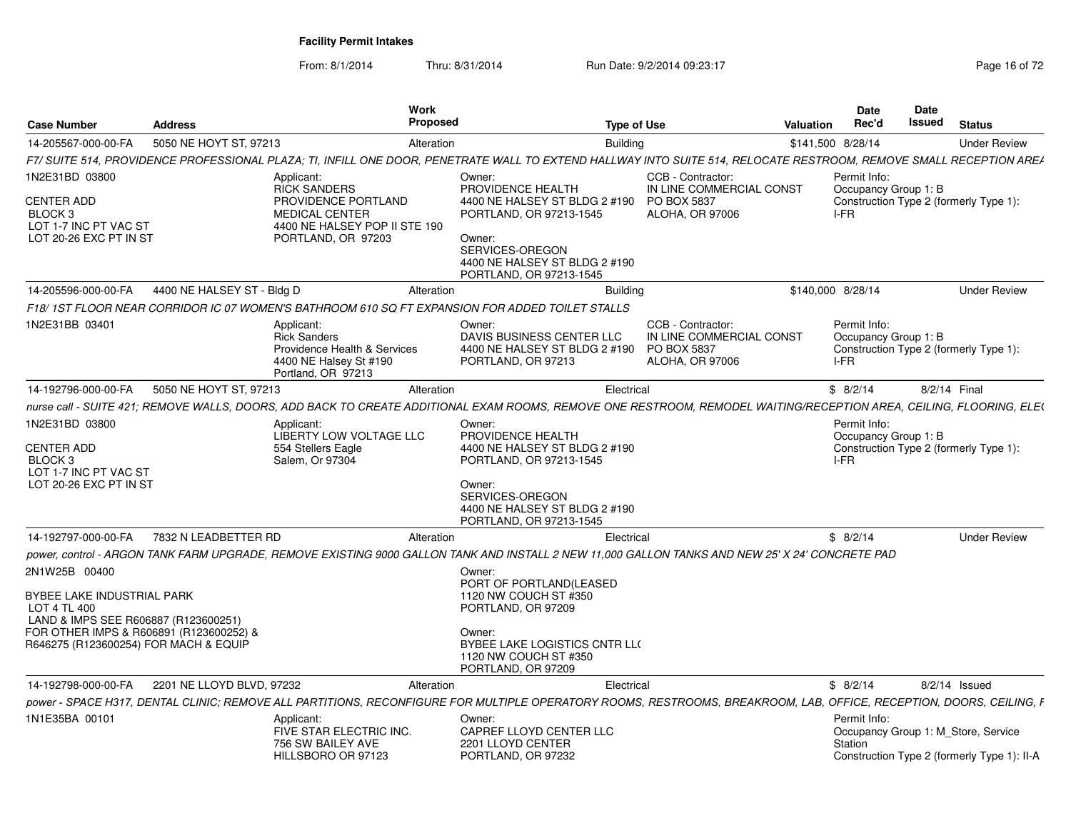**Facility Permit Intakes**

From: 8/1/2014 Thru: 8/31/2014 Run Date: 9/2/2014 09:23:17

| Case Number | Address | Work Proposed | Type of Use | Valuation | Date Rec'd | Date Issued | Status |
|---|---|---|---|---|---|---|---|
| 14-205567-000-00-FA | 5050 NE HOYT ST, 97213 | Alteration | Building | $141,500 | 8/28/14 | | Under Review |

*F7/ SUITE 514, PROVIDENCE PROFESSIONAL PLAZA; TI, INFILL ONE DOOR, PENETRATE WALL TO EXTEND HALLWAY INTO SUITE 514, RELOCATE RESTROOM, REMOVE SMALL RECEPTION ARE/*

1N2E31BD 03800
CENTER ADD
BLOCK 3
LOT 1-7 INC PT VAC ST
LOT 20-26 EXC PT IN ST

Applicant:
RICK SANDERS
PROVIDENCE PORTLAND MEDICAL CENTER
4400 NE HALSEY POP II STE 190
PORTLAND, OR 97203

Owner:
PROVIDENCE HEALTH
4400 NE HALSEY ST BLDG 2 #190
PORTLAND, OR 97213-1545

Owner:
SERVICES-OREGON
4400 NE HALSEY ST BLDG 2 #190
PORTLAND, OR 97213-1545

CCB - Contractor:
IN LINE COMMERCIAL CONST
PO BOX 5837
ALOHA, OR 97006

Permit Info:
Occupancy Group 1: B
Construction Type 2 (formerly Type 1): I-FR

| Case Number | Address | Work Proposed | Type of Use | Valuation | Date Rec'd | Date Issued | Status |
|---|---|---|---|---|---|---|---|
| 14-205596-000-00-FA | 4400 NE HALSEY ST - Bldg D | Alteration | Building | $140,000 | 8/28/14 | | Under Review |

*F18/ 1ST FLOOR NEAR CORRIDOR IC 07 WOMEN'S BATHROOM 610 SQ FT EXPANSION FOR ADDED TOILET STALLS*

1N2E31BB 03401

Applicant:
Rick Sanders
Providence Health & Services
4400 NE Halsey St #190
Portland, OR 97213

Owner:
DAVIS BUSINESS CENTER LLC
4400 NE HALSEY ST BLDG 2 #190
PORTLAND, OR 97213

CCB - Contractor:
IN LINE COMMERCIAL CONST
PO BOX 5837
ALOHA, OR 97006

Permit Info:
Occupancy Group 1: B
Construction Type 2 (formerly Type 1): I-FR

| Case Number | Address | Work Proposed | Type of Use | Valuation | Date Rec'd | Date Issued | Status |
|---|---|---|---|---|---|---|---|
| 14-192796-000-00-FA | 5050 NE HOYT ST, 97213 | Alteration | Electrical | $ | 8/2/14 | 8/2/14 | Final |

*nurse call - SUITE 421; REMOVE WALLS, DOORS, ADD BACK TO CREATE ADDITIONAL EXAM ROOMS, REMOVE ONE RESTROOM, REMODEL WAITING/RECEPTION AREA, CEILING, FLOORING, ELE(*

1N2E31BD 03800
CENTER ADD
BLOCK 3
LOT 1-7 INC PT VAC ST
LOT 20-26 EXC PT IN ST

Applicant:
LIBERTY LOW VOLTAGE LLC
554 Stellers Eagle
Salem, Or 97304

Owner:
PROVIDENCE HEALTH
4400 NE HALSEY ST BLDG 2 #190
PORTLAND, OR 97213-1545

Owner:
SERVICES-OREGON
4400 NE HALSEY ST BLDG 2 #190
PORTLAND, OR 97213-1545

Permit Info:
Occupancy Group 1: B
Construction Type 2 (formerly Type 1): I-FR

| Case Number | Address | Work Proposed | Type of Use | Valuation | Date Rec'd | Date Issued | Status |
|---|---|---|---|---|---|---|---|
| 14-192797-000-00-FA | 7832 N LEADBETTER RD | Alteration | Electrical | $ | 8/2/14 | | Under Review |

*power, control - ARGON TANK FARM UPGRADE, REMOVE EXISTING 9000 GALLON TANK AND INSTALL 2 NEW 11,000 GALLON TANKS AND NEW 25' X 24' CONCRETE PAD*

2N1W25B 00400
BYBEE LAKE INDUSTRIAL PARK
LOT 4 TL 400
LAND & IMPS SEE R606887 (R123600251)
FOR OTHER IMPS & R606891 (R123600252) &
R646275 (R123600254) FOR MACH & EQUIP

Owner:
PORT OF PORTLAND(LEASED
1120 NW COUCH ST #350
PORTLAND, OR 97209

Owner:
BYBEE LAKE LOGISTICS CNTR LL(
1120 NW COUCH ST #350
PORTLAND, OR 97209

| Case Number | Address | Work Proposed | Type of Use | Valuation | Date Rec'd | Date Issued | Status |
|---|---|---|---|---|---|---|---|
| 14-192798-000-00-FA | 2201 NE LLOYD BLVD, 97232 | Alteration | Electrical | $ | 8/2/14 | 8/2/14 | Issued |

*power - SPACE H317, DENTAL CLINIC; REMOVE ALL PARTITIONS, RECONFIGURE FOR MULTIPLE OPERATORY ROOMS, RESTROOMS, BREAKROOM, LAB, OFFICE, RECEPTION, DOORS, CEILING, F*

1N1E35BA 00101

Applicant:
FIVE STAR ELECTRIC INC.
756 SW BAILEY AVE
HILLSBORO OR 97123

Owner:
CAPREF LLOYD CENTER LLC
2201 LLOYD CENTER
PORTLAND, OR 97232

Permit Info:
Occupancy Group 1: M_Store, Service Station
Construction Type 2 (formerly Type 1): II-A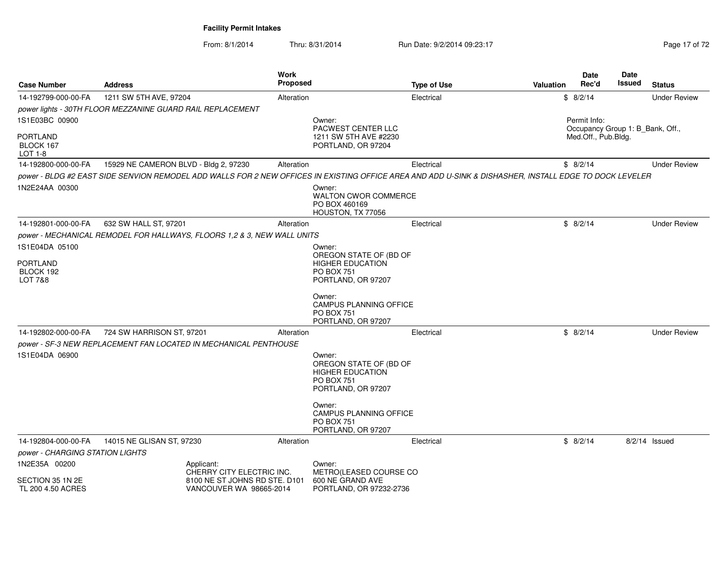## Facility Permit Intakes

From: 8/1/2014 Thru: 8/31/2014 Run Date: 9/2/2014 09:23:17

| Case Number | Address | Work Proposed | Type of Use | Valuation | Date Rec'd | Date Issued | Status |
|---|---|---|---|---|---|---|---|
| 14-192799-000-00-FA | 1211 SW 5TH AVE, 97204 | Alteration | Electrical | $ | 8/2/14 | | Under Review |
| *power lights - 30TH FLOOR MEZZANINE GUARD RAIL REPLACEMENT* | | | | | | | |
| 1S1E03BC 00900<br>PORTLAND<br>BLOCK 167<br>LOT 1-8 | | Owner:<br>PACWEST CENTER LLC<br>1211 SW 5TH AVE #2230<br>PORTLAND, OR 97204 | | | Permit Info:<br>Occupancy Group 1: B_Bank, Off., Med.Off., Pub.Bldg. | | |
| 14-192800-000-00-FA | 15929 NE CAMERON BLVD - Bldg 2, 97230 | Alteration | Electrical | $ | 8/2/14 | | Under Review |
| *power - BLDG #2 EAST SIDE SENVION REMODEL ADD WALLS FOR 2 NEW OFFICES IN EXISTING OFFICE AREA AND ADD U-SINK & DISHASHER, INSTALL EDGE TO DOCK LEVELER* | | | | | | | |
| 1N2E24AA 00300 | | Owner:<br>WALTON CWOR COMMERCE<br>PO BOX 460169<br>HOUSTON, TX 77056 | | | | | |
| 14-192801-000-00-FA | 632 SW HALL ST, 97201 | Alteration | Electrical | $ | 8/2/14 | | Under Review |
| *power - MECHANICAL REMODEL FOR HALLWAYS, FLOORS 1,2 & 3, NEW WALL UNITS* | | | | | | | |
| 1S1E04DA 05100<br>PORTLAND<br>BLOCK 192<br>LOT 7&8 | | Owner:<br>OREGON STATE OF (BD OF HIGHER EDUCATION<br>PO BOX 751<br>PORTLAND, OR 97207<br><br>Owner:<br>CAMPUS PLANNING OFFICE<br>PO BOX 751<br>PORTLAND, OR 97207 | | | | | |
| 14-192802-000-00-FA | 724 SW HARRISON ST, 97201 | Alteration | Electrical | $ | 8/2/14 | | Under Review |
| *power - SF-3 NEW REPLACEMENT FAN LOCATED IN MECHANICAL PENTHOUSE* | | | | | | | |
| 1S1E04DA 06900 | | Owner:<br>OREGON STATE OF (BD OF HIGHER EDUCATION<br>PO BOX 751<br>PORTLAND, OR 97207<br><br>Owner:<br>CAMPUS PLANNING OFFICE<br>PO BOX 751<br>PORTLAND, OR 97207 | | | | | |
| 14-192804-000-00-FA | 14015 NE GLISAN ST, 97230 | Alteration | Electrical | $ | 8/2/14 | 8/2/14 | Issued |
| *power - CHARGING STATION LIGHTS* | | | | | | | |
| 1N2E35A 00200<br>SECTION 35 1N 2E<br>TL 200 4.50 ACRES | Applicant:<br>CHERRY CITY ELECTRIC INC.<br>8100 NE ST JOHNS RD STE. D101<br>VANCOUVER WA 98665-2014 | Owner:<br>METRO(LEASED COURSE CO<br>600 NE GRAND AVE<br>PORTLAND, OR 97232-2736 | | | | | |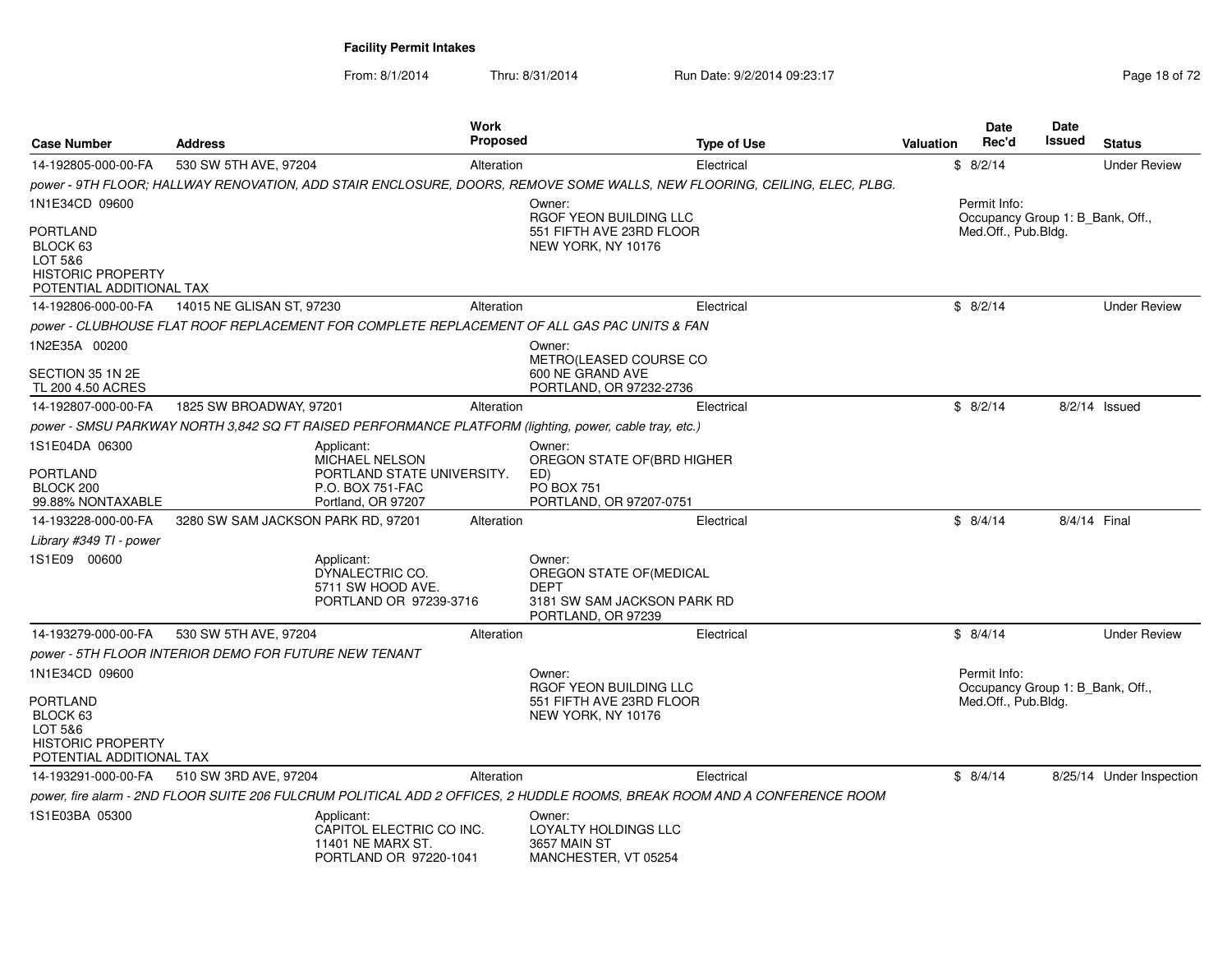# Facility Permit Intakes

From: 8/1/2014 Thru: 8/31/2014 Run Date: 9/2/2014 09:23:17

| Case Number | Address | Work Proposed | Type of Use | Valuation | Date Rec'd | Date Issued | Status |
|---|---|---|---|---|---|---|---|
| 14-192805-000-00-FA | 530 SW 5TH AVE, 97204 | Alteration | Electrical | $ | 8/2/14 | | Under Review |

*power - 9TH FLOOR; HALLWAY RENOVATION, ADD STAIR ENCLOSURE, DOORS, REMOVE SOME WALLS, NEW FLOORING, CEILING, ELEC, PLBG.*

1N1E34CD 09600

PORTLAND
BLOCK 63
LOT 5&6
HISTORIC PROPERTY
POTENTIAL ADDITIONAL TAX

Owner:
RGOF YEON BUILDING LLC
551 FIFTH AVE 23RD FLOOR
NEW YORK, NY 10176

Permit Info:
Occupancy Group 1: B_Bank, Off., Med.Off., Pub.Bldg.

| Case Number | Address | Work Proposed | Type of Use | Valuation | Date Rec'd | Date Issued | Status |
|---|---|---|---|---|---|---|---|
| 14-192806-000-00-FA | 14015 NE GLISAN ST, 97230 | Alteration | Electrical | $ | 8/2/14 | | Under Review |

*power - CLUBHOUSE FLAT ROOF REPLACEMENT FOR COMPLETE REPLACEMENT OF ALL GAS PAC UNITS & FAN*

1N2E35A 00200

SECTION 35 1N 2E
TL 200 4.50 ACRES

Owner:
METRO(LEASED COURSE CO
600 NE GRAND AVE
PORTLAND, OR 97232-2736

| Case Number | Address | Work Proposed | Type of Use | Valuation | Date Rec'd | Date Issued | Status |
|---|---|---|---|---|---|---|---|
| 14-192807-000-00-FA | 1825 SW BROADWAY, 97201 | Alteration | Electrical | $ | 8/2/14 | 8/2/14 | Issued |

*power - SMSU PARKWAY NORTH 3,842 SQ FT RAISED PERFORMANCE PLATFORM (lighting, power, cable tray, etc.)*

1S1E04DA 06300

PORTLAND
BLOCK 200
99.88% NONTAXABLE

Applicant:
MICHAEL NELSON
PORTLAND STATE UNIVERSITY.
P.O. BOX 751-FAC
Portland, OR 97207

Owner:
OREGON STATE OF(BRD HIGHER ED)
PO BOX 751
PORTLAND, OR 97207-0751

| Case Number | Address | Work Proposed | Type of Use | Valuation | Date Rec'd | Date Issued | Status |
|---|---|---|---|---|---|---|---|
| 14-193228-000-00-FA | 3280 SW SAM JACKSON PARK RD, 97201 | Alteration | Electrical | $ | 8/4/14 | 8/4/14 | Final |

*Library #349 TI - power*

1S1E09 00600

Applicant:
DYNALECTRIC CO.
5711 SW HOOD AVE.
PORTLAND OR 97239-3716

Owner:
OREGON STATE OF(MEDICAL DEPT
3181 SW SAM JACKSON PARK RD
PORTLAND, OR 97239

| Case Number | Address | Work Proposed | Type of Use | Valuation | Date Rec'd | Date Issued | Status |
|---|---|---|---|---|---|---|---|
| 14-193279-000-00-FA | 530 SW 5TH AVE, 97204 | Alteration | Electrical | $ | 8/4/14 | | Under Review |

*power - 5TH FLOOR INTERIOR DEMO FOR FUTURE NEW TENANT*

1N1E34CD 09600

PORTLAND
BLOCK 63
LOT 5&6
HISTORIC PROPERTY
POTENTIAL ADDITIONAL TAX

Owner:
RGOF YEON BUILDING LLC
551 FIFTH AVE 23RD FLOOR
NEW YORK, NY 10176

Permit Info:
Occupancy Group 1: B_Bank, Off., Med.Off., Pub.Bldg.

| Case Number | Address | Work Proposed | Type of Use | Valuation | Date Rec'd | Date Issued | Status |
|---|---|---|---|---|---|---|---|
| 14-193291-000-00-FA | 510 SW 3RD AVE, 97204 | Alteration | Electrical | $ | 8/4/14 | 8/25/14 | Under Inspection |

*power, fire alarm - 2ND FLOOR SUITE 206 FULCRUM POLITICAL ADD 2 OFFICES, 2 HUDDLE ROOMS, BREAK ROOM AND A CONFERENCE ROOM*

1S1E03BA 05300

Applicant:
CAPITOL ELECTRIC CO INC.
11401 NE MARX ST.
PORTLAND OR 97220-1041

Owner:
LOYALTY HOLDINGS LLC
3657 MAIN ST
MANCHESTER, VT 05254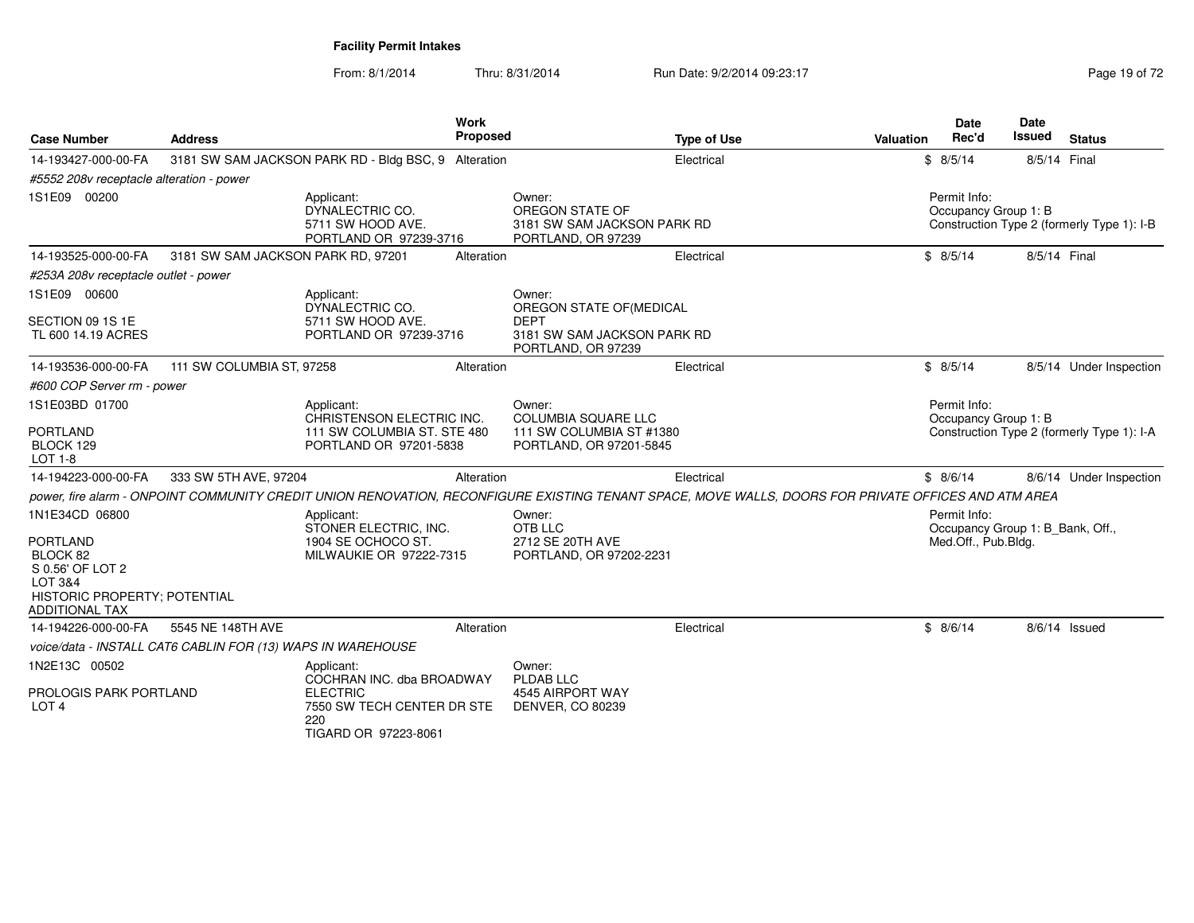**Facility Permit Intakes**

From: 8/1/2014 Thru: 8/31/2014 Run Date: 9/2/2014 09:23:17

| Case Number | Address | Work Proposed | Type of Use | Valuation | Date Rec'd | Date Issued | Status |
|---|---|---|---|---|---|---|---|
| 14-193427-000-00-FA | 3181 SW SAM JACKSON PARK RD - Bldg BSC, 9 | Alteration | Electrical | $ | 8/5/14 | 8/5/14 | Final |

*#5552 208v receptacle alteration - power*

1S1E09 00200

Applicant: DYNALECTRIC CO., 5711 SW HOOD AVE., PORTLAND OR 97239-3716

Owner: OREGON STATE OF, 3181 SW SAM JACKSON PARK RD, PORTLAND, OR 97239

Permit Info: Occupancy Group 1: B; Construction Type 2 (formerly Type 1): I-B

---

| Case Number | Address | Work Proposed | Type of Use | Valuation | Date Rec'd | Date Issued | Status |
|---|---|---|---|---|---|---|---|
| 14-193525-000-00-FA | 3181 SW SAM JACKSON PARK RD, 97201 | Alteration | Electrical | $ | 8/5/14 | 8/5/14 | Final |

*#253A 208v receptacle outlet - power*

1S1E09 00600

SECTION 09 1S 1E
TL 600 14.19 ACRES

Applicant: DYNALECTRIC CO., 5711 SW HOOD AVE., PORTLAND OR 97239-3716

Owner: OREGON STATE OF(MEDICAL DEPT, 3181 SW SAM JACKSON PARK RD, PORTLAND, OR 97239

---

| Case Number | Address | Work Proposed | Type of Use | Valuation | Date Rec'd | Date Issued | Status |
|---|---|---|---|---|---|---|---|
| 14-193536-000-00-FA | 111 SW COLUMBIA ST, 97258 | Alteration | Electrical | $ | 8/5/14 | 8/5/14 | Under Inspection |

*#600 COP Server rm - power*

1S1E03BD 01700

PORTLAND
BLOCK 129
LOT 1-8

Applicant: CHRISTENSON ELECTRIC INC., 111 SW COLUMBIA ST. STE 480, PORTLAND OR 97201-5838

Owner: COLUMBIA SQUARE LLC, 111 SW COLUMBIA ST #1380, PORTLAND, OR 97201-5845

Permit Info: Occupancy Group 1: B; Construction Type 2 (formerly Type 1): I-A

---

| Case Number | Address | Work Proposed | Type of Use | Valuation | Date Rec'd | Date Issued | Status |
|---|---|---|---|---|---|---|---|
| 14-194223-000-00-FA | 333 SW 5TH AVE, 97204 | Alteration | Electrical | $ | 8/6/14 | 8/6/14 | Under Inspection |

*power, fire alarm - ONPOINT COMMUNITY CREDIT UNION RENOVATION, RECONFIGURE EXISTING TENANT SPACE, MOVE WALLS, DOORS FOR PRIVATE OFFICES AND ATM AREA*

1N1E34CD 06800

PORTLAND
BLOCK 82
S 0.56' OF LOT 2
LOT 3&4
HISTORIC PROPERTY; POTENTIAL ADDITIONAL TAX

Applicant: STONER ELECTRIC, INC., 1904 SE OCHOCO ST., MILWAUKIE OR 97222-7315

Owner: OTB LLC, 2712 SE 20TH AVE, PORTLAND, OR 97202-2231

Permit Info: Occupancy Group 1: B_Bank, Off., Med.Off., Pub.Bldg.

---

| Case Number | Address | Work Proposed | Type of Use | Valuation | Date Rec'd | Date Issued | Status |
|---|---|---|---|---|---|---|---|
| 14-194226-000-00-FA | 5545 NE 148TH AVE | Alteration | Electrical | $ | 8/6/14 | 8/6/14 | Issued |

*voice/data - INSTALL CAT6 CABLIN FOR (13) WAPS IN WAREHOUSE*

1N2E13C 00502

PROLOGIS PARK PORTLAND
LOT 4

Applicant: COCHRAN INC. dba BROADWAY ELECTRIC, 7550 SW TECH CENTER DR STE 220, TIGARD OR 97223-8061

Owner: PLDAB LLC, 4545 AIRPORT WAY, DENVER, CO 80239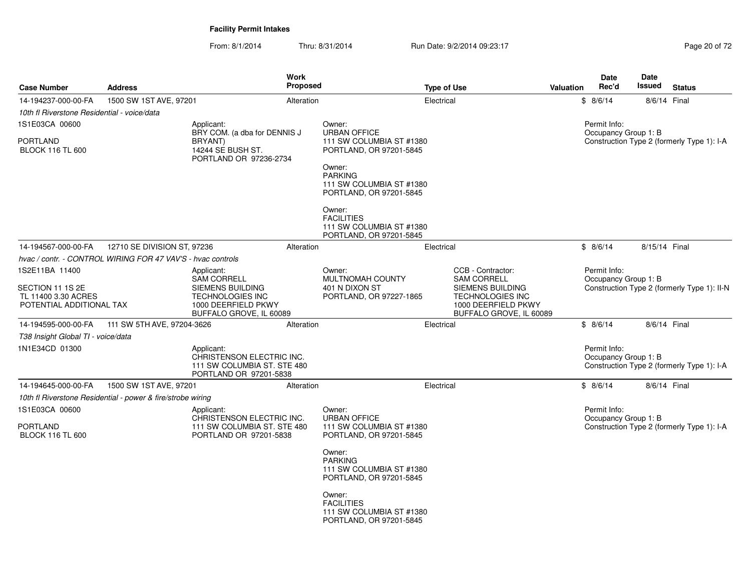**Facility Permit Intakes**

From: 8/1/2014 Thru: 8/31/2014 Run Date: 9/2/2014 09:23:17

| Case Number | Address | Work Proposed | Type of Use | Valuation | Date Rec'd | Date Issued | Status |
|---|---|---|---|---|---|---|---|
| 14-194237-000-00-FA | 1500 SW 1ST AVE, 97201 | Alteration | Electrical | $ | 8/6/14 | 8/6/14 | Final |

*10th fl Riverstone Residential - voice/data*

1S1E03CA 00600

PORTLAND
BLOCK 116 TL 600

Applicant:
BRY COM. (a dba for DENNIS J BRYANT)
14244 SE BUSH ST.
PORTLAND OR 97236-2734

Owner:
URBAN OFFICE
111 SW COLUMBIA ST #1380
PORTLAND, OR 97201-5845

Owner:
PARKING
111 SW COLUMBIA ST #1380
PORTLAND, OR 97201-5845

Owner:
FACILITIES
111 SW COLUMBIA ST #1380
PORTLAND, OR 97201-5845

Permit Info:
Occupancy Group 1: B
Construction Type 2 (formerly Type 1): I-A

| Case Number | Address | Work Proposed | Type of Use | Valuation | Date Rec'd | Date Issued | Status |
|---|---|---|---|---|---|---|---|
| 14-194567-000-00-FA | 12710 SE DIVISION ST, 97236 | Alteration | Electrical | $ | 8/6/14 | 8/15/14 | Final |

*hvac / contr. - CONTROL WIRING FOR 47 VAV'S - hvac controls*

1S2E11BA 11400

SECTION 11 1S 2E
TL 11400 3.30 ACRES
POTENTIAL ADDITIONAL TAX

Applicant:
SAM CORRELL
SIEMENS BUILDING TECHNOLOGIES INC
1000 DEERFIELD PKWY
BUFFALO GROVE, IL 60089

Owner:
MULTNOMAH COUNTY
401 N DIXON ST
PORTLAND, OR 97227-1865

CCB - Contractor:
SAM CORRELL
SIEMENS BUILDING TECHNOLOGIES INC
1000 DEERFIELD PKWY
BUFFALO GROVE, IL 60089

Permit Info:
Occupancy Group 1: B
Construction Type 2 (formerly Type 1): II-N

| Case Number | Address | Work Proposed | Type of Use | Valuation | Date Rec'd | Date Issued | Status |
|---|---|---|---|---|---|---|---|
| 14-194595-000-00-FA | 111 SW 5TH AVE, 97204-3626 | Alteration | Electrical | $ | 8/6/14 | 8/6/14 | Final |

*T38 Insight Global TI - voice/data*

1N1E34CD 01300

Applicant:
CHRISTENSON ELECTRIC INC.
111 SW COLUMBIA ST. STE 480
PORTLAND OR 97201-5838

Permit Info:
Occupancy Group 1: B
Construction Type 2 (formerly Type 1): I-A

| Case Number | Address | Work Proposed | Type of Use | Valuation | Date Rec'd | Date Issued | Status |
|---|---|---|---|---|---|---|---|
| 14-194645-000-00-FA | 1500 SW 1ST AVE, 97201 | Alteration | Electrical | $ | 8/6/14 | 8/6/14 | Final |

*10th fl Riverstone Residential - power & fire/strobe wiring*

1S1E03CA 00600

PORTLAND
BLOCK 116 TL 600

Applicant:
CHRISTENSON ELECTRIC INC.
111 SW COLUMBIA ST. STE 480
PORTLAND OR 97201-5838

Owner:
URBAN OFFICE
111 SW COLUMBIA ST #1380
PORTLAND, OR 97201-5845

Owner:
PARKING
111 SW COLUMBIA ST #1380
PORTLAND, OR 97201-5845

Owner:
FACILITIES
111 SW COLUMBIA ST #1380
PORTLAND, OR 97201-5845

Permit Info:
Occupancy Group 1: B
Construction Type 2 (formerly Type 1): I-A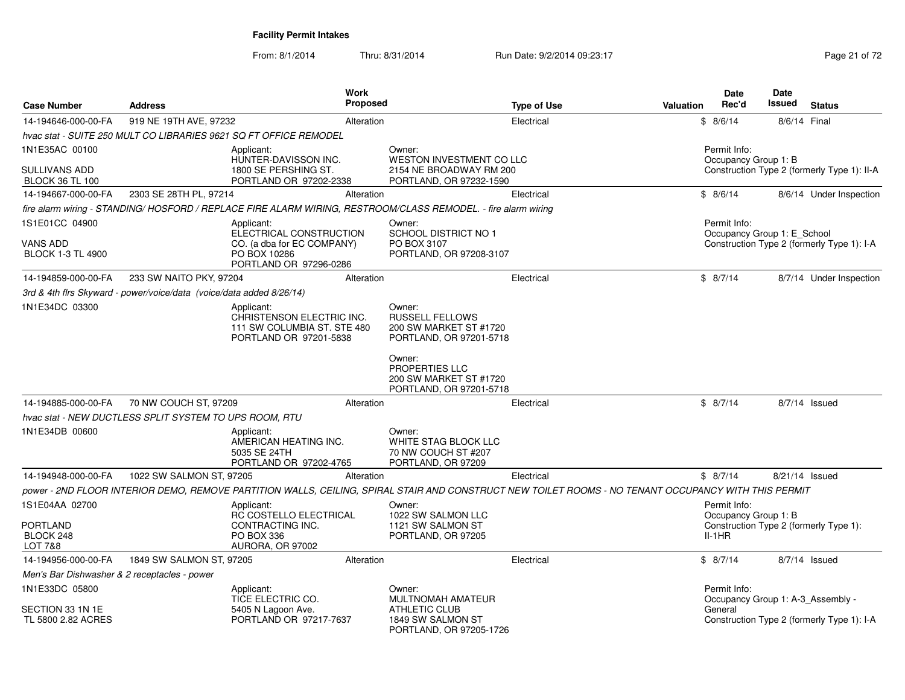**Facility Permit Intakes**

From: 8/1/2014 Thru: 8/31/2014 Run Date: 9/2/2014 09:23:17

| Case Number | Address | Work Proposed | Type of Use | Valuation | Date Rec'd | Date Issued | Status |
|---|---|---|---|---|---|---|---|
| 14-194646-000-00-FA | 919 NE 19TH AVE, 97232 | Alteration | Electrical | $ | 8/6/14 | 8/6/14 | Final |

*hvac stat - SUITE 250 MULT CO LIBRARIES 9621 SQ FT OFFICE REMODEL*

1N1E35AC 00100
SULLIVANS ADD
BLOCK 36 TL 100

Applicant: HUNTER-DAVISSON INC. 1800 SE PERSHING ST. PORTLAND OR 97202-2338

Owner: WESTON INVESTMENT CO LLC 2154 NE BROADWAY RM 200 PORTLAND, OR 97232-1590

Permit Info: Occupancy Group 1: B; Construction Type 2 (formerly Type 1): II-A

| Case Number | Address | Work Proposed | Type of Use | Valuation | Date Rec'd | Date Issued | Status |
|---|---|---|---|---|---|---|---|
| 14-194667-000-00-FA | 2303 SE 28TH PL, 97214 | Alteration | Electrical | $ | 8/6/14 | 8/6/14 | Under Inspection |

*fire alarm wiring - STANDING/ HOSFORD / REPLACE FIRE ALARM WIRING, RESTROOM/CLASS REMODEL. - fire alarm wiring*

1S1E01CC 04900
VANS ADD
BLOCK 1-3 TL 4900

Applicant: ELECTRICAL CONSTRUCTION CO. (a dba for EC COMPANY) PO BOX 10286 PORTLAND OR 97296-0286

Owner: SCHOOL DISTRICT NO 1 PO BOX 3107 PORTLAND, OR 97208-3107

Permit Info: Occupancy Group 1: E_School; Construction Type 2 (formerly Type 1): I-A

| Case Number | Address | Work Proposed | Type of Use | Valuation | Date Rec'd | Date Issued | Status |
|---|---|---|---|---|---|---|---|
| 14-194859-000-00-FA | 233 SW NAITO PKY, 97204 | Alteration | Electrical | $ | 8/7/14 | 8/7/14 | Under Inspection |

*3rd & 4th flrs Skyward - power/voice/data (voice/data added 8/26/14)*

1N1E34DC 03300

Applicant: CHRISTENSON ELECTRIC INC. 111 SW COLUMBIA ST. STE 480 PORTLAND OR 97201-5838

Owner: RUSSELL FELLOWS 200 SW MARKET ST #1720 PORTLAND, OR 97201-5718

Owner: PROPERTIES LLC 200 SW MARKET ST #1720 PORTLAND, OR 97201-5718

| Case Number | Address | Work Proposed | Type of Use | Valuation | Date Rec'd | Date Issued | Status |
|---|---|---|---|---|---|---|---|
| 14-194885-000-00-FA | 70 NW COUCH ST, 97209 | Alteration | Electrical | $ | 8/7/14 | 8/7/14 | Issued |

*hvac stat - NEW DUCTLESS SPLIT SYSTEM TO UPS ROOM, RTU*

1N1E34DB 00600

Applicant: AMERICAN HEATING INC. 5035 SE 24TH PORTLAND OR 97202-4765

Owner: WHITE STAG BLOCK LLC 70 NW COUCH ST #207 PORTLAND, OR 97209

| Case Number | Address | Work Proposed | Type of Use | Valuation | Date Rec'd | Date Issued | Status |
|---|---|---|---|---|---|---|---|
| 14-194948-000-00-FA | 1022 SW SALMON ST, 97205 | Alteration | Electrical | $ | 8/7/14 | 8/21/14 | Issued |

*power - 2ND FLOOR INTERIOR DEMO, REMOVE PARTITION WALLS, CEILING, SPIRAL STAIR AND CONSTRUCT NEW TOILET ROOMS - NO TENANT OCCUPANCY WITH THIS PERMIT*

1S1E04AA 02700
PORTLAND
BLOCK 248
LOT 7&8

Applicant: RC COSTELLO ELECTRICAL CONTRACTING INC. PO BOX 336 AURORA, OR 97002

Owner: 1022 SW SALMON LLC 1121 SW SALMON ST PORTLAND, OR 97205

Permit Info: Occupancy Group 1: B; Construction Type 2 (formerly Type 1): II-1HR

| Case Number | Address | Work Proposed | Type of Use | Valuation | Date Rec'd | Date Issued | Status |
|---|---|---|---|---|---|---|---|
| 14-194956-000-00-FA | 1849 SW SALMON ST, 97205 | Alteration | Electrical | $ | 8/7/14 | 8/7/14 | Issued |

*Men's Bar Dishwasher & 2 receptacles - power*

1N1E33DC 05800
SECTION 33 1N 1E
TL 5800 2.82 ACRES

Applicant: TICE ELECTRIC CO. 5405 N Lagoon Ave. PORTLAND OR 97217-7637

Owner: MULTNOMAH AMATEUR ATHLETIC CLUB 1849 SW SALMON ST PORTLAND, OR 97205-1726

Permit Info: Occupancy Group 1: A-3_Assembly - General; Construction Type 2 (formerly Type 1): I-A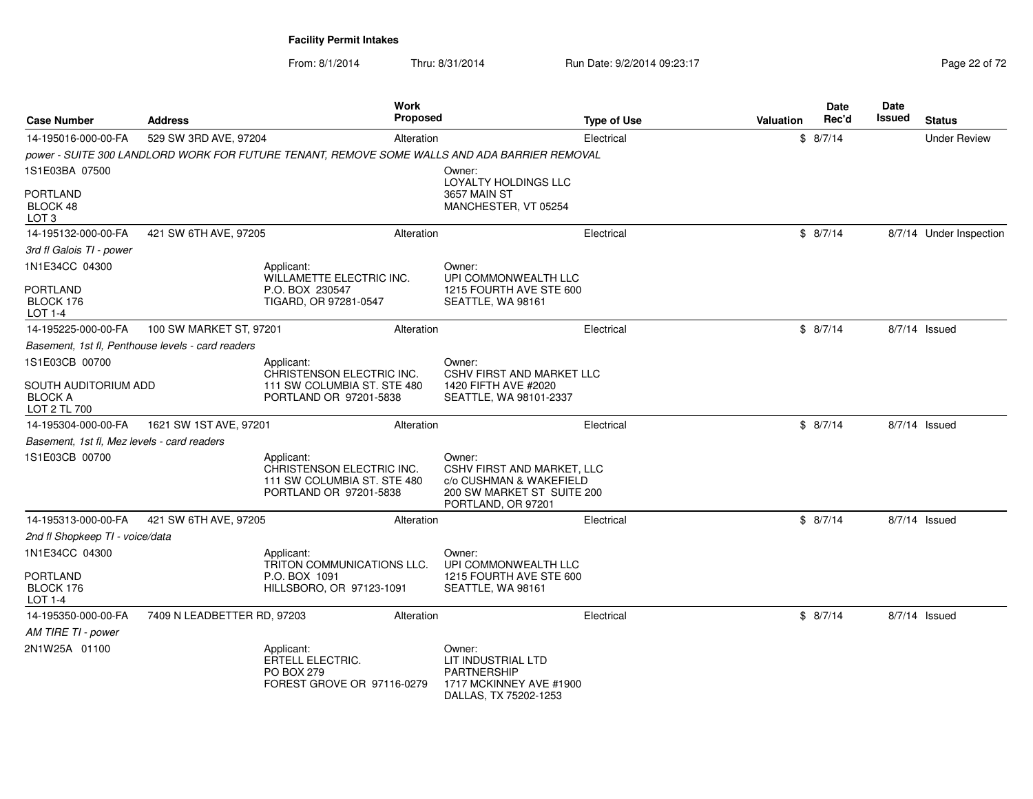## Facility Permit Intakes

From: 8/1/2014 Thru: 8/31/2014 Run Date: 9/2/2014 09:23:17

| Case Number | Address | Work Proposed | Type of Use | Valuation | Date Rec'd | Date Issued | Status |
|---|---|---|---|---|---|---|---|
| 14-195016-000-00-FA | 529 SW 3RD AVE, 97204 | Alteration | Electrical | $ | 8/7/14 | | Under Review |
| *power - SUITE 300 LANDLORD WORK FOR FUTURE TENANT, REMOVE SOME WALLS AND ADA BARRIER REMOVAL* | | | | | | | |
| 1S1E03BA 07500<br>PORTLAND<br>BLOCK 48<br>LOT 3 | | Owner:<br>LOYALTY HOLDINGS LLC<br>3657 MAIN ST<br>MANCHESTER, VT 05254 | | | | | |
| 14-195132-000-00-FA | 421 SW 6TH AVE, 97205 | Alteration | Electrical | $ | 8/7/14 | 8/7/14 | Under Inspection |
| *3rd fl Galois TI - power* | | | | | | | |
| 1N1E34CC 04300<br>PORTLAND<br>BLOCK 176<br>LOT 1-4 | Applicant:<br>WILLAMETTE ELECTRIC INC.<br>P.O. BOX 230547<br>TIGARD, OR 97281-0547 | Owner:<br>UPI COMMONWEALTH LLC<br>1215 FOURTH AVE STE 600<br>SEATTLE, WA 98161 | | | | | |
| 14-195225-000-00-FA | 100 SW MARKET ST, 97201 | Alteration | Electrical | $ | 8/7/14 | 8/7/14 | Issued |
| *Basement, 1st fl, Penthouse levels - card readers* | | | | | | | |
| 1S1E03CB 00700<br>SOUTH AUDITORIUM ADD<br>BLOCK A<br>LOT 2 TL 700 | Applicant:<br>CHRISTENSON ELECTRIC INC.<br>111 SW COLUMBIA ST. STE 480<br>PORTLAND OR 97201-5838 | Owner:<br>CSHV FIRST AND MARKET LLC<br>1420 FIFTH AVE #2020<br>SEATTLE, WA 98101-2337 | | | | | |
| 14-195304-000-00-FA | 1621 SW 1ST AVE, 97201 | Alteration | Electrical | $ | 8/7/14 | 8/7/14 | Issued |
| *Basement, 1st fl, Mez levels - card readers* | | | | | | | |
| 1S1E03CB 00700 | Applicant:<br>CHRISTENSON ELECTRIC INC.<br>111 SW COLUMBIA ST. STE 480<br>PORTLAND OR 97201-5838 | Owner:<br>CSHV FIRST AND MARKET, LLC<br>c/o CUSHMAN & WAKEFIELD<br>200 SW MARKET ST SUITE 200<br>PORTLAND, OR 97201 | | | | | |
| 14-195313-000-00-FA | 421 SW 6TH AVE, 97205 | Alteration | Electrical | $ | 8/7/14 | 8/7/14 | Issued |
| *2nd fl Shopkeep TI - voice/data* | | | | | | | |
| 1N1E34CC 04300<br>PORTLAND<br>BLOCK 176<br>LOT 1-4 | Applicant:<br>TRITON COMMUNICATIONS LLC.<br>P.O. BOX 1091<br>HILLSBORO, OR 97123-1091 | Owner:<br>UPI COMMONWEALTH LLC<br>1215 FOURTH AVE STE 600<br>SEATTLE, WA 98161 | | | | | |
| 14-195350-000-00-FA | 7409 N LEADBETTER RD, 97203 | Alteration | Electrical | $ | 8/7/14 | 8/7/14 | Issued |
| *AM TIRE TI - power* | | | | | | | |
| 2N1W25A 01100 | Applicant:<br>ERTELL ELECTRIC.<br>PO BOX 279<br>FOREST GROVE OR 97116-0279 | Owner:<br>LIT INDUSTRIAL LTD<br>PARTNERSHIP<br>1717 MCKINNEY AVE #1900<br>DALLAS, TX 75202-1253 | | | | | |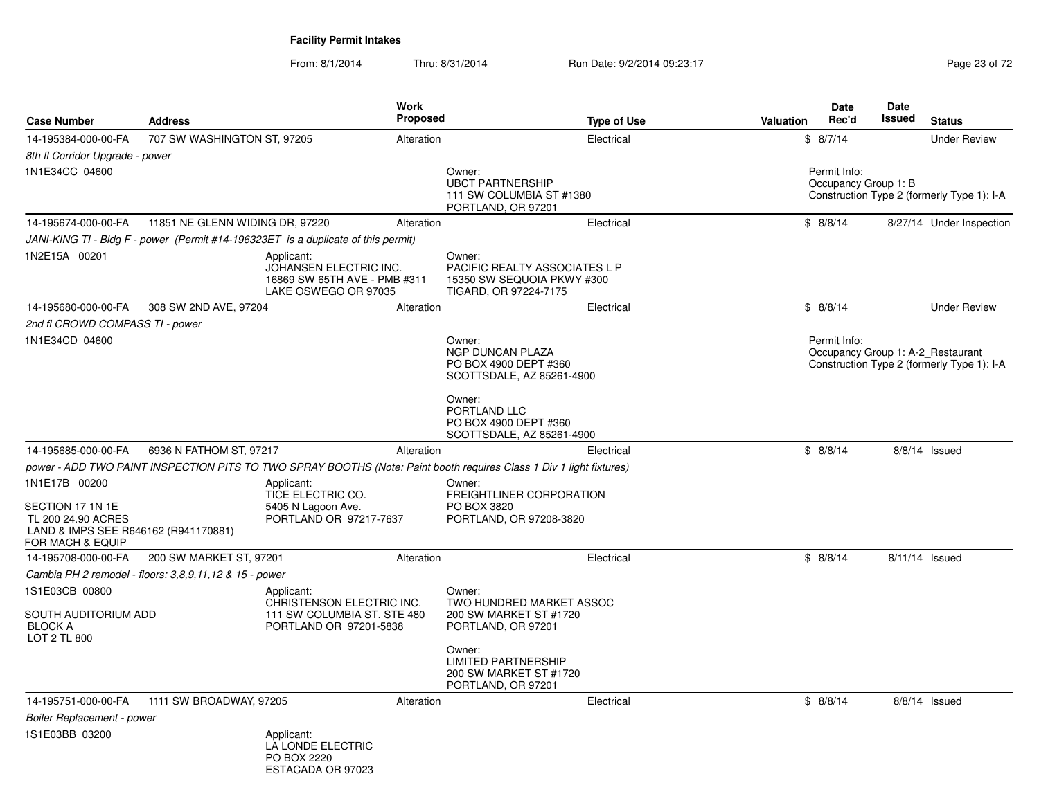## Facility Permit Intakes

From: 8/1/2014 Thru: 8/31/2014 Run Date: 9/2/2014 09:23:17

| Case Number | Address | Work Proposed | Type of Use | Valuation | Date Rec'd | Date Issued | Status |
|---|---|---|---|---|---|---|---|
| 14-195384-000-00-FA | 707 SW WASHINGTON ST, 97205 | Alteration | Electrical | $ | 8/7/14 | | Under Review |

*8th fl Corridor Upgrade - power*

1N1E34CC 04600

Owner:
UBCT PARTNERSHIP
111 SW COLUMBIA ST #1380
PORTLAND, OR 97201

Permit Info:
Occupancy Group 1: B
Construction Type 2 (formerly Type 1): I-A

---

| Case Number | Address | Work Proposed | Type of Use | Valuation | Date Rec'd | Date Issued | Status |
|---|---|---|---|---|---|---|---|
| 14-195674-000-00-FA | 11851 NE GLENN WIDING DR, 97220 | Alteration | Electrical | $ | 8/8/14 | 8/27/14 | Under Inspection |

*JANI-KING TI - Bldg F - power (Permit #14-196323ET is a duplicate of this permit)*

1N2E15A 00201

Applicant:
JOHANSEN ELECTRIC INC.
16869 SW 65TH AVE - PMB #311
LAKE OSWEGO OR 97035

Owner:
PACIFIC REALTY ASSOCIATES L P
15350 SW SEQUOIA PKWY #300
TIGARD, OR 97224-7175

---

| Case Number | Address | Work Proposed | Type of Use | Valuation | Date Rec'd | Date Issued | Status |
|---|---|---|---|---|---|---|---|
| 14-195680-000-00-FA | 308 SW 2ND AVE, 97204 | Alteration | Electrical | $ | 8/8/14 | | Under Review |

*2nd fl CROWD COMPASS TI - power*

1N1E34CD 04600

Owner:
NGP DUNCAN PLAZA
PO BOX 4900 DEPT #360
SCOTTSDALE, AZ 85261-4900

Owner:
PORTLAND LLC
PO BOX 4900 DEPT #360
SCOTTSDALE, AZ 85261-4900

Permit Info:
Occupancy Group 1: A-2_Restaurant
Construction Type 2 (formerly Type 1): I-A

---

| Case Number | Address | Work Proposed | Type of Use | Valuation | Date Rec'd | Date Issued | Status |
|---|---|---|---|---|---|---|---|
| 14-195685-000-00-FA | 6936 N FATHOM ST, 97217 | Alteration | Electrical | $ | 8/8/14 | 8/8/14 | Issued |

*power - ADD TWO PAINT INSPECTION PITS TO TWO SPRAY BOOTHS (Note: Paint booth requires Class 1 Div 1 light fixtures)*

1N1E17B 00200

SECTION 17 1N 1E
TL 200 24.90 ACRES
LAND & IMPS SEE R646162 (R941170881)
FOR MACH & EQUIP

Applicant:
TICE ELECTRIC CO.
5405 N Lagoon Ave.
PORTLAND OR 97217-7637

Owner:
FREIGHTLINER CORPORATION
PO BOX 3820
PORTLAND, OR 97208-3820

---

| Case Number | Address | Work Proposed | Type of Use | Valuation | Date Rec'd | Date Issued | Status |
|---|---|---|---|---|---|---|---|
| 14-195708-000-00-FA | 200 SW MARKET ST, 97201 | Alteration | Electrical | $ | 8/8/14 | 8/11/14 | Issued |

*Cambia PH 2 remodel - floors: 3,8,9,11,12 & 15 - power*

1S1E03CB 00800

SOUTH AUDITORIUM ADD
BLOCK A
LOT 2 TL 800

Applicant:
CHRISTENSON ELECTRIC INC.
111 SW COLUMBIA ST. STE 480
PORTLAND OR 97201-5838

Owner:
TWO HUNDRED MARKET ASSOC
200 SW MARKET ST #1720
PORTLAND, OR 97201

Owner:
LIMITED PARTNERSHIP
200 SW MARKET ST #1720
PORTLAND, OR 97201

---

| Case Number | Address | Work Proposed | Type of Use | Valuation | Date Rec'd | Date Issued | Status |
|---|---|---|---|---|---|---|---|
| 14-195751-000-00-FA | 1111 SW BROADWAY, 97205 | Alteration | Electrical | $ | 8/8/14 | 8/8/14 | Issued |

*Boiler Replacement - power*

1S1E03BB 03200

Applicant:
LA LONDE ELECTRIC
PO BOX 2220
ESTACADA OR 97023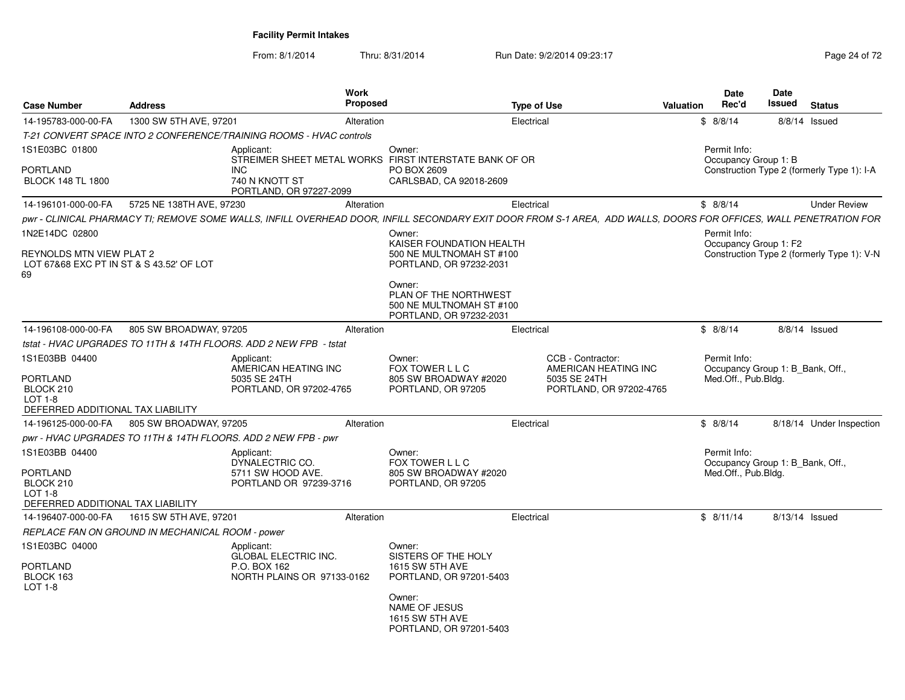## Facility Permit Intakes

From: 8/1/2014 Thru: 8/31/2014 Run Date: 9/2/2014 09:23:17

| Case Number | Address | Work Proposed | Type of Use | Valuation | Date Rec'd | Date Issued | Status |
|---|---|---|---|---|---|---|---|
| 14-195783-000-00-FA | 1300 SW 5TH AVE, 97201 | Alteration | Electrical | $ | 8/8/14 | 8/8/14 | Issued |

*T-21 CONVERT SPACE INTO 2 CONFERENCE/TRAINING ROOMS - HVAC controls*

1S1E03BC 01800
PORTLAND
BLOCK 148 TL 1800

Applicant:
STREIMER SHEET METAL WORKS INC
740 N KNOTT ST
PORTLAND, OR 97227-2099

Owner:
FIRST INTERSTATE BANK OF OR
PO BOX 2609
CARLSBAD, CA 92018-2609

Permit Info:
Occupancy Group 1: B
Construction Type 2 (formerly Type 1): I-A

| Case Number | Address | Work Proposed | Type of Use | Valuation | Date Rec'd | Date Issued | Status |
|---|---|---|---|---|---|---|---|
| 14-196101-000-00-FA | 5725 NE 138TH AVE, 97230 | Alteration | Electrical | $ | 8/8/14 | | Under Review |

*pwr - CLINICAL PHARMACY TI; REMOVE SOME WALLS, INFILL OVERHEAD DOOR, INFILL SECONDARY EXIT DOOR FROM S-1 AREA, ADD WALLS, DOORS FOR OFFICES, WALL PENETRATION FOR*

1N2E14DC 02800
REYNOLDS MTN VIEW PLAT 2
LOT 67&68 EXC PT IN ST & S 43.52' OF LOT 69

Owner:
KAISER FOUNDATION HEALTH
500 NE MULTNOMAH ST #100
PORTLAND, OR 97232-2031

Owner:
PLAN OF THE NORTHWEST
500 NE MULTNOMAH ST #100
PORTLAND, OR 97232-2031

Permit Info:
Occupancy Group 1: F2
Construction Type 2 (formerly Type 1): V-N

| Case Number | Address | Work Proposed | Type of Use | Valuation | Date Rec'd | Date Issued | Status |
|---|---|---|---|---|---|---|---|
| 14-196108-000-00-FA | 805 SW BROADWAY, 97205 | Alteration | Electrical | $ | 8/8/14 | 8/8/14 | Issued |

*tstat - HVAC UPGRADES TO 11TH & 14TH FLOORS. ADD 2 NEW FPB - tstat*

1S1E03BB 04400
PORTLAND
BLOCK 210
LOT 1-8
DEFERRED ADDITIONAL TAX LIABILITY

Applicant:
AMERICAN HEATING INC
5035 SE 24TH
PORTLAND, OR 97202-4765

Owner:
FOX TOWER L L C
805 SW BROADWAY #2020
PORTLAND, OR 97205

CCB - Contractor:
AMERICAN HEATING INC
5035 SE 24TH
PORTLAND, OR 97202-4765

Permit Info:
Occupancy Group 1: B_Bank, Off., Med.Off., Pub.Bldg.

| Case Number | Address | Work Proposed | Type of Use | Valuation | Date Rec'd | Date Issued | Status |
|---|---|---|---|---|---|---|---|
| 14-196125-000-00-FA | 805 SW BROADWAY, 97205 | Alteration | Electrical | $ | 8/8/14 | 8/18/14 | Under Inspection |

*pwr - HVAC UPGRADES TO 11TH & 14TH FLOORS. ADD 2 NEW FPB - pwr*

1S1E03BB 04400
PORTLAND
BLOCK 210
LOT 1-8
DEFERRED ADDITIONAL TAX LIABILITY

Applicant:
DYNALECTRIC CO.
5711 SW HOOD AVE.
PORTLAND OR 97239-3716

Owner:
FOX TOWER L L C
805 SW BROADWAY #2020
PORTLAND, OR 97205

Permit Info:
Occupancy Group 1: B_Bank, Off., Med.Off., Pub.Bldg.

| Case Number | Address | Work Proposed | Type of Use | Valuation | Date Rec'd | Date Issued | Status |
|---|---|---|---|---|---|---|---|
| 14-196407-000-00-FA | 1615 SW 5TH AVE, 97201 | Alteration | Electrical | $ | 8/11/14 | 8/13/14 | Issued |

*REPLACE FAN ON GROUND IN MECHANICAL ROOM - power*

1S1E03BC 04000
PORTLAND
BLOCK 163
LOT 1-8

Applicant:
GLOBAL ELECTRIC INC.
P.O. BOX 162
NORTH PLAINS OR 97133-0162

Owner:
SISTERS OF THE HOLY
1615 SW 5TH AVE
PORTLAND, OR 97201-5403

Owner:
NAME OF JESUS
1615 SW 5TH AVE
PORTLAND, OR 97201-5403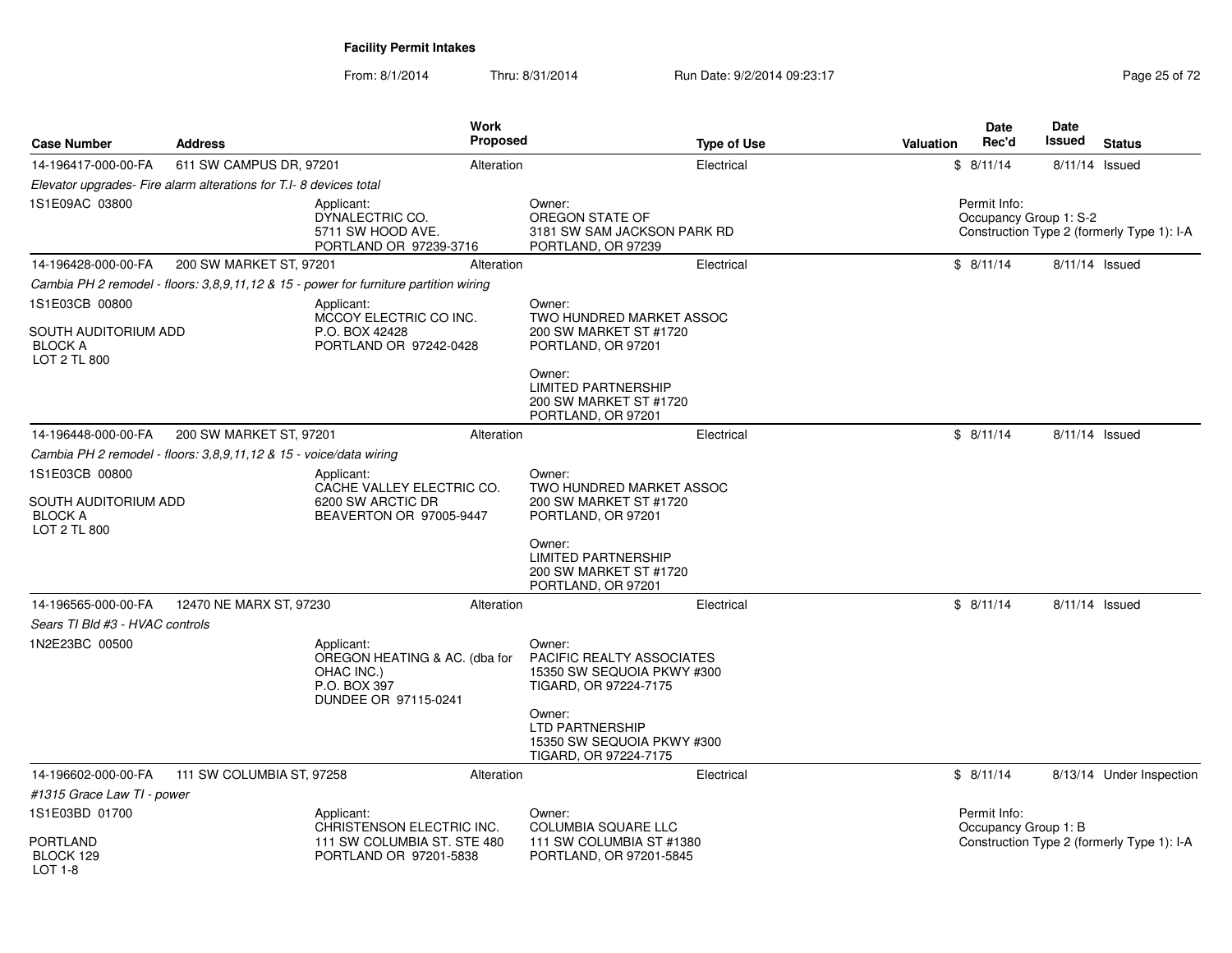**Facility Permit Intakes**

From: 8/1/2014 Thru: 8/31/2014 Run Date: 9/2/2014 09:23:17

| Case Number | Address | Work Proposed | Type of Use | Valuation | Date Rec'd | Date Issued | Status |
|---|---|---|---|---|---|---|---|
| 14-196417-000-00-FA | 611 SW CAMPUS DR, 97201 | Alteration | Electrical | $ | 8/11/14 | 8/11/14 | Issued |

*Elevator upgrades- Fire alarm alterations for T.I- 8 devices total*

1S1E09AC 03800

Applicant:
DYNALECTRIC CO.
5711 SW HOOD AVE.
PORTLAND OR 97239-3716

Owner:
OREGON STATE OF
3181 SW SAM JACKSON PARK RD
PORTLAND, OR 97239

Permit Info:
Occupancy Group 1: S-2
Construction Type 2 (formerly Type 1): I-A

| Case Number | Address | Work Proposed | Type of Use | Valuation | Date Rec'd | Date Issued | Status |
|---|---|---|---|---|---|---|---|
| 14-196428-000-00-FA | 200 SW MARKET ST, 97201 | Alteration | Electrical | $ | 8/11/14 | 8/11/14 | Issued |

*Cambia PH 2 remodel - floors: 3,8,9,11,12 & 15 - power for furniture partition wiring*

1S1E03CB 00800

SOUTH AUDITORIUM ADD
BLOCK A
LOT 2 TL 800

Applicant:
MCCOY ELECTRIC CO INC.
P.O. BOX 42428
PORTLAND OR 97242-0428

Owner:
TWO HUNDRED MARKET ASSOC
200 SW MARKET ST #1720
PORTLAND, OR 97201

Owner:
LIMITED PARTNERSHIP
200 SW MARKET ST #1720
PORTLAND, OR 97201

| Case Number | Address | Work Proposed | Type of Use | Valuation | Date Rec'd | Date Issued | Status |
|---|---|---|---|---|---|---|---|
| 14-196448-000-00-FA | 200 SW MARKET ST, 97201 | Alteration | Electrical | $ | 8/11/14 | 8/11/14 | Issued |

*Cambia PH 2 remodel - floors: 3,8,9,11,12 & 15 - voice/data wiring*

1S1E03CB 00800

SOUTH AUDITORIUM ADD
BLOCK A
LOT 2 TL 800

Applicant:
CACHE VALLEY ELECTRIC CO.
6200 SW ARCTIC DR
BEAVERTON OR 97005-9447

Owner:
TWO HUNDRED MARKET ASSOC
200 SW MARKET ST #1720
PORTLAND, OR 97201

Owner:
LIMITED PARTNERSHIP
200 SW MARKET ST #1720
PORTLAND, OR 97201

| Case Number | Address | Work Proposed | Type of Use | Valuation | Date Rec'd | Date Issued | Status |
|---|---|---|---|---|---|---|---|
| 14-196565-000-00-FA | 12470 NE MARX ST, 97230 | Alteration | Electrical | $ | 8/11/14 | 8/11/14 | Issued |

*Sears TI Bld #3 - HVAC controls*

1N2E23BC 00500

Applicant:
OREGON HEATING & AC. (dba for OHAC INC.)
P.O. BOX 397
DUNDEE OR 97115-0241

Owner:
PACIFIC REALTY ASSOCIATES
15350 SW SEQUOIA PKWY #300
TIGARD, OR 97224-7175

Owner:
LTD PARTNERSHIP
15350 SW SEQUOIA PKWY #300
TIGARD, OR 97224-7175

| Case Number | Address | Work Proposed | Type of Use | Valuation | Date Rec'd | Date Issued | Status |
|---|---|---|---|---|---|---|---|
| 14-196602-000-00-FA | 111 SW COLUMBIA ST, 97258 | Alteration | Electrical | $ | 8/11/14 | 8/13/14 | Under Inspection |

*#1315 Grace Law TI - power*

1S1E03BD 01700

PORTLAND
BLOCK 129
LOT 1-8

Applicant:
CHRISTENSON ELECTRIC INC.
111 SW COLUMBIA ST. STE 480
PORTLAND OR 97201-5838

Owner:
COLUMBIA SQUARE LLC
111 SW COLUMBIA ST #1380
PORTLAND, OR 97201-5845

Permit Info:
Occupancy Group 1: B
Construction Type 2 (formerly Type 1): I-A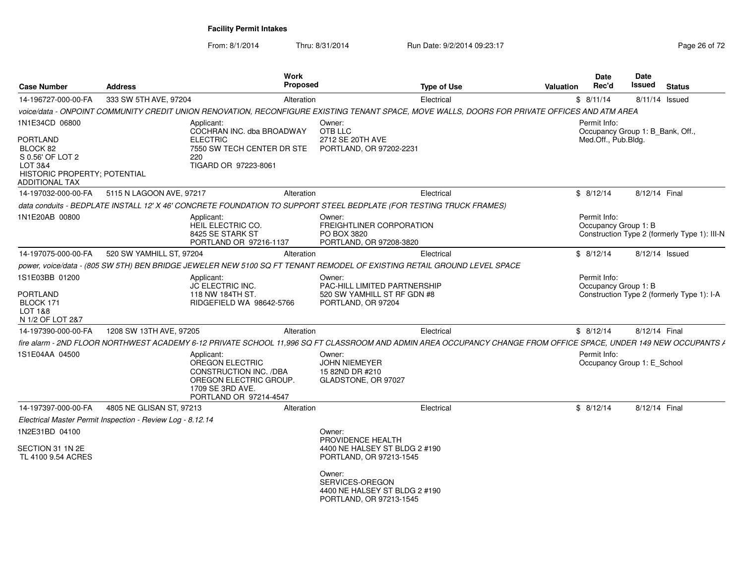**Facility Permit Intakes**

From: 8/1/2014 Thru: 8/31/2014 Run Date: 9/2/2014 09:23:17

| Case Number | Address | Work Proposed | Type of Use | Valuation | Date Rec'd | Date Issued | Status |
|---|---|---|---|---|---|---|---|
| 14-196727-000-00-FA | 333 SW 5TH AVE, 97204 | Alteration | Electrical | $ | 8/11/14 | 8/11/14 | Issued |

*voice/data - ONPOINT COMMUNITY CREDIT UNION RENOVATION, RECONFIGURE EXISTING TENANT SPACE, MOVE WALLS, DOORS FOR PRIVATE OFFICES AND ATM AREA*

1N1E34CD 06800

PORTLAND
BLOCK 82
S 0.56' OF LOT 2
LOT 3&4
HISTORIC PROPERTY; POTENTIAL ADDITIONAL TAX

Applicant:
COCHRAN INC. dba BROADWAY ELECTRIC
7550 SW TECH CENTER DR STE 220
TIGARD OR 97223-8061

Owner:
OTB LLC
2712 SE 20TH AVE
PORTLAND, OR 97202-2231

Permit Info:
Occupancy Group 1: B_Bank, Off., Med.Off., Pub.Bldg.

---

| Case Number | Address | Work Proposed | Type of Use | Valuation | Date Rec'd | Date Issued | Status |
|---|---|---|---|---|---|---|---|
| 14-197032-000-00-FA | 5115 N LAGOON AVE, 97217 | Alteration | Electrical | $ | 8/12/14 | 8/12/14 | Final |

*data conduits - BEDPLATE INSTALL 12' X 46' CONCRETE FOUNDATION TO SUPPORT STEEL BEDPLATE (FOR TESTING TRUCK FRAMES)*

1N1E20AB 00800

Applicant:
HEIL ELECTRIC CO.
8425 SE STARK ST
PORTLAND OR 97216-1137

Owner:
FREIGHTLINER CORPORATION
PO BOX 3820
PORTLAND, OR 97208-3820

Permit Info:
Occupancy Group 1: B
Construction Type 2 (formerly Type 1): III-N

---

| Case Number | Address | Work Proposed | Type of Use | Valuation | Date Rec'd | Date Issued | Status |
|---|---|---|---|---|---|---|---|
| 14-197075-000-00-FA | 520 SW YAMHILL ST, 97204 | Alteration | Electrical | $ | 8/12/14 | 8/12/14 | Issued |

*power, voice/data - (805 SW 5TH) BEN BRIDGE JEWELER NEW 5100 SQ FT TENANT REMODEL OF EXISTING RETAIL GROUND LEVEL SPACE*

1S1E03BB 01200

PORTLAND
BLOCK 171
LOT 1&8
N 1/2 OF LOT 2&7

Applicant:
JC ELECTRIC INC.
118 NW 184TH ST.
RIDGEFIELD WA 98642-5766

Owner:
PAC-HILL LIMITED PARTNERSHIP
520 SW YAMHILL ST RF GDN #8
PORTLAND, OR 97204

Permit Info:
Occupancy Group 1: B
Construction Type 2 (formerly Type 1): I-A

---

| Case Number | Address | Work Proposed | Type of Use | Valuation | Date Rec'd | Date Issued | Status |
|---|---|---|---|---|---|---|---|
| 14-197390-000-00-FA | 1208 SW 13TH AVE, 97205 | Alteration | Electrical | $ | 8/12/14 | 8/12/14 | Final |

*fire alarm - 2ND FLOOR NORTHWEST ACADEMY 6-12 PRIVATE SCHOOL 11,996 SQ FT CLASSROOM AND ADMIN AREA OCCUPANCY CHANGE FROM OFFICE SPACE, UNDER 149 NEW OCCUPANTS A*

1S1E04AA 04500

Applicant:
OREGON ELECTRIC CONSTRUCTION INC. /DBA OREGON ELECTRIC GROUP.
1709 SE 3RD AVE.
PORTLAND OR 97214-4547

Owner:
JOHN NIEMEYER
15 82ND DR #210
GLADSTONE, OR 97027

Permit Info:
Occupancy Group 1: E_School

---

| Case Number | Address | Work Proposed | Type of Use | Valuation | Date Rec'd | Date Issued | Status |
|---|---|---|---|---|---|---|---|
| 14-197397-000-00-FA | 4805 NE GLISAN ST, 97213 | Alteration | Electrical | $ | 8/12/14 | 8/12/14 | Final |

*Electrical Master Permit Inspection - Review Log - 8.12.14*

1N2E31BD 04100

SECTION 31 1N 2E
TL 4100 9.54 ACRES

Owner:
PROVIDENCE HEALTH
4400 NE HALSEY ST BLDG 2 #190
PORTLAND, OR 97213-1545

Owner:
SERVICES-OREGON
4400 NE HALSEY ST BLDG 2 #190
PORTLAND, OR 97213-1545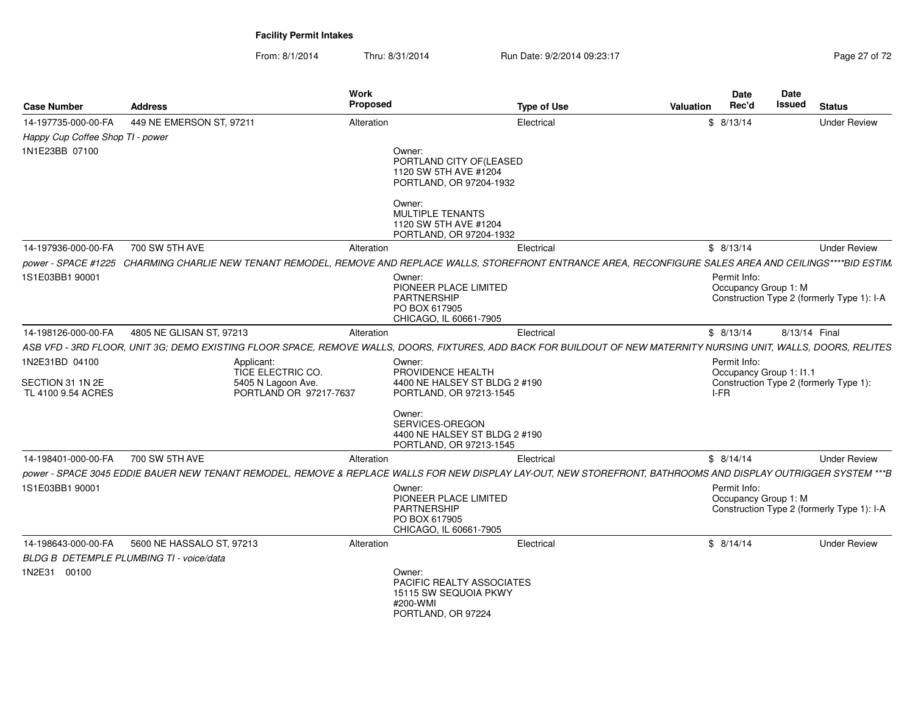**Facility Permit Intakes**

From: 8/1/2014 Thru: 8/31/2014 Run Date: 9/2/2014 09:23:17

| Case Number | Address | Work Proposed | Type of Use | Valuation | Date Rec'd | Date Issued | Status |
|---|---|---|---|---|---|---|---|
| 14-197735-000-00-FA | 449 NE EMERSON ST, 97211 | Alteration | Electrical | $ | 8/13/14 | | Under Review |
| *Happy Cup Coffee Shop TI - power* | | | | | | | |
| 1N1E23BB 07100 | | Owner: PORTLAND CITY OF(LEASED 1120 SW 5TH AVE #1204 PORTLAND, OR 97204-1932<br><br>Owner: MULTIPLE TENANTS 1120 SW 5TH AVE #1204 PORTLAND, OR 97204-1932 | | | | | |
| 14-197936-000-00-FA | 700 SW 5TH AVE | Alteration | Electrical | $ | 8/13/14 | | Under Review |
| *power - SPACE #1225 CHARMING CHARLIE NEW TENANT REMODEL, REMOVE AND REPLACE WALLS, STOREFRONT ENTRANCE AREA, RECONFIGURE SALES AREA AND CEILINGS****BID ESTIM* | | | | | | | |
| 1S1E03BB1 90001 | | Owner: PIONEER PLACE LIMITED PARTNERSHIP PO BOX 617905 CHICAGO, IL 60661-7905 | | | Permit Info: Occupancy Group 1: M Construction Type 2 (formerly Type 1): I-A | | |
| 14-198126-000-00-FA | 4805 NE GLISAN ST, 97213 | Alteration | Electrical | $ | 8/13/14 | 8/13/14 | Final |
| *ASB VFD - 3RD FLOOR, UNIT 3G; DEMO EXISTING FLOOR SPACE, REMOVE WALLS, DOORS, FIXTURES, ADD BACK FOR BUILDOUT OF NEW MATERNITY NURSING UNIT, WALLS, DOORS, RELITES* | | | | | | | |
| 1N2E31BD 04100<br><br>SECTION 31 1N 2E TL 4100 9.54 ACRES | Applicant: TICE ELECTRIC CO. 5405 N Lagoon Ave. PORTLAND OR 97217-7637 | Owner: PROVIDENCE HEALTH 4400 NE HALSEY ST BLDG 2 #190 PORTLAND, OR 97213-1545<br><br>Owner: SERVICES-OREGON 4400 NE HALSEY ST BLDG 2 #190 PORTLAND, OR 97213-1545 | | | Permit Info: Occupancy Group 1: I1.1 Construction Type 2 (formerly Type 1): I-FR | | |
| 14-198401-000-00-FA | 700 SW 5TH AVE | Alteration | Electrical | $ | 8/14/14 | | Under Review |
| *power - SPACE 3045 EDDIE BAUER NEW TENANT REMODEL, REMOVE & REPLACE WALLS FOR NEW DISPLAY LAY-OUT, NEW STOREFRONT, BATHROOMS AND DISPLAY OUTRIGGER SYSTEM ***B* | | | | | | | |
| 1S1E03BB1 90001 | | Owner: PIONEER PLACE LIMITED PARTNERSHIP PO BOX 617905 CHICAGO, IL 60661-7905 | | | Permit Info: Occupancy Group 1: M Construction Type 2 (formerly Type 1): I-A | | |
| 14-198643-000-00-FA | 5600 NE HASSALO ST, 97213 | Alteration | Electrical | $ | 8/14/14 | | Under Review |
| *BLDG B DETEMPLE PLUMBING TI - voice/data* | | | | | | | |
| 1N2E31 00100 | | Owner: PACIFIC REALTY ASSOCIATES 15115 SW SEQUOIA PKWY #200-WMI PORTLAND, OR 97224 | | | | | |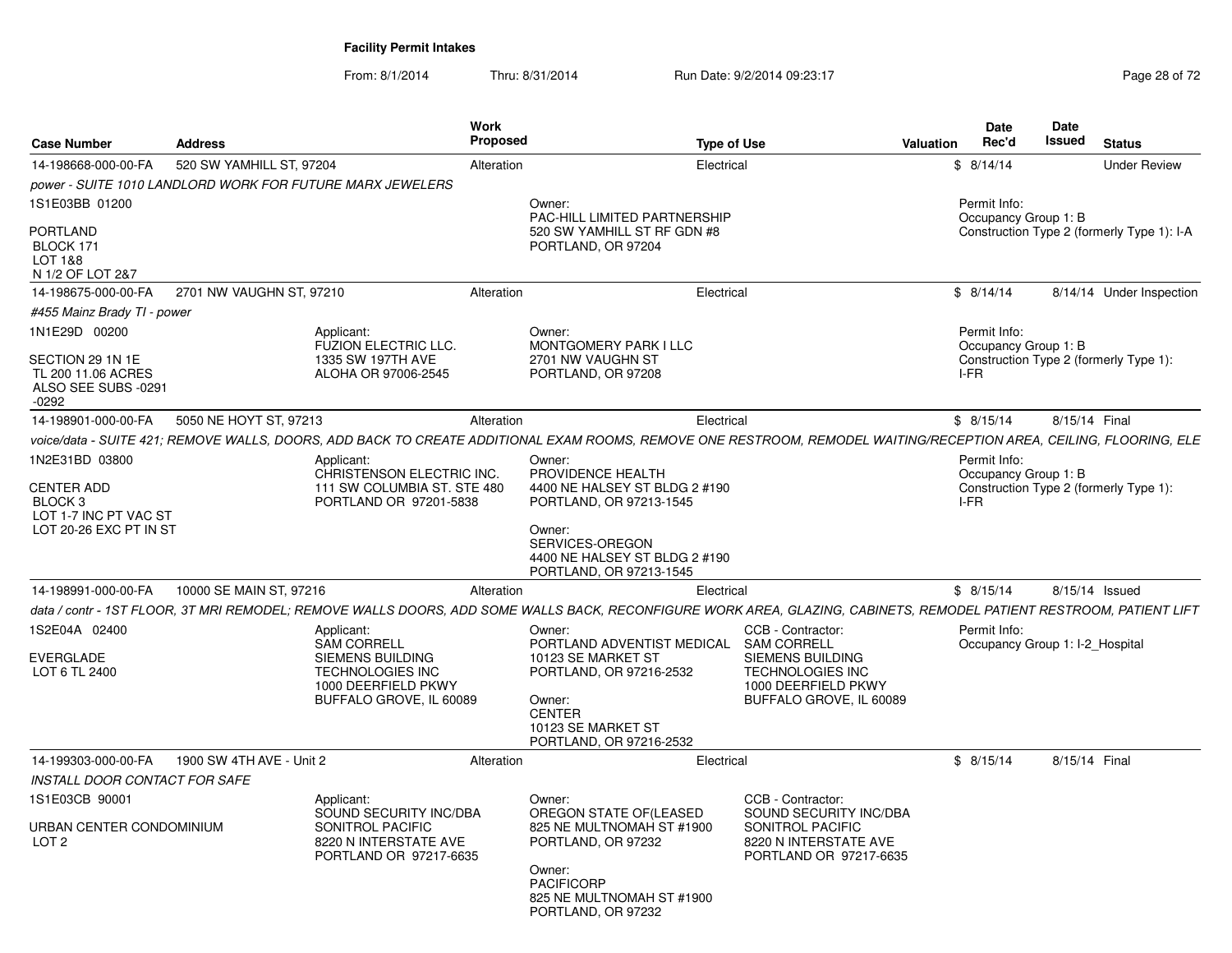**Facility Permit Intakes**

From: 8/1/2014 Thru: 8/31/2014 Run Date: 9/2/2014 09:23:17

| Case Number | Address | Work Proposed | Type of Use | Valuation | Date Rec'd | Date Issued | Status |
|---|---|---|---|---|---|---|---|
| 14-198668-000-00-FA | 520 SW YAMHILL ST, 97204 | Alteration | Electrical | $ | 8/14/14 | | Under Review |
| *power - SUITE 1010 LANDLORD WORK FOR FUTURE MARX JEWELERS* | | | | | | | |
| 1S1E03BB 01200<br><br>PORTLAND<br>BLOCK 171<br>LOT 1&8<br>N 1/2 OF LOT 2&7 | | | Owner:<br>PAC-HILL LIMITED PARTNERSHIP<br>520 SW YAMHILL ST RF GDN #8<br>PORTLAND, OR 97204 | | Permit Info:<br>Occupancy Group 1: B<br>Construction Type 2 (formerly Type 1): I-A | | |
| 14-198675-000-00-FA | 2701 NW VAUGHN ST, 97210 | Alteration | Electrical | $ | 8/14/14 | 8/14/14 | Under Inspection |
| *#455 Mainz Brady TI - power* | | | | | | | |
| 1N1E29D 00200<br><br>SECTION 29 1N 1E<br>TL 200 11.06 ACRES<br>ALSO SEE SUBS -0291<br>-0292 | Applicant:<br>FUZION ELECTRIC LLC.<br>1335 SW 197TH AVE<br>ALOHA OR 97006-2545 | | Owner:<br>MONTGOMERY PARK I LLC<br>2701 NW VAUGHN ST<br>PORTLAND, OR 97208 | | Permit Info:<br>Occupancy Group 1: B<br>Construction Type 2 (formerly Type 1): I-FR | | |
| 14-198901-000-00-FA | 5050 NE HOYT ST, 97213 | Alteration | Electrical | $ | 8/15/14 | 8/15/14 | Final |
| *voice/data - SUITE 421; REMOVE WALLS, DOORS, ADD BACK TO CREATE ADDITIONAL EXAM ROOMS, REMOVE ONE RESTROOM, REMODEL WAITING/RECEPTION AREA, CEILING, FLOORING, ELE* | | | | | | | |
| 1N2E31BD 03800<br><br>CENTER ADD<br>BLOCK 3<br>LOT 1-7 INC PT VAC ST<br>LOT 20-26 EXC PT IN ST | Applicant:<br>CHRISTENSON ELECTRIC INC.<br>111 SW COLUMBIA ST. STE 480<br>PORTLAND OR 97201-5838 | | Owner:<br>PROVIDENCE HEALTH<br>4400 NE HALSEY ST BLDG 2 #190<br>PORTLAND, OR 97213-1545<br><br>Owner:<br>SERVICES-OREGON<br>4400 NE HALSEY ST BLDG 2 #190<br>PORTLAND, OR 97213-1545 | | Permit Info:<br>Occupancy Group 1: B<br>Construction Type 2 (formerly Type 1): I-FR | | |
| 14-198991-000-00-FA | 10000 SE MAIN ST, 97216 | Alteration | Electrical | $ | 8/15/14 | 8/15/14 | Issued |
| *data / contr - 1ST FLOOR, 3T MRI REMODEL; REMOVE WALLS DOORS, ADD SOME WALLS BACK, RECONFIGURE WORK AREA, GLAZING, CABINETS, REMODEL PATIENT RESTROOM, PATIENT LIFT* | | | | | | | |
| 1S2E04A 02400<br><br>EVERGLADE<br>LOT 6 TL 2400 | Applicant:<br>SAM CORRELL<br>SIEMENS BUILDING TECHNOLOGIES INC<br>1000 DEERFIELD PKWY<br>BUFFALO GROVE, IL 60089 | | Owner:<br>PORTLAND ADVENTIST MEDICAL<br>10123 SE MARKET ST<br>PORTLAND, OR 97216-2532<br><br>Owner:<br>CENTER<br>10123 SE MARKET ST<br>PORTLAND, OR 97216-2532 | CCB - Contractor:<br>SAM CORRELL<br>SIEMENS BUILDING TECHNOLOGIES INC<br>1000 DEERFIELD PKWY<br>BUFFALO GROVE, IL 60089 | Permit Info:<br>Occupancy Group 1: I-2_Hospital | | |
| 14-199303-000-00-FA | 1900 SW 4TH AVE - Unit 2 | Alteration | Electrical | $ | 8/15/14 | 8/15/14 | Final |
| *INSTALL DOOR CONTACT FOR SAFE* | | | | | | | |
| 1S1E03CB 90001<br><br>URBAN CENTER CONDOMINIUM<br>LOT 2 | Applicant:<br>SOUND SECURITY INC/DBA SONITROL PACIFIC<br>8220 N INTERSTATE AVE<br>PORTLAND OR 97217-6635 | | Owner:<br>OREGON STATE OF(LEASED<br>825 NE MULTNOMAH ST #1900<br>PORTLAND, OR 97232<br><br>Owner:<br>PACIFICORP<br>825 NE MULTNOMAH ST #1900<br>PORTLAND, OR 97232 | CCB - Contractor:<br>SOUND SECURITY INC/DBA SONITROL PACIFIC<br>8220 N INTERSTATE AVE<br>PORTLAND OR 97217-6635 | | | |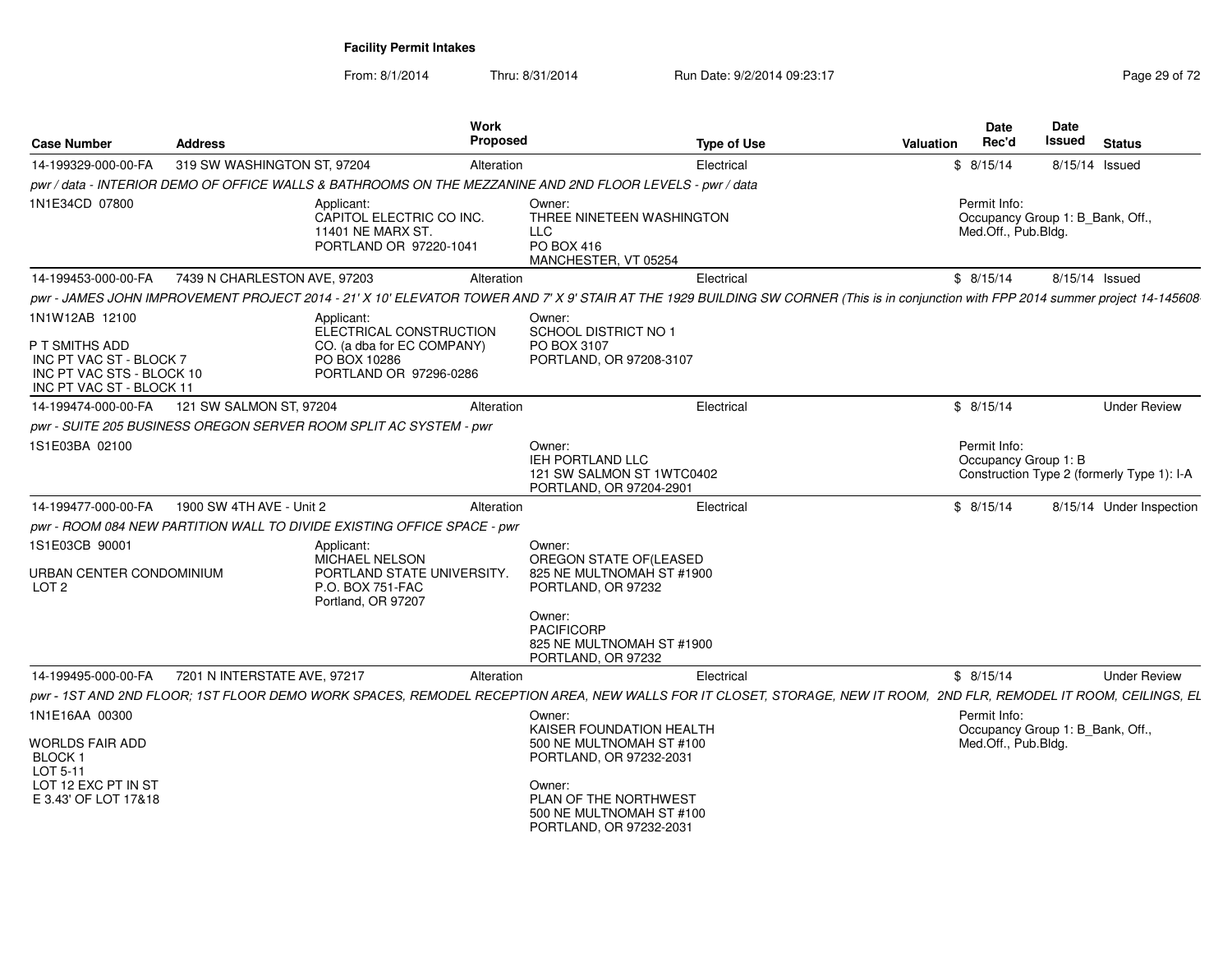**Facility Permit Intakes**

From: 8/1/2014 Thru: 8/31/2014 Run Date: 9/2/2014 09:23:17

| Case Number | Address | Work Proposed | Type of Use | Valuation | Date Rec'd | Date Issued | Status |
|---|---|---|---|---|---|---|---|
| 14-199329-000-00-FA | 319 SW WASHINGTON ST, 97204 | Alteration | Electrical | $ | 8/15/14 | 8/15/14 | Issued |

*pwr / data - INTERIOR DEMO OF OFFICE WALLS & BATHROOMS ON THE MEZZANINE AND 2ND FLOOR LEVELS - pwr / data*

1N1E34CD 07800

Applicant: CAPITOL ELECTRIC CO INC. 11401 NE MARX ST. PORTLAND OR 97220-1041

Owner: THREE NINETEEN WASHINGTON LLC PO BOX 416 MANCHESTER, VT 05254

Permit Info: Occupancy Group 1: B_Bank, Off., Med.Off., Pub.Bldg.

| Case Number | Address | Work Proposed | Type of Use | Valuation | Date Rec'd | Date Issued | Status |
|---|---|---|---|---|---|---|---|
| 14-199453-000-00-FA | 7439 N CHARLESTON AVE, 97203 | Alteration | Electrical | $ | 8/15/14 | 8/15/14 | Issued |

*pwr - JAMES JOHN IMPROVEMENT PROJECT 2014 - 21' X 10' ELEVATOR TOWER AND 7' X 9' STAIR AT THE 1929 BUILDING SW CORNER (This is in conjunction with FPP 2014 summer project 14-145608*

1N1W12AB 12100

P T SMITHS ADD
INC PT VAC ST - BLOCK 7
INC PT VAC STS - BLOCK 10
INC PT VAC ST - BLOCK 11

Applicant: ELECTRICAL CONSTRUCTION CO. (a dba for EC COMPANY) PO BOX 10286 PORTLAND OR 97296-0286

Owner: SCHOOL DISTRICT NO 1 PO BOX 3107 PORTLAND, OR 97208-3107

| Case Number | Address | Work Proposed | Type of Use | Valuation | Date Rec'd | Date Issued | Status |
|---|---|---|---|---|---|---|---|
| 14-199474-000-00-FA | 121 SW SALMON ST, 97204 | Alteration | Electrical | $ | 8/15/14 | | Under Review |

*pwr - SUITE 205 BUSINESS OREGON SERVER ROOM SPLIT AC SYSTEM - pwr*

1S1E03BA 02100

Owner: IEH PORTLAND LLC 121 SW SALMON ST 1WTC0402 PORTLAND, OR 97204-2901

Permit Info: Occupancy Group 1: B Construction Type 2 (formerly Type 1): I-A

| Case Number | Address | Work Proposed | Type of Use | Valuation | Date Rec'd | Date Issued | Status |
|---|---|---|---|---|---|---|---|
| 14-199477-000-00-FA | 1900 SW 4TH AVE - Unit 2 | Alteration | Electrical | $ | 8/15/14 | 8/15/14 | Under Inspection |

*pwr - ROOM 084 NEW PARTITION WALL TO DIVIDE EXISTING OFFICE SPACE - pwr*

1S1E03CB 90001

URBAN CENTER CONDOMINIUM
LOT 2

Applicant: MICHAEL NELSON PORTLAND STATE UNIVERSITY. P.O. BOX 751-FAC Portland, OR 97207

Owner: OREGON STATE OF(LEASED 825 NE MULTNOMAH ST #1900 PORTLAND, OR 97232

Owner: PACIFICORP 825 NE MULTNOMAH ST #1900 PORTLAND, OR 97232

| Case Number | Address | Work Proposed | Type of Use | Valuation | Date Rec'd | Date Issued | Status |
|---|---|---|---|---|---|---|---|
| 14-199495-000-00-FA | 7201 N INTERSTATE AVE, 97217 | Alteration | Electrical | $ | 8/15/14 | | Under Review |

*pwr - 1ST AND 2ND FLOOR; 1ST FLOOR DEMO WORK SPACES, REMODEL RECEPTION AREA, NEW WALLS FOR IT CLOSET, STORAGE, NEW IT ROOM, 2ND FLR, REMODEL IT ROOM, CEILINGS, EL*

1N1E16AA 00300

WORLDS FAIR ADD
BLOCK 1
LOT 5-11
LOT 12 EXC PT IN ST
E 3.43' OF LOT 17&18

Owner: KAISER FOUNDATION HEALTH 500 NE MULTNOMAH ST #100 PORTLAND, OR 97232-2031

Owner: PLAN OF THE NORTHWEST 500 NE MULTNOMAH ST #100 PORTLAND, OR 97232-2031

Permit Info: Occupancy Group 1: B_Bank, Off., Med.Off., Pub.Bldg.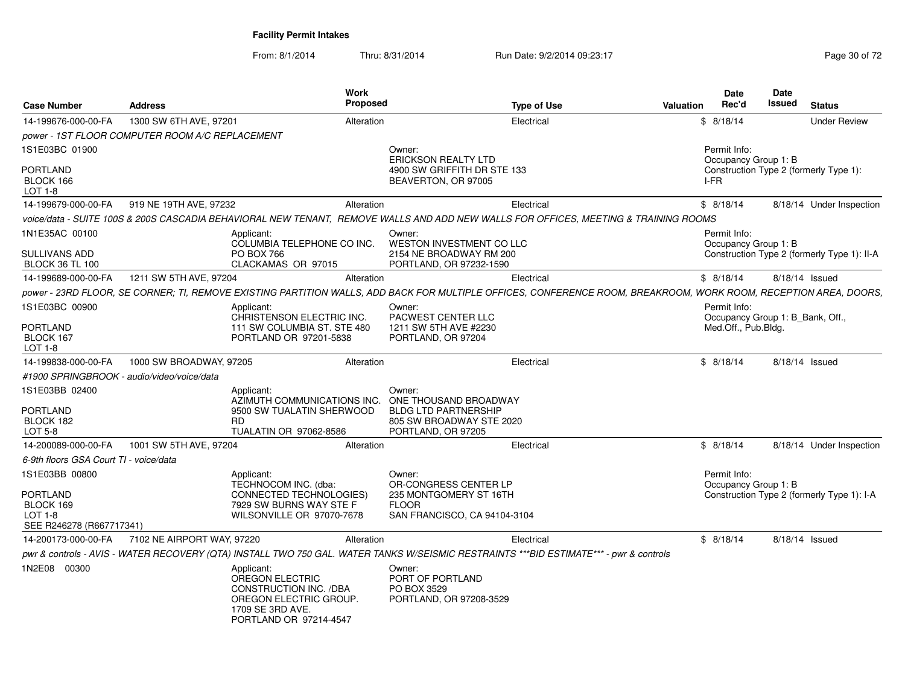**Facility Permit Intakes**

From: 8/1/2014 Thru: 8/31/2014 Run Date: 9/2/2014 09:23:17

| Case Number | Address | Work Proposed | Type of Use | Valuation | Date Rec'd | Date Issued | Status |
|---|---|---|---|---|---|---|---|
| 14-199676-000-00-FA | 1300 SW 6TH AVE, 97201 | Alteration | Electrical | $ | 8/18/14 | | Under Review |

*power - 1ST FLOOR COMPUTER ROOM A/C REPLACEMENT*

1S1E03BC 01900

PORTLAND
BLOCK 166
LOT 1-8

Owner:
ERICKSON REALTY LTD
4900 SW GRIFFITH DR STE 133
BEAVERTON, OR 97005

Permit Info:
Occupancy Group 1: B
Construction Type 2 (formerly Type 1): I-FR

| Case Number | Address | Work Proposed | Type of Use | Valuation | Date Rec'd | Date Issued | Status |
|---|---|---|---|---|---|---|---|
| 14-199679-000-00-FA | 919 NE 19TH AVE, 97232 | Alteration | Electrical | $ | 8/18/14 | 8/18/14 | Under Inspection |

*voice/data - SUITE 100S & 200S CASCADIA BEHAVIORAL NEW TENANT, REMOVE WALLS AND ADD NEW WALLS FOR OFFICES, MEETING & TRAINING ROOMS*

1N1E35AC 00100

SULLIVANS ADD
BLOCK 36 TL 100

Applicant:
COLUMBIA TELEPHONE CO INC.
PO BOX 766
CLACKAMAS OR 97015

Owner:
WESTON INVESTMENT CO LLC
2154 NE BROADWAY RM 200
PORTLAND, OR 97232-1590

Permit Info:
Occupancy Group 1: B
Construction Type 2 (formerly Type 1): II-A

| Case Number | Address | Work Proposed | Type of Use | Valuation | Date Rec'd | Date Issued | Status |
|---|---|---|---|---|---|---|---|
| 14-199689-000-00-FA | 1211 SW 5TH AVE, 97204 | Alteration | Electrical | $ | 8/18/14 | 8/18/14 | Issued |

*power - 23RD FLOOR, SE CORNER; TI, REMOVE EXISTING PARTITION WALLS, ADD BACK FOR MULTIPLE OFFICES, CONFERENCE ROOM, BREAKROOM, WORK ROOM, RECEPTION AREA, DOORS,*

1S1E03BC 00900

PORTLAND
BLOCK 167
LOT 1-8

Applicant:
CHRISTENSON ELECTRIC INC.
111 SW COLUMBIA ST. STE 480
PORTLAND OR 97201-5838

Owner:
PACWEST CENTER LLC
1211 SW 5TH AVE #2230
PORTLAND, OR 97204

Permit Info:
Occupancy Group 1: B_Bank, Off., Med.Off., Pub.Bldg.

| Case Number | Address | Work Proposed | Type of Use | Valuation | Date Rec'd | Date Issued | Status |
|---|---|---|---|---|---|---|---|
| 14-199838-000-00-FA | 1000 SW BROADWAY, 97205 | Alteration | Electrical | $ | 8/18/14 | 8/18/14 | Issued |

*#1900 SPRINGBROOK - audio/video/voice/data*

1S1E03BB 02400

PORTLAND
BLOCK 182
LOT 5-8

Applicant:
AZIMUTH COMMUNICATIONS INC.
9500 SW TUALATIN SHERWOOD RD
TUALATIN OR 97062-8586

Owner:
ONE THOUSAND BROADWAY BLDG LTD PARTNERSHIP
805 SW BROADWAY STE 2020
PORTLAND, OR 97205

| Case Number | Address | Work Proposed | Type of Use | Valuation | Date Rec'd | Date Issued | Status |
|---|---|---|---|---|---|---|---|
| 14-200089-000-00-FA | 1001 SW 5TH AVE, 97204 | Alteration | Electrical | $ | 8/18/14 | 8/18/14 | Under Inspection |

*6-9th floors GSA Court TI - voice/data*

1S1E03BB 00800

PORTLAND
BLOCK 169
LOT 1-8
SEE R246278 (R667717341)

Applicant:
TECHNOCOM INC. (dba: CONNECTED TECHNOLOGIES)
7929 SW BURNS WAY STE F
WILSONVILLE OR 97070-7678

Owner:
OR-CONGRESS CENTER LP
235 MONTGOMERY ST 16TH FLOOR
SAN FRANCISCO, CA 94104-3104

Permit Info:
Occupancy Group 1: B
Construction Type 2 (formerly Type 1): I-A

| Case Number | Address | Work Proposed | Type of Use | Valuation | Date Rec'd | Date Issued | Status |
|---|---|---|---|---|---|---|---|
| 14-200173-000-00-FA | 7102 NE AIRPORT WAY, 97220 | Alteration | Electrical | $ | 8/18/14 | 8/18/14 | Issued |

*pwr & controls - AVIS - WATER RECOVERY (QTA) INSTALL TWO 750 GAL. WATER TANKS W/SEISMIC RESTRAINTS ***BID ESTIMATE*** - pwr & controls*

1N2E08 00300

Applicant:
OREGON ELECTRIC CONSTRUCTION INC. /DBA OREGON ELECTRIC GROUP.
1709 SE 3RD AVE.
PORTLAND OR 97214-4547

Owner:
PORT OF PORTLAND
PO BOX 3529
PORTLAND, OR 97208-3529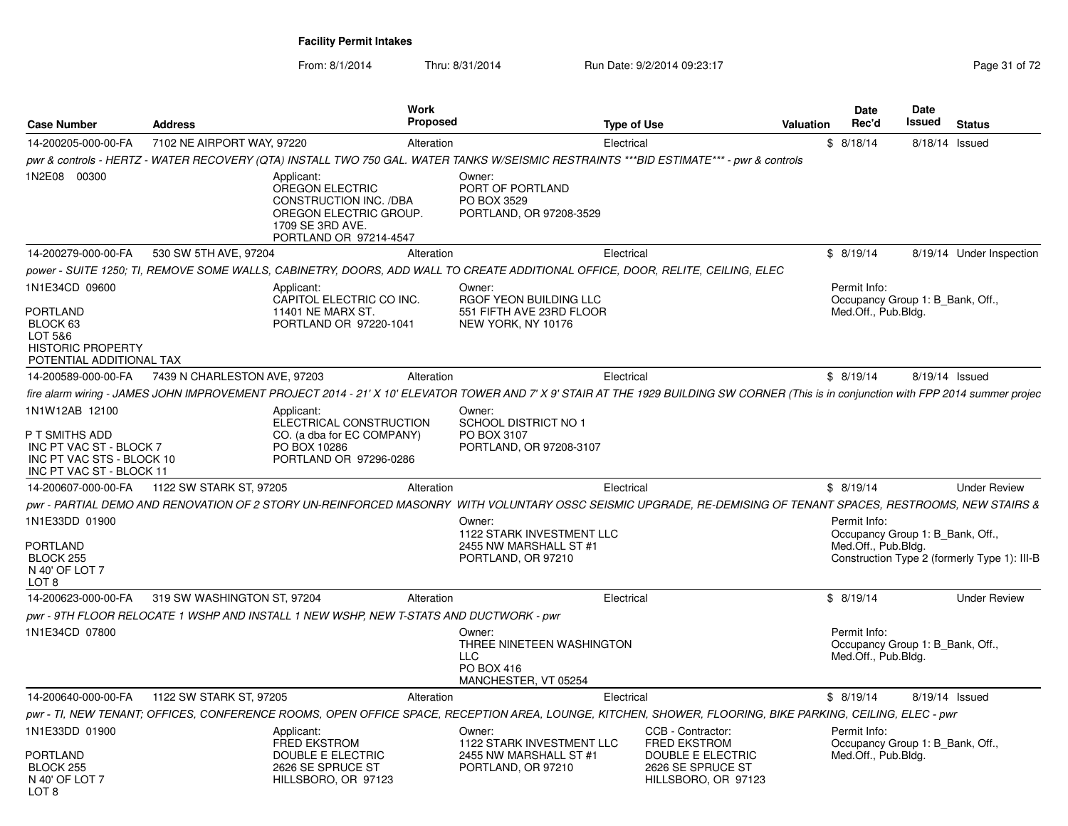# Facility Permit Intakes

From: 8/1/2014 Thru: 8/31/2014 Run Date: 9/2/2014 09:23:17

| Case Number | Address | Work Proposed | Type of Use | Valuation | Date Rec'd | Date Issued | Status |
|---|---|---|---|---|---|---|---|
| 14-200205-000-00-FA | 7102 NE AIRPORT WAY, 97220 | Alteration | Electrical | $ | 8/18/14 | 8/18/14 | Issued |

*pwr & controls - HERTZ - WATER RECOVERY (QTA) INSTALL TWO 750 GAL. WATER TANKS W/SEISMIC RESTRAINTS ***BID ESTIMATE*** - pwr & controls*

1N2E08 00300

Applicant: OREGON ELECTRIC CONSTRUCTION INC. /DBA OREGON ELECTRIC GROUP. 1709 SE 3RD AVE. PORTLAND OR 97214-4547

Owner: PORT OF PORTLAND PO BOX 3529 PORTLAND, OR 97208-3529

| Case Number | Address | Work Proposed | Type of Use | Valuation | Date Rec'd | Date Issued | Status |
|---|---|---|---|---|---|---|---|
| 14-200279-000-00-FA | 530 SW 5TH AVE, 97204 | Alteration | Electrical | $ | 8/19/14 | 8/19/14 | Under Inspection |

*power - SUITE 1250; TI, REMOVE SOME WALLS, CABINETRY, DOORS, ADD WALL TO CREATE ADDITIONAL OFFICE, DOOR, RELITE, CEILING, ELEC*

1N1E34CD 09600

PORTLAND
BLOCK 63
LOT 5&6
HISTORIC PROPERTY
POTENTIAL ADDITIONAL TAX

Applicant: CAPITOL ELECTRIC CO INC. 11401 NE MARX ST. PORTLAND OR 97220-1041

Owner: RGOF YEON BUILDING LLC 551 FIFTH AVE 23RD FLOOR NEW YORK, NY 10176

Permit Info: Occupancy Group 1: B_Bank, Off., Med.Off., Pub.Bldg.

| Case Number | Address | Work Proposed | Type of Use | Valuation | Date Rec'd | Date Issued | Status |
|---|---|---|---|---|---|---|---|
| 14-200589-000-00-FA | 7439 N CHARLESTON AVE, 97203 | Alteration | Electrical | $ | 8/19/14 | 8/19/14 | Issued |

*fire alarm wiring - JAMES JOHN IMPROVEMENT PROJECT 2014 - 21' X 10' ELEVATOR TOWER AND 7' X 9' STAIR AT THE 1929 BUILDING SW CORNER (This is in conjunction with FPP 2014 summer projec*

1N1W12AB 12100

P T SMITHS ADD
INC PT VAC ST - BLOCK 7
INC PT VAC STS - BLOCK 10
INC PT VAC ST - BLOCK 11

Applicant: ELECTRICAL CONSTRUCTION CO. (a dba for EC COMPANY) PO BOX 10286 PORTLAND OR 97296-0286

Owner: SCHOOL DISTRICT NO 1 PO BOX 3107 PORTLAND, OR 97208-3107

| Case Number | Address | Work Proposed | Type of Use | Valuation | Date Rec'd | Date Issued | Status |
|---|---|---|---|---|---|---|---|
| 14-200607-000-00-FA | 1122 SW STARK ST, 97205 | Alteration | Electrical | $ | 8/19/14 | | Under Review |

*pwr - PARTIAL DEMO AND RENOVATION OF 2 STORY UN-REINFORCED MASONRY WITH VOLUNTARY OSSC SEISMIC UPGRADE, RE-DEMISING OF TENANT SPACES, RESTROOMS, NEW STAIRS &*

1N1E33DD 01900

PORTLAND
BLOCK 255
N 40' OF LOT 7
LOT 8

Owner: 1122 STARK INVESTMENT LLC 2455 NW MARSHALL ST #1 PORTLAND, OR 97210

Permit Info: Occupancy Group 1: B_Bank, Off., Med.Off., Pub.Bldg. Construction Type 2 (formerly Type 1): III-B

| Case Number | Address | Work Proposed | Type of Use | Valuation | Date Rec'd | Date Issued | Status |
|---|---|---|---|---|---|---|---|
| 14-200623-000-00-FA | 319 SW WASHINGTON ST, 97204 | Alteration | Electrical | $ | 8/19/14 | | Under Review |

*pwr - 9TH FLOOR RELOCATE 1 WSHP AND INSTALL 1 NEW WSHP, NEW T-STATS AND DUCTWORK - pwr*

1N1E34CD 07800

Owner: THREE NINETEEN WASHINGTON LLC PO BOX 416 MANCHESTER, VT 05254

Permit Info: Occupancy Group 1: B_Bank, Off., Med.Off., Pub.Bldg.

| Case Number | Address | Work Proposed | Type of Use | Valuation | Date Rec'd | Date Issued | Status |
|---|---|---|---|---|---|---|---|
| 14-200640-000-00-FA | 1122 SW STARK ST, 97205 | Alteration | Electrical | $ | 8/19/14 | 8/19/14 | Issued |

*pwr - TI, NEW TENANT; OFFICES, CONFERENCE ROOMS, OPEN OFFICE SPACE, RECEPTION AREA, LOUNGE, KITCHEN, SHOWER, FLOORING, BIKE PARKING, CEILING, ELEC - pwr*

1N1E33DD 01900

PORTLAND
BLOCK 255
N 40' OF LOT 7
LOT 8

Applicant: FRED EKSTROM DOUBLE E ELECTRIC 2626 SE SPRUCE ST HILLSBORO, OR 97123

Owner: 1122 STARK INVESTMENT LLC 2455 NW MARSHALL ST #1 PORTLAND, OR 97210

CCB - Contractor: FRED EKSTROM DOUBLE E ELECTRIC 2626 SE SPRUCE ST HILLSBORO, OR 97123

Permit Info: Occupancy Group 1: B_Bank, Off., Med.Off., Pub.Bldg.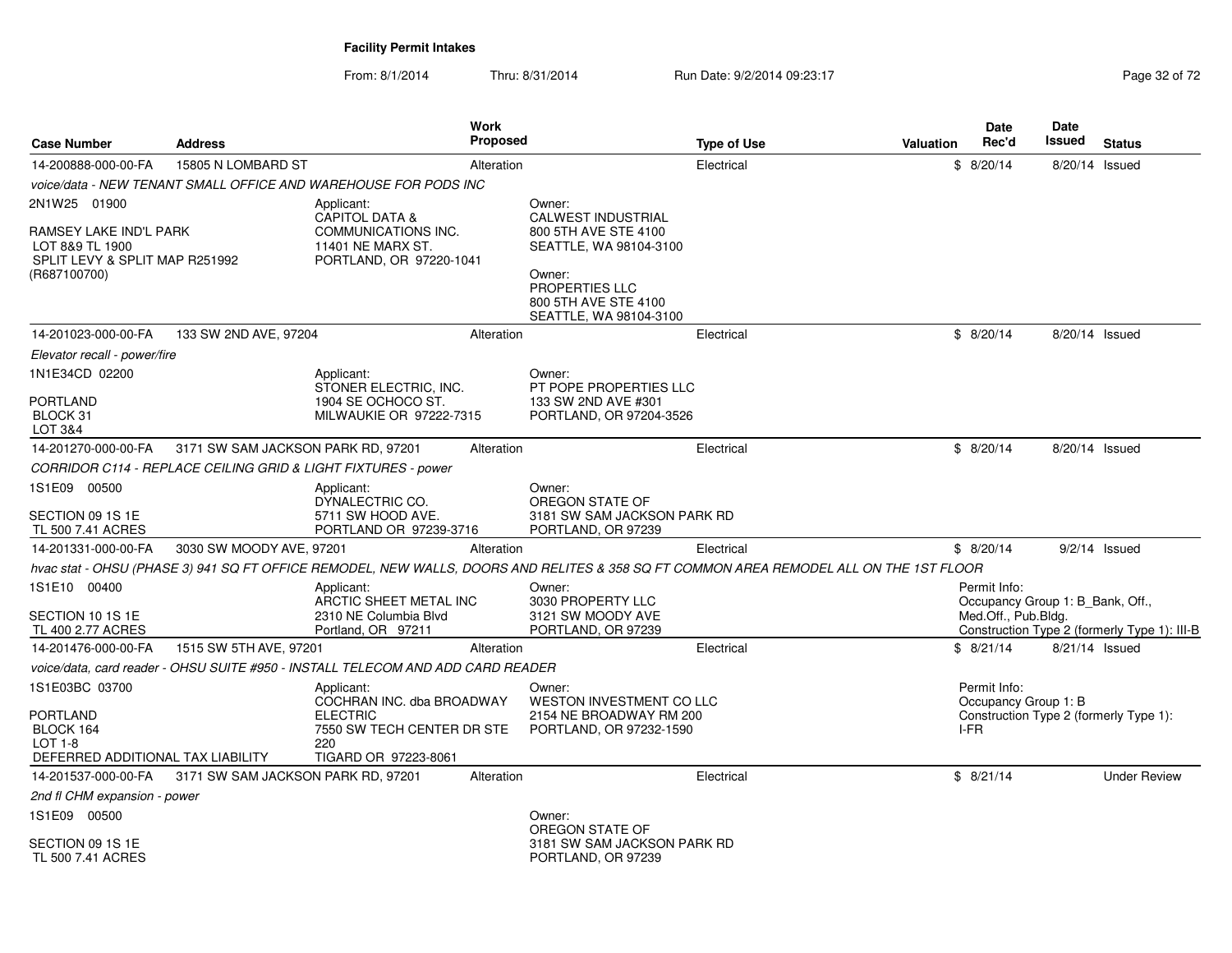# Facility Permit Intakes

From: 8/1/2014 Thru: 8/31/2014 Run Date: 9/2/2014 09:23:17

| Case Number | Address | Work Proposed | Type of Use | Valuation | Date Rec'd | Date Issued | Status |
|---|---|---|---|---|---|---|---|
| 14-200888-000-00-FA | 15805 N LOMBARD ST | Alteration | Electrical | $ | 8/20/14 | 8/20/14 | Issued |

*voice/data - NEW TENANT SMALL OFFICE AND WAREHOUSE FOR PODS INC*

2N1W25 01900

RAMSEY LAKE IND'L PARK
LOT 8&9 TL 1900
SPLIT LEVY & SPLIT MAP R251992
(R687100700)

Applicant:
CAPITOL DATA &
COMMUNICATIONS INC.
11401 NE MARX ST.
PORTLAND, OR 97220-1041

Owner:
CALWEST INDUSTRIAL
800 5TH AVE STE 4100
SEATTLE, WA 98104-3100

Owner:
PROPERTIES LLC
800 5TH AVE STE 4100
SEATTLE, WA 98104-3100

| Case Number | Address | Work Proposed | Type of Use | Valuation | Date Rec'd | Date Issued | Status |
|---|---|---|---|---|---|---|---|
| 14-201023-000-00-FA | 133 SW 2ND AVE, 97204 | Alteration | Electrical | $ | 8/20/14 | 8/20/14 | Issued |

*Elevator recall - power/fire*

1N1E34CD 02200

PORTLAND
BLOCK 31
LOT 3&4

Applicant:
STONER ELECTRIC, INC.
1904 SE OCHOCO ST.
MILWAUKIE OR 97222-7315

Owner:
PT POPE PROPERTIES LLC
133 SW 2ND AVE #301
PORTLAND, OR 97204-3526

| Case Number | Address | Work Proposed | Type of Use | Valuation | Date Rec'd | Date Issued | Status |
|---|---|---|---|---|---|---|---|
| 14-201270-000-00-FA | 3171 SW SAM JACKSON PARK RD, 97201 | Alteration | Electrical | $ | 8/20/14 | 8/20/14 | Issued |

*CORRIDOR C114 - REPLACE CEILING GRID & LIGHT FIXTURES - power*

1S1E09 00500

SECTION 09 1S 1E
TL 500 7.41 ACRES

Applicant:
DYNALECTRIC CO.
5711 SW HOOD AVE.
PORTLAND OR 97239-3716

Owner:
OREGON STATE OF
3181 SW SAM JACKSON PARK RD
PORTLAND, OR 97239

| Case Number | Address | Work Proposed | Type of Use | Valuation | Date Rec'd | Date Issued | Status |
|---|---|---|---|---|---|---|---|
| 14-201331-000-00-FA | 3030 SW MOODY AVE, 97201 | Alteration | Electrical | $ | 8/20/14 | 9/2/14 | Issued |

*hvac stat - OHSU (PHASE 3) 941 SQ FT OFFICE REMODEL, NEW WALLS, DOORS AND RELITES & 358 SQ FT COMMON AREA REMODEL ALL ON THE 1ST FLOOR*

1S1E10 00400

SECTION 10 1S 1E
TL 400 2.77 ACRES

Applicant:
ARCTIC SHEET METAL INC
2310 NE Columbia Blvd
Portland, OR 97211

Owner:
3030 PROPERTY LLC
3121 SW MOODY AVE
PORTLAND, OR 97239

Permit Info:
Occupancy Group 1: B_Bank, Off., Med.Off., Pub.Bldg.
Construction Type 2 (formerly Type 1): III-B

| Case Number | Address | Work Proposed | Type of Use | Valuation | Date Rec'd | Date Issued | Status |
|---|---|---|---|---|---|---|---|
| 14-201476-000-00-FA | 1515 SW 5TH AVE, 97201 | Alteration | Electrical | $ | 8/21/14 | 8/21/14 | Issued |

*voice/data, card reader - OHSU SUITE #950 - INSTALL TELECOM AND ADD CARD READER*

1S1E03BC 03700

PORTLAND
BLOCK 164
LOT 1-8
DEFERRED ADDITIONAL TAX LIABILITY

Applicant:
COCHRAN INC. dba BROADWAY ELECTRIC
7550 SW TECH CENTER DR STE 220
TIGARD OR 97223-8061

Owner:
WESTON INVESTMENT CO LLC
2154 NE BROADWAY RM 200
PORTLAND, OR 97232-1590

Permit Info:
Occupancy Group 1: B
Construction Type 2 (formerly Type 1): I-FR

| Case Number | Address | Work Proposed | Type of Use | Valuation | Date Rec'd | Date Issued | Status |
|---|---|---|---|---|---|---|---|
| 14-201537-000-00-FA | 3171 SW SAM JACKSON PARK RD, 97201 | Alteration | Electrical | $ | 8/21/14 | | Under Review |

*2nd fl CHM expansion - power*

1S1E09 00500

SECTION 09 1S 1E
TL 500 7.41 ACRES

Owner:
OREGON STATE OF
3181 SW SAM JACKSON PARK RD
PORTLAND, OR 97239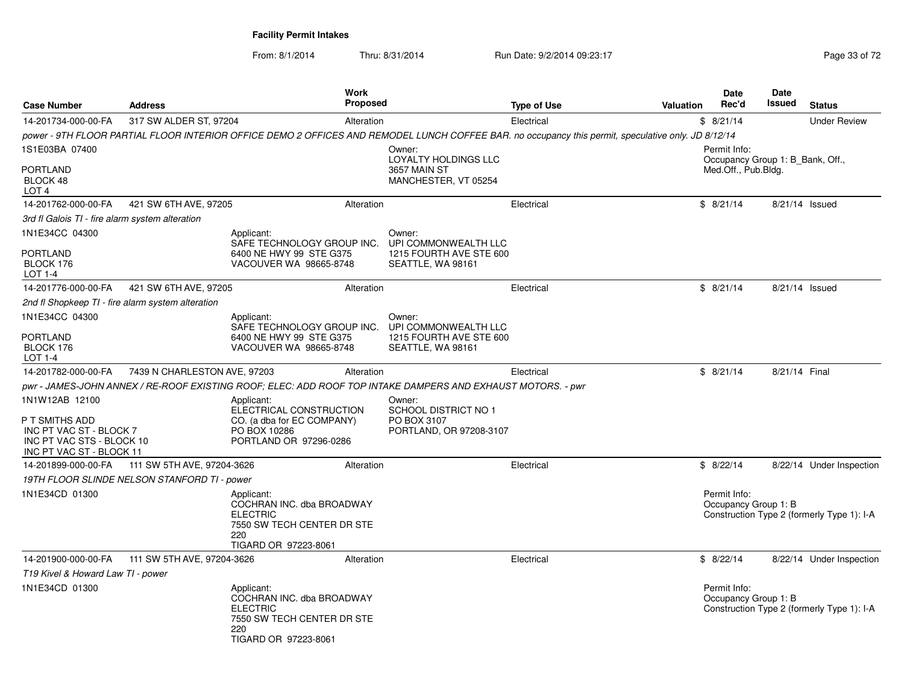# Facility Permit Intakes

From: 8/1/2014 Thru: 8/31/2014 Run Date: 9/2/2014 09:23:17

| Case Number | Address | Work Proposed | Type of Use | Valuation | Date Rec'd | Date Issued | Status |
|---|---|---|---|---|---|---|---|
| 14-201734-000-00-FA | 317 SW ALDER ST, 97204 | Alteration | Electrical | $ | 8/21/14 | | Under Review |
| 14-201762-000-00-FA | 421 SW 6TH AVE, 97205 | Alteration | Electrical | $ | 8/21/14 | 8/21/14 | Issued |
| 14-201776-000-00-FA | 421 SW 6TH AVE, 97205 | Alteration | Electrical | $ | 8/21/14 | 8/21/14 | Issued |
| 14-201782-000-00-FA | 7439 N CHARLESTON AVE, 97203 | Alteration | Electrical | $ | 8/21/14 | 8/21/14 | Final |
| 14-201899-000-00-FA | 111 SW 5TH AVE, 97204-3626 | Alteration | Electrical | $ | 8/22/14 | 8/22/14 | Under Inspection |
| 14-201900-000-00-FA | 111 SW 5TH AVE, 97204-3626 | Alteration | Electrical | $ | 8/22/14 | 8/22/14 | Under Inspection |

**14-201734-000-00-FA** — 317 SW ALDER ST, 97204

*power - 9TH FLOOR PARTIAL FLOOR INTERIOR OFFICE DEMO 2 OFFICES AND REMODEL LUNCH COFFEE BAR. no occupancy this permit, speculative only. JD 8/12/14*

1S1E03BA 07400
PORTLAND
BLOCK 48
LOT 4

Owner:
LOYALTY HOLDINGS LLC
3657 MAIN ST
MANCHESTER, VT 05254

Permit Info:
Occupancy Group 1: B_Bank, Off., Med.Off., Pub.Bldg.

**14-201762-000-00-FA** — 421 SW 6TH AVE, 97205

*3rd fl Galois TI - fire alarm system alteration*

1N1E34CC 04300
PORTLAND
BLOCK 176
LOT 1-4

Applicant:
SAFE TECHNOLOGY GROUP INC.
6400 NE HWY 99 STE G375
VACOUVER WA 98665-8748

Owner:
UPI COMMONWEALTH LLC
1215 FOURTH AVE STE 600
SEATTLE, WA 98161

**14-201776-000-00-FA** — 421 SW 6TH AVE, 97205

*2nd fl Shopkeep TI - fire alarm system alteration*

1N1E34CC 04300
PORTLAND
BLOCK 176
LOT 1-4

Applicant:
SAFE TECHNOLOGY GROUP INC.
6400 NE HWY 99 STE G375
VACOUVER WA 98665-8748

Owner:
UPI COMMONWEALTH LLC
1215 FOURTH AVE STE 600
SEATTLE, WA 98161

**14-201782-000-00-FA** — 7439 N CHARLESTON AVE, 97203

*pwr - JAMES-JOHN ANNEX / RE-ROOF EXISTING ROOF; ELEC: ADD ROOF TOP INTAKE DAMPERS AND EXHAUST MOTORS. - pwr*

1N1W12AB 12100
P T SMITHS ADD
INC PT VAC ST - BLOCK 7
INC PT VAC STS - BLOCK 10
INC PT VAC ST - BLOCK 11

Applicant:
ELECTRICAL CONSTRUCTION CO. (a dba for EC COMPANY)
PO BOX 10286
PORTLAND OR 97296-0286

Owner:
SCHOOL DISTRICT NO 1
PO BOX 3107
PORTLAND, OR 97208-3107

**14-201899-000-00-FA** — 111 SW 5TH AVE, 97204-3626

*19TH FLOOR SLINDE NELSON STANFORD TI - power*

1N1E34CD 01300

Applicant:
COCHRAN INC. dba BROADWAY ELECTRIC
7550 SW TECH CENTER DR STE 220
TIGARD OR 97223-8061

Permit Info:
Occupancy Group 1: B
Construction Type 2 (formerly Type 1): I-A

**14-201900-000-00-FA** — 111 SW 5TH AVE, 97204-3626

*T19 Kivel & Howard Law TI - power*

1N1E34CD 01300

Applicant:
COCHRAN INC. dba BROADWAY ELECTRIC
7550 SW TECH CENTER DR STE 220
TIGARD OR 97223-8061

Permit Info:
Occupancy Group 1: B
Construction Type 2 (formerly Type 1): I-A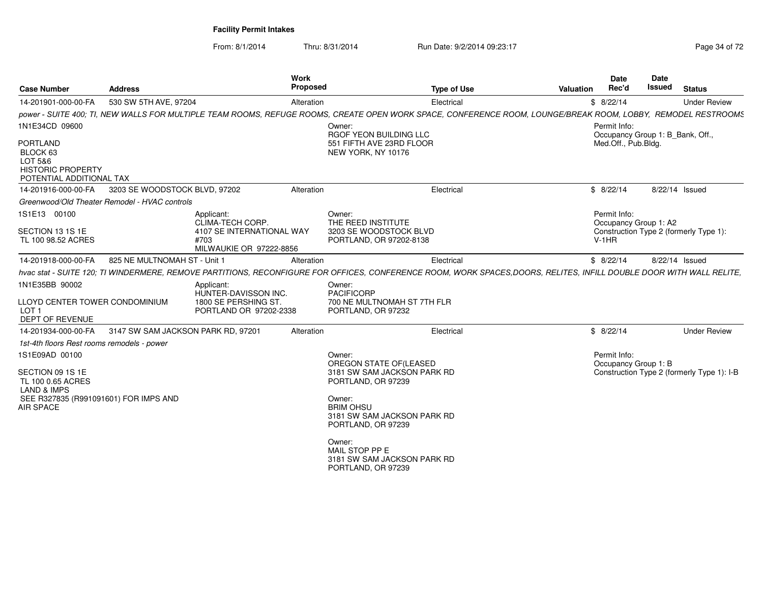**Facility Permit Intakes**

From: 8/1/2014 Thru: 8/31/2014 Run Date: 9/2/2014 09:23:17

| Case Number | Address | Work Proposed | Type of Use | Valuation | Date Rec'd | Date Issued | Status |
|---|---|---|---|---|---|---|---|
| 14-201901-000-00-FA | 530 SW 5TH AVE, 97204 | Alteration | Electrical | $ | 8/22/14 | | Under Review |

*power - SUITE 400; TI, NEW WALLS FOR MULTIPLE TEAM ROOMS, REFUGE ROOMS, CREATE OPEN WORK SPACE, CONFERENCE ROOM, LOUNGE/BREAK ROOM, LOBBY, REMODEL RESTROOMS*

1N1E34CD 09600

PORTLAND
BLOCK 63
LOT 5&6
HISTORIC PROPERTY
POTENTIAL ADDITIONAL TAX

Owner:
RGOF YEON BUILDING LLC
551 FIFTH AVE 23RD FLOOR
NEW YORK, NY 10176

Permit Info:
Occupancy Group 1: B_Bank, Off., Med.Off., Pub.Bldg.

| Case Number | Address | Work Proposed | Type of Use | Valuation | Date Rec'd | Date Issued | Status |
|---|---|---|---|---|---|---|---|
| 14-201916-000-00-FA | 3203 SE WOODSTOCK BLVD, 97202 | Alteration | Electrical | $ | 8/22/14 | 8/22/14 | Issued |

*Greenwood/Old Theater Remodel - HVAC controls*

1S1E13 00100

SECTION 13 1S 1E
TL 100 98.52 ACRES

Applicant:
CLIMA-TECH CORP.
4107 SE INTERNATIONAL WAY #703
MILWAUKIE OR 97222-8856

Owner:
THE REED INSTITUTE
3203 SE WOODSTOCK BLVD
PORTLAND, OR 97202-8138

Permit Info:
Occupancy Group 1: A2
Construction Type 2 (formerly Type 1): V-1HR

| Case Number | Address | Work Proposed | Type of Use | Valuation | Date Rec'd | Date Issued | Status |
|---|---|---|---|---|---|---|---|
| 14-201918-000-00-FA | 825 NE MULTNOMAH ST - Unit 1 | Alteration | Electrical | $ | 8/22/14 | 8/22/14 | Issued |

*hvac stat - SUITE 120; TI WINDERMERE, REMOVE PARTITIONS, RECONFIGURE FOR OFFICES, CONFERENCE ROOM, WORK SPACES,DOORS, RELITES, INFILL DOUBLE DOOR WITH WALL RELITE,*

1N1E35BB 90002

LLOYD CENTER TOWER CONDOMINIUM
LOT 1
DEPT OF REVENUE

Applicant:
HUNTER-DAVISSON INC.
1800 SE PERSHING ST.
PORTLAND OR 97202-2338

Owner:
PACIFICORP
700 NE MULTNOMAH ST 7TH FLR
PORTLAND, OR 97232

| Case Number | Address | Work Proposed | Type of Use | Valuation | Date Rec'd | Date Issued | Status |
|---|---|---|---|---|---|---|---|
| 14-201934-000-00-FA | 3147 SW SAM JACKSON PARK RD, 97201 | Alteration | Electrical | $ | 8/22/14 | | Under Review |

*1st-4th floors Rest rooms remodels - power*

1S1E09AD 00100

SECTION 09 1S 1E
TL 100 0.65 ACRES
LAND & IMPS
SEE R327835 (R991091601) FOR IMPS AND AIR SPACE

Owner:
OREGON STATE OF(LEASED
3181 SW SAM JACKSON PARK RD
PORTLAND, OR 97239

Owner:
BRIM OHSU
3181 SW SAM JACKSON PARK RD
PORTLAND, OR 97239

Owner:
MAIL STOP PP E
3181 SW SAM JACKSON PARK RD
PORTLAND, OR 97239

Permit Info:
Occupancy Group 1: B
Construction Type 2 (formerly Type 1): I-B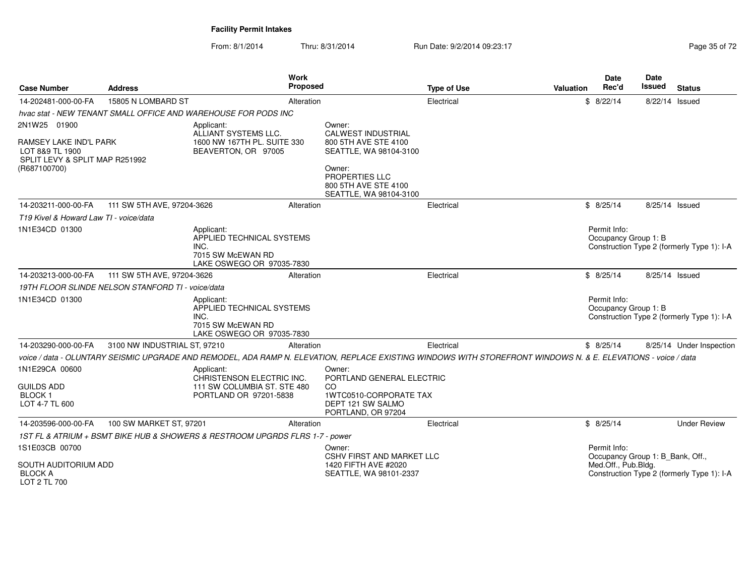# Facility Permit Intakes

From: 8/1/2014 Thru: 8/31/2014 Run Date: 9/2/2014 09:23:17

| Case Number | Address | Work Proposed | Type of Use | Valuation | Date Rec'd | Date Issued | Status |
|---|---|---|---|---|---|---|---|
| 14-202481-000-00-FA | 15805 N LOMBARD ST | Alteration | Electrical | $ | 8/22/14 | 8/22/14 | Issued |
| *hvac stat - NEW TENANT SMALL OFFICE AND WAREHOUSE FOR PODS INC* | | | | | | | |
| 2N1W25 01900<br>RAMSEY LAKE IND'L PARK<br>LOT 8&9 TL 1900<br>SPLIT LEVY & SPLIT MAP R251992<br>(R687100700) | | Applicant:<br>ALLIANT SYSTEMS LLC.<br>1600 NW 167TH PL. SUITE 330<br>BEAVERTON, OR 97005 | Owner:<br>CALWEST INDUSTRIAL<br>800 5TH AVE STE 4100<br>SEATTLE, WA 98104-3100<br>Owner:<br>PROPERTIES LLC<br>800 5TH AVE STE 4100<br>SEATTLE, WA 98104-3100 | | | | |
| 14-203211-000-00-FA | 111 SW 5TH AVE, 97204-3626 | Alteration | Electrical | $ | 8/25/14 | 8/25/14 | Issued |
| *T19 Kivel & Howard Law TI - voice/data* | | | | | | | |
| 1N1E34CD 01300 | | Applicant:<br>APPLIED TECHNICAL SYSTEMS INC.<br>7015 SW McEWAN RD<br>LAKE OSWEGO OR 97035-7830 | | | Permit Info:<br>Occupancy Group 1: B<br>Construction Type 2 (formerly Type 1): I-A | | |
| 14-203213-000-00-FA | 111 SW 5TH AVE, 97204-3626 | Alteration | Electrical | $ | 8/25/14 | 8/25/14 | Issued |
| *19TH FLOOR SLINDE NELSON STANFORD TI - voice/data* | | | | | | | |
| 1N1E34CD 01300 | | Applicant:<br>APPLIED TECHNICAL SYSTEMS INC.<br>7015 SW McEWAN RD<br>LAKE OSWEGO OR 97035-7830 | | | Permit Info:<br>Occupancy Group 1: B<br>Construction Type 2 (formerly Type 1): I-A | | |
| 14-203290-000-00-FA | 3100 NW INDUSTRIAL ST, 97210 | Alteration | Electrical | $ | 8/25/14 | 8/25/14 | Under Inspection |
| *voice / data - OLUNTARY SEISMIC UPGRADE AND REMODEL, ADA RAMP N. ELEVATION, REPLACE EXISTING WINDOWS WITH STOREFRONT WINDOWS N. & E. ELEVATIONS - voice / data* | | | | | | | |
| 1N1E29CA 00600<br>GUILDS ADD<br>BLOCK 1<br>LOT 4-7 TL 600 | | Applicant:<br>CHRISTENSON ELECTRIC INC.<br>111 SW COLUMBIA ST. STE 480<br>PORTLAND OR 97201-5838 | Owner:<br>PORTLAND GENERAL ELECTRIC CO<br>1WTC0510-CORPORATE TAX<br>DEPT 121 SW SALMO<br>PORTLAND, OR 97204 | | | | |
| 14-203596-000-00-FA | 100 SW MARKET ST, 97201 | Alteration | Electrical | $ | 8/25/14 | | Under Review |
| *1ST FL & ATRIUM + BSMT BIKE HUB & SHOWERS & RESTROOM UPGRDS FLRS 1-7 - power* | | | | | | | |
| 1S1E03CB 00700<br>SOUTH AUDITORIUM ADD<br>BLOCK A<br>LOT 2 TL 700 | | | Owner:<br>CSHV FIRST AND MARKET LLC<br>1420 FIFTH AVE #2020<br>SEATTLE, WA 98101-2337 | | Permit Info:<br>Occupancy Group 1: B_Bank, Off., Med.Off., Pub.Bldg.<br>Construction Type 2 (formerly Type 1): I-A | | |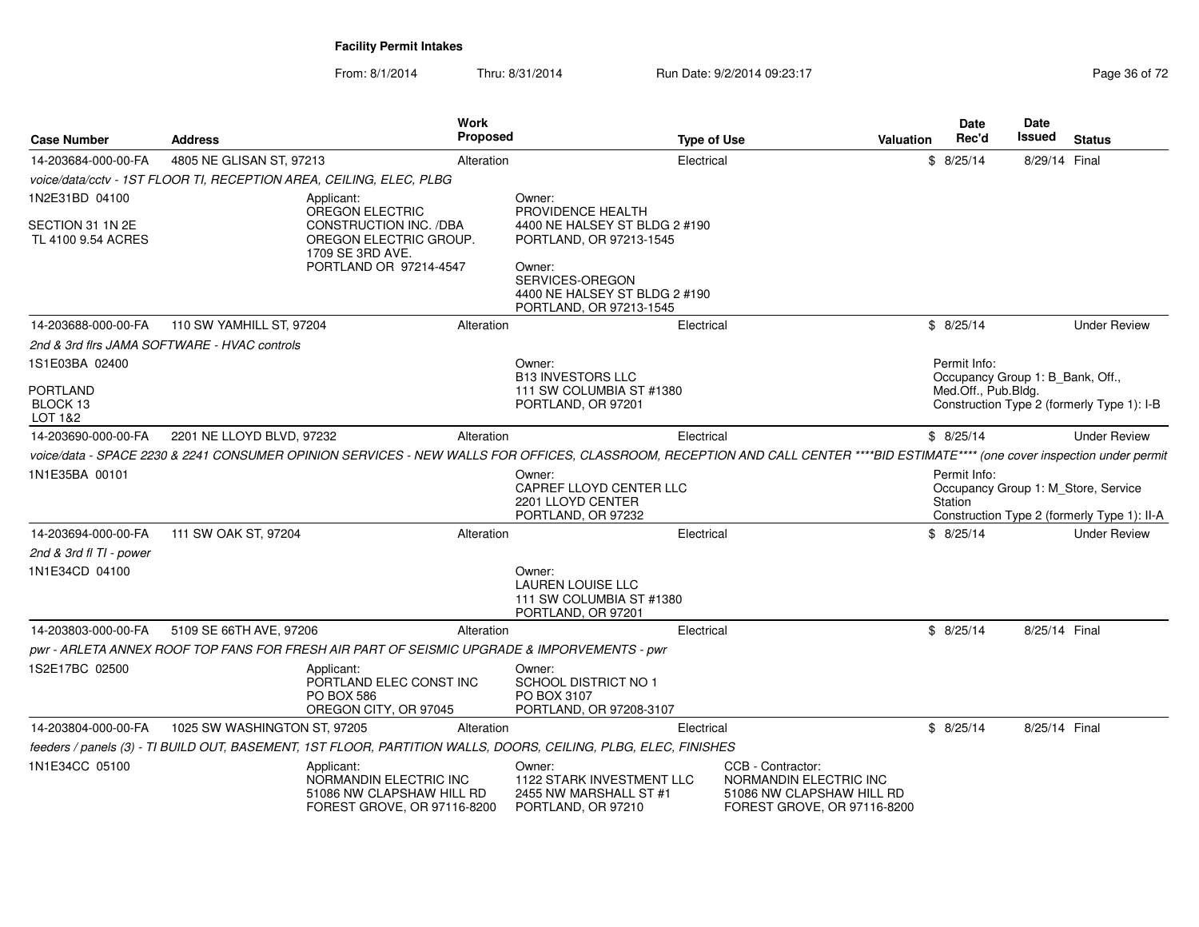**Facility Permit Intakes**

From: 8/1/2014 Thru: 8/31/2014 Run Date: 9/2/2014 09:23:17

| Case Number | Address | Work Proposed | Type of Use | Valuation | Date Rec'd | Date Issued | Status |
|---|---|---|---|---|---|---|---|
| 14-203684-000-00-FA | 4805 NE GLISAN ST, 97213 | Alteration | Electrical | $ | 8/25/14 | 8/29/14 | Final |

*voice/data/cctv - 1ST FLOOR TI, RECEPTION AREA, CEILING, ELEC, PLBG*

1N2E31BD 04100

SECTION 31 1N 2E
TL 4100 9.54 ACRES

Applicant:
OREGON ELECTRIC CONSTRUCTION INC. /DBA OREGON ELECTRIC GROUP.
1709 SE 3RD AVE.
PORTLAND OR 97214-4547

Owner:
PROVIDENCE HEALTH
4400 NE HALSEY ST BLDG 2 #190
PORTLAND, OR 97213-1545

Owner:
SERVICES-OREGON
4400 NE HALSEY ST BLDG 2 #190
PORTLAND, OR 97213-1545

---

| Case Number | Address | Work Proposed | Type of Use | Valuation | Date Rec'd | Date Issued | Status |
|---|---|---|---|---|---|---|---|
| 14-203688-000-00-FA | 110 SW YAMHILL ST, 97204 | Alteration | Electrical | $ | 8/25/14 | | Under Review |

*2nd & 3rd flrs JAMA SOFTWARE - HVAC controls*

1S1E03BA 02400

PORTLAND
BLOCK 13
LOT 1&2

Owner:
B13 INVESTORS LLC
111 SW COLUMBIA ST #1380
PORTLAND, OR 97201

Permit Info:
Occupancy Group 1: B_Bank, Off., Med.Off., Pub.Bldg.
Construction Type 2 (formerly Type 1): I-B

---

| Case Number | Address | Work Proposed | Type of Use | Valuation | Date Rec'd | Date Issued | Status |
|---|---|---|---|---|---|---|---|
| 14-203690-000-00-FA | 2201 NE LLOYD BLVD, 97232 | Alteration | Electrical | $ | 8/25/14 | | Under Review |

*voice/data - SPACE 2230 & 2241 CONSUMER OPINION SERVICES - NEW WALLS FOR OFFICES, CLASSROOM, RECEPTION AND CALL CENTER ****BID ESTIMATE**** (one cover inspection under permit*

1N1E35BA 00101

Owner:
CAPREF LLOYD CENTER LLC
2201 LLOYD CENTER
PORTLAND, OR 97232

Permit Info:
Occupancy Group 1: M_Store, Service Station
Construction Type 2 (formerly Type 1): II-A

---

| Case Number | Address | Work Proposed | Type of Use | Valuation | Date Rec'd | Date Issued | Status |
|---|---|---|---|---|---|---|---|
| 14-203694-000-00-FA | 111 SW OAK ST, 97204 | Alteration | Electrical | $ | 8/25/14 | | Under Review |

*2nd & 3rd fl TI - power*

1N1E34CD 04100

Owner:
LAUREN LOUISE LLC
111 SW COLUMBIA ST #1380
PORTLAND, OR 97201

---

| Case Number | Address | Work Proposed | Type of Use | Valuation | Date Rec'd | Date Issued | Status |
|---|---|---|---|---|---|---|---|
| 14-203803-000-00-FA | 5109 SE 66TH AVE, 97206 | Alteration | Electrical | $ | 8/25/14 | 8/25/14 | Final |

*pwr - ARLETA ANNEX ROOF TOP FANS FOR FRESH AIR PART OF SEISMIC UPGRADE & IMPORVEMENTS - pwr*

1S2E17BC 02500

Applicant:
PORTLAND ELEC CONST INC
PO BOX 586
OREGON CITY, OR 97045

Owner:
SCHOOL DISTRICT NO 1
PO BOX 3107
PORTLAND, OR 97208-3107

---

| Case Number | Address | Work Proposed | Type of Use | Valuation | Date Rec'd | Date Issued | Status |
|---|---|---|---|---|---|---|---|
| 14-203804-000-00-FA | 1025 SW WASHINGTON ST, 97205 | Alteration | Electrical | $ | 8/25/14 | 8/25/14 | Final |

*feeders / panels (3) - TI BUILD OUT, BASEMENT, 1ST FLOOR, PARTITION WALLS, DOORS, CEILING, PLBG, ELEC, FINISHES*

1N1E34CC 05100

Applicant:
NORMANDIN ELECTRIC INC
51086 NW CLAPSHAW HILL RD
FOREST GROVE, OR 97116-8200

Owner:
1122 STARK INVESTMENT LLC
2455 NW MARSHALL ST #1
PORTLAND, OR 97210

CCB - Contractor:
NORMANDIN ELECTRIC INC
51086 NW CLAPSHAW HILL RD
FOREST GROVE, OR 97116-8200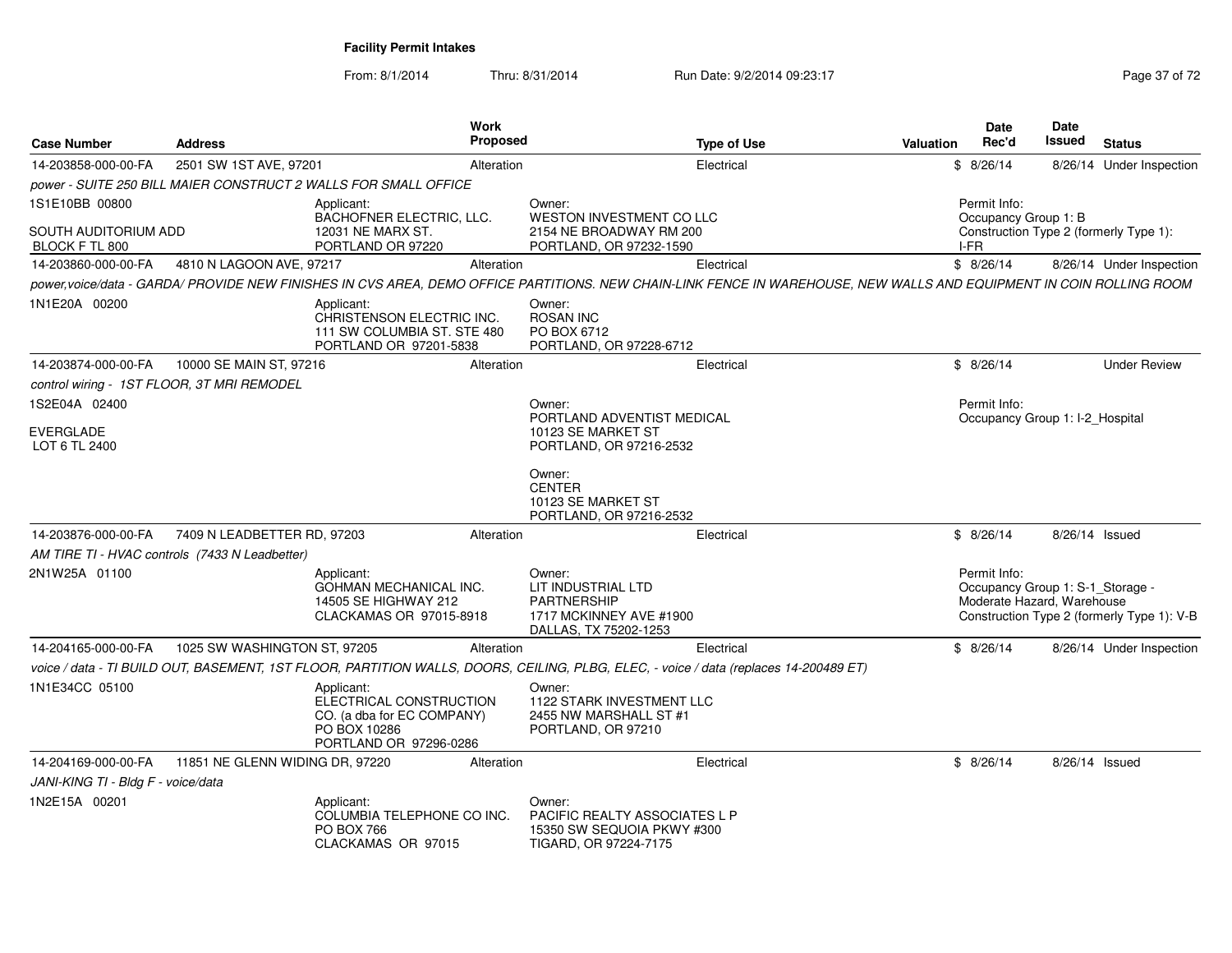# Facility Permit Intakes

From: 8/1/2014 Thru: 8/31/2014 Run Date: 9/2/2014 09:23:17

| Case Number | Address | Work Proposed | Type of Use | Valuation | Date Rec'd | Date Issued | Status |
|---|---|---|---|---|---|---|---|
| 14-203858-000-00-FA | 2501 SW 1ST AVE, 97201 | Alteration | Electrical | $ | 8/26/14 | 8/26/14 | Under Inspection |

*power - SUITE 250 BILL MAIER CONSTRUCT 2 WALLS FOR SMALL OFFICE*

1S1E10BB 00800
SOUTH AUDITORIUM ADD
BLOCK F TL 800

Applicant:
BACHOFNER ELECTRIC, LLC.
12031 NE MARX ST.
PORTLAND OR 97220

Owner:
WESTON INVESTMENT CO LLC
2154 NE BROADWAY RM 200
PORTLAND, OR 97232-1590

Permit Info:
Occupancy Group 1: B
Construction Type 2 (formerly Type 1): I-FR

| Case Number | Address | Work Proposed | Type of Use | Valuation | Date Rec'd | Date Issued | Status |
|---|---|---|---|---|---|---|---|
| 14-203860-000-00-FA | 4810 N LAGOON AVE, 97217 | Alteration | Electrical | $ | 8/26/14 | 8/26/14 | Under Inspection |

*power,voice/data - GARDA/ PROVIDE NEW FINISHES IN CVS AREA, DEMO OFFICE PARTITIONS. NEW CHAIN-LINK FENCE IN WAREHOUSE, NEW WALLS AND EQUIPMENT IN COIN ROLLING ROOM*

1N1E20A 00200

Applicant:
CHRISTENSON ELECTRIC INC.
111 SW COLUMBIA ST. STE 480
PORTLAND OR 97201-5838

Owner:
ROSAN INC
PO BOX 6712
PORTLAND, OR 97228-6712

| Case Number | Address | Work Proposed | Type of Use | Valuation | Date Rec'd | Date Issued | Status |
|---|---|---|---|---|---|---|---|
| 14-203874-000-00-FA | 10000 SE MAIN ST, 97216 | Alteration | Electrical | $ | 8/26/14 | | Under Review |

*control wiring - 1ST FLOOR, 3T MRI REMODEL*

1S2E04A 02400
EVERGLADE
LOT 6 TL 2400

Owner:
PORTLAND ADVENTIST MEDICAL
10123 SE MARKET ST
PORTLAND, OR 97216-2532

Owner:
CENTER
10123 SE MARKET ST
PORTLAND, OR 97216-2532

Permit Info:
Occupancy Group 1: I-2_Hospital

| Case Number | Address | Work Proposed | Type of Use | Valuation | Date Rec'd | Date Issued | Status |
|---|---|---|---|---|---|---|---|
| 14-203876-000-00-FA | 7409 N LEADBETTER RD, 97203 | Alteration | Electrical | $ | 8/26/14 | 8/26/14 | Issued |

*AM TIRE TI - HVAC controls (7433 N Leadbetter)*

2N1W25A 01100

Applicant:
GOHMAN MECHANICAL INC.
14505 SE HIGHWAY 212
CLACKAMAS OR 97015-8918

Owner:
LIT INDUSTRIAL LTD
PARTNERSHIP
1717 MCKINNEY AVE #1900
DALLAS, TX 75202-1253

Permit Info:
Occupancy Group 1: S-1_Storage - Moderate Hazard, Warehouse
Construction Type 2 (formerly Type 1): V-B

| Case Number | Address | Work Proposed | Type of Use | Valuation | Date Rec'd | Date Issued | Status |
|---|---|---|---|---|---|---|---|
| 14-204165-000-00-FA | 1025 SW WASHINGTON ST, 97205 | Alteration | Electrical | $ | 8/26/14 | 8/26/14 | Under Inspection |

*voice / data - TI BUILD OUT, BASEMENT, 1ST FLOOR, PARTITION WALLS, DOORS, CEILING, PLBG, ELEC, - voice / data (replaces 14-200489 ET)*

1N1E34CC 05100

Applicant:
ELECTRICAL CONSTRUCTION
CO. (a dba for EC COMPANY)
PO BOX 10286
PORTLAND OR 97296-0286

Owner:
1122 STARK INVESTMENT LLC
2455 NW MARSHALL ST #1
PORTLAND, OR 97210

| Case Number | Address | Work Proposed | Type of Use | Valuation | Date Rec'd | Date Issued | Status |
|---|---|---|---|---|---|---|---|
| 14-204169-000-00-FA | 11851 NE GLENN WIDING DR, 97220 | Alteration | Electrical | $ | 8/26/14 | 8/26/14 | Issued |

*JANI-KING TI - Bldg F - voice/data*

1N2E15A 00201

Applicant:
COLUMBIA TELEPHONE CO INC.
PO BOX 766
CLACKAMAS OR 97015

Owner:
PACIFIC REALTY ASSOCIATES L P
15350 SW SEQUOIA PKWY #300
TIGARD, OR 97224-7175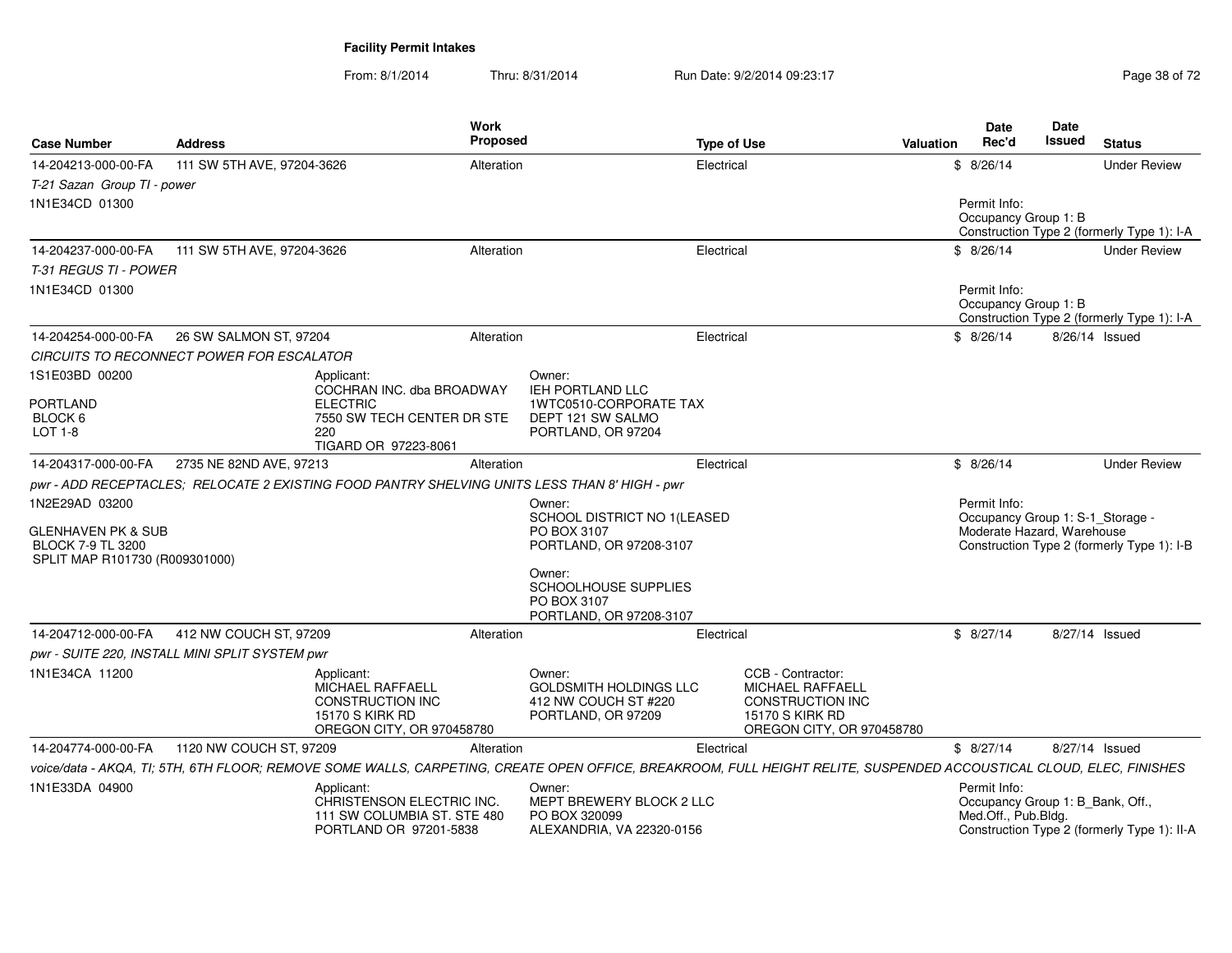**Facility Permit Intakes**

From: 8/1/2014 Thru: 8/31/2014 Run Date: 9/2/2014 09:23:17

| Case Number | Address | Work Proposed | Type of Use | Valuation | Date Rec'd | Date Issued | Status |
|---|---|---|---|---|---|---|---|
| 14-204213-000-00-FA | 111 SW 5TH AVE, 97204-3626 | Alteration | Electrical | $ | 8/26/14 | | Under Review |

T-21 Sazan Group TI - power

1N1E34CD 01300

Permit Info:
Occupancy Group 1: B
Construction Type 2 (formerly Type 1): I-A

| Case Number | Address | Work Proposed | Type of Use | Valuation | Date Rec'd | Date Issued | Status |
|---|---|---|---|---|---|---|---|
| 14-204237-000-00-FA | 111 SW 5TH AVE, 97204-3626 | Alteration | Electrical | $ | 8/26/14 | | Under Review |

T-31 REGUS TI - POWER

1N1E34CD 01300

Permit Info:
Occupancy Group 1: B
Construction Type 2 (formerly Type 1): I-A

| Case Number | Address | Work Proposed | Type of Use | Valuation | Date Rec'd | Date Issued | Status |
|---|---|---|---|---|---|---|---|
| 14-204254-000-00-FA | 26 SW SALMON ST, 97204 | Alteration | Electrical | $ | 8/26/14 | 8/26/14 | Issued |

CIRCUITS TO RECONNECT POWER FOR ESCALATOR

1S1E03BD 00200

PORTLAND
BLOCK 6
LOT 1-8

Applicant:
COCHRAN INC. dba BROADWAY ELECTRIC
7550 SW TECH CENTER DR STE 220
TIGARD OR 97223-8061

Owner:
IEH PORTLAND LLC
1WTC0510-CORPORATE TAX DEPT 121 SW SALMO
PORTLAND, OR 97204

| Case Number | Address | Work Proposed | Type of Use | Valuation | Date Rec'd | Date Issued | Status |
|---|---|---|---|---|---|---|---|
| 14-204317-000-00-FA | 2735 NE 82ND AVE, 97213 | Alteration | Electrical | $ | 8/26/14 | | Under Review |

pwr - ADD RECEPTACLES; RELOCATE 2 EXISTING FOOD PANTRY SHELVING UNITS LESS THAN 8' HIGH - pwr

1N2E29AD 03200

GLENHAVEN PK & SUB
BLOCK 7-9 TL 3200
SPLIT MAP R101730 (R009301000)

Owner:
SCHOOL DISTRICT NO 1(LEASED
PO BOX 3107
PORTLAND, OR 97208-3107

Owner:
SCHOOLHOUSE SUPPLIES
PO BOX 3107
PORTLAND, OR 97208-3107

Permit Info:
Occupancy Group 1: S-1_Storage - Moderate Hazard, Warehouse
Construction Type 2 (formerly Type 1): I-B

| Case Number | Address | Work Proposed | Type of Use | Valuation | Date Rec'd | Date Issued | Status |
|---|---|---|---|---|---|---|---|
| 14-204712-000-00-FA | 412 NW COUCH ST, 97209 | Alteration | Electrical | $ | 8/27/14 | 8/27/14 | Issued |

pwr - SUITE 220, INSTALL MINI SPLIT SYSTEM pwr

1N1E34CA 11200

Applicant:
MICHAEL RAFFAELL CONSTRUCTION INC
15170 S KIRK RD
OREGON CITY, OR 970458780

Owner:
GOLDSMITH HOLDINGS LLC
412 NW COUCH ST #220
PORTLAND, OR 97209

CCB - Contractor:
MICHAEL RAFFAELL CONSTRUCTION INC
15170 S KIRK RD
OREGON CITY, OR 970458780

| Case Number | Address | Work Proposed | Type of Use | Valuation | Date Rec'd | Date Issued | Status |
|---|---|---|---|---|---|---|---|
| 14-204774-000-00-FA | 1120 NW COUCH ST, 97209 | Alteration | Electrical | $ | 8/27/14 | 8/27/14 | Issued |

voice/data - AKQA, TI; 5TH, 6TH FLOOR; REMOVE SOME WALLS, CARPETING, CREATE OPEN OFFICE, BREAKROOM, FULL HEIGHT RELITE, SUSPENDED ACCOUSTICAL CLOUD, ELEC, FINISHES

1N1E33DA 04900

Applicant:
CHRISTENSON ELECTRIC INC.
111 SW COLUMBIA ST. STE 480
PORTLAND OR 97201-5838

Owner:
MEPT BREWERY BLOCK 2 LLC
PO BOX 320099
ALEXANDRIA, VA 22320-0156

Permit Info:
Occupancy Group 1: B_Bank, Off., Med.Off., Pub.Bldg.
Construction Type 2 (formerly Type 1): II-A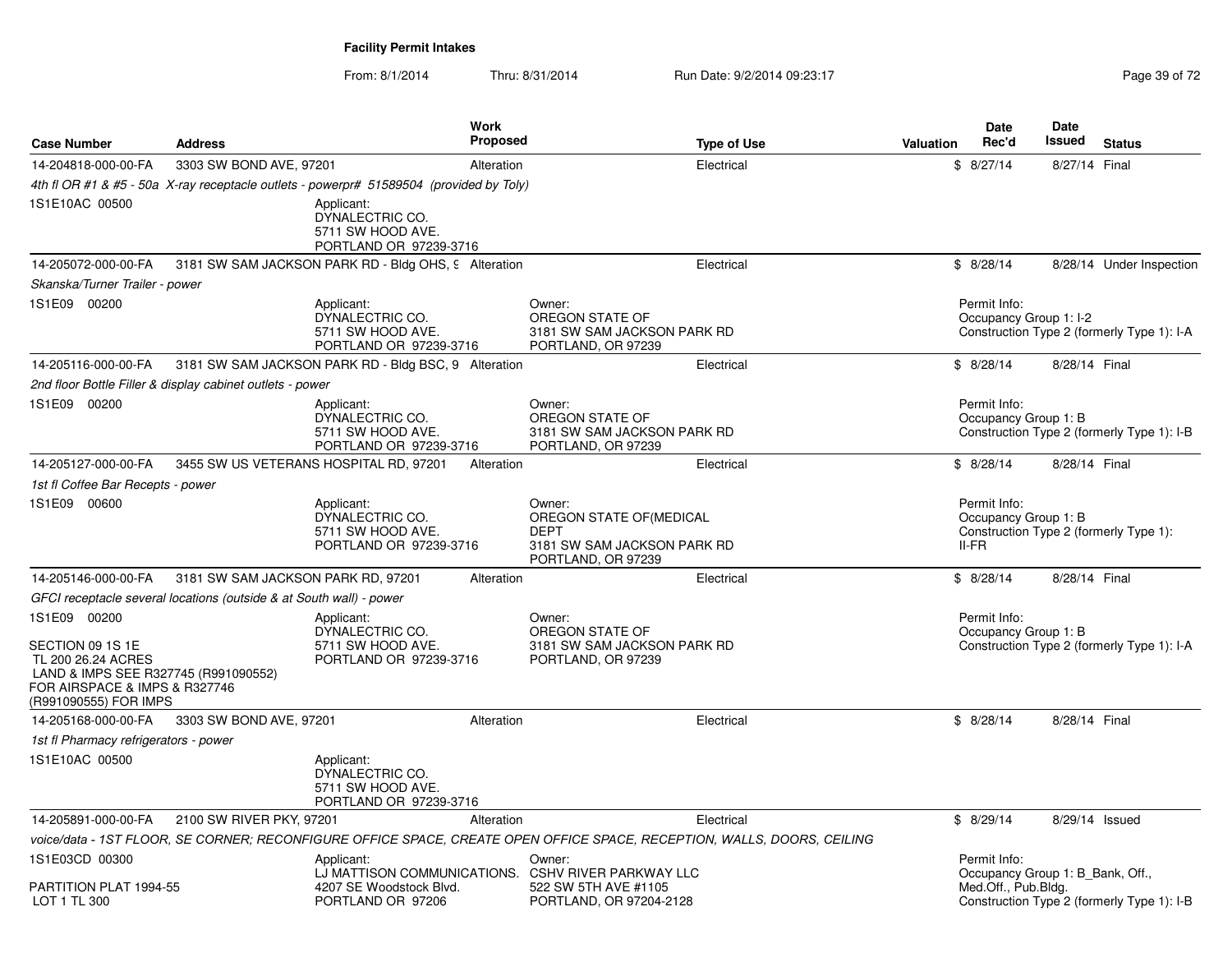**Facility Permit Intakes**

From: 8/1/2014 Thru: 8/31/2014 Run Date: 9/2/2014 09:23:17

| Case Number | Address | Work Proposed | Type of Use | Valuation | Date Rec'd | Date Issued | Status |
|---|---|---|---|---|---|---|---|
| 14-204818-000-00-FA | 3303 SW BOND AVE, 97201 | Alteration | Electrical | $ | 8/27/14 | 8/27/14 | Final |
| *4th fl OR #1 & #5 - 50a X-ray receptacle outlets - powerpr# 51589504 (provided by Toly)* | | | | | | | |
| 1S1E10AC 00500 | Applicant: DYNALECTRIC CO. 5711 SW HOOD AVE. PORTLAND OR 97239-3716 | | | | | | |
| 14-205072-000-00-FA | 3181 SW SAM JACKSON PARK RD - Bldg OHS, 9 | Alteration | Electrical | $ | 8/28/14 | 8/28/14 | Under Inspection |
| *Skanska/Turner Trailer - power* | | | | | | | |
| 1S1E09 00200 | Applicant: DYNALECTRIC CO. 5711 SW HOOD AVE. PORTLAND OR 97239-3716 | | Owner: OREGON STATE OF 3181 SW SAM JACKSON PARK RD PORTLAND, OR 97239 | | Permit Info: Occupancy Group 1: I-2 Construction Type 2 (formerly Type 1): I-A | | |
| 14-205116-000-00-FA | 3181 SW SAM JACKSON PARK RD - Bldg BSC, 9 | Alteration | Electrical | $ | 8/28/14 | 8/28/14 | Final |
| *2nd floor Bottle Filler & display cabinet outlets - power* | | | | | | | |
| 1S1E09 00200 | Applicant: DYNALECTRIC CO. 5711 SW HOOD AVE. PORTLAND OR 97239-3716 | | Owner: OREGON STATE OF 3181 SW SAM JACKSON PARK RD PORTLAND, OR 97239 | | Permit Info: Occupancy Group 1: B Construction Type 2 (formerly Type 1): I-B | | |
| 14-205127-000-00-FA | 3455 SW US VETERANS HOSPITAL RD, 97201 | Alteration | Electrical | $ | 8/28/14 | 8/28/14 | Final |
| *1st fl Coffee Bar Receipts - power* | | | | | | | |
| 1S1E09 00600 | Applicant: DYNALECTRIC CO. 5711 SW HOOD AVE. PORTLAND OR 97239-3716 | | Owner: OREGON STATE OF(MEDICAL DEPT 3181 SW SAM JACKSON PARK RD PORTLAND, OR 97239 | | Permit Info: Occupancy Group 1: B Construction Type 2 (formerly Type 1): II-FR | | |
| 14-205146-000-00-FA | 3181 SW SAM JACKSON PARK RD, 97201 | Alteration | Electrical | $ | 8/28/14 | 8/28/14 | Final |
| *GFCI receptacle several locations (outside & at South wall) - power* | | | | | | | |
| 1S1E09 00200 SECTION 09 1S 1E TL 200 26.24 ACRES LAND & IMPS SEE R327745 (R991090552) FOR AIRSPACE & IMPS & R327746 (R991090555) FOR IMPS | Applicant: DYNALECTRIC CO. 5711 SW HOOD AVE. PORTLAND OR 97239-3716 | | Owner: OREGON STATE OF 3181 SW SAM JACKSON PARK RD PORTLAND, OR 97239 | | Permit Info: Occupancy Group 1: B Construction Type 2 (formerly Type 1): I-A | | |
| 14-205168-000-00-FA | 3303 SW BOND AVE, 97201 | Alteration | Electrical | $ | 8/28/14 | 8/28/14 | Final |
| *1st fl Pharmacy refrigerators - power* | | | | | | | |
| 1S1E10AC 00500 | Applicant: DYNALECTRIC CO. 5711 SW HOOD AVE. PORTLAND OR 97239-3716 | | | | | | |
| 14-205891-000-00-FA | 2100 SW RIVER PKY, 97201 | Alteration | Electrical | $ | 8/29/14 | 8/29/14 | Issued |
| *voice/data - 1ST FLOOR, SE CORNER; RECONFIGURE OFFICE SPACE, CREATE OPEN OFFICE SPACE, RECEPTION, WALLS, DOORS, CEILING* | | | | | | | |
| 1S1E03CD 00300 PARTITION PLAT 1994-55 LOT 1 TL 300 | Applicant: LJ MATTISON COMMUNICATIONS. 4207 SE Woodstock Blvd. PORTLAND OR 97206 | | Owner: CSHV RIVER PARKWAY LLC 522 SW 5TH AVE #1105 PORTLAND, OR 97204-2128 | | Permit Info: Occupancy Group 1: B_Bank, Off., Med.Off., Pub.Bldg. Construction Type 2 (formerly Type 1): I-B | | |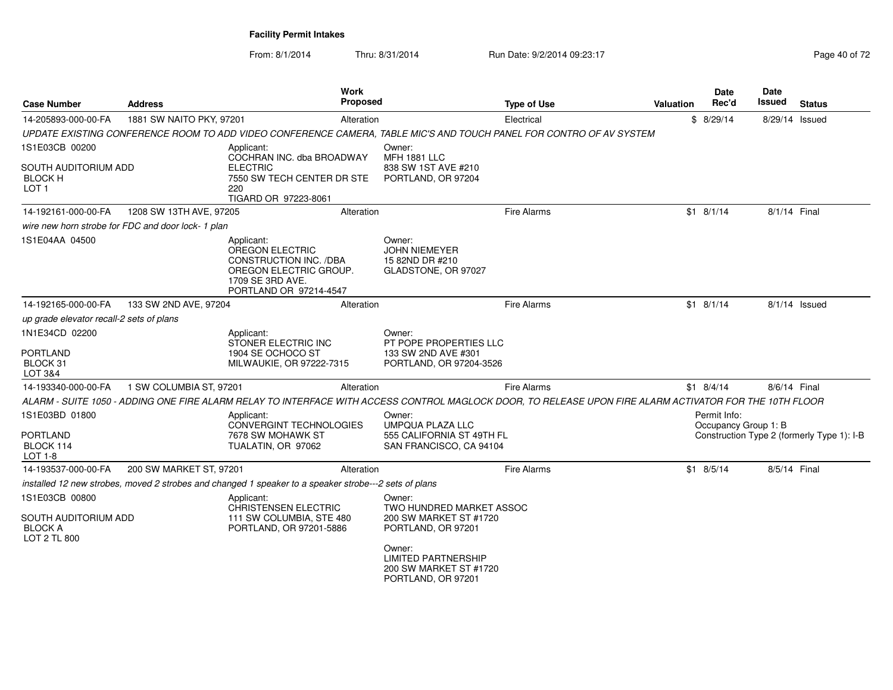**Facility Permit Intakes**

From: 8/1/2014 Thru: 8/31/2014 Run Date: 9/2/2014 09:23:17

| Case Number | Address | Work Proposed | Type of Use | Valuation | Date Rec'd | Date Issued | Status |
|---|---|---|---|---|---|---|---|
| 14-205893-000-00-FA | 1881 SW NAITO PKY, 97201 | Alteration | Electrical | $ | 8/29/14 | 8/29/14 | Issued |

*UPDATE EXISTING CONFERENCE ROOM TO ADD VIDEO CONFERENCE CAMERA, TABLE MIC'S AND TOUCH PANEL FOR CONTRO OF AV SYSTEM*

1S1E03CB 00200

SOUTH AUDITORIUM ADD
BLOCK H
LOT 1

Applicant:
COCHRAN INC. dba BROADWAY ELECTRIC
7550 SW TECH CENTER DR STE 220
TIGARD OR 97223-8061

Owner:
MFH 1881 LLC
838 SW 1ST AVE #210
PORTLAND, OR 97204

| Case Number | Address | Work Proposed | Type of Use | Valuation | Date Rec'd | Date Issued | Status |
|---|---|---|---|---|---|---|---|
| 14-192161-000-00-FA | 1208 SW 13TH AVE, 97205 | Alteration | Fire Alarms | $1 | 8/1/14 | 8/1/14 | Final |

*wire new horn strobe for FDC and door lock- 1 plan*

1S1E04AA 04500

Applicant:
OREGON ELECTRIC CONSTRUCTION INC. /DBA OREGON ELECTRIC GROUP.
1709 SE 3RD AVE.
PORTLAND OR 97214-4547

Owner:
JOHN NIEMEYER
15 82ND DR #210
GLADSTONE, OR 97027

| Case Number | Address | Work Proposed | Type of Use | Valuation | Date Rec'd | Date Issued | Status |
|---|---|---|---|---|---|---|---|
| 14-192165-000-00-FA | 133 SW 2ND AVE, 97204 | Alteration | Fire Alarms | $1 | 8/1/14 | 8/1/14 | Issued |

*up grade elevator recall-2 sets of plans*

1N1E34CD 02200

PORTLAND
BLOCK 31
LOT 3&4

Applicant:
STONER ELECTRIC INC
1904 SE OCHOCO ST
MILWAUKIE, OR 97222-7315

Owner:
PT POPE PROPERTIES LLC
133 SW 2ND AVE #301
PORTLAND, OR 97204-3526

| Case Number | Address | Work Proposed | Type of Use | Valuation | Date Rec'd | Date Issued | Status |
|---|---|---|---|---|---|---|---|
| 14-193340-000-00-FA | 1 SW COLUMBIA ST, 97201 | Alteration | Fire Alarms | $1 | 8/4/14 | 8/6/14 | Final |

*ALARM - SUITE 1050 - ADDING ONE FIRE ALARM RELAY TO INTERFACE WITH ACCESS CONTROL MAGLOCK DOOR, TO RELEASE UPON FIRE ALARM ACTIVATOR FOR THE 10TH FLOOR*

1S1E03BD 01800

PORTLAND
BLOCK 114
LOT 1-8

Applicant:
CONVERGINT TECHNOLOGIES
7678 SW MOHAWK ST
TUALATIN, OR 97062

Owner:
UMPQUA PLAZA LLC
555 CALIFORNIA ST 49TH FL
SAN FRANCISCO, CA 94104

Permit Info:
Occupancy Group 1: B
Construction Type 2 (formerly Type 1): I-B

| Case Number | Address | Work Proposed | Type of Use | Valuation | Date Rec'd | Date Issued | Status |
|---|---|---|---|---|---|---|---|
| 14-193537-000-00-FA | 200 SW MARKET ST, 97201 | Alteration | Fire Alarms | $1 | 8/5/14 | 8/5/14 | Final |

*installed 12 new strobes, moved 2 strobes and changed 1 speaker to a speaker strobe---2 sets of plans*

1S1E03CB 00800

SOUTH AUDITORIUM ADD
BLOCK A
LOT 2 TL 800

Applicant:
CHRISTENSEN ELECTRIC
111 SW COLUMBIA, STE 480
PORTLAND, OR 97201-5886

Owner:
TWO HUNDRED MARKET ASSOC
200 SW MARKET ST #1720
PORTLAND, OR 97201

Owner:
LIMITED PARTNERSHIP
200 SW MARKET ST #1720
PORTLAND, OR 97201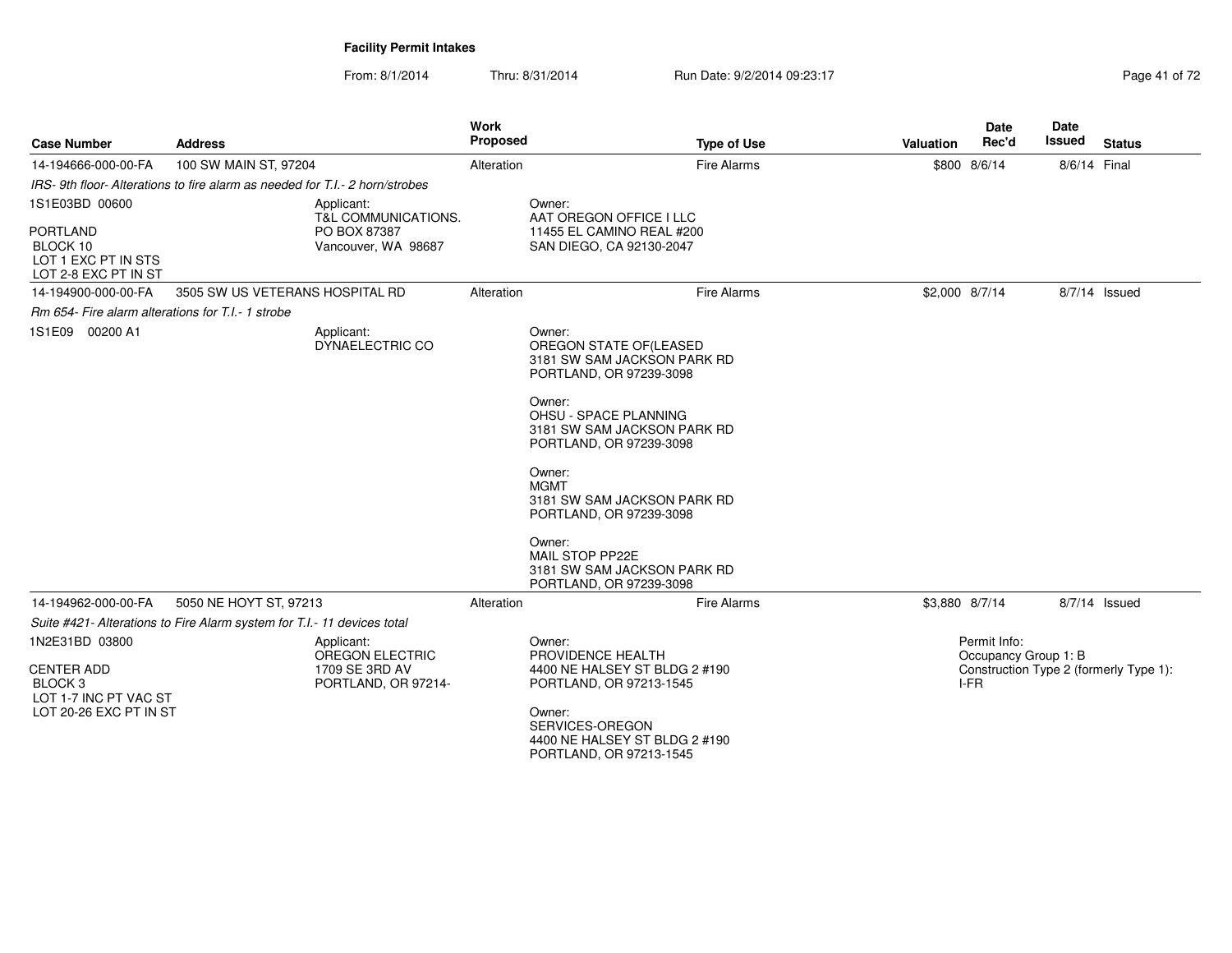**Facility Permit Intakes**

From: 8/1/2014 Thru: 8/31/2014 Run Date: 9/2/2014 09:23:17

| Case Number | Address | Work Proposed | Type of Use | Valuation | Date Rec'd | Date Issued | Status |
|---|---|---|---|---|---|---|---|
| 14-194666-000-00-FA | 100 SW MAIN ST, 97204 | Alteration | Fire Alarms | $800 | 8/6/14 | 8/6/14 | Final |
| 14-194900-000-00-FA | 3505 SW US VETERANS HOSPITAL RD | Alteration | Fire Alarms | $2,000 | 8/7/14 | 8/7/14 | Issued |
| 14-194962-000-00-FA | 5050 NE HOYT ST, 97213 | Alteration | Fire Alarms | $3,880 | 8/7/14 | 8/7/14 | Issued |

**14-194666-000-00-FA**

*IRS- 9th floor- Alterations to fire alarm as needed for T.I.- 2 horn/strobes*

1S1E03BD 00600

PORTLAND
BLOCK 10
LOT 1 EXC PT IN STS
LOT 2-8 EXC PT IN ST

Applicant:
T&L COMMUNICATIONS.
PO BOX 87387
Vancouver, WA 98687

Owner:
AAT OREGON OFFICE I LLC
11455 EL CAMINO REAL #200
SAN DIEGO, CA 92130-2047

**14-194900-000-00-FA**

*Rm 654- Fire alarm alterations for T.I.- 1 strobe*

1S1E09 00200 A1

Applicant:
DYNAELECTRIC CO

Owner:
OREGON STATE OF(LEASED
3181 SW SAM JACKSON PARK RD
PORTLAND, OR 97239-3098

Owner:
OHSU - SPACE PLANNING
3181 SW SAM JACKSON PARK RD
PORTLAND, OR 97239-3098

Owner:
MGMT
3181 SW SAM JACKSON PARK RD
PORTLAND, OR 97239-3098

Owner:
MAIL STOP PP22E
3181 SW SAM JACKSON PARK RD
PORTLAND, OR 97239-3098

**14-194962-000-00-FA**

*Suite #421- Alterations to Fire Alarm system for T.I.- 11 devices total*

1N2E31BD 03800

CENTER ADD
BLOCK 3
LOT 1-7 INC PT VAC ST
LOT 20-26 EXC PT IN ST

Applicant:
OREGON ELECTRIC
1709 SE 3RD AV
PORTLAND, OR 97214-

Owner:
PROVIDENCE HEALTH
4400 NE HALSEY ST BLDG 2 #190
PORTLAND, OR 97213-1545

Owner:
SERVICES-OREGON
4400 NE HALSEY ST BLDG 2 #190
PORTLAND, OR 97213-1545

Permit Info:
Occupancy Group 1: B
Construction Type 2 (formerly Type 1): I-FR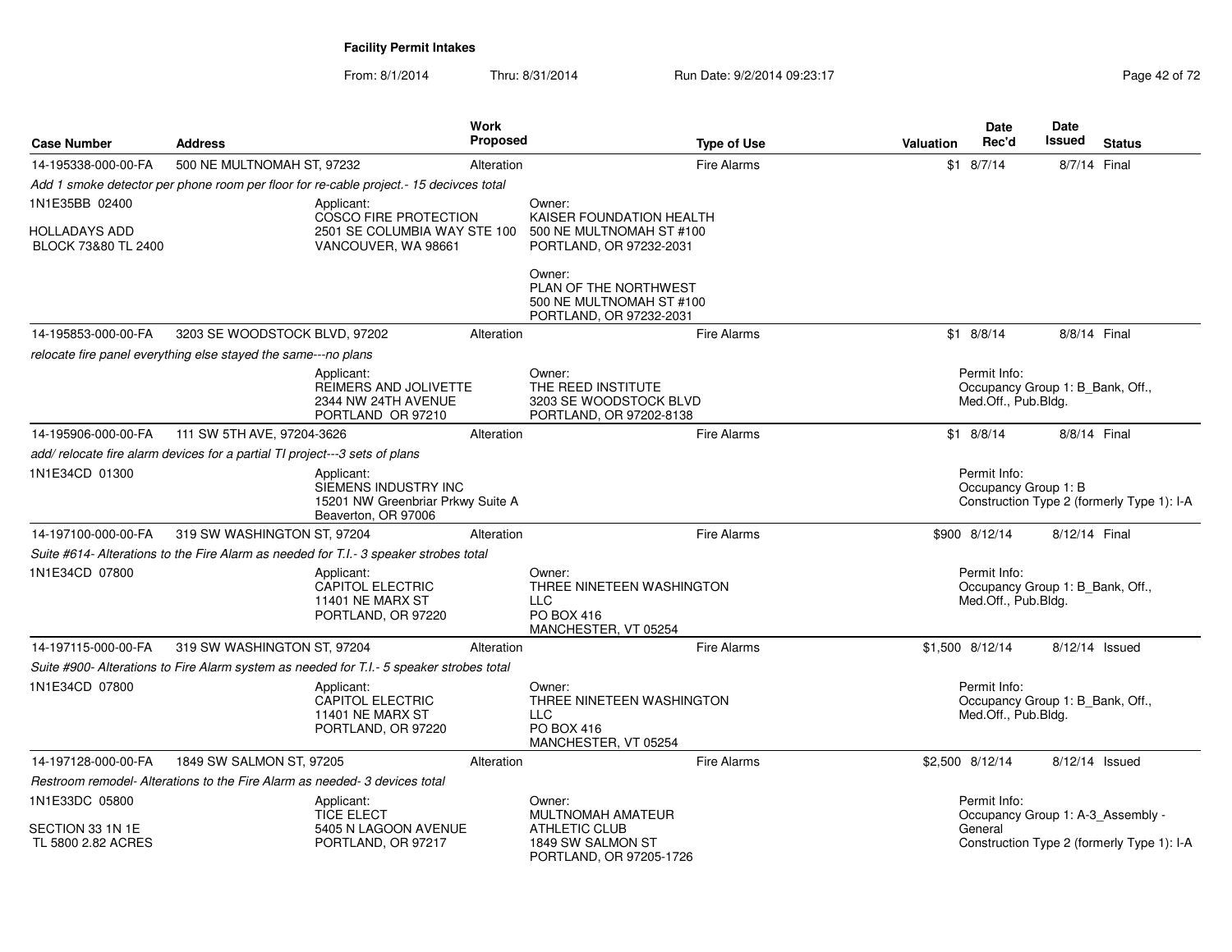# Facility Permit Intakes

From: 8/1/2014 Thru: 8/31/2014 Run Date: 9/2/2014 09:23:17

| Case Number | Address | Work Proposed | Type of Use | Valuation | Date Rec'd | Date Issued | Status |
|---|---|---|---|---|---|---|---|
| 14-195338-000-00-FA | 500 NE MULTNOMAH ST, 97232 | Alteration | Fire Alarms | $1 | 8/7/14 | 8/7/14 | Final |
| *Add 1 smoke detector per phone room per floor for re-cable project.- 15 decivces total* | | | | | | | |
| 1N1E35BB 02400<br><br>HOLLADAYS ADD<br>BLOCK 73&80 TL 2400 | Applicant:<br>COSCO FIRE PROTECTION<br>2501 SE COLUMBIA WAY STE 100<br>VANCOUVER, WA 98661 | | Owner:<br>KAISER FOUNDATION HEALTH<br>500 NE MULTNOMAH ST #100<br>PORTLAND, OR 97232-2031<br><br>Owner:<br>PLAN OF THE NORTHWEST<br>500 NE MULTNOMAH ST #100<br>PORTLAND, OR 97232-2031 | | | | |
| 14-195853-000-00-FA | 3203 SE WOODSTOCK BLVD, 97202 | Alteration | Fire Alarms | $1 | 8/8/14 | 8/8/14 | Final |
| *relocate fire panel everything else stayed the same---no plans* | | | | | | | |
| | Applicant:<br>REIMERS AND JOLIVETTE<br>2344 NW 24TH AVENUE<br>PORTLAND OR 97210 | | Owner:<br>THE REED INSTITUTE<br>3203 SE WOODSTOCK BLVD<br>PORTLAND, OR 97202-8138 | Permit Info:<br>Occupancy Group 1: B_Bank, Off., Med.Off., Pub.Bldg. | | | |
| 14-195906-000-00-FA | 111 SW 5TH AVE, 97204-3626 | Alteration | Fire Alarms | $1 | 8/8/14 | 8/8/14 | Final |
| *add/ relocate fire alarm devices for a partial TI project---3 sets of plans* | | | | | | | |
| 1N1E34CD 01300 | Applicant:<br>SIEMENS INDUSTRY INC<br>15201 NW Greenbriar Prkwy Suite A<br>Beaverton, OR 97006 | | | Permit Info:<br>Occupancy Group 1: B<br>Construction Type 2 (formerly Type 1): I-A | | | |
| 14-197100-000-00-FA | 319 SW WASHINGTON ST, 97204 | Alteration | Fire Alarms | $900 | 8/12/14 | 8/12/14 | Final |
| *Suite #614- Alterations to the Fire Alarm as needed for T.I.- 3 speaker strobes total* | | | | | | | |
| 1N1E34CD 07800 | Applicant:<br>CAPITOL ELECTRIC<br>11401 NE MARX ST<br>PORTLAND, OR 97220 | | Owner:<br>THREE NINETEEN WASHINGTON LLC<br>PO BOX 416<br>MANCHESTER, VT 05254 | Permit Info:<br>Occupancy Group 1: B_Bank, Off., Med.Off., Pub.Bldg. | | | |
| 14-197115-000-00-FA | 319 SW WASHINGTON ST, 97204 | Alteration | Fire Alarms | $1,500 | 8/12/14 | 8/12/14 | Issued |
| *Suite #900- Alterations to Fire Alarm system as needed for T.I.- 5 speaker strobes total* | | | | | | | |
| 1N1E34CD 07800 | Applicant:<br>CAPITOL ELECTRIC<br>11401 NE MARX ST<br>PORTLAND, OR 97220 | | Owner:<br>THREE NINETEEN WASHINGTON LLC<br>PO BOX 416<br>MANCHESTER, VT 05254 | Permit Info:<br>Occupancy Group 1: B_Bank, Off., Med.Off., Pub.Bldg. | | | |
| 14-197128-000-00-FA | 1849 SW SALMON ST, 97205 | Alteration | Fire Alarms | $2,500 | 8/12/14 | 8/12/14 | Issued |
| *Restroom remodel- Alterations to the Fire Alarm as needed- 3 devices total* | | | | | | | |
| 1N1E33DC 05800<br><br>SECTION 33 1N 1E<br>TL 5800 2.82 ACRES | Applicant:<br>TICE ELECT<br>5405 N LAGOON AVENUE<br>PORTLAND, OR 97217 | | Owner:<br>MULTNOMAH AMATEUR ATHLETIC CLUB<br>1849 SW SALMON ST<br>PORTLAND, OR 97205-1726 | Permit Info:<br>Occupancy Group 1: A-3_Assembly - General<br>Construction Type 2 (formerly Type 1): I-A | | | |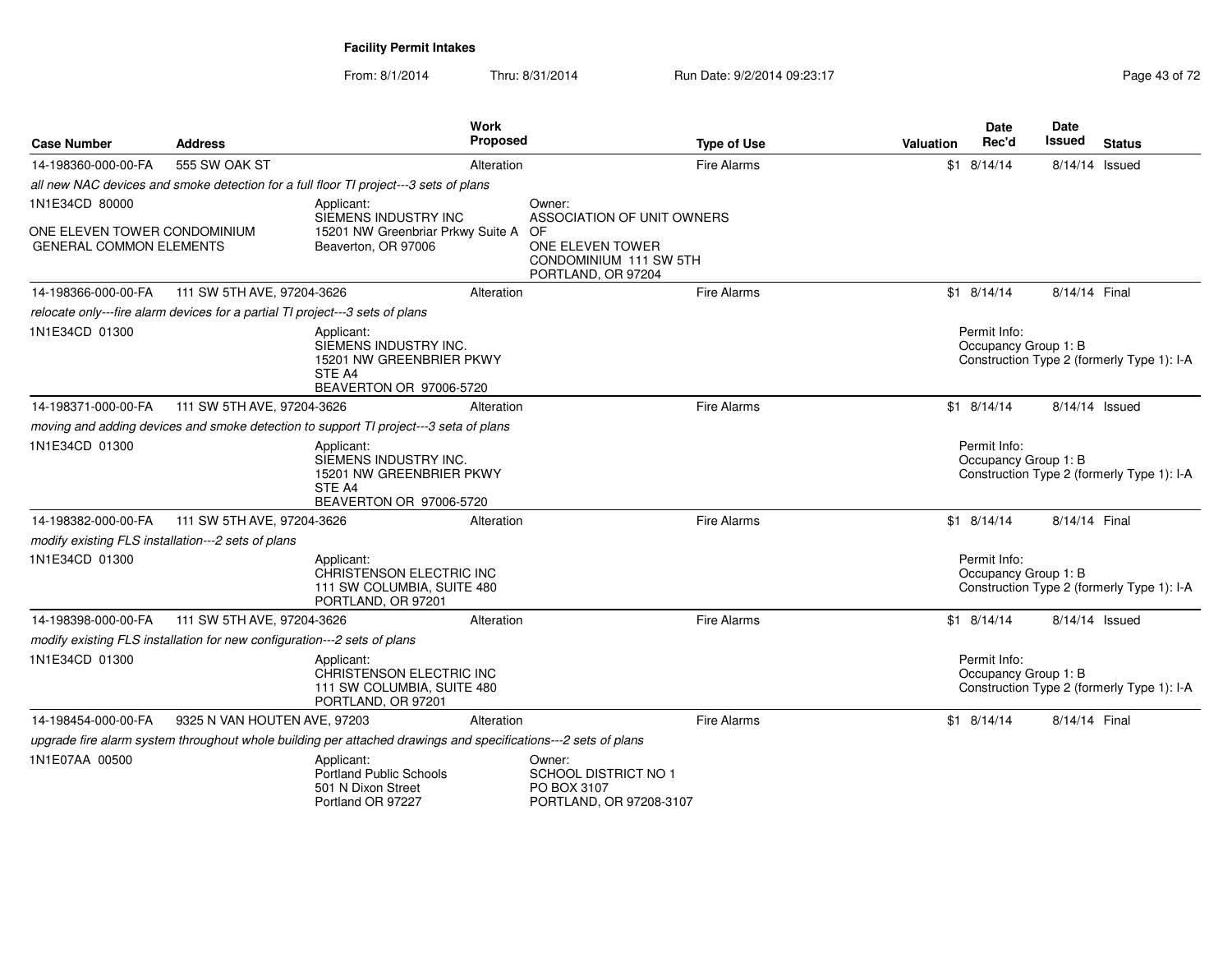**Facility Permit Intakes**

From: 8/1/2014 Thru: 8/31/2014 Run Date: 9/2/2014 09:23:17

| Case Number | Address | Work Proposed | Type of Use | Valuation | Date Rec'd | Date Issued | Status |
|---|---|---|---|---|---|---|---|
| 14-198360-000-00-FA | 555 SW OAK ST | Alteration | Fire Alarms | $1 | 8/14/14 | 8/14/14 | Issued |
| *all new NAC devices and smoke detection for a full floor TI project---3 sets of plans* | | | | | | | |
| 1N1E34CD 80000<br>ONE ELEVEN TOWER CONDOMINIUM GENERAL COMMON ELEMENTS | | Applicant:<br>SIEMENS INDUSTRY INC<br>15201 NW Greenbriar Prkwy Suite A<br>Beaverton, OR 97006 | Owner:<br>ASSOCIATION OF UNIT OWNERS OF<br>ONE ELEVEN TOWER CONDOMINIUM 111 SW 5TH<br>PORTLAND, OR 97204 | | | | |
| 14-198366-000-00-FA | 111 SW 5TH AVE, 97204-3626 | Alteration | Fire Alarms | $1 | 8/14/14 | 8/14/14 | Final |
| *relocate only---fire alarm devices for a partial TI project---3 sets of plans* | | | | | | | |
| 1N1E34CD 01300 | | Applicant:<br>SIEMENS INDUSTRY INC.<br>15201 NW GREENBRIER PKWY<br>STE A4<br>BEAVERTON OR 97006-5720 | | | Permit Info:<br>Occupancy Group 1: B<br>Construction Type 2 (formerly Type 1): I-A | | |
| 14-198371-000-00-FA | 111 SW 5TH AVE, 97204-3626 | Alteration | Fire Alarms | $1 | 8/14/14 | 8/14/14 | Issued |
| *moving and adding devices and smoke detection to support TI project---3 seta of plans* | | | | | | | |
| 1N1E34CD 01300 | | Applicant:<br>SIEMENS INDUSTRY INC.<br>15201 NW GREENBRIER PKWY<br>STE A4<br>BEAVERTON OR 97006-5720 | | | Permit Info:<br>Occupancy Group 1: B<br>Construction Type 2 (formerly Type 1): I-A | | |
| 14-198382-000-00-FA | 111 SW 5TH AVE, 97204-3626 | Alteration | Fire Alarms | $1 | 8/14/14 | 8/14/14 | Final |
| *modify existing FLS installation---2 sets of plans* | | | | | | | |
| 1N1E34CD 01300 | | Applicant:<br>CHRISTENSON ELECTRIC INC<br>111 SW COLUMBIA, SUITE 480<br>PORTLAND, OR 97201 | | | Permit Info:<br>Occupancy Group 1: B<br>Construction Type 2 (formerly Type 1): I-A | | |
| 14-198398-000-00-FA | 111 SW 5TH AVE, 97204-3626 | Alteration | Fire Alarms | $1 | 8/14/14 | 8/14/14 | Issued |
| *modify existing FLS installation for new configuration---2 sets of plans* | | | | | | | |
| 1N1E34CD 01300 | | Applicant:<br>CHRISTENSON ELECTRIC INC<br>111 SW COLUMBIA, SUITE 480<br>PORTLAND, OR 97201 | | | Permit Info:<br>Occupancy Group 1: B<br>Construction Type 2 (formerly Type 1): I-A | | |
| 14-198454-000-00-FA | 9325 N VAN HOUTEN AVE, 97203 | Alteration | Fire Alarms | $1 | 8/14/14 | 8/14/14 | Final |
| *upgrade fire alarm system throughout whole building per attached drawings and specifications---2 sets of plans* | | | | | | | |
| 1N1E07AA 00500 | | Applicant:<br>Portland Public Schools<br>501 N Dixon Street<br>Portland OR 97227 | Owner:<br>SCHOOL DISTRICT NO 1<br>PO BOX 3107<br>PORTLAND, OR 97208-3107 | | | | |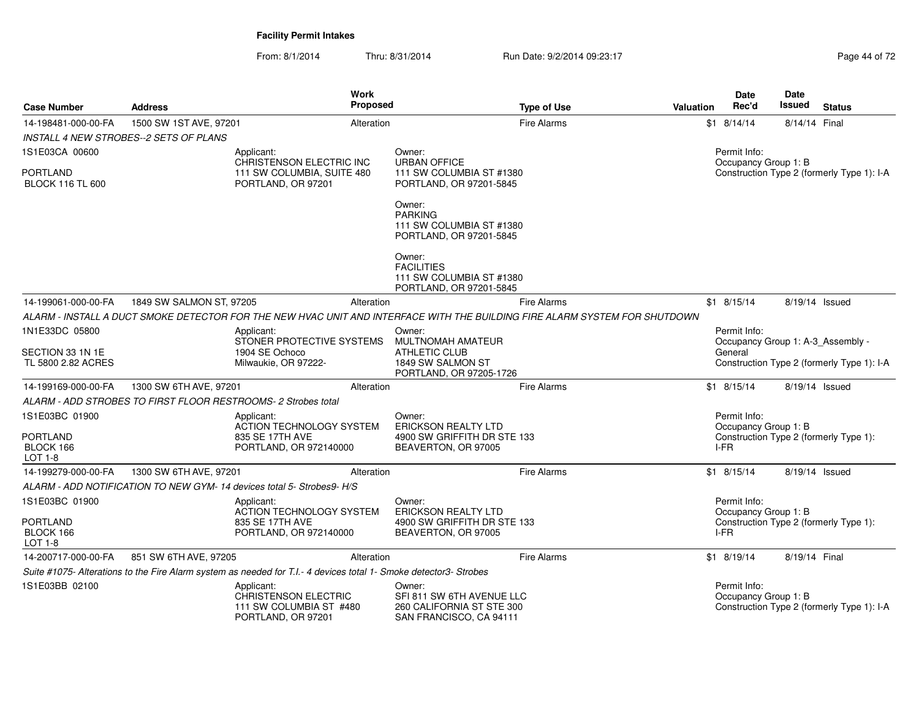**Facility Permit Intakes**

From: 8/1/2014 Thru: 8/31/2014 Run Date: 9/2/2014 09:23:17

| Case Number | Address | Work Proposed | Type of Use | Valuation | Date Rec'd | Date Issued | Status |
|---|---|---|---|---|---|---|---|
| 14-198481-000-00-FA | 1500 SW 1ST AVE, 97201 | Alteration | Fire Alarms | $1 | 8/14/14 | 8/14/14 | Final |

*INSTALL 4 NEW STROBES--2 SETS OF PLANS*

1S1E03CA 00600
PORTLAND
BLOCK 116 TL 600

Applicant:
CHRISTENSON ELECTRIC INC
111 SW COLUMBIA, SUITE 480
PORTLAND, OR 97201

Owner:
URBAN OFFICE
111 SW COLUMBIA ST #1380
PORTLAND, OR 97201-5845

Owner:
PARKING
111 SW COLUMBIA ST #1380
PORTLAND, OR 97201-5845

Owner:
FACILITIES
111 SW COLUMBIA ST #1380
PORTLAND, OR 97201-5845

Permit Info:
Occupancy Group 1: B
Construction Type 2 (formerly Type 1): I-A

| Case Number | Address | Work Proposed | Type of Use | Valuation | Date Rec'd | Date Issued | Status |
|---|---|---|---|---|---|---|---|
| 14-199061-000-00-FA | 1849 SW SALMON ST, 97205 | Alteration | Fire Alarms | $1 | 8/15/14 | 8/19/14 | Issued |

*ALARM - INSTALL A DUCT SMOKE DETECTOR FOR THE NEW HVAC UNIT AND INTERFACE WITH THE BUILDING FIRE ALARM SYSTEM FOR SHUTDOWN*

1N1E33DC 05800
SECTION 33 1N 1E
TL 5800 2.82 ACRES

Applicant:
STONER PROTECTIVE SYSTEMS
1904 SE Ochoco
Milwaukie, OR 97222-

Owner:
MULTNOMAH AMATEUR ATHLETIC CLUB
1849 SW SALMON ST
PORTLAND, OR 97205-1726

Permit Info:
Occupancy Group 1: A-3_Assembly - General
Construction Type 2 (formerly Type 1): I-A

| Case Number | Address | Work Proposed | Type of Use | Valuation | Date Rec'd | Date Issued | Status |
|---|---|---|---|---|---|---|---|
| 14-199169-000-00-FA | 1300 SW 6TH AVE, 97201 | Alteration | Fire Alarms | $1 | 8/15/14 | 8/19/14 | Issued |

*ALARM - ADD STROBES TO FIRST FLOOR RESTROOMS- 2 Strobes total*

1S1E03BC 01900
PORTLAND
BLOCK 166
LOT 1-8

Applicant:
ACTION TECHNOLOGY SYSTEM
835 SE 17TH AVE
PORTLAND, OR 972140000

Owner:
ERICKSON REALTY LTD
4900 SW GRIFFITH DR STE 133
BEAVERTON, OR 97005

Permit Info:
Occupancy Group 1: B
Construction Type 2 (formerly Type 1): I-FR

| Case Number | Address | Work Proposed | Type of Use | Valuation | Date Rec'd | Date Issued | Status |
|---|---|---|---|---|---|---|---|
| 14-199279-000-00-FA | 1300 SW 6TH AVE, 97201 | Alteration | Fire Alarms | $1 | 8/15/14 | 8/19/14 | Issued |

*ALARM - ADD NOTIFICATION TO NEW GYM- 14 devices total 5- Strobes9- H/S*

1S1E03BC 01900
PORTLAND
BLOCK 166
LOT 1-8

Applicant:
ACTION TECHNOLOGY SYSTEM
835 SE 17TH AVE
PORTLAND, OR 972140000

Owner:
ERICKSON REALTY LTD
4900 SW GRIFFITH DR STE 133
BEAVERTON, OR 97005

Permit Info:
Occupancy Group 1: B
Construction Type 2 (formerly Type 1): I-FR

| Case Number | Address | Work Proposed | Type of Use | Valuation | Date Rec'd | Date Issued | Status |
|---|---|---|---|---|---|---|---|
| 14-200717-000-00-FA | 851 SW 6TH AVE, 97205 | Alteration | Fire Alarms | $1 | 8/19/14 | 8/19/14 | Final |

*Suite #1075- Alterations to the Fire Alarm system as needed for T.I.- 4 devices total 1- Smoke detector3- Strobes*

1S1E03BB 02100

Applicant:
CHRISTENSON ELECTRIC
111 SW COLUMBIA ST #480
PORTLAND, OR 97201

Owner:
SFI 811 SW 6TH AVENUE LLC
260 CALIFORNIA ST STE 300
SAN FRANCISCO, CA 94111

Permit Info:
Occupancy Group 1: B
Construction Type 2 (formerly Type 1): I-A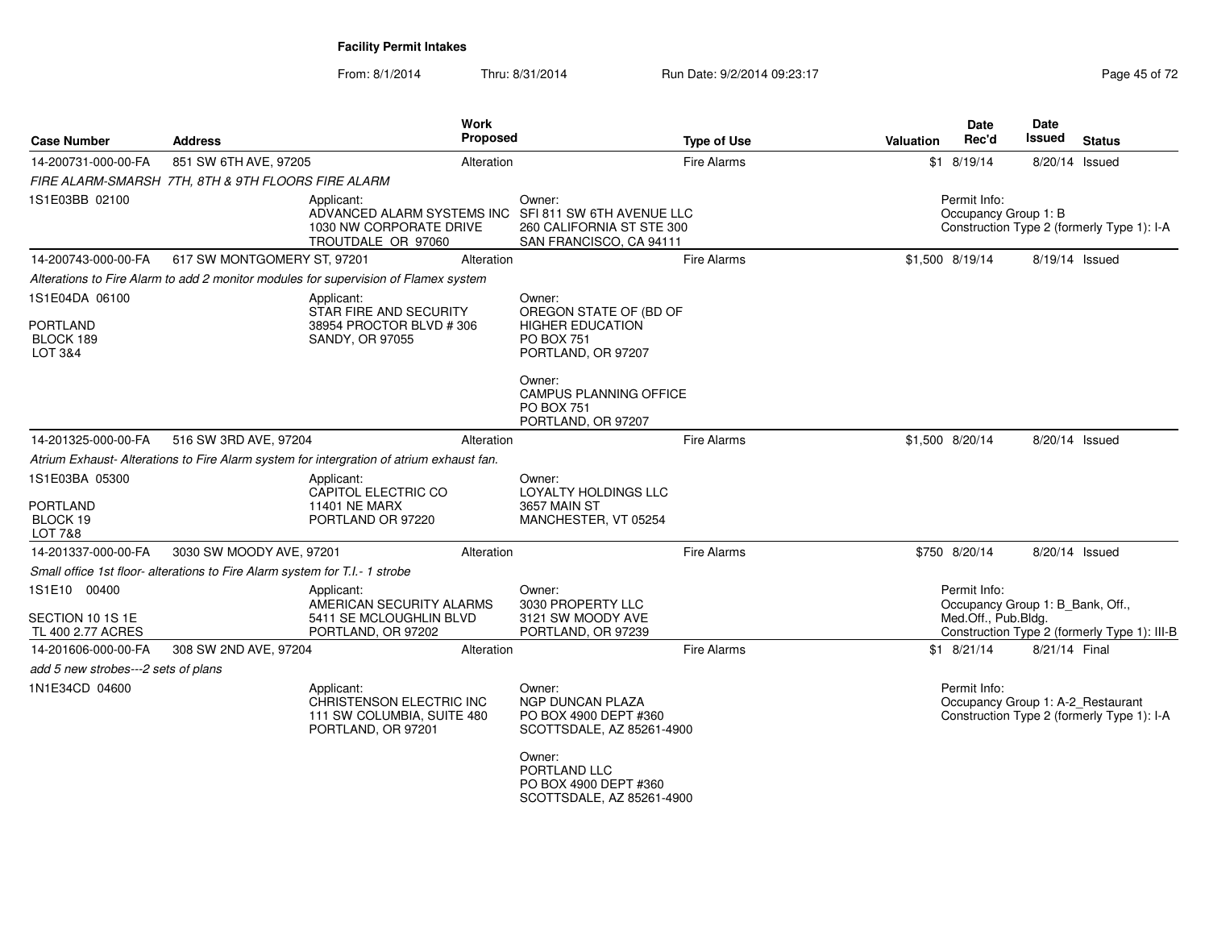**Facility Permit Intakes**

From: 8/1/2014 Thru: 8/31/2014 Run Date: 9/2/2014 09:23:17

| Case Number | Address | Work Proposed | Type of Use | Valuation | Date Rec'd | Date Issued | Status |
|---|---|---|---|---|---|---|---|
| 14-200731-000-00-FA | 851 SW 6TH AVE, 97205 | Alteration | Fire Alarms | $1 | 8/19/14 | 8/20/14 | Issued |

FIRE ALARM-SMARSH 7TH, 8TH & 9TH FLOORS FIRE ALARM

1S1E03BB 02100

Applicant: ADVANCED ALARM SYSTEMS INC, 1030 NW CORPORATE DRIVE, TROUTDALE OR 97060

Owner: SFI 811 SW 6TH AVENUE LLC, 260 CALIFORNIA ST STE 300, SAN FRANCISCO, CA 94111

Permit Info: Occupancy Group 1: B; Construction Type 2 (formerly Type 1): I-A

| Case Number | Address | Work Proposed | Type of Use | Valuation | Date Rec'd | Date Issued | Status |
|---|---|---|---|---|---|---|---|
| 14-200743-000-00-FA | 617 SW MONTGOMERY ST, 97201 | Alteration | Fire Alarms | $1,500 | 8/19/14 | 8/19/14 | Issued |

Alterations to Fire Alarm to add 2 monitor modules for supervision of Flamex system

1S1E04DA 06100

PORTLAND
BLOCK 189
LOT 3&4

Applicant: STAR FIRE AND SECURITY, 38954 PROCTOR BLVD # 306, SANDY, OR 97055

Owner: OREGON STATE OF (BD OF HIGHER EDUCATION, PO BOX 751, PORTLAND, OR 97207

Owner: CAMPUS PLANNING OFFICE, PO BOX 751, PORTLAND, OR 97207

| Case Number | Address | Work Proposed | Type of Use | Valuation | Date Rec'd | Date Issued | Status |
|---|---|---|---|---|---|---|---|
| 14-201325-000-00-FA | 516 SW 3RD AVE, 97204 | Alteration | Fire Alarms | $1,500 | 8/20/14 | 8/20/14 | Issued |

Atrium Exhaust- Alterations to Fire Alarm system for intergration of atrium exhaust fan.

1S1E03BA 05300

PORTLAND
BLOCK 19
LOT 7&8

Applicant: CAPITOL ELECTRIC CO, 11401 NE MARX, PORTLAND OR 97220

Owner: LOYALTY HOLDINGS LLC, 3657 MAIN ST, MANCHESTER, VT 05254

| Case Number | Address | Work Proposed | Type of Use | Valuation | Date Rec'd | Date Issued | Status |
|---|---|---|---|---|---|---|---|
| 14-201337-000-00-FA | 3030 SW MOODY AVE, 97201 | Alteration | Fire Alarms | $750 | 8/20/14 | 8/20/14 | Issued |

Small office 1st floor- alterations to Fire Alarm system for T.I.- 1 strobe

1S1E10 00400

SECTION 10 1S 1E
TL 400 2.77 ACRES

Applicant: AMERICAN SECURITY ALARMS, 5411 SE MCLOUGHLIN BLVD, PORTLAND, OR 97202

Owner: 3030 PROPERTY LLC, 3121 SW MOODY AVE, PORTLAND, OR 97239

Permit Info: Occupancy Group 1: B_Bank, Off., Med.Off., Pub.Bldg.; Construction Type 2 (formerly Type 1): III-B

| Case Number | Address | Work Proposed | Type of Use | Valuation | Date Rec'd | Date Issued | Status |
|---|---|---|---|---|---|---|---|
| 14-201606-000-00-FA | 308 SW 2ND AVE, 97204 | Alteration | Fire Alarms | $1 | 8/21/14 | 8/21/14 | Final |

add 5 new strobes---2 sets of plans

1N1E34CD 04600

Applicant: CHRISTENSON ELECTRIC INC, 111 SW COLUMBIA, SUITE 480, PORTLAND, OR 97201

Owner: NGP DUNCAN PLAZA, PO BOX 4900 DEPT #360, SCOTTSDALE, AZ 85261-4900

Owner: PORTLAND LLC, PO BOX 4900 DEPT #360, SCOTTSDALE, AZ 85261-4900

Permit Info: Occupancy Group 1: A-2_Restaurant; Construction Type 2 (formerly Type 1): I-A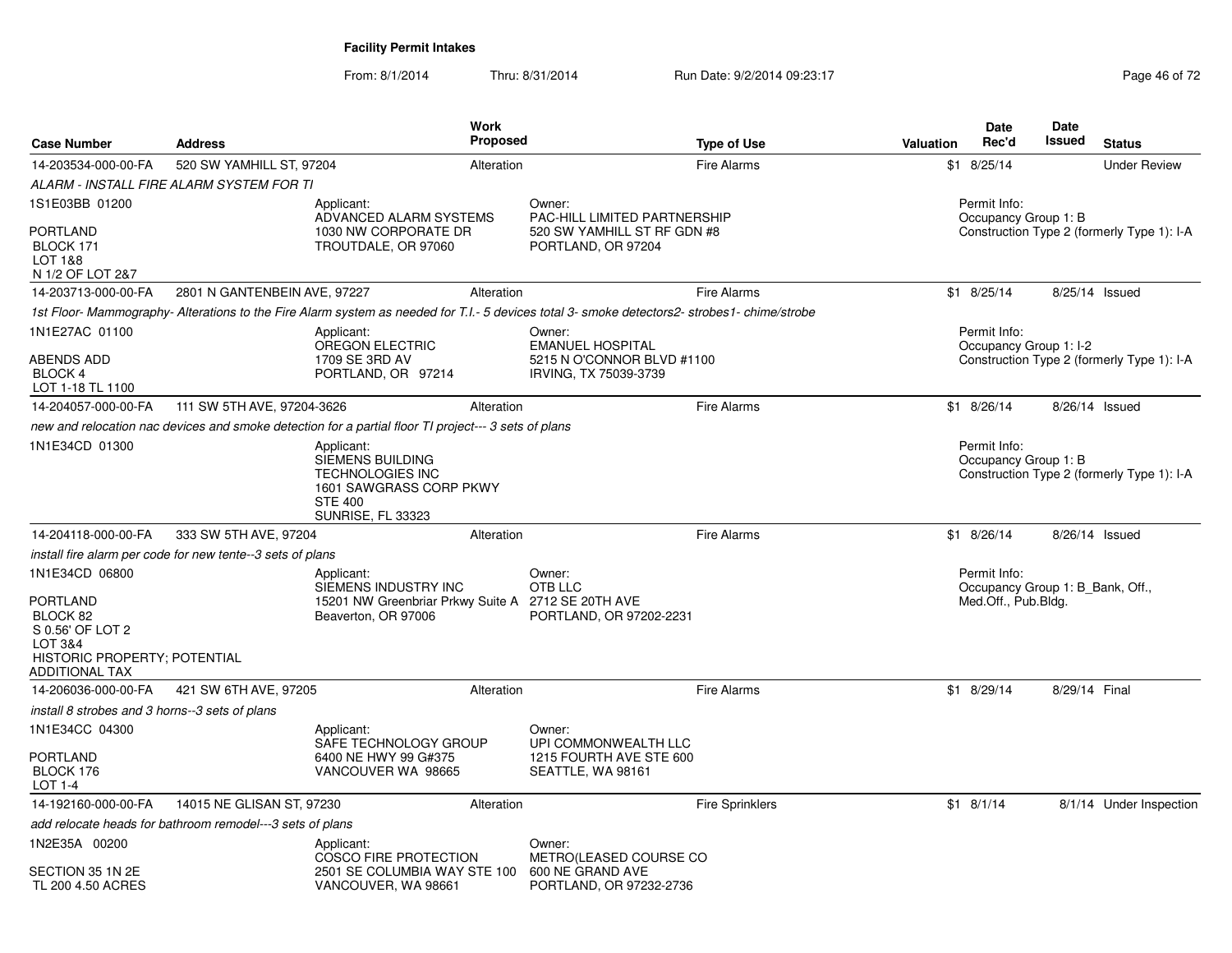# Facility Permit Intakes

From: 8/1/2014 Thru: 8/31/2014 Run Date: 9/2/2014 09:23:17

| Case Number | Address | Work Proposed | Type of Use | Valuation | Date Rec'd | Date Issued | Status |
|---|---|---|---|---|---|---|---|
| 14-203534-000-00-FA | 520 SW YAMHILL ST, 97204 | Alteration | Fire Alarms | $1 | 8/25/14 | | Under Review |

*ALARM - INSTALL FIRE ALARM SYSTEM FOR TI*

1S1E03BB 01200

PORTLAND
BLOCK 171
LOT 1&8
N 1/2 OF LOT 2&7

Applicant:
ADVANCED ALARM SYSTEMS
1030 NW CORPORATE DR
TROUTDALE, OR 97060

Owner:
PAC-HILL LIMITED PARTNERSHIP
520 SW YAMHILL ST RF GDN #8
PORTLAND, OR 97204

Permit Info:
Occupancy Group 1: B
Construction Type 2 (formerly Type 1): I-A

---

| Case Number | Address | Work Proposed | Type of Use | Valuation | Date Rec'd | Date Issued | Status |
|---|---|---|---|---|---|---|---|
| 14-203713-000-00-FA | 2801 N GANTENBEIN AVE, 97227 | Alteration | Fire Alarms | $1 | 8/25/14 | 8/25/14 | Issued |

*1st Floor- Mammography- Alterations to the Fire Alarm system as needed for T.I.- 5 devices total 3- smoke detectors2- strobes1- chime/strobe*

1N1E27AC 01100

ABENDS ADD
BLOCK 4
LOT 1-18 TL 1100

Applicant:
OREGON ELECTRIC
1709 SE 3RD AV
PORTLAND, OR 97214

Owner:
EMANUEL HOSPITAL
5215 N O'CONNOR BLVD #1100
IRVING, TX 75039-3739

Permit Info:
Occupancy Group 1: I-2
Construction Type 2 (formerly Type 1): I-A

---

| Case Number | Address | Work Proposed | Type of Use | Valuation | Date Rec'd | Date Issued | Status |
|---|---|---|---|---|---|---|---|
| 14-204057-000-00-FA | 111 SW 5TH AVE, 97204-3626 | Alteration | Fire Alarms | $1 | 8/26/14 | 8/26/14 | Issued |

*new and relocation nac devices and smoke detection for a partial floor TI project--- 3 sets of plans*

1N1E34CD 01300

Applicant:
SIEMENS BUILDING TECHNOLOGIES INC
1601 SAWGRASS CORP PKWY
STE 400
SUNRISE, FL 33323

Permit Info:
Occupancy Group 1: B
Construction Type 2 (formerly Type 1): I-A

---

| Case Number | Address | Work Proposed | Type of Use | Valuation | Date Rec'd | Date Issued | Status |
|---|---|---|---|---|---|---|---|
| 14-204118-000-00-FA | 333 SW 5TH AVE, 97204 | Alteration | Fire Alarms | $1 | 8/26/14 | 8/26/14 | Issued |

*install fire alarm per code for new tente--3 sets of plans*

1N1E34CD 06800

PORTLAND
BLOCK 82
S 0.56' OF LOT 2
LOT 3&4
HISTORIC PROPERTY; POTENTIAL ADDITIONAL TAX

Applicant:
SIEMENS INDUSTRY INC
15201 NW Greenbriar Prkwy Suite A
Beaverton, OR 97006

Owner:
OTB LLC
2712 SE 20TH AVE
PORTLAND, OR 97202-2231

Permit Info:
Occupancy Group 1: B_Bank, Off., Med.Off., Pub.Bldg.

---

| Case Number | Address | Work Proposed | Type of Use | Valuation | Date Rec'd | Date Issued | Status |
|---|---|---|---|---|---|---|---|
| 14-206036-000-00-FA | 421 SW 6TH AVE, 97205 | Alteration | Fire Alarms | $1 | 8/29/14 | 8/29/14 | Final |

*install 8 strobes and 3 horns--3 sets of plans*

1N1E34CC 04300

PORTLAND
BLOCK 176
LOT 1-4

Applicant:
SAFE TECHNOLOGY GROUP
6400 NE HWY 99 G#375
VANCOUVER WA 98665

Owner:
UPI COMMONWEALTH LLC
1215 FOURTH AVE STE 600
SEATTLE, WA 98161

---

| Case Number | Address | Work Proposed | Type of Use | Valuation | Date Rec'd | Date Issued | Status |
|---|---|---|---|---|---|---|---|
| 14-192160-000-00-FA | 14015 NE GLISAN ST, 97230 | Alteration | Fire Sprinklers | $1 | 8/1/14 | 8/1/14 | Under Inspection |

*add relocate heads for bathroom remodel---3 sets of plans*

1N2E35A 00200

SECTION 35 1N 2E
TL 200 4.50 ACRES

Applicant:
COSCO FIRE PROTECTION
2501 SE COLUMBIA WAY STE 100
VANCOUVER, WA 98661

Owner:
METRO(LEASED COURSE CO
600 NE GRAND AVE
PORTLAND, OR 97232-2736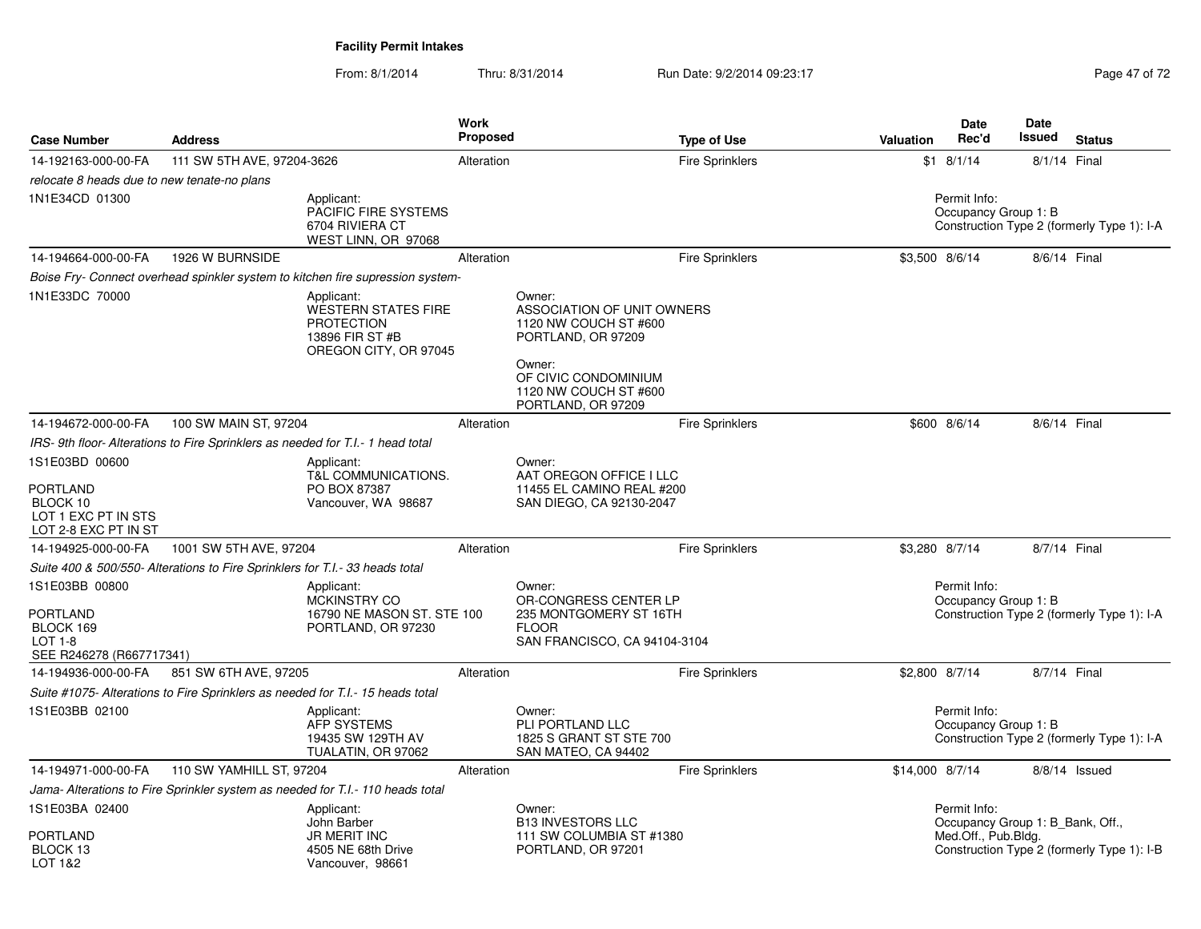# Facility Permit Intakes

From: 8/1/2014 Thru: 8/31/2014 Run Date: 9/2/2014 09:23:17

| Case Number | Address | Work Proposed | Type of Use | Valuation | Date Rec'd | Date Issued | Status |
|---|---|---|---|---|---|---|---|
| 14-192163-000-00-FA | 111 SW 5TH AVE, 97204-3626 | Alteration | Fire Sprinklers | $1 | 8/1/14 | 8/1/14 | Final |
| *relocate 8 heads due to new tenate-no plans* | | | | | | | |
| 1N1E34CD 01300 | Applicant: PACIFIC FIRE SYSTEMS 6704 RIVIERA CT WEST LINN, OR 97068 | | | Permit Info: Occupancy Group 1: B Construction Type 2 (formerly Type 1): I-A | | | |
| 14-194664-000-00-FA | 1926 W BURNSIDE | Alteration | Fire Sprinklers | $3,500 | 8/6/14 | 8/6/14 | Final |
| *Boise Fry- Connect overhead spinkler system to kitchen fire supression system-* | | | | | | | |
| 1N1E33DC 70000 | Applicant: WESTERN STATES FIRE PROTECTION 13896 FIR ST #B OREGON CITY, OR 97045 | Owner: ASSOCIATION OF UNIT OWNERS 1120 NW COUCH ST #600 PORTLAND, OR 97209; Owner: OF CIVIC CONDOMINIUM 1120 NW COUCH ST #600 PORTLAND, OR 97209 | | | | | |
| 14-194672-000-00-FA | 100 SW MAIN ST, 97204 | Alteration | Fire Sprinklers | $600 | 8/6/14 | 8/6/14 | Final |
| *IRS- 9th floor- Alterations to Fire Sprinklers as needed for T.I.- 1 head total* | | | | | | | |
| 1S1E03BD 00600 PORTLAND BLOCK 10 LOT 1 EXC PT IN STS LOT 2-8 EXC PT IN ST | Applicant: T&L COMMUNICATIONS. PO BOX 87387 Vancouver, WA 98687 | Owner: AAT OREGON OFFICE I LLC 11455 EL CAMINO REAL #200 SAN DIEGO, CA 92130-2047 | | | | | |
| 14-194925-000-00-FA | 1001 SW 5TH AVE, 97204 | Alteration | Fire Sprinklers | $3,280 | 8/7/14 | 8/7/14 | Final |
| *Suite 400 & 500/550- Alterations to Fire Sprinklers for T.I.- 33 heads total* | | | | | | | |
| 1S1E03BB 00800 PORTLAND BLOCK 169 LOT 1-8 SEE R246278 (R667717341) | Applicant: MCKINSTRY CO 16790 NE MASON ST. STE 100 PORTLAND, OR 97230 | Owner: OR-CONGRESS CENTER LP 235 MONTGOMERY ST 16TH FLOOR SAN FRANCISCO, CA 94104-3104 | | Permit Info: Occupancy Group 1: B Construction Type 2 (formerly Type 1): I-A | | | |
| 14-194936-000-00-FA | 851 SW 6TH AVE, 97205 | Alteration | Fire Sprinklers | $2,800 | 8/7/14 | 8/7/14 | Final |
| *Suite #1075- Alterations to Fire Sprinklers as needed for T.I.- 15 heads total* | | | | | | | |
| 1S1E03BB 02100 | Applicant: AFP SYSTEMS 19435 SW 129TH AV TUALATIN, OR 97062 | Owner: PLI PORTLAND LLC 1825 S GRANT ST STE 700 SAN MATEO, CA 94402 | | Permit Info: Occupancy Group 1: B Construction Type 2 (formerly Type 1): I-A | | | |
| 14-194971-000-00-FA | 110 SW YAMHILL ST, 97204 | Alteration | Fire Sprinklers | $14,000 | 8/7/14 | 8/8/14 | Issued |
| *Jama- Alterations to Fire Sprinkler system as needed for T.I.- 110 heads total* | | | | | | | |
| 1S1E03BA 02400 PORTLAND BLOCK 13 LOT 1&2 | Applicant: John Barber JR MERIT INC 4505 NE 68th Drive Vancouver, 98661 | Owner: B13 INVESTORS LLC 111 SW COLUMBIA ST #1380 PORTLAND, OR 97201 | | Permit Info: Occupancy Group 1: B_Bank, Off., Med.Off., Pub.Bldg. Construction Type 2 (formerly Type 1): I-B | | | |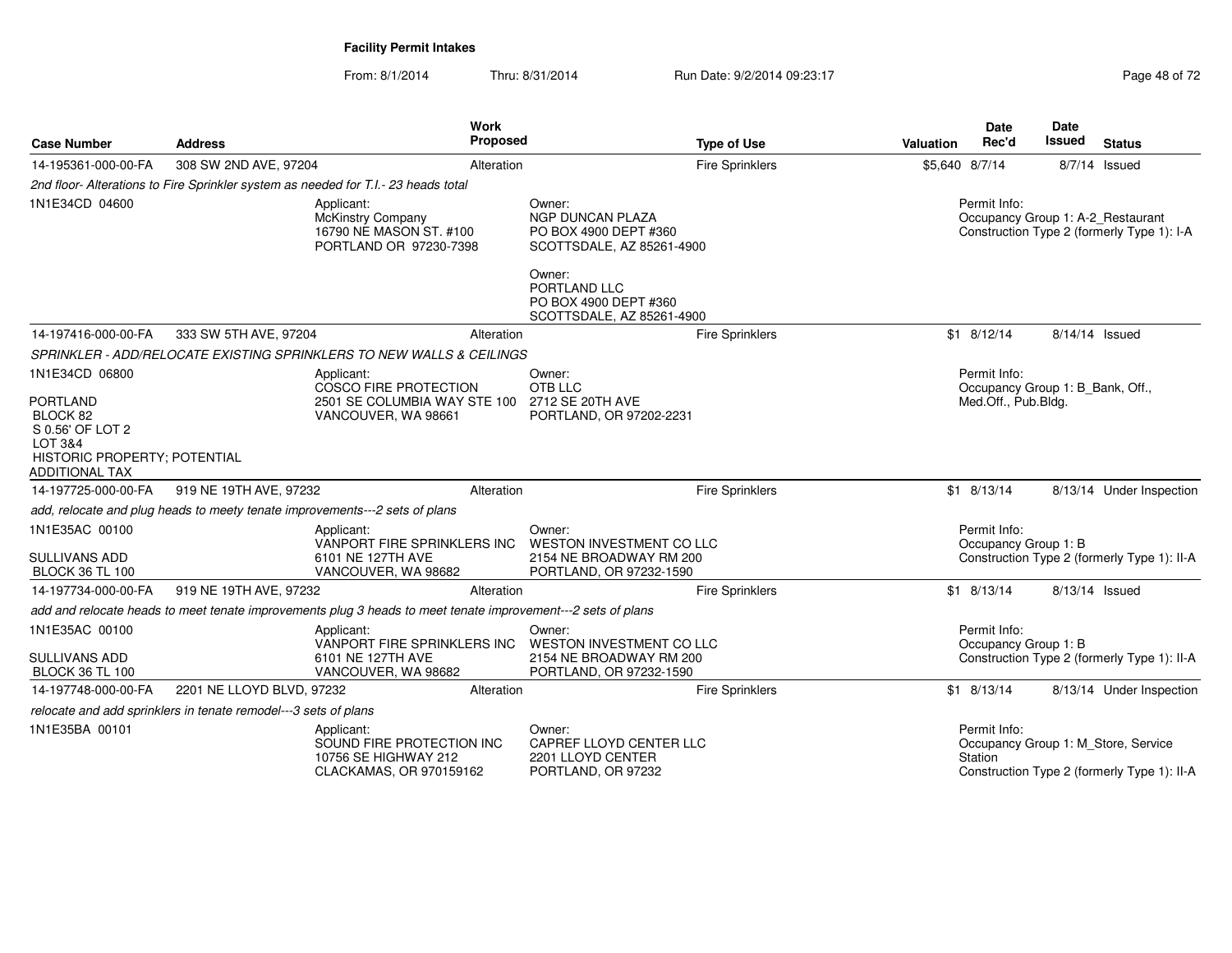**Facility Permit Intakes**

From: 8/1/2014 Thru: 8/31/2014 Run Date: 9/2/2014 09:23:17

| Case Number | Address | Work Proposed | Type of Use | Valuation | Date Rec'd | Date Issued | Status |
|---|---|---|---|---|---|---|---|
| 14-195361-000-00-FA | 308 SW 2ND AVE, 97204 | Alteration | Fire Sprinklers | $5,640 | 8/7/14 | 8/7/14 | Issued |
| 2nd floor- Alterations to Fire Sprinkler system as needed for T.I.- 23 heads total | | | | | | | |
| 1N1E34CD 04600 | Applicant: McKinstry Company 16790 NE MASON ST. #100 PORTLAND OR 97230-7398 | Owner: NGP DUNCAN PLAZA PO BOX 4900 DEPT #360 SCOTTSDALE, AZ 85261-4900; Owner: PORTLAND LLC PO BOX 4900 DEPT #360 SCOTTSDALE, AZ 85261-4900 | | Permit Info: Occupancy Group 1: A-2_Restaurant Construction Type 2 (formerly Type 1): I-A | | | |
| 14-197416-000-00-FA | 333 SW 5TH AVE, 97204 | Alteration | Fire Sprinklers | $1 | 8/12/14 | 8/14/14 | Issued |
| SPRINKLER - ADD/RELOCATE EXISTING SPRINKLERS TO NEW WALLS & CEILINGS | | | | | | | |
| 1N1E34CD 06800 PORTLAND BLOCK 82 S 0.56' OF LOT 2 LOT 3&4 HISTORIC PROPERTY; POTENTIAL ADDITIONAL TAX | Applicant: COSCO FIRE PROTECTION 2501 SE COLUMBIA WAY STE 100 VANCOUVER, WA 98661 | Owner: OTB LLC 2712 SE 20TH AVE PORTLAND, OR 97202-2231 | | Permit Info: Occupancy Group 1: B_Bank, Off., Med.Off., Pub.Bldg. | | | |
| 14-197725-000-00-FA | 919 NE 19TH AVE, 97232 | Alteration | Fire Sprinklers | $1 | 8/13/14 | 8/13/14 | Under Inspection |
| add, relocate and plug heads to meety tenate improvements---2 sets of plans | | | | | | | |
| 1N1E35AC 00100 SULLIVANS ADD BLOCK 36 TL 100 | Applicant: VANPORT FIRE SPRINKLERS INC 6101 NE 127TH AVE VANCOUVER, WA 98682 | Owner: WESTON INVESTMENT CO LLC 2154 NE BROADWAY RM 200 PORTLAND, OR 97232-1590 | | Permit Info: Occupancy Group 1: B Construction Type 2 (formerly Type 1): II-A | | | |
| 14-197734-000-00-FA | 919 NE 19TH AVE, 97232 | Alteration | Fire Sprinklers | $1 | 8/13/14 | 8/13/14 | Issued |
| add and relocate heads to meet tenate improvements plug 3 heads to meet tenate improvement---2 sets of plans | | | | | | | |
| 1N1E35AC 00100 SULLIVANS ADD BLOCK 36 TL 100 | Applicant: VANPORT FIRE SPRINKLERS INC 6101 NE 127TH AVE VANCOUVER, WA 98682 | Owner: WESTON INVESTMENT CO LLC 2154 NE BROADWAY RM 200 PORTLAND, OR 97232-1590 | | Permit Info: Occupancy Group 1: B Construction Type 2 (formerly Type 1): II-A | | | |
| 14-197748-000-00-FA | 2201 NE LLOYD BLVD, 97232 | Alteration | Fire Sprinklers | $1 | 8/13/14 | 8/13/14 | Under Inspection |
| relocate and add sprinklers in tenate remodel---3 sets of plans | | | | | | | |
| 1N1E35BA 00101 | Applicant: SOUND FIRE PROTECTION INC 10756 SE HIGHWAY 212 CLACKAMAS, OR 970159162 | Owner: CAPREF LLOYD CENTER LLC 2201 LLOYD CENTER PORTLAND, OR 97232 | | Permit Info: Occupancy Group 1: M_Store, Service Station Construction Type 2 (formerly Type 1): II-A | | | |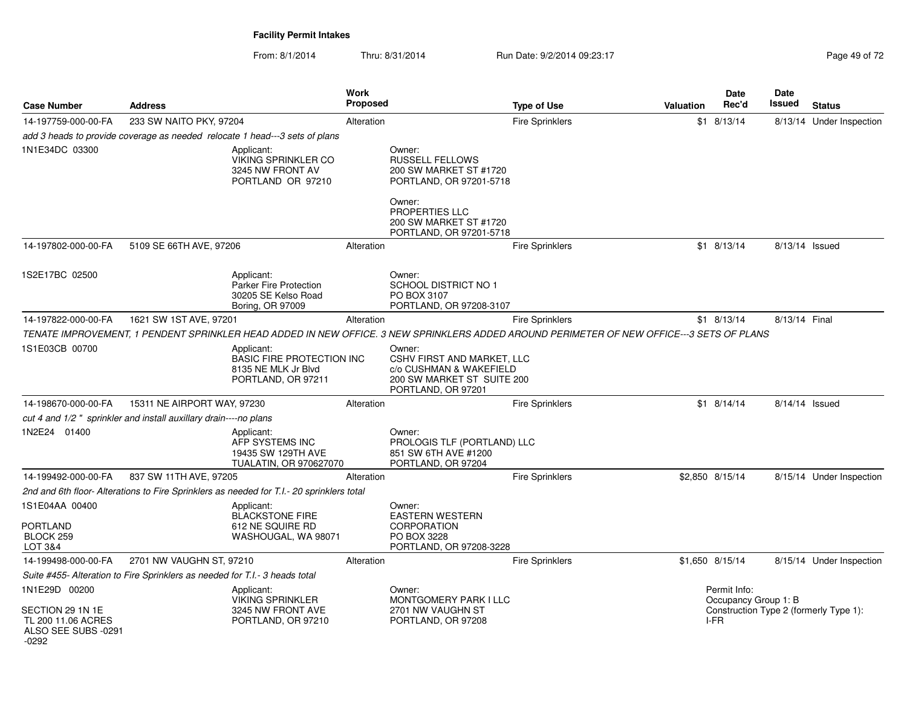# Facility Permit Intakes

From: 8/1/2014 Thru: 8/31/2014 Run Date: 9/2/2014 09:23:17

| Case Number | Address | Work Proposed | Type of Use | Valuation | Date Rec'd | Date Issued | Status |
|---|---|---|---|---|---|---|---|
| 14-197759-000-00-FA | 233 SW NAITO PKY, 97204 | Alteration | Fire Sprinklers | $1 | 8/13/14 | 8/13/14 | Under Inspection |

*add 3 heads to provide coverage as needed relocate 1 head---3 sets of plans*

1N1E34DC 03300

Applicant:
VIKING SPRINKLER CO
3245 NW FRONT AV
PORTLAND OR 97210

Owner:
RUSSELL FELLOWS
200 SW MARKET ST #1720
PORTLAND, OR 97201-5718

Owner:
PROPERTIES LLC
200 SW MARKET ST #1720
PORTLAND, OR 97201-5718

| Case Number | Address | Work Proposed | Type of Use | Valuation | Date Rec'd | Date Issued | Status |
|---|---|---|---|---|---|---|---|
| 14-197802-000-00-FA | 5109 SE 66TH AVE, 97206 | Alteration | Fire Sprinklers | $1 | 8/13/14 | 8/13/14 | Issued |

1S2E17BC 02500

Applicant:
Parker Fire Protection
30205 SE Kelso Road
Boring, OR 97009

Owner:
SCHOOL DISTRICT NO 1
PO BOX 3107
PORTLAND, OR 97208-3107

| Case Number | Address | Work Proposed | Type of Use | Valuation | Date Rec'd | Date Issued | Status |
|---|---|---|---|---|---|---|---|
| 14-197822-000-00-FA | 1621 SW 1ST AVE, 97201 | Alteration | Fire Sprinklers | $1 | 8/13/14 | 8/13/14 | Final |

*TENATE IMPROVEMENT, 1 PENDENT SPRINKLER HEAD ADDED IN NEW OFFICE. 3 NEW SPRINKLERS ADDED AROUND PERIMETER OF NEW OFFICE---3 SETS OF PLANS*

1S1E03CB 00700

Applicant:
BASIC FIRE PROTECTION INC
8135 NE MLK Jr Blvd
PORTLAND, OR 97211

Owner:
CSHV FIRST AND MARKET, LLC
c/o CUSHMAN & WAKEFIELD
200 SW MARKET ST SUITE 200
PORTLAND, OR 97201

| Case Number | Address | Work Proposed | Type of Use | Valuation | Date Rec'd | Date Issued | Status |
|---|---|---|---|---|---|---|---|
| 14-198670-000-00-FA | 15311 NE AIRPORT WAY, 97230 | Alteration | Fire Sprinklers | $1 | 8/14/14 | 8/14/14 | Issued |

*cut 4 and 1/2 " sprinkler and install auxillary drain----no plans*

1N2E24 01400

Applicant:
AFP SYSTEMS INC
19435 SW 129TH AVE
TUALATIN, OR 970627070

Owner:
PROLOGIS TLF (PORTLAND) LLC
851 SW 6TH AVE #1200
PORTLAND, OR 97204

| Case Number | Address | Work Proposed | Type of Use | Valuation | Date Rec'd | Date Issued | Status |
|---|---|---|---|---|---|---|---|
| 14-199492-000-00-FA | 837 SW 11TH AVE, 97205 | Alteration | Fire Sprinklers | $2,850 | 8/15/14 | 8/15/14 | Under Inspection |

*2nd and 6th floor- Alterations to Fire Sprinklers as needed for T.I.- 20 sprinklers total*

1S1E04AA 00400

PORTLAND
BLOCK 259
LOT 3&4

Applicant:
BLACKSTONE FIRE
612 NE SQUIRE RD
WASHOUGAL, WA 98071

Owner:
EASTERN WESTERN
CORPORATION
PO BOX 3228
PORTLAND, OR 97208-3228

| Case Number | Address | Work Proposed | Type of Use | Valuation | Date Rec'd | Date Issued | Status |
|---|---|---|---|---|---|---|---|
| 14-199498-000-00-FA | 2701 NW VAUGHN ST, 97210 | Alteration | Fire Sprinklers | $1,650 | 8/15/14 | 8/15/14 | Under Inspection |

*Suite #455- Alteration to Fire Sprinklers as needed for T.I.- 3 heads total*

1N1E29D 00200

SECTION 29 1N 1E
TL 200 11.06 ACRES
ALSO SEE SUBS -0291
-0292

Applicant:
VIKING SPRINKLER
3245 NW FRONT AVE
PORTLAND, OR 97210

Owner:
MONTGOMERY PARK I LLC
2701 NW VAUGHN ST
PORTLAND, OR 97208

Permit Info:
Occupancy Group 1: B
Construction Type 2 (formerly Type 1): I-FR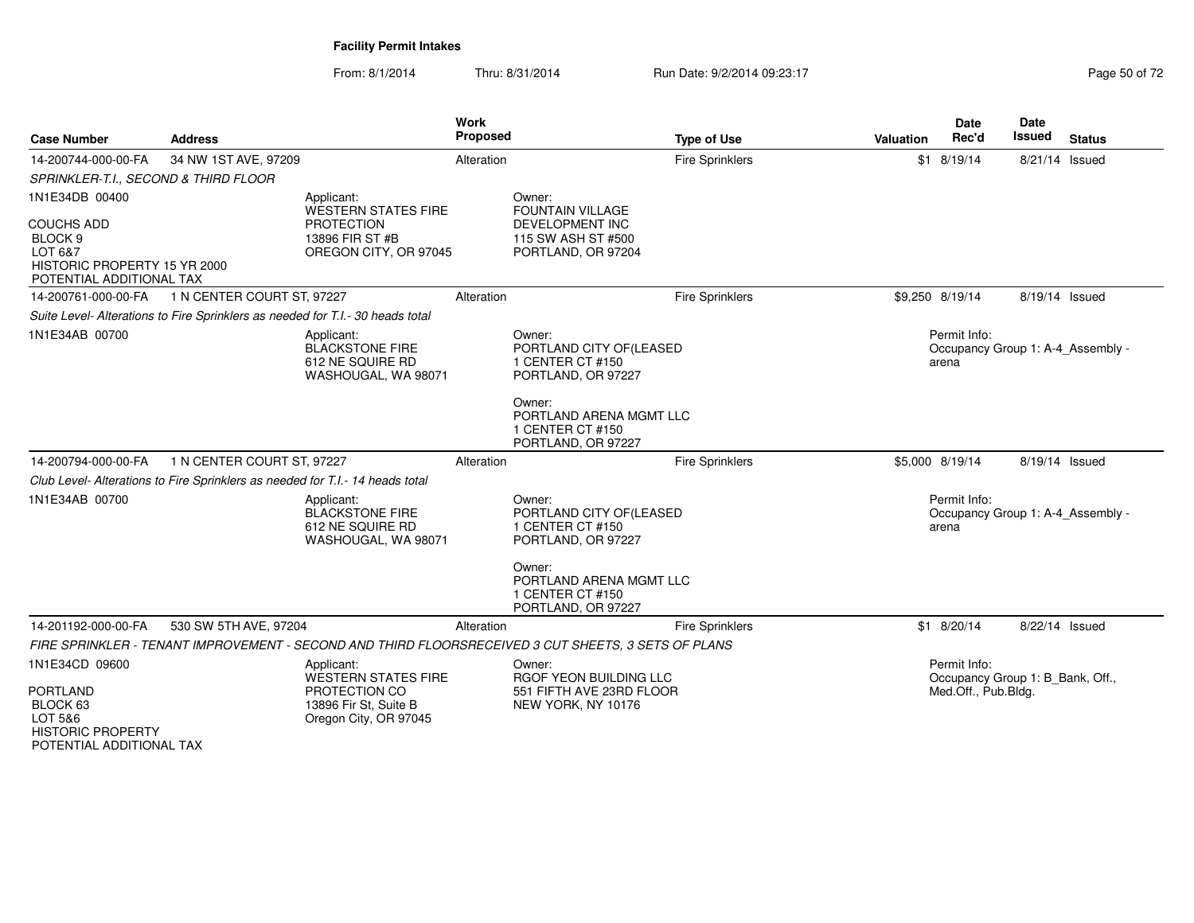**Facility Permit Intakes**

From: 8/1/2014 Thru: 8/31/2014 Run Date: 9/2/2014 09:23:17

| Case Number | Address | Work Proposed | Type of Use | Valuation | Date Rec'd | Date Issued | Status |
|---|---|---|---|---|---|---|---|
| 14-200744-000-00-FA | 34 NW 1ST AVE, 97209 | Alteration | Fire Sprinklers | $1 | 8/19/14 | 8/21/14 | Issued |
| *SPRINKLER-T.I., SECOND & THIRD FLOOR* | | | | | | | |
| 1N1E34DB 00400<br>COUCHS ADD<br>BLOCK 9<br>LOT 6&7<br>HISTORIC PROPERTY 15 YR 2000<br>POTENTIAL ADDITIONAL TAX | Applicant:<br>WESTERN STATES FIRE PROTECTION<br>13896 FIR ST #B<br>OREGON CITY, OR 97045 | Owner:<br>FOUNTAIN VILLAGE DEVELOPMENT INC<br>115 SW ASH ST #500<br>PORTLAND, OR 97204 | | | | | |
| 14-200761-000-00-FA | 1 N CENTER COURT ST, 97227 | Alteration | Fire Sprinklers | $9,250 | 8/19/14 | 8/19/14 | Issued |
| *Suite Level- Alterations to Fire Sprinklers as needed for T.I.- 30 heads total* | | | | | | | |
| 1N1E34AB 00700 | Applicant:<br>BLACKSTONE FIRE<br>612 NE SQUIRE RD<br>WASHOUGAL, WA 98071 | Owner:<br>PORTLAND CITY OF(LEASED<br>1 CENTER CT #150<br>PORTLAND, OR 97227<br><br>Owner:<br>PORTLAND ARENA MGMT LLC<br>1 CENTER CT #150<br>PORTLAND, OR 97227 | | Permit Info:<br>Occupancy Group 1: A-4_Assembly - arena | | | |
| 14-200794-000-00-FA | 1 N CENTER COURT ST, 97227 | Alteration | Fire Sprinklers | $5,000 | 8/19/14 | 8/19/14 | Issued |
| *Club Level- Alterations to Fire Sprinklers as needed for T.I.- 14 heads total* | | | | | | | |
| 1N1E34AB 00700 | Applicant:<br>BLACKSTONE FIRE<br>612 NE SQUIRE RD<br>WASHOUGAL, WA 98071 | Owner:<br>PORTLAND CITY OF(LEASED<br>1 CENTER CT #150<br>PORTLAND, OR 97227<br><br>Owner:<br>PORTLAND ARENA MGMT LLC<br>1 CENTER CT #150<br>PORTLAND, OR 97227 | | Permit Info:<br>Occupancy Group 1: A-4_Assembly - arena | | | |
| 14-201192-000-00-FA | 530 SW 5TH AVE, 97204 | Alteration | Fire Sprinklers | $1 | 8/20/14 | 8/22/14 | Issued |
| *FIRE SPRINKLER - TENANT IMPROVEMENT - SECOND AND THIRD FLOORSRECEIVED 3 CUT SHEETS, 3 SETS OF PLANS* | | | | | | | |
| 1N1E34CD 09600<br>PORTLAND<br>BLOCK 63<br>LOT 5&6<br>HISTORIC PROPERTY<br>POTENTIAL ADDITIONAL TAX | Applicant:<br>WESTERN STATES FIRE PROTECTION CO<br>13896 Fir St, Suite B<br>Oregon City, OR 97045 | Owner:<br>RGOF YEON BUILDING LLC<br>551 FIFTH AVE 23RD FLOOR<br>NEW YORK, NY 10176 | | Permit Info:<br>Occupancy Group 1: B_Bank, Off., Med.Off., Pub.Bldg. | | | |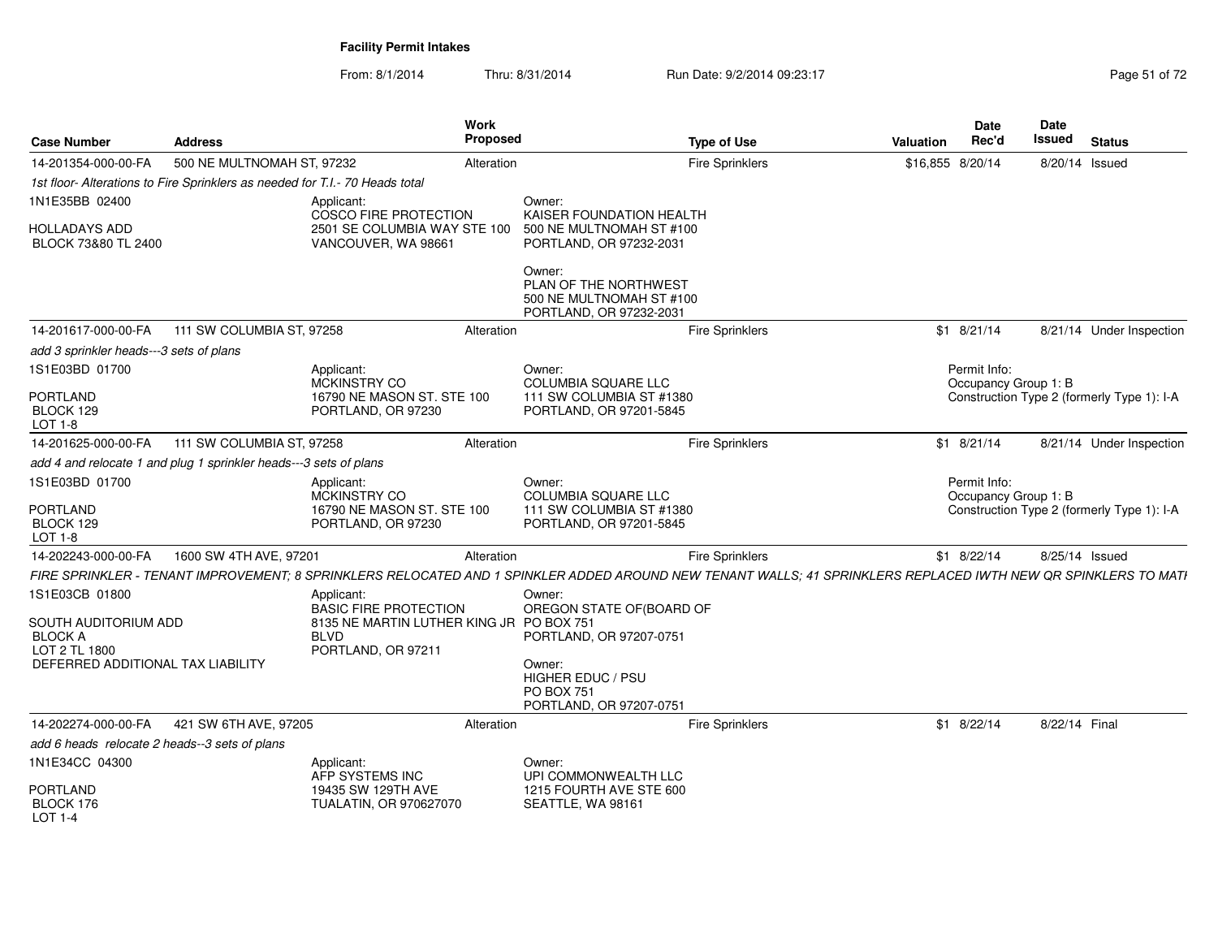**Facility Permit Intakes**

From: 8/1/2014 Thru: 8/31/2014 Run Date: 9/2/2014 09:23:17

| Case Number | Address | Work Proposed | Type of Use | Valuation | Date Rec'd | Date Issued | Status |
|---|---|---|---|---|---|---|---|
| 14-201354-000-00-FA | 500 NE MULTNOMAH ST, 97232 | Alteration | Fire Sprinklers | $16,855 | 8/20/14 | 8/20/14 | Issued |

*1st floor- Alterations to Fire Sprinklers as needed for T.I.- 70 Heads total*

1N1E35BB 02400

HOLLADAYS ADD
BLOCK 73&80 TL 2400

Applicant:
COSCO FIRE PROTECTION
2501 SE COLUMBIA WAY STE 100
VANCOUVER, WA 98661

Owner:
KAISER FOUNDATION HEALTH
500 NE MULTNOMAH ST #100
PORTLAND, OR 97232-2031

Owner:
PLAN OF THE NORTHWEST
500 NE MULTNOMAH ST #100
PORTLAND, OR 97232-2031

| Case Number | Address | Work Proposed | Type of Use | Valuation | Date Rec'd | Date Issued | Status |
|---|---|---|---|---|---|---|---|
| 14-201617-000-00-FA | 111 SW COLUMBIA ST, 97258 | Alteration | Fire Sprinklers | $1 | 8/21/14 | 8/21/14 | Under Inspection |

*add 3 sprinkler heads---3 sets of plans*

1S1E03BD 01700

PORTLAND
BLOCK 129
LOT 1-8

Applicant:
MCKINSTRY CO
16790 NE MASON ST. STE 100
PORTLAND, OR 97230

Owner:
COLUMBIA SQUARE LLC
111 SW COLUMBIA ST #1380
PORTLAND, OR 97201-5845

Permit Info:
Occupancy Group 1: B
Construction Type 2 (formerly Type 1): I-A

| Case Number | Address | Work Proposed | Type of Use | Valuation | Date Rec'd | Date Issued | Status |
|---|---|---|---|---|---|---|---|
| 14-201625-000-00-FA | 111 SW COLUMBIA ST, 97258 | Alteration | Fire Sprinklers | $1 | 8/21/14 | 8/21/14 | Under Inspection |

*add 4 and relocate 1 and plug 1 sprinkler heads---3 sets of plans*

1S1E03BD 01700

PORTLAND
BLOCK 129
LOT 1-8

Applicant:
MCKINSTRY CO
16790 NE MASON ST. STE 100
PORTLAND, OR 97230

Owner:
COLUMBIA SQUARE LLC
111 SW COLUMBIA ST #1380
PORTLAND, OR 97201-5845

Permit Info:
Occupancy Group 1: B
Construction Type 2 (formerly Type 1): I-A

| Case Number | Address | Work Proposed | Type of Use | Valuation | Date Rec'd | Date Issued | Status |
|---|---|---|---|---|---|---|---|
| 14-202243-000-00-FA | 1600 SW 4TH AVE, 97201 | Alteration | Fire Sprinklers | $1 | 8/22/14 | 8/25/14 | Issued |

*FIRE SPRINKLER - TENANT IMPROVEMENT; 8 SPRINKLERS RELOCATED AND 1 SPINKLER ADDED AROUND NEW TENANT WALLS; 41 SPRINKLERS REPLACED IWTH NEW QR SPRINKLERS TO MATI*

1S1E03CB 01800

SOUTH AUDITORIUM ADD
BLOCK A
LOT 2 TL 1800
DEFERRED ADDITIONAL TAX LIABILITY

Applicant:
BASIC FIRE PROTECTION
8135 NE MARTIN LUTHER KING JR BLVD
PORTLAND, OR 97211

Owner:
OREGON STATE OF(BOARD OF
PO BOX 751
PORTLAND, OR 97207-0751

Owner:
HIGHER EDUC / PSU
PO BOX 751
PORTLAND, OR 97207-0751

| Case Number | Address | Work Proposed | Type of Use | Valuation | Date Rec'd | Date Issued | Status |
|---|---|---|---|---|---|---|---|
| 14-202274-000-00-FA | 421 SW 6TH AVE, 97205 | Alteration | Fire Sprinklers | $1 | 8/22/14 | 8/22/14 | Final |

*add 6 heads relocate 2 heads--3 sets of plans*

1N1E34CC 04300

PORTLAND
BLOCK 176
LOT 1-4

Applicant:
AFP SYSTEMS INC
19435 SW 129TH AVE
TUALATIN, OR 970627070

Owner:
UPI COMMONWEALTH LLC
1215 FOURTH AVE STE 600
SEATTLE, WA 98161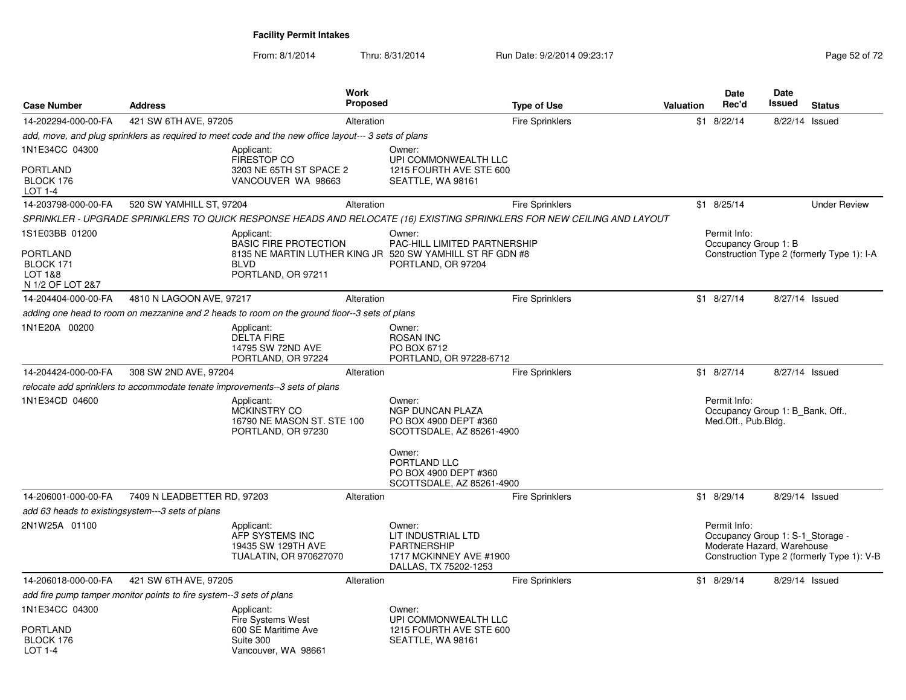**Facility Permit Intakes**

From: 8/1/2014 Thru: 8/31/2014 Run Date: 9/2/2014 09:23:17

| Case Number | Address | Work Proposed | Type of Use | Valuation | Date Rec'd | Date Issued | Status |
|---|---|---|---|---|---|---|---|
| 14-202294-000-00-FA | 421 SW 6TH AVE, 97205 | Alteration | Fire Sprinklers | $1 | 8/22/14 | 8/22/14 | Issued |

*add, move, and plug sprinklers as required to meet code and the new office layout--- 3 sets of plans*

1N1E34CC 04300
PORTLAND
BLOCK 176
LOT 1-4

Applicant:
FIRESTOP CO
3203 NE 65TH ST SPACE 2
VANCOUVER WA 98663

Owner:
UPI COMMONWEALTH LLC
1215 FOURTH AVE STE 600
SEATTLE, WA 98161

| Case Number | Address | Work Proposed | Type of Use | Valuation | Date Rec'd | Date Issued | Status |
|---|---|---|---|---|---|---|---|
| 14-203798-000-00-FA | 520 SW YAMHILL ST, 97204 | Alteration | Fire Sprinklers | $1 | 8/25/14 | | Under Review |

*SPRINKLER - UPGRADE SPRINKLERS TO QUICK RESPONSE HEADS AND RELOCATE (16) EXISTING SPRINKLERS FOR NEW CEILING AND LAYOUT*

1S1E03BB 01200
PORTLAND
BLOCK 171
LOT 1&8
N 1/2 OF LOT 2&7

Applicant:
BASIC FIRE PROTECTION
8135 NE MARTIN LUTHER KING JR BLVD
PORTLAND, OR 97211

Owner:
PAC-HILL LIMITED PARTNERSHIP
520 SW YAMHILL ST RF GDN #8
PORTLAND, OR 97204

Permit Info:
Occupancy Group 1: B
Construction Type 2 (formerly Type 1): I-A

| Case Number | Address | Work Proposed | Type of Use | Valuation | Date Rec'd | Date Issued | Status |
|---|---|---|---|---|---|---|---|
| 14-204404-000-00-FA | 4810 N LAGOON AVE, 97217 | Alteration | Fire Sprinklers | $1 | 8/27/14 | 8/27/14 | Issued |

*adding one head to room on mezzanine and 2 heads to room on the ground floor--3 sets of plans*

1N1E20A 00200

Applicant:
DELTA FIRE
14795 SW 72ND AVE
PORTLAND, OR 97224

Owner:
ROSAN INC
PO BOX 6712
PORTLAND, OR 97228-6712

| Case Number | Address | Work Proposed | Type of Use | Valuation | Date Rec'd | Date Issued | Status |
|---|---|---|---|---|---|---|---|
| 14-204424-000-00-FA | 308 SW 2ND AVE, 97204 | Alteration | Fire Sprinklers | $1 | 8/27/14 | 8/27/14 | Issued |

*relocate add sprinklers to accommodate tenate improvements--3 sets of plans*

1N1E34CD 04600

Applicant:
MCKINSTRY CO
16790 NE MASON ST. STE 100
PORTLAND, OR 97230

Owner:
NGP DUNCAN PLAZA
PO BOX 4900 DEPT #360
SCOTTSDALE, AZ 85261-4900

Owner:
PORTLAND LLC
PO BOX 4900 DEPT #360
SCOTTSDALE, AZ 85261-4900

Permit Info:
Occupancy Group 1: B_Bank, Off., Med.Off., Pub.Bldg.

| Case Number | Address | Work Proposed | Type of Use | Valuation | Date Rec'd | Date Issued | Status |
|---|---|---|---|---|---|---|---|
| 14-206001-000-00-FA | 7409 N LEADBETTER RD, 97203 | Alteration | Fire Sprinklers | $1 | 8/29/14 | 8/29/14 | Issued |

*add 63 heads to existingsystem---3 sets of plans*

2N1W25A 01100

Applicant:
AFP SYSTEMS INC
19435 SW 129TH AVE
TUALATIN, OR 970627070

Owner:
LIT INDUSTRIAL LTD PARTNERSHIP
1717 MCKINNEY AVE #1900
DALLAS, TX 75202-1253

Permit Info:
Occupancy Group 1: S-1_Storage - Moderate Hazard, Warehouse
Construction Type 2 (formerly Type 1): V-B

| Case Number | Address | Work Proposed | Type of Use | Valuation | Date Rec'd | Date Issued | Status |
|---|---|---|---|---|---|---|---|
| 14-206018-000-00-FA | 421 SW 6TH AVE, 97205 | Alteration | Fire Sprinklers | $1 | 8/29/14 | 8/29/14 | Issued |

*add fire pump tamper monitor points to fire system--3 sets of plans*

1N1E34CC 04300
PORTLAND
BLOCK 176
LOT 1-4

Applicant:
Fire Systems West
600 SE Maritime Ave
Suite 300
Vancouver, WA 98661

Owner:
UPI COMMONWEALTH LLC
1215 FOURTH AVE STE 600
SEATTLE, WA 98161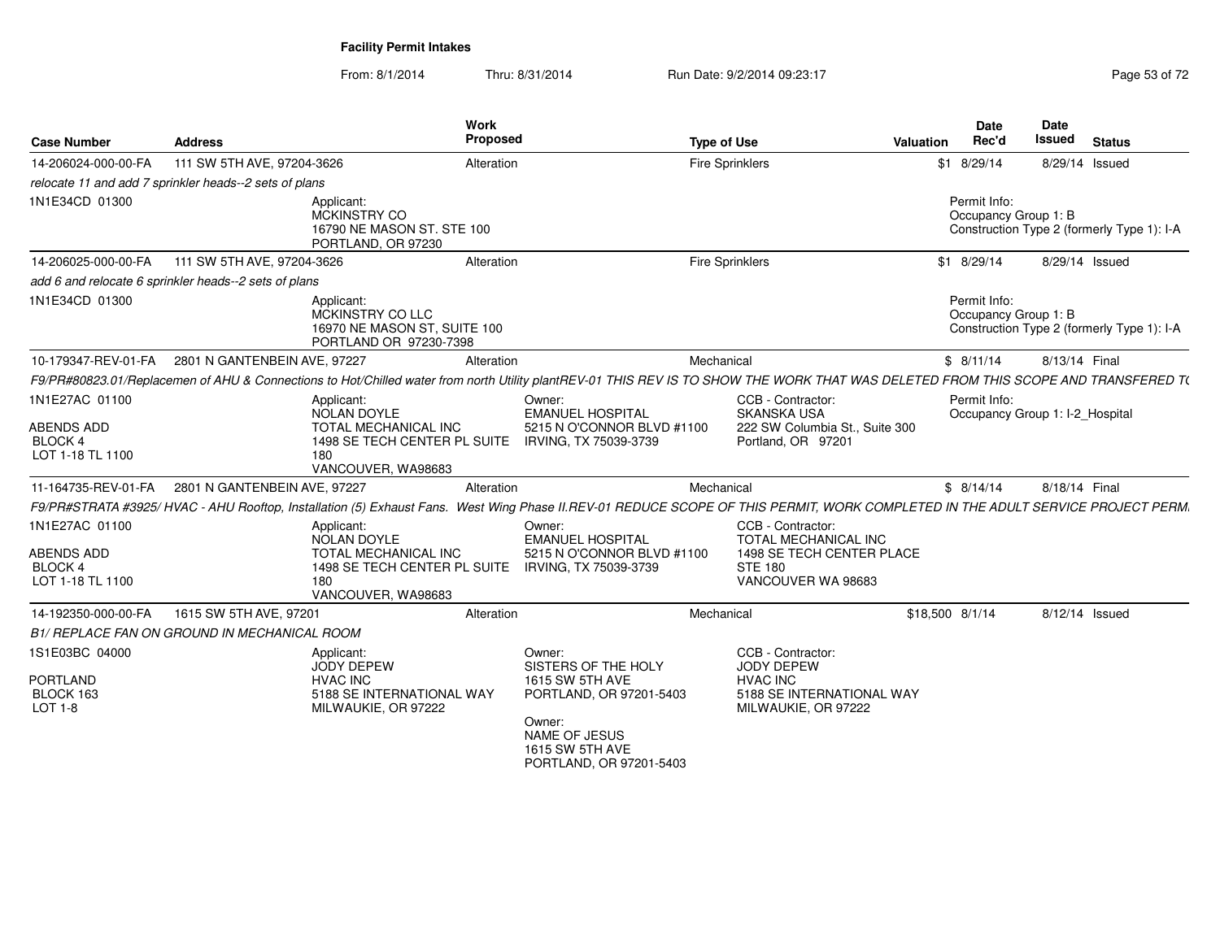**Facility Permit Intakes**

From: 8/1/2014 Thru: 8/31/2014 Run Date: 9/2/2014 09:23:17

| Case Number | Address | Work Proposed | Type of Use | Valuation | Date Rec'd | Date Issued | Status |
|---|---|---|---|---|---|---|---|
| 14-206024-000-00-FA | 111 SW 5TH AVE, 97204-3626 | Alteration | Fire Sprinklers | $1 | 8/29/14 | 8/29/14 | Issued |

*relocate 11 and add 7 sprinkler heads--2 sets of plans*

1N1E34CD 01300

Applicant:
MCKINSTRY CO
16790 NE MASON ST. STE 100
PORTLAND, OR 97230

Permit Info:
Occupancy Group 1: B
Construction Type 2 (formerly Type 1): I-A

| Case Number | Address | Work Proposed | Type of Use | Valuation | Date Rec'd | Date Issued | Status |
|---|---|---|---|---|---|---|---|
| 14-206025-000-00-FA | 111 SW 5TH AVE, 97204-3626 | Alteration | Fire Sprinklers | $1 | 8/29/14 | 8/29/14 | Issued |

*add 6 and relocate 6 sprinkler heads--2 sets of plans*

1N1E34CD 01300

Applicant:
MCKINSTRY CO LLC
16970 NE MASON ST, SUITE 100
PORTLAND OR 97230-7398

Permit Info:
Occupancy Group 1: B
Construction Type 2 (formerly Type 1): I-A

| Case Number | Address | Work Proposed | Type of Use | Valuation | Date Rec'd | Date Issued | Status |
|---|---|---|---|---|---|---|---|
| 10-179347-REV-01-FA | 2801 N GANTENBEIN AVE, 97227 | Alteration | Mechanical | $ | 8/11/14 | 8/13/14 | Final |

*F9/PR#80823.01/Replacemen of AHU & Connections to Hot/Chilled water from north Utility plantREV-01 THIS REV IS TO SHOW THE WORK THAT WAS DELETED FROM THIS SCOPE AND TRANSFERED T(*

1N1E27AC 01100

ABENDS ADD
BLOCK 4
LOT 1-18 TL 1100

Applicant:
NOLAN DOYLE
TOTAL MECHANICAL INC
1498 SE TECH CENTER PL SUITE 180
VANCOUVER, WA98683

Owner:
EMANUEL HOSPITAL
5215 N O'CONNOR BLVD #1100
IRVING, TX 75039-3739

CCB - Contractor:
SKANSKA USA
222 SW Columbia St., Suite 300
Portland, OR 97201

Permit Info:
Occupancy Group 1: I-2_Hospital

| Case Number | Address | Work Proposed | Type of Use | Valuation | Date Rec'd | Date Issued | Status |
|---|---|---|---|---|---|---|---|
| 11-164735-REV-01-FA | 2801 N GANTENBEIN AVE, 97227 | Alteration | Mechanical | $ | 8/14/14 | 8/18/14 | Final |

*F9/PR#STRATA #3925/ HVAC - AHU Rooftop, Installation (5) Exhaust Fans. West Wing Phase II.REV-01 REDUCE SCOPE OF THIS PERMIT, WORK COMPLETED IN THE ADULT SERVICE PROJECT PERM.*

1N1E27AC 01100

ABENDS ADD
BLOCK 4
LOT 1-18 TL 1100

Applicant:
NOLAN DOYLE
TOTAL MECHANICAL INC
1498 SE TECH CENTER PL SUITE 180
VANCOUVER, WA98683

Owner:
EMANUEL HOSPITAL
5215 N O'CONNOR BLVD #1100
IRVING, TX 75039-3739

CCB - Contractor:
TOTAL MECHANICAL INC
1498 SE TECH CENTER PLACE
STE 180
VANCOUVER WA 98683

| Case Number | Address | Work Proposed | Type of Use | Valuation | Date Rec'd | Date Issued | Status |
|---|---|---|---|---|---|---|---|
| 14-192350-000-00-FA | 1615 SW 5TH AVE, 97201 | Alteration | Mechanical | $18,500 | 8/1/14 | 8/12/14 | Issued |

*B1/ REPLACE FAN ON GROUND IN MECHANICAL ROOM*

1S1E03BC 04000

PORTLAND
BLOCK 163
LOT 1-8

Applicant:
JODY DEPEW
HVAC INC
5188 SE INTERNATIONAL WAY
MILWAUKIE, OR 97222

Owner:
SISTERS OF THE HOLY
1615 SW 5TH AVE
PORTLAND, OR 97201-5403

Owner:
NAME OF JESUS
1615 SW 5TH AVE
PORTLAND, OR 97201-5403

CCB - Contractor:
JODY DEPEW
HVAC INC
5188 SE INTERNATIONAL WAY
MILWAUKIE, OR 97222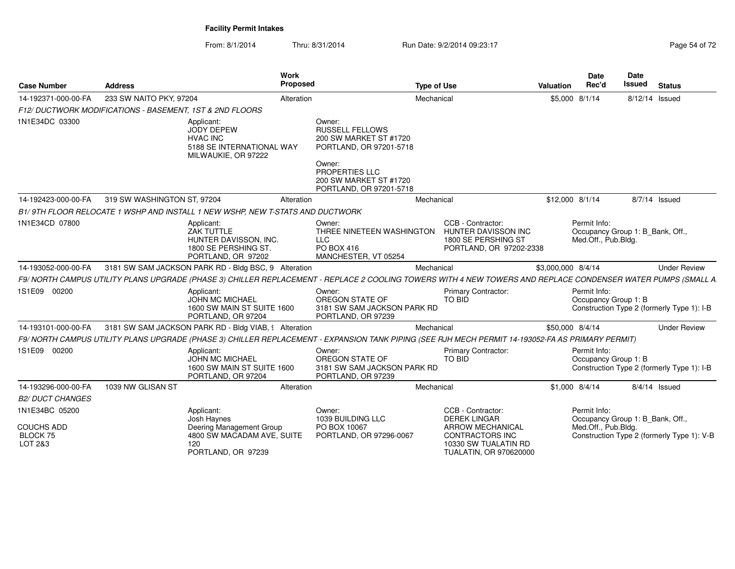**Facility Permit Intakes**

From: 8/1/2014 Thru: 8/31/2014 Run Date: 9/2/2014 09:23:17

| Case Number | Address | Work Proposed | Type of Use | Valuation | Date Rec'd | Date Issued | Status |
|---|---|---|---|---|---|---|---|
| 14-192371-000-00-FA | 233 SW NAITO PKY, 97204 | Alteration | Mechanical | $5,000 | 8/1/14 | 8/12/14 | Issued |

*F12/ DUCTWORK MODIFICATIONS - BASEMENT, 1ST & 2ND FLOORS*

1N1E34DC 03300

Applicant: JODY DEPEW, HVAC INC, 5188 SE INTERNATIONAL WAY, MILWAUKIE, OR 97222

Owner: RUSSELL FELLOWS, 200 SW MARKET ST #1720, PORTLAND, OR 97201-5718

Owner: PROPERTIES LLC, 200 SW MARKET ST #1720, PORTLAND, OR 97201-5718

| Case Number | Address | Work Proposed | Type of Use | Valuation | Date Rec'd | Date Issued | Status |
|---|---|---|---|---|---|---|---|
| 14-192423-000-00-FA | 319 SW WASHINGTON ST, 97204 | Alteration | Mechanical | $12,000 | 8/1/14 | 8/7/14 | Issued |

*B1/ 9TH FLOOR RELOCATE 1 WSHP AND INSTALL 1 NEW WSHP, NEW T-STATS AND DUCTWORK*

1N1E34CD 07800

Applicant: ZAK TUTTLE, HUNTER DAVISSON, INC., 1800 SE PERSHING ST., PORTLAND, OR 97202

Owner: THREE NINETEEN WASHINGTON LLC, PO BOX 416, MANCHESTER, VT 05254

CCB - Contractor: HUNTER DAVISSON INC, 1800 SE PERSHING ST, PORTLAND, OR 97202-2338

Permit Info: Occupancy Group 1: B_Bank, Off., Med.Off., Pub.Bldg.

| Case Number | Address | Work Proposed | Type of Use | Valuation | Date Rec'd | Date Issued | Status |
|---|---|---|---|---|---|---|---|
| 14-193052-000-00-FA | 3181 SW SAM JACKSON PARK RD - Bldg BSC, 9 | Alteration | Mechanical | $3,000,000 | 8/4/14 | | Under Review |

*F9/ NORTH CAMPUS UTILITY PLANS UPGRADE (PHASE 3) CHILLER REPLACEMENT - REPLACE 2 COOLING TOWERS WITH 4 NEW TOWERS AND REPLACE CONDENSER WATER PUMPS (SMALL A*

1S1E09 00200

Applicant: JOHN MC MICHAEL, 1600 SW MAIN ST SUITE 1600, PORTLAND, OR 97204

Owner: OREGON STATE OF, 3181 SW SAM JACKSON PARK RD, PORTLAND, OR 97239

Primary Contractor: TO BID

Permit Info: Occupancy Group 1: B, Construction Type 2 (formerly Type 1): I-B

| Case Number | Address | Work Proposed | Type of Use | Valuation | Date Rec'd | Date Issued | Status |
|---|---|---|---|---|---|---|---|
| 14-193101-000-00-FA | 3181 SW SAM JACKSON PARK RD - Bldg VIAB, 9 | Alteration | Mechanical | $50,000 | 8/4/14 | | Under Review |

*F9/ NORTH CAMPUS UTILITY PLANS UPGRADE (PHASE 3) CHILLER REPLACEMENT - EXPANSION TANK PIPING (SEE RJH MECH PERMIT 14-193052-FA AS PRIMARY PERMIT)*

1S1E09 00200

Applicant: JOHN MC MICHAEL, 1600 SW MAIN ST SUITE 1600, PORTLAND, OR 97204

Owner: OREGON STATE OF, 3181 SW SAM JACKSON PARK RD, PORTLAND, OR 97239

Primary Contractor: TO BID

Permit Info: Occupancy Group 1: B, Construction Type 2 (formerly Type 1): I-B

| Case Number | Address | Work Proposed | Type of Use | Valuation | Date Rec'd | Date Issued | Status |
|---|---|---|---|---|---|---|---|
| 14-193296-000-00-FA | 1039 NW GLISAN ST | Alteration | Mechanical | $1,000 | 8/4/14 | 8/4/14 | Issued |

*B2/ DUCT CHANGES*

1N1E34BC 05200

COUCHS ADD
BLOCK 75
LOT 2&3

Applicant: Josh Haynes, Deering Management Group, 4800 SW MACADAM AVE, SUITE 120, PORTLAND, OR 97239

Owner: 1039 BUILDING LLC, PO BOX 10067, PORTLAND, OR 97296-0067

CCB - Contractor: DEREK LINGAR, ARROW MECHANICAL CONTRACTORS INC, 10330 SW TUALATIN RD, TUALATIN, OR 970620000

Permit Info: Occupancy Group 1: B_Bank, Off., Med.Off., Pub.Bldg., Construction Type 2 (formerly Type 1): V-B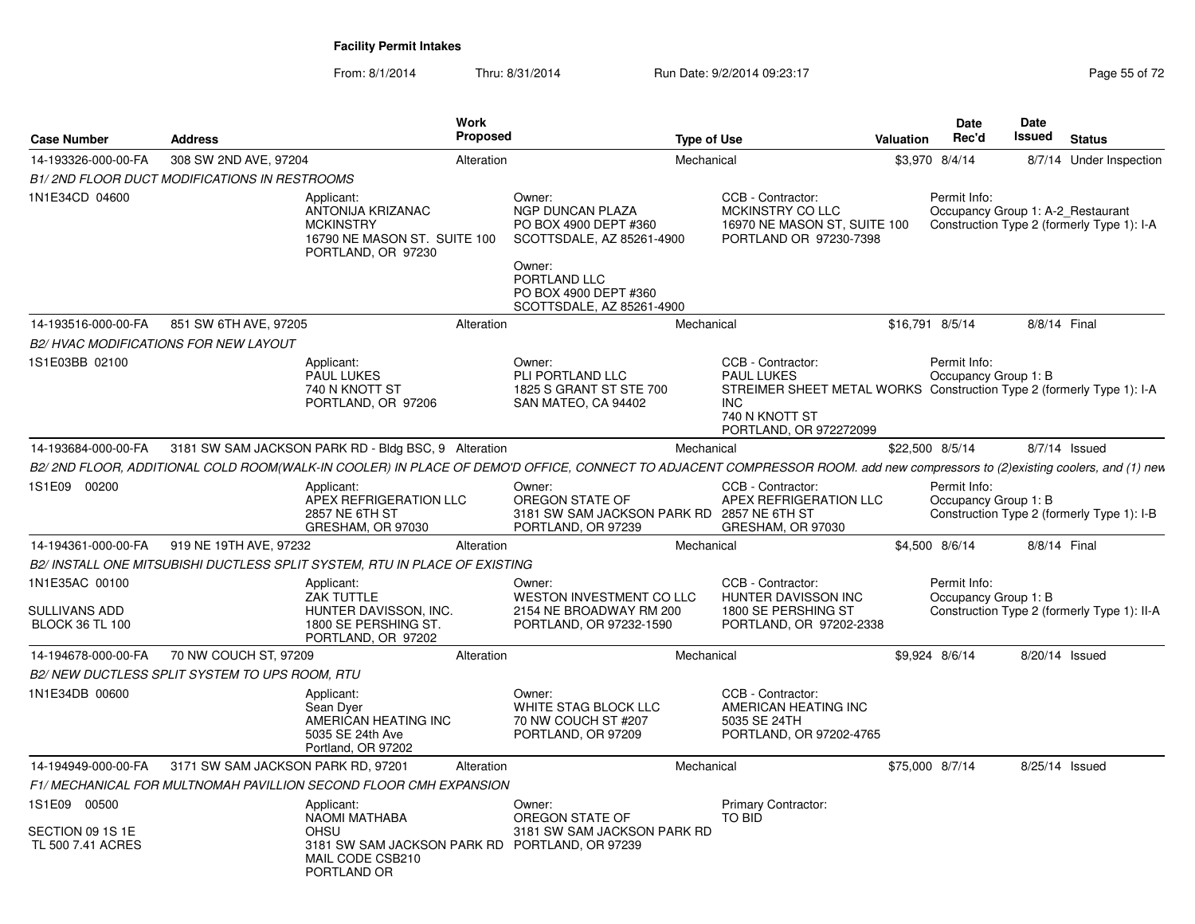**Facility Permit Intakes**

From: 8/1/2014 Thru: 8/31/2014 Run Date: 9/2/2014 09:23:17

| Case Number | Address | Work Proposed | Type of Use | Valuation | Date Rec'd | Date Issued | Status |
|---|---|---|---|---|---|---|---|
| 14-193326-000-00-FA | 308 SW 2ND AVE, 97204 | Alteration | Mechanical | $3,970 | 8/4/14 | 8/7/14 | Under Inspection |

*B1/ 2ND FLOOR DUCT MODIFICATIONS IN RESTROOMS*

1N1E34CD 04600

Applicant: ANTONIJA KRIZANAC, MCKINSTRY, 16790 NE MASON ST. SUITE 100, PORTLAND, OR 97230

Owner: NGP DUNCAN PLAZA, PO BOX 4900 DEPT #360, SCOTTSDALE, AZ 85261-4900

Owner: PORTLAND LLC, PO BOX 4900 DEPT #360, SCOTTSDALE, AZ 85261-4900

CCB - Contractor: MCKINSTRY CO LLC, 16970 NE MASON ST, SUITE 100, PORTLAND OR 97230-7398

Permit Info: Occupancy Group 1: A-2_Restaurant; Construction Type 2 (formerly Type 1): I-A

| Case Number | Address | Work Proposed | Type of Use | Valuation | Date Rec'd | Date Issued | Status |
|---|---|---|---|---|---|---|---|
| 14-193516-000-00-FA | 851 SW 6TH AVE, 97205 | Alteration | Mechanical | $16,791 | 8/5/14 | 8/8/14 | Final |

*B2/ HVAC MODIFICATIONS FOR NEW LAYOUT*

1S1E03BB 02100

Applicant: PAUL LUKES, 740 N KNOTT ST, PORTLAND, OR 97206

Owner: PLI PORTLAND LLC, 1825 S GRANT ST STE 700, SAN MATEO, CA 94402

CCB - Contractor: PAUL LUKES, STREIMER SHEET METAL WORKS INC, 740 N KNOTT ST, PORTLAND, OR 972272099

Permit Info: Occupancy Group 1: B; Construction Type 2 (formerly Type 1): I-A

| Case Number | Address | Work Proposed | Type of Use | Valuation | Date Rec'd | Date Issued | Status |
|---|---|---|---|---|---|---|---|
| 14-193684-000-00-FA | 3181 SW SAM JACKSON PARK RD - Bldg BSC, 9 | Alteration | Mechanical | $22,500 | 8/5/14 | 8/7/14 | Issued |

*B2/ 2ND FLOOR, ADDITIONAL COLD ROOM(WALK-IN COOLER) IN PLACE OF DEMO'D OFFICE, CONNECT TO ADJACENT COMPRESSOR ROOM. add new compressors to (2)existing coolers, and (1) new*

1S1E09 00200

Applicant: APEX REFRIGERATION LLC, 2857 NE 6TH ST, GRESHAM, OR 97030

Owner: OREGON STATE OF, 3181 SW SAM JACKSON PARK RD, PORTLAND, OR 97239

CCB - Contractor: APEX REFRIGERATION LLC, 2857 NE 6TH ST, GRESHAM, OR 97030

Permit Info: Occupancy Group 1: B; Construction Type 2 (formerly Type 1): I-B

| Case Number | Address | Work Proposed | Type of Use | Valuation | Date Rec'd | Date Issued | Status |
|---|---|---|---|---|---|---|---|
| 14-194361-000-00-FA | 919 NE 19TH AVE, 97232 | Alteration | Mechanical | $4,500 | 8/6/14 | 8/8/14 | Final |

*B2/ INSTALL ONE MITSUBISHI DUCTLESS SPLIT SYSTEM, RTU IN PLACE OF EXISTING*

1N1E35AC 00100, SULLIVANS ADD, BLOCK 36 TL 100

Applicant: ZAK TUTTLE, HUNTER DAVISSON, INC., 1800 SE PERSHING ST., PORTLAND, OR 97202

Owner: WESTON INVESTMENT CO LLC, 2154 NE BROADWAY RM 200, PORTLAND, OR 97232-1590

CCB - Contractor: HUNTER DAVISSON INC, 1800 SE PERSHING ST, PORTLAND, OR 97202-2338

Permit Info: Occupancy Group 1: B; Construction Type 2 (formerly Type 1): II-A

| Case Number | Address | Work Proposed | Type of Use | Valuation | Date Rec'd | Date Issued | Status |
|---|---|---|---|---|---|---|---|
| 14-194678-000-00-FA | 70 NW COUCH ST, 97209 | Alteration | Mechanical | $9,924 | 8/6/14 | 8/20/14 | Issued |

*B2/ NEW DUCTLESS SPLIT SYSTEM TO UPS ROOM, RTU*

1N1E34DB 00600

Applicant: Sean Dyer, AMERICAN HEATING INC, 5035 SE 24th Ave, Portland, OR 97202

Owner: WHITE STAG BLOCK LLC, 70 NW COUCH ST #207, PORTLAND, OR 97209

CCB - Contractor: AMERICAN HEATING INC, 5035 SE 24TH, PORTLAND, OR 97202-4765

| Case Number | Address | Work Proposed | Type of Use | Valuation | Date Rec'd | Date Issued | Status |
|---|---|---|---|---|---|---|---|
| 14-194949-000-00-FA | 3171 SW SAM JACKSON PARK RD, 97201 | Alteration | Mechanical | $75,000 | 8/7/14 | 8/25/14 | Issued |

*F1/ MECHANICAL FOR MULTNOMAH PAVILLION SECOND FLOOR CMH EXPANSION*

1S1E09 00500, SECTION 09 1S 1E, TL 500 7.41 ACRES

Applicant: NAOMI MATHABA, OHSU, 3181 SW SAM JACKSON PARK RD, MAIL CODE CSB210, PORTLAND OR

Owner: OREGON STATE OF, 3181 SW SAM JACKSON PARK RD, PORTLAND, OR 97239

Primary Contractor: TO BID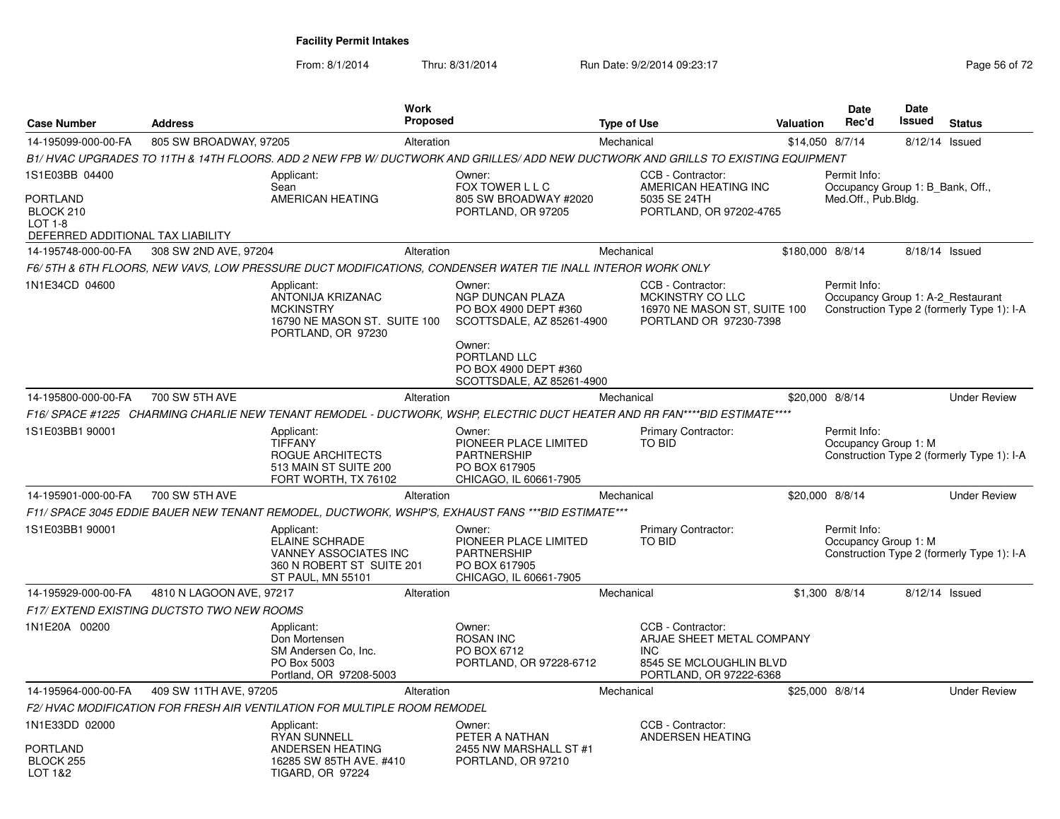**Facility Permit Intakes**

From: 8/1/2014 Thru: 8/31/2014 Run Date: 9/2/2014 09:23:17

| Case Number | Address | Work Proposed | Type of Use | Valuation | Date Rec'd | Date Issued | Status |
|---|---|---|---|---|---|---|---|
| 14-195099-000-00-FA | 805 SW BROADWAY, 97205 | Alteration | Mechanical | $14,050 | 8/7/14 | 8/12/14 | Issued |

*B1/ HVAC UPGRADES TO 11TH & 14TH FLOORS. ADD 2 NEW FPB W/ DUCTWORK AND GRILLES/ ADD NEW DUCTWORK AND GRILLS TO EXISTING EQUIPMENT*

1S1E03BB 04400

PORTLAND
BLOCK 210
LOT 1-8
DEFERRED ADDITIONAL TAX LIABILITY

Applicant:
Sean
AMERICAN HEATING

Owner:
FOX TOWER L L C
805 SW BROADWAY #2020
PORTLAND, OR 97205

CCB - Contractor:
AMERICAN HEATING INC
5035 SE 24TH
PORTLAND, OR 97202-4765

Permit Info:
Occupancy Group 1: B_Bank, Off., Med.Off., Pub.Bldg.

| Case Number | Address | Work Proposed | Type of Use | Valuation | Date Rec'd | Date Issued | Status |
|---|---|---|---|---|---|---|---|
| 14-195748-000-00-FA | 308 SW 2ND AVE, 97204 | Alteration | Mechanical | $180,000 | 8/8/14 | 8/18/14 | Issued |

*F6/ 5TH & 6TH FLOORS, NEW VAVS, LOW PRESSURE DUCT MODIFICATIONS, CONDENSER WATER TIE INALL INTEROR WORK ONLY*

1N1E34CD 04600

Applicant:
ANTONIJA KRIZANAC
MCKINSTRY
16790 NE MASON ST. SUITE 100
PORTLAND, OR 97230

Owner:
NGP DUNCAN PLAZA
PO BOX 4900 DEPT #360
SCOTTSDALE, AZ 85261-4900

Owner:
PORTLAND LLC
PO BOX 4900 DEPT #360
SCOTTSDALE, AZ 85261-4900

CCB - Contractor:
MCKINSTRY CO LLC
16970 NE MASON ST, SUITE 100
PORTLAND OR 97230-7398

Permit Info:
Occupancy Group 1: A-2_Restaurant
Construction Type 2 (formerly Type 1): I-A

| Case Number | Address | Work Proposed | Type of Use | Valuation | Date Rec'd | Date Issued | Status |
|---|---|---|---|---|---|---|---|
| 14-195800-000-00-FA | 700 SW 5TH AVE | Alteration | Mechanical | $20,000 | 8/8/14 | | Under Review |

*F16/ SPACE #1225 CHARMING CHARLIE NEW TENANT REMODEL - DUCTWORK, WSHP, ELECTRIC DUCT HEATER AND RR FAN****BID ESTIMATE*****

1S1E03BB1 90001

Applicant:
TIFFANY
ROGUE ARCHITECTS
513 MAIN ST SUITE 200
FORT WORTH, TX 76102

Owner:
PIONEER PLACE LIMITED PARTNERSHIP
PO BOX 617905
CHICAGO, IL 60661-7905

Primary Contractor:
TO BID

Permit Info:
Occupancy Group 1: M
Construction Type 2 (formerly Type 1): I-A

| Case Number | Address | Work Proposed | Type of Use | Valuation | Date Rec'd | Date Issued | Status |
|---|---|---|---|---|---|---|---|
| 14-195901-000-00-FA | 700 SW 5TH AVE | Alteration | Mechanical | $20,000 | 8/8/14 | | Under Review |

*F11/ SPACE 3045 EDDIE BAUER NEW TENANT REMODEL, DUCTWORK, WSHP'S, EXHAUST FANS ***BID ESTIMATE****

1S1E03BB1 90001

Applicant:
ELAINE SCHRADE
VANNEY ASSOCIATES INC
360 N ROBERT ST SUITE 201
ST PAUL, MN 55101

Owner:
PIONEER PLACE LIMITED PARTNERSHIP
PO BOX 617905
CHICAGO, IL 60661-7905

Primary Contractor:
TO BID

Permit Info:
Occupancy Group 1: M
Construction Type 2 (formerly Type 1): I-A

| Case Number | Address | Work Proposed | Type of Use | Valuation | Date Rec'd | Date Issued | Status |
|---|---|---|---|---|---|---|---|
| 14-195929-000-00-FA | 4810 N LAGOON AVE, 97217 | Alteration | Mechanical | $1,300 | 8/8/14 | 8/12/14 | Issued |

*F17/ EXTEND EXISTING DUCTSTO TWO NEW ROOMS*

1N1E20A 00200

Applicant:
Don Mortensen
SM Andersen Co, Inc.
PO Box 5003
Portland, OR 97208-5003

Owner:
ROSAN INC
PO BOX 6712
PORTLAND, OR 97228-6712

CCB - Contractor:
ARJAE SHEET METAL COMPANY INC
8545 SE MCLOUGHLIN BLVD
PORTLAND, OR 97222-6368

| Case Number | Address | Work Proposed | Type of Use | Valuation | Date Rec'd | Date Issued | Status |
|---|---|---|---|---|---|---|---|
| 14-195964-000-00-FA | 409 SW 11TH AVE, 97205 | Alteration | Mechanical | $25,000 | 8/8/14 | | Under Review |

*F2/ HVAC MODIFICATION FOR FRESH AIR VENTILATION FOR MULTIPLE ROOM REMODEL*

1N1E33DD 02000

PORTLAND
BLOCK 255
LOT 1&2

Applicant:
RYAN SUNNELL
ANDERSEN HEATING
16285 SW 85TH AVE. #410
TIGARD, OR 97224

Owner:
PETER A NATHAN
2455 NW MARSHALL ST #1
PORTLAND, OR 97210

CCB - Contractor:
ANDERSEN HEATING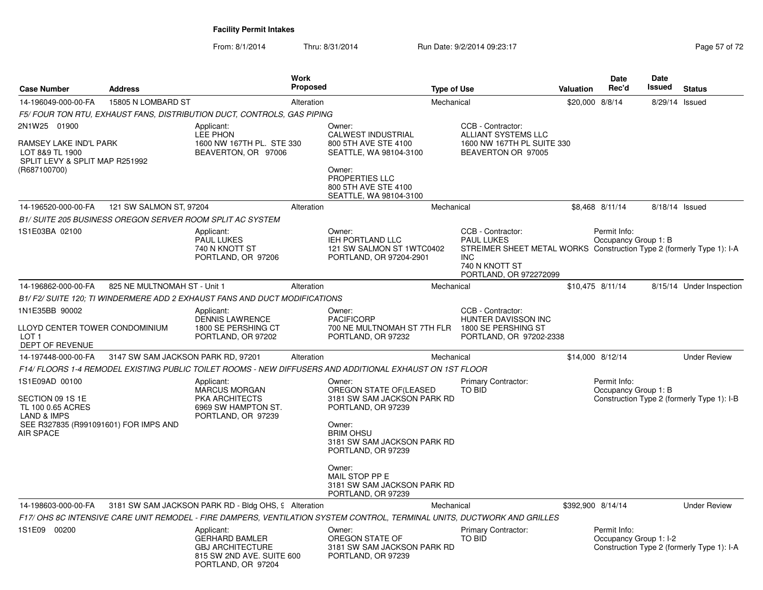**Facility Permit Intakes**

From: 8/1/2014 Thru: 8/31/2014 Run Date: 9/2/2014 09:23:17

| Case Number | Address | Work Proposed | Type of Use | Valuation | Date Rec'd | Date Issued | Status |
|---|---|---|---|---|---|---|---|
| 14-196049-000-00-FA | 15805 N LOMBARD ST | Alteration | Mechanical | $20,000 | 8/8/14 | 8/29/14 | Issued |

*F5/ FOUR TON RTU, EXHAUST FANS, DISTRIBUTION DUCT, CONTROLS, GAS PIPING*

2N1W25 01900

RAMSEY LAKE IND'L PARK
LOT 8&9 TL 1900
SPLIT LEVY & SPLIT MAP R251992
(R687100700)

Applicant:
LEE PHON
1600 NW 167TH PL. STE 330
BEAVERTON, OR 97006

Owner:
CALWEST INDUSTRIAL
800 5TH AVE STE 4100
SEATTLE, WA 98104-3100

Owner:
PROPERTIES LLC
800 5TH AVE STE 4100
SEATTLE, WA 98104-3100

CCB - Contractor:
ALLIANT SYSTEMS LLC
1600 NW 167TH PL SUITE 330
BEAVERTON OR 97005

| Case Number | Address | Work Proposed | Type of Use | Valuation | Date Rec'd | Date Issued | Status |
|---|---|---|---|---|---|---|---|
| 14-196520-000-00-FA | 121 SW SALMON ST, 97204 | Alteration | Mechanical | $8,468 | 8/11/14 | 8/18/14 | Issued |

*B1/ SUITE 205 BUSINESS OREGON SERVER ROOM SPLIT AC SYSTEM*

1S1E03BA 02100

Applicant:
PAUL LUKES
740 N KNOTT ST
PORTLAND, OR 97206

Owner:
IEH PORTLAND LLC
121 SW SALMON ST 1WTC0402
PORTLAND, OR 97204-2901

CCB - Contractor:
PAUL LUKES
STREIMER SHEET METAL WORKS INC
740 N KNOTT ST
PORTLAND, OR 972272099

Permit Info:
Occupancy Group 1: B
Construction Type 2 (formerly Type 1): I-A

| Case Number | Address | Work Proposed | Type of Use | Valuation | Date Rec'd | Date Issued | Status |
|---|---|---|---|---|---|---|---|
| 14-196862-000-00-FA | 825 NE MULTNOMAH ST - Unit 1 | Alteration | Mechanical | $10,475 | 8/11/14 | 8/15/14 | Under Inspection |

*B1/ F2/ SUITE 120; TI WINDERMERE ADD 2 EXHAUST FANS AND DUCT MODIFICATIONS*

1N1E35BB 90002

LLOYD CENTER TOWER CONDOMINIUM
LOT 1
DEPT OF REVENUE

Applicant:
DENNIS LAWRENCE
1800 SE PERSHING CT
PORTLAND, OR 97202

Owner:
PACIFICORP
700 NE MULTNOMAH ST 7TH FLR
PORTLAND, OR 97232

CCB - Contractor:
HUNTER DAVISSON INC
1800 SE PERSHING ST
PORTLAND, OR 97202-2338

| Case Number | Address | Work Proposed | Type of Use | Valuation | Date Rec'd | Date Issued | Status |
|---|---|---|---|---|---|---|---|
| 14-197448-000-00-FA | 3147 SW SAM JACKSON PARK RD, 97201 | Alteration | Mechanical | $14,000 | 8/12/14 | | Under Review |

*F14/ FLOORS 1-4 REMODEL EXISTING PUBLIC TOILET ROOMS - NEW DIFFUSERS AND ADDITIONAL EXHAUST ON 1ST FLOOR*

1S1E09AD 00100

SECTION 09 1S 1E
TL 100 0.65 ACRES
LAND & IMPS
SEE R327835 (R991091601) FOR IMPS AND AIR SPACE

Applicant:
MARCUS MORGAN
PKA ARCHITECTS
6969 SW HAMPTON ST.
PORTLAND, OR 97239

Owner:
OREGON STATE OF(LEASED
3181 SW SAM JACKSON PARK RD
PORTLAND, OR 97239

Owner:
BRIM OHSU
3181 SW SAM JACKSON PARK RD
PORTLAND, OR 97239

Owner:
MAIL STOP PP E
3181 SW SAM JACKSON PARK RD
PORTLAND, OR 97239

Primary Contractor:
TO BID

Permit Info:
Occupancy Group 1: B
Construction Type 2 (formerly Type 1): I-B

| Case Number | Address | Work Proposed | Type of Use | Valuation | Date Rec'd | Date Issued | Status |
|---|---|---|---|---|---|---|---|
| 14-198603-000-00-FA | 3181 SW SAM JACKSON PARK RD - Bldg OHS, 9 | Alteration | Mechanical | $392,900 | 8/14/14 | | Under Review |

*F17/ OHS 8C INTENSIVE CARE UNIT REMODEL - FIRE DAMPERS, VENTILATION SYSTEM CONTROL, TERMINAL UNITS, DUCTWORK AND GRILLES*

1S1E09 00200

Applicant:
GERHARD BAMLER
GBJ ARCHITECTURE
815 SW 2ND AVE. SUITE 600
PORTLAND, OR 97204

Owner:
OREGON STATE OF
3181 SW SAM JACKSON PARK RD
PORTLAND, OR 97239

Primary Contractor:
TO BID

Permit Info:
Occupancy Group 1: I-2
Construction Type 2 (formerly Type 1): I-A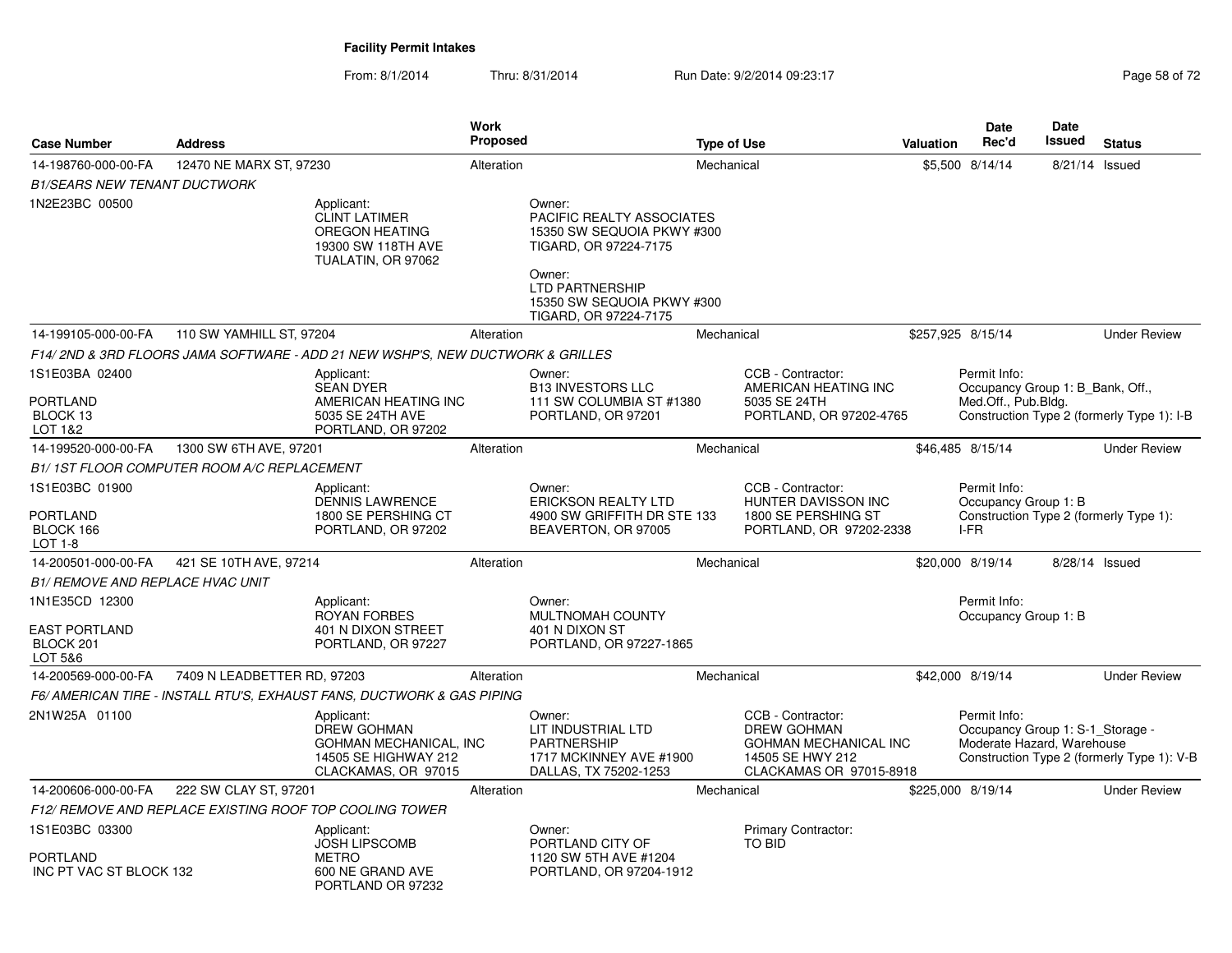# Facility Permit Intakes

From: 8/1/2014 Thru: 8/31/2014 Run Date: 9/2/2014 09:23:17

| Case Number | Address | Work Proposed | Type of Use | Valuation | Date Rec'd | Date Issued | Status |
|---|---|---|---|---|---|---|---|
| 14-198760-000-00-FA | 12470 NE MARX ST, 97230 | Alteration | Mechanical | $5,500 | 8/14/14 | 8/21/14 | Issued |
| 14-199105-000-00-FA | 110 SW YAMHILL ST, 97204 | Alteration | Mechanical | $257,925 | 8/15/14 | | Under Review |
| 14-199520-000-00-FA | 1300 SW 6TH AVE, 97201 | Alteration | Mechanical | $46,485 | 8/15/14 | | Under Review |
| 14-200501-000-00-FA | 421 SE 10TH AVE, 97214 | Alteration | Mechanical | $20,000 | 8/19/14 | 8/28/14 | Issued |
| 14-200569-000-00-FA | 7409 N LEADBETTER RD, 97203 | Alteration | Mechanical | $42,000 | 8/19/14 | | Under Review |
| 14-200606-000-00-FA | 222 SW CLAY ST, 97201 | Alteration | Mechanical | $225,000 | 8/19/14 | | Under Review |

## 14-198760-000-00-FA

*B1/SEARS NEW TENANT DUCTWORK*

1N2E23BC 00500

Applicant:
CLINT LATIMER
OREGON HEATING
19300 SW 118TH AVE
TUALATIN, OR 97062

Owner:
PACIFIC REALTY ASSOCIATES
15350 SW SEQUOIA PKWY #300
TIGARD, OR 97224-7175

Owner:
LTD PARTNERSHIP
15350 SW SEQUOIA PKWY #300
TIGARD, OR 97224-7175

## 14-199105-000-00-FA

*F14/ 2ND & 3RD FLOORS JAMA SOFTWARE - ADD 21 NEW WSHP'S, NEW DUCTWORK & GRILLES*

1S1E03BA 02400
PORTLAND
BLOCK 13
LOT 1&2

Applicant:
SEAN DYER
AMERICAN HEATING INC
5035 SE 24TH AVE
PORTLAND, OR 97202

Owner:
B13 INVESTORS LLC
111 SW COLUMBIA ST #1380
PORTLAND, OR 97201

CCB - Contractor:
AMERICAN HEATING INC
5035 SE 24TH
PORTLAND, OR 97202-4765

Permit Info:
Occupancy Group 1: B_Bank, Off., Med.Off., Pub.Bldg.
Construction Type 2 (formerly Type 1): I-B

## 14-199520-000-00-FA

*B1/ 1ST FLOOR COMPUTER ROOM A/C REPLACEMENT*

1S1E03BC 01900
PORTLAND
BLOCK 166
LOT 1-8

Applicant:
DENNIS LAWRENCE
1800 SE PERSHING CT
PORTLAND, OR 97202

Owner:
ERICKSON REALTY LTD
4900 SW GRIFFITH DR STE 133
BEAVERTON, OR 97005

CCB - Contractor:
HUNTER DAVISSON INC
1800 SE PERSHING ST
PORTLAND, OR 97202-2338

Permit Info:
Occupancy Group 1: B
Construction Type 2 (formerly Type 1): I-FR

## 14-200501-000-00-FA

*B1/ REMOVE AND REPLACE HVAC UNIT*

1N1E35CD 12300
EAST PORTLAND
BLOCK 201
LOT 5&6

Applicant:
ROYAN FORBES
401 N DIXON STREET
PORTLAND, OR 97227

Owner:
MULTNOMAH COUNTY
401 N DIXON ST
PORTLAND, OR 97227-1865

Permit Info:
Occupancy Group 1: B

## 14-200569-000-00-FA

*F6/ AMERICAN TIRE - INSTALL RTU'S, EXHAUST FANS, DUCTWORK & GAS PIPING*

2N1W25A 01100

Applicant:
DREW GOHMAN
GOHMAN MECHANICAL, INC
14505 SE HIGHWAY 212
CLACKAMAS, OR 97015

Owner:
LIT INDUSTRIAL LTD
PARTNERSHIP
1717 MCKINNEY AVE #1900
DALLAS, TX 75202-1253

CCB - Contractor:
DREW GOHMAN
GOHMAN MECHANICAL INC
14505 SE HWY 212
CLACKAMAS OR 97015-8918

Permit Info:
Occupancy Group 1: S-1_Storage - Moderate Hazard, Warehouse
Construction Type 2 (formerly Type 1): V-B

## 14-200606-000-00-FA

*F12/ REMOVE AND REPLACE EXISTING ROOF TOP COOLING TOWER*

1S1E03BC 03300
PORTLAND
INC PT VAC ST BLOCK 132

Applicant:
JOSH LIPSCOMB
METRO
600 NE GRAND AVE
PORTLAND OR 97232

Owner:
PORTLAND CITY OF
1120 SW 5TH AVE #1204
PORTLAND, OR 97204-1912

Primary Contractor:
TO BID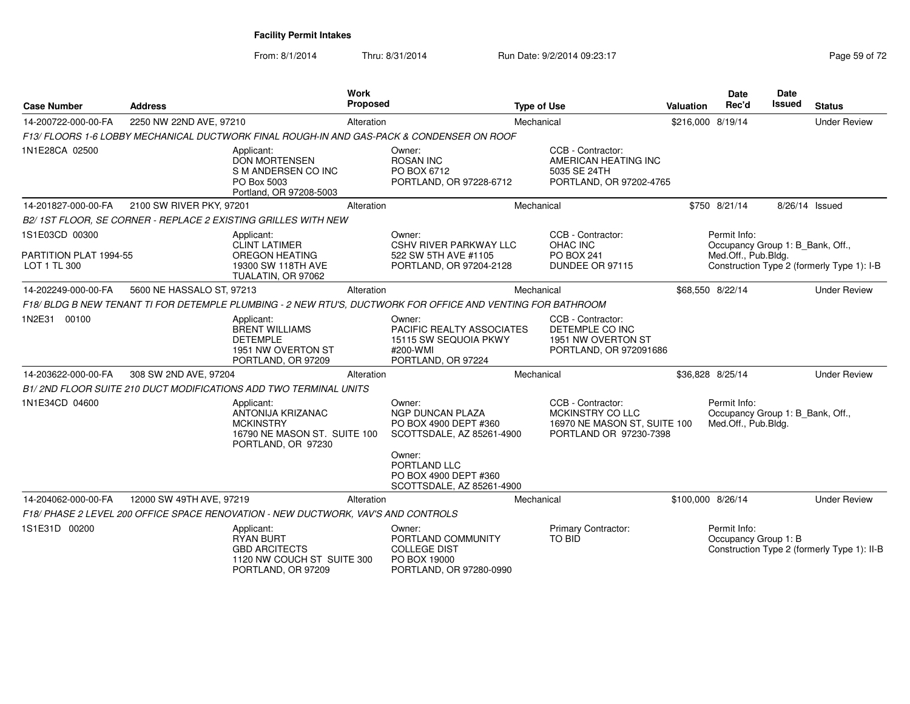**Facility Permit Intakes**

From: 8/1/2014 Thru: 8/31/2014 Run Date: 9/2/2014 09:23:17

| Case Number | Address | Work Proposed | Type of Use | Valuation | Date Rec'd | Date Issued | Status |
|---|---|---|---|---|---|---|---|
| 14-200722-000-00-FA | 2250 NW 22ND AVE, 97210 | Alteration | Mechanical | $216,000 | 8/19/14 | | Under Review |

*F13/ FLOORS 1-6 LOBBY MECHANICAL DUCTWORK FINAL ROUGH-IN AND GAS-PACK & CONDENSER ON ROOF*

1N1E28CA 02500

Applicant: DON MORTENSEN, S M ANDERSEN CO INC, PO Box 5003, Portland, OR 97208-5003

Owner: ROSAN INC, PO BOX 6712, PORTLAND, OR 97228-6712

CCB - Contractor: AMERICAN HEATING INC, 5035 SE 24TH, PORTLAND, OR 97202-4765

| Case Number | Address | Work Proposed | Type of Use | Valuation | Date Rec'd | Date Issued | Status |
|---|---|---|---|---|---|---|---|
| 14-201827-000-00-FA | 2100 SW RIVER PKY, 97201 | Alteration | Mechanical | $750 | 8/21/14 | 8/26/14 | Issued |

*B2/ 1ST FLOOR, SE CORNER - REPLACE 2 EXISTING GRILLES WITH NEW*

1S1E03CD 00300
PARTITION PLAT 1994-55
LOT 1 TL 300

Applicant: CLINT LATIMER, OREGON HEATING, 19300 SW 118TH AVE, TUALATIN, OR 97062

Owner: CSHV RIVER PARKWAY LLC, 522 SW 5TH AVE #1105, PORTLAND, OR 97204-2128

CCB - Contractor: OHAC INC, PO BOX 241, DUNDEE OR 97115

Permit Info: Occupancy Group 1: B_Bank, Off., Med.Off., Pub.Bldg.; Construction Type 2 (formerly Type 1): I-B

| Case Number | Address | Work Proposed | Type of Use | Valuation | Date Rec'd | Date Issued | Status |
|---|---|---|---|---|---|---|---|
| 14-202249-000-00-FA | 5600 NE HASSALO ST, 97213 | Alteration | Mechanical | $68,550 | 8/22/14 | | Under Review |

*F18/ BLDG B NEW TENANT TI FOR DETEMPLE PLUMBING - 2 NEW RTU'S, DUCTWORK FOR OFFICE AND VENTING FOR BATHROOM*

1N2E31 00100

Applicant: BRENT WILLIAMS, DETEMPLE, 1951 NW OVERTON ST, PORTLAND, OR 97209

Owner: PACIFIC REALTY ASSOCIATES, 15115 SW SEQUOIA PKWY #200-WMI, PORTLAND, OR 97224

CCB - Contractor: DETEMPLE CO INC, 1951 NW OVERTON ST, PORTLAND, OR 972091686

| Case Number | Address | Work Proposed | Type of Use | Valuation | Date Rec'd | Date Issued | Status |
|---|---|---|---|---|---|---|---|
| 14-203622-000-00-FA | 308 SW 2ND AVE, 97204 | Alteration | Mechanical | $36,828 | 8/25/14 | | Under Review |

*B1/ 2ND FLOOR SUITE 210 DUCT MODIFICATIONS ADD TWO TERMINAL UNITS*

1N1E34CD 04600

Applicant: ANTONIJA KRIZANAC, MCKINSTRY, 16790 NE MASON ST. SUITE 100, PORTLAND, OR 97230

Owner: NGP DUNCAN PLAZA, PO BOX 4900 DEPT #360, SCOTTSDALE, AZ 85261-4900

Owner: PORTLAND LLC, PO BOX 4900 DEPT #360, SCOTTSDALE, AZ 85261-4900

CCB - Contractor: MCKINSTRY CO LLC, 16970 NE MASON ST, SUITE 100, PORTLAND OR 97230-7398

Permit Info: Occupancy Group 1: B_Bank, Off., Med.Off., Pub.Bldg.

| Case Number | Address | Work Proposed | Type of Use | Valuation | Date Rec'd | Date Issued | Status |
|---|---|---|---|---|---|---|---|
| 14-204062-000-00-FA | 12000 SW 49TH AVE, 97219 | Alteration | Mechanical | $100,000 | 8/26/14 | | Under Review |

*F18/ PHASE 2 LEVEL 200 OFFICE SPACE RENOVATION - NEW DUCTWORK, VAV'S AND CONTROLS*

1S1E31D 00200

Applicant: RYAN BURT, GBD ARCITECTS, 1120 NW COUCH ST SUITE 300, PORTLAND, OR 97209

Owner: PORTLAND COMMUNITY COLLEGE DIST, PO BOX 19000, PORTLAND, OR 97280-0990

Primary Contractor: TO BID

Permit Info: Occupancy Group 1: B; Construction Type 2 (formerly Type 1): II-B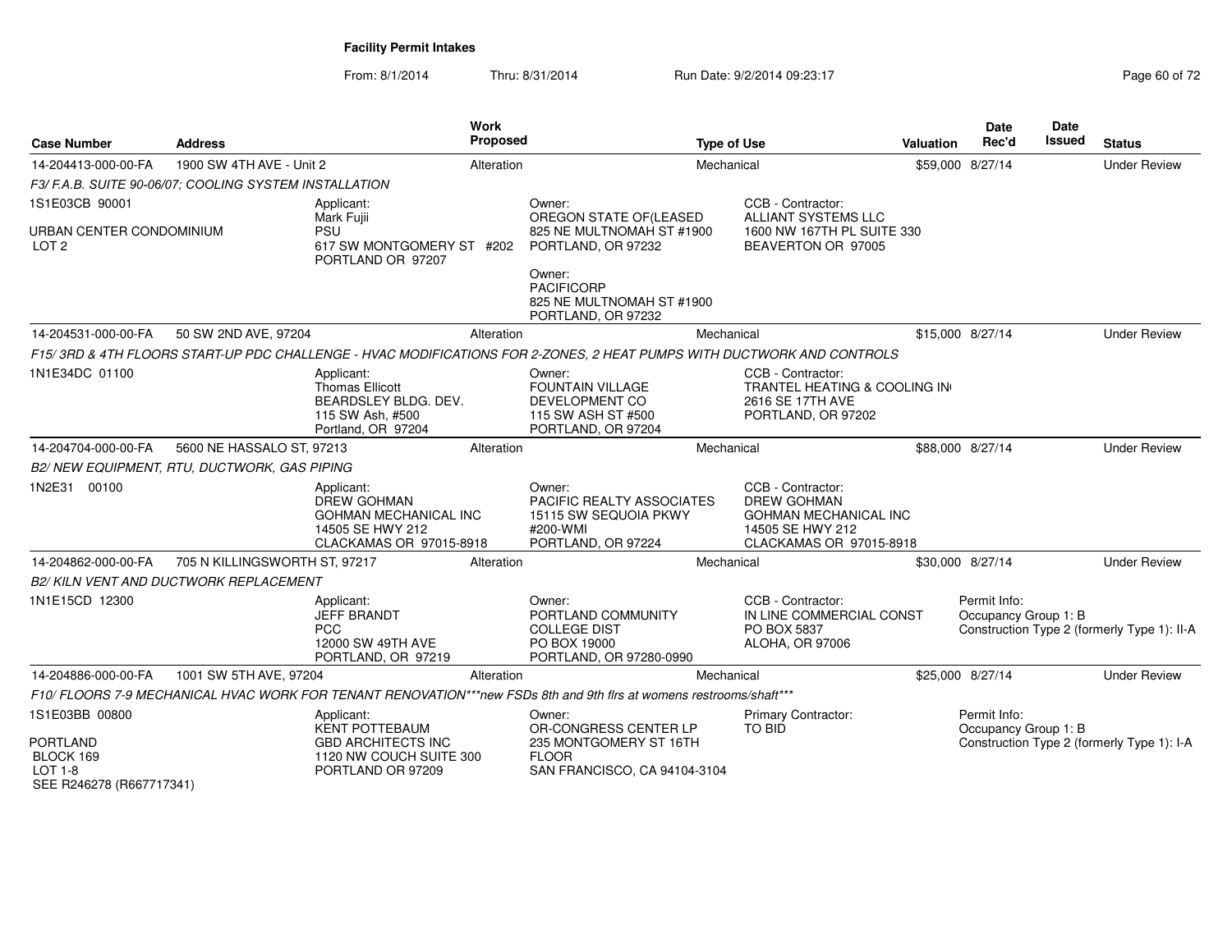**Facility Permit Intakes**

From: 8/1/2014 Thru: 8/31/2014 Run Date: 9/2/2014 09:23:17

| Case Number | Address | Work Proposed | Type of Use | Valuation | Date Rec'd | Date Issued | Status |
|---|---|---|---|---|---|---|---|
| 14-204413-000-00-FA | 1900 SW 4TH AVE - Unit 2 | Alteration | Mechanical | $59,000 | 8/27/14 | | Under Review |

*F3/ F.A.B. SUITE 90-06/07; COOLING SYSTEM INSTALLATION*

1S1E03CB 90001

URBAN CENTER CONDOMINIUM
LOT 2

Applicant:
Mark Fujii
PSU
617 SW MONTGOMERY ST #202
PORTLAND OR 97207

Owner:
OREGON STATE OF(LEASED
825 NE MULTNOMAH ST #1900
PORTLAND, OR 97232

Owner:
PACIFICORP
825 NE MULTNOMAH ST #1900
PORTLAND, OR 97232

CCB - Contractor:
ALLIANT SYSTEMS LLC
1600 NW 167TH PL SUITE 330
BEAVERTON OR 97005

| Case Number | Address | Work Proposed | Type of Use | Valuation | Date Rec'd | Date Issued | Status |
|---|---|---|---|---|---|---|---|
| 14-204531-000-00-FA | 50 SW 2ND AVE, 97204 | Alteration | Mechanical | $15,000 | 8/27/14 | | Under Review |

*F15/ 3RD & 4TH FLOORS START-UP PDC CHALLENGE - HVAC MODIFICATIONS FOR 2-ZONES, 2 HEAT PUMPS WITH DUCTWORK AND CONTROLS*

1N1E34DC 01100

Applicant:
Thomas Ellicott
BEARDSLEY BLDG. DEV.
115 SW Ash, #500
Portland, OR 97204

Owner:
FOUNTAIN VILLAGE
DEVELOPMENT CO
115 SW ASH ST #500
PORTLAND, OR 97204

CCB - Contractor:
TRANTEL HEATING & COOLING IN
2616 SE 17TH AVE
PORTLAND, OR 97202

| Case Number | Address | Work Proposed | Type of Use | Valuation | Date Rec'd | Date Issued | Status |
|---|---|---|---|---|---|---|---|
| 14-204704-000-00-FA | 5600 NE HASSALO ST, 97213 | Alteration | Mechanical | $88,000 | 8/27/14 | | Under Review |

*B2/ NEW EQUIPMENT, RTU, DUCTWORK, GAS PIPING*

1N2E31 00100

Applicant:
DREW GOHMAN
GOHMAN MECHANICAL INC
14505 SE HWY 212
CLACKAMAS OR 97015-8918

Owner:
PACIFIC REALTY ASSOCIATES
15115 SW SEQUOIA PKWY
#200-WMI
PORTLAND, OR 97224

CCB - Contractor:
DREW GOHMAN
GOHMAN MECHANICAL INC
14505 SE HWY 212
CLACKAMAS OR 97015-8918

| Case Number | Address | Work Proposed | Type of Use | Valuation | Date Rec'd | Date Issued | Status |
|---|---|---|---|---|---|---|---|
| 14-204862-000-00-FA | 705 N KILLINGSWORTH ST, 97217 | Alteration | Mechanical | $30,000 | 8/27/14 | | Under Review |

*B2/ KILN VENT AND DUCTWORK REPLACEMENT*

1N1E15CD 12300

Applicant:
JEFF BRANDT
PCC
12000 SW 49TH AVE
PORTLAND, OR 97219

Owner:
PORTLAND COMMUNITY
COLLEGE DIST
PO BOX 19000
PORTLAND, OR 97280-0990

CCB - Contractor:
IN LINE COMMERCIAL CONST
PO BOX 5837
ALOHA, OR 97006

Permit Info:
Occupancy Group 1: B
Construction Type 2 (formerly Type 1): II-A

| Case Number | Address | Work Proposed | Type of Use | Valuation | Date Rec'd | Date Issued | Status |
|---|---|---|---|---|---|---|---|
| 14-204886-000-00-FA | 1001 SW 5TH AVE, 97204 | Alteration | Mechanical | $25,000 | 8/27/14 | | Under Review |

*F10/ FLOORS 7-9 MECHANICAL HVAC WORK FOR TENANT RENOVATION***new FSDs 8th and 9th flrs at womens restrooms/shaft****

1S1E03BB 00800

PORTLAND
BLOCK 169
LOT 1-8
SEE R246278 (R667717341)

Applicant:
KENT POTTEBAUM
GBD ARCHITECTS INC
1120 NW COUCH SUITE 300
PORTLAND OR 97209

Owner:
OR-CONGRESS CENTER LP
235 MONTGOMERY ST 16TH
FLOOR
SAN FRANCISCO, CA 94104-3104

Primary Contractor:
TO BID

Permit Info:
Occupancy Group 1: B
Construction Type 2 (formerly Type 1): I-A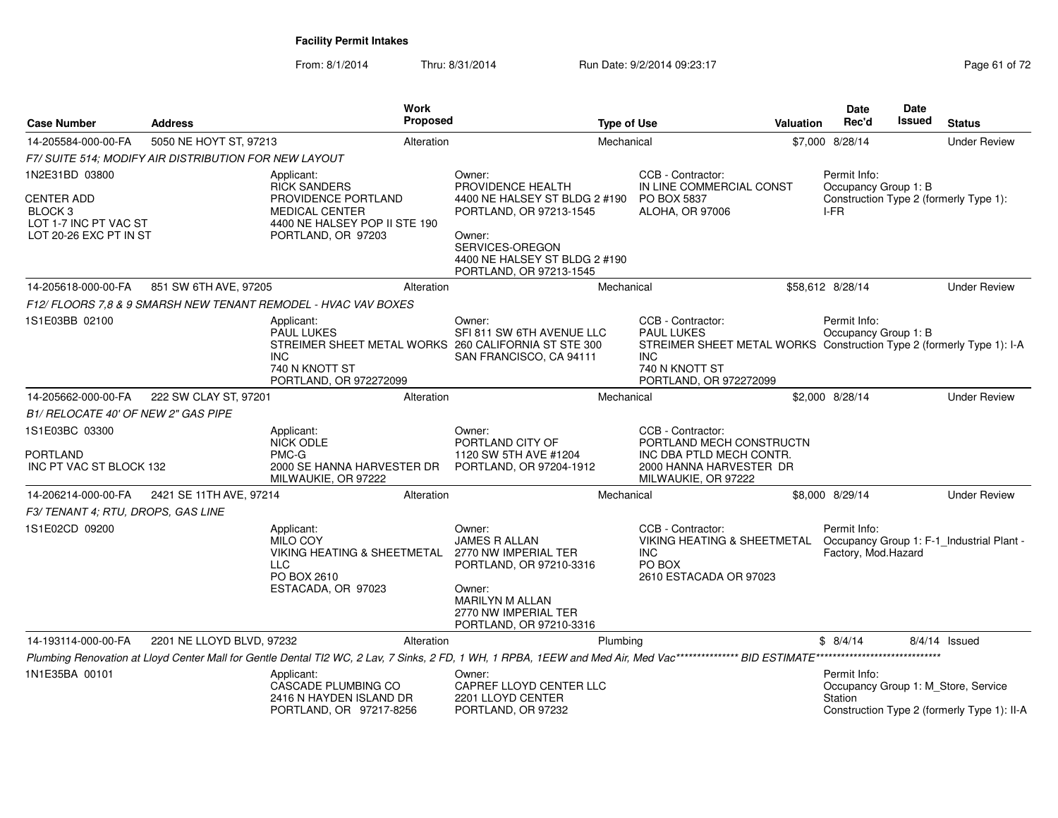# Facility Permit Intakes

From: 8/1/2014 Thru: 8/31/2014 Run Date: 9/2/2014 09:23:17

| Case Number | Address | Work Proposed | Type of Use | Valuation | Date Rec'd | Date Issued | Status |
|---|---|---|---|---|---|---|---|
| 14-205584-000-00-FA | 5050 NE HOYT ST, 97213 | Alteration | Mechanical | $7,000 | 8/28/14 | | Under Review |

*F7/ SUITE 514; MODIFY AIR DISTRIBUTION FOR NEW LAYOUT*

1N2E31BD 03800
CENTER ADD
BLOCK 3
LOT 1-7 INC PT VAC ST
LOT 20-26 EXC PT IN ST

Applicant: RICK SANDERS, PROVIDENCE PORTLAND MEDICAL CENTER, 4400 NE HALSEY POP II STE 190, PORTLAND, OR 97203

Owner: PROVIDENCE HEALTH, 4400 NE HALSEY ST BLDG 2 #190, PORTLAND, OR 97213-1545

Owner: SERVICES-OREGON, 4400 NE HALSEY ST BLDG 2 #190, PORTLAND, OR 97213-1545

CCB - Contractor: IN LINE COMMERCIAL CONST, PO BOX 5837, ALOHA, OR 97006

Permit Info: Occupancy Group 1: B; Construction Type 2 (formerly Type 1): I-FR

| Case Number | Address | Work Proposed | Type of Use | Valuation | Date Rec'd | Date Issued | Status |
|---|---|---|---|---|---|---|---|
| 14-205618-000-00-FA | 851 SW 6TH AVE, 97205 | Alteration | Mechanical | $58,612 | 8/28/14 | | Under Review |

*F12/ FLOORS 7,8 & 9 SMARSH NEW TENANT REMODEL - HVAC VAV BOXES*

1S1E03BB 02100

Applicant: PAUL LUKES, STREIMER SHEET METAL WORKS INC, 740 N KNOTT ST, PORTLAND, OR 972272099

Owner: SFI 811 SW 6TH AVENUE LLC, 260 CALIFORNIA ST STE 300, SAN FRANCISCO, CA 94111

CCB - Contractor: PAUL LUKES, STREIMER SHEET METAL WORKS INC, 740 N KNOTT ST, PORTLAND, OR 972272099

Permit Info: Occupancy Group 1: B; Construction Type 2 (formerly Type 1): I-A

| Case Number | Address | Work Proposed | Type of Use | Valuation | Date Rec'd | Date Issued | Status |
|---|---|---|---|---|---|---|---|
| 14-205662-000-00-FA | 222 SW CLAY ST, 97201 | Alteration | Mechanical | $2,000 | 8/28/14 | | Under Review |

*B1/ RELOCATE 40' OF NEW 2" GAS PIPE*

1S1E03BC 03300
PORTLAND
INC PT VAC ST BLOCK 132

Applicant: NICK ODLE, PMC-G, 2000 SE HANNA HARVESTER DR, MILWAUKIE, OR 97222

Owner: PORTLAND CITY OF, 1120 SW 5TH AVE #1204, PORTLAND, OR 97204-1912

CCB - Contractor: PORTLAND MECH CONSTRUCTN INC DBA PTLD MECH CONTR., 2000 HANNA HARVESTER DR, MILWAUKIE, OR 97222

| Case Number | Address | Work Proposed | Type of Use | Valuation | Date Rec'd | Date Issued | Status |
|---|---|---|---|---|---|---|---|
| 14-206214-000-00-FA | 2421 SE 11TH AVE, 97214 | Alteration | Mechanical | $8,000 | 8/29/14 | | Under Review |

*F3/ TENANT 4; RTU, DROPS, GAS LINE*

1S1E02CD 09200

Applicant: MILO COY, VIKING HEATING & SHEETMETAL LLC, PO BOX 2610, ESTACADA, OR 97023

Owner: JAMES R ALLAN, 2770 NW IMPERIAL TER, PORTLAND, OR 97210-3316

Owner: MARILYN M ALLAN, 2770 NW IMPERIAL TER, PORTLAND, OR 97210-3316

CCB - Contractor: VIKING HEATING & SHEETMETAL INC, PO BOX 2610 ESTACADA OR 97023

Permit Info: Occupancy Group 1: F-1_Industrial Plant - Factory, Mod.Hazard

| Case Number | Address | Work Proposed | Type of Use | Valuation | Date Rec'd | Date Issued | Status |
|---|---|---|---|---|---|---|---|
| 14-193114-000-00-FA | 2201 NE LLOYD BLVD, 97232 | Alteration | Plumbing | $ | 8/4/14 | 8/4/14 | Issued |

*Plumbing Renovation at Lloyd Center Mall for Gentle Dental TI2 WC, 2 Lav, 7 Sinks, 2 FD, 1 WH, 1 RPBA, 1EEW and Med Air, Med Vac*************** BID ESTIMATE******************************

1N1E35BA 00101

Applicant: CASCADE PLUMBING CO, 2416 N HAYDEN ISLAND DR, PORTLAND, OR 97217-8256

Owner: CAPREF LLOYD CENTER LLC, 2201 LLOYD CENTER, PORTLAND, OR 97232

Permit Info: Occupancy Group 1: M_Store, Service Station; Construction Type 2 (formerly Type 1): II-A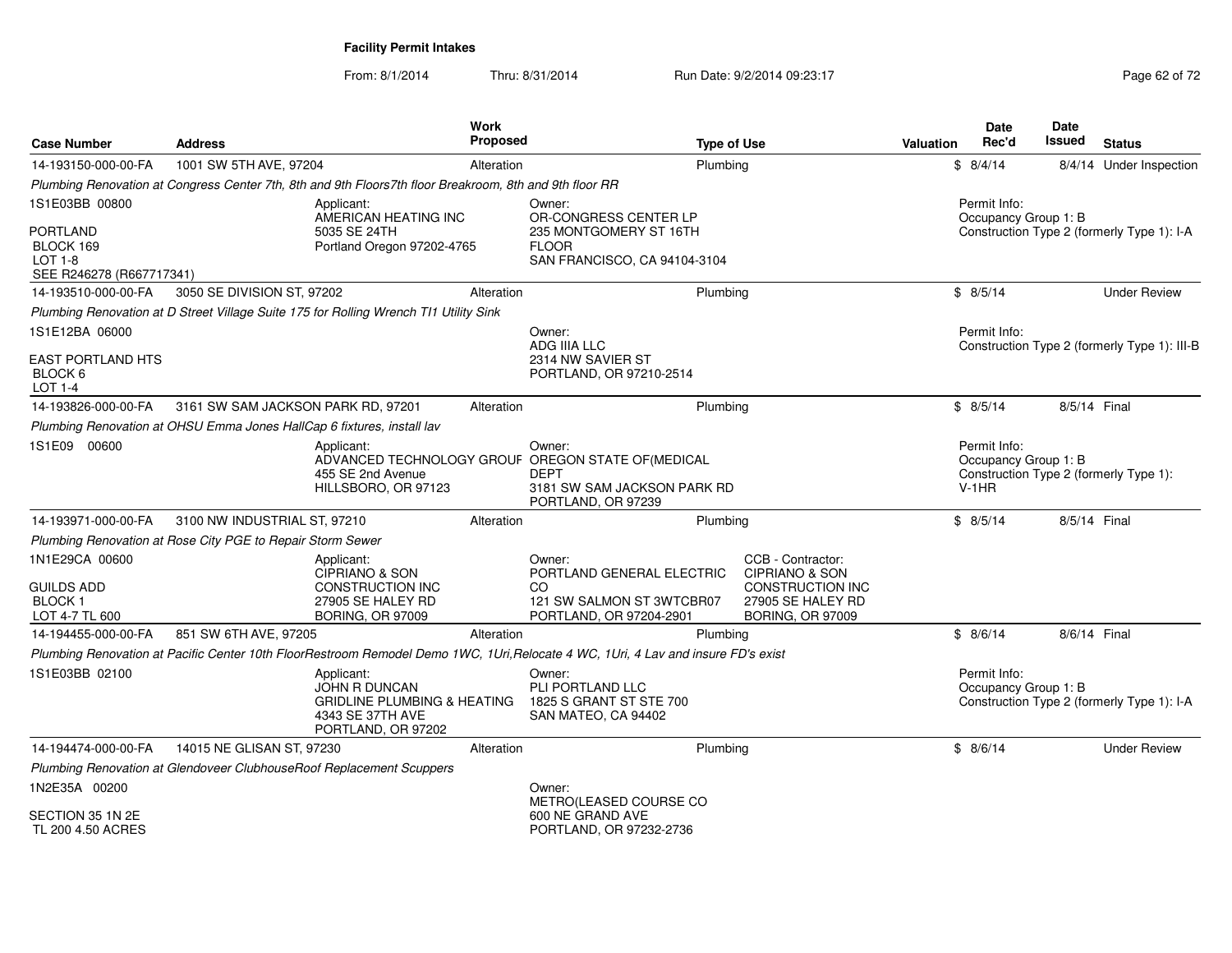**Facility Permit Intakes**

From: 8/1/2014 Thru: 8/31/2014 Run Date: 9/2/2014 09:23:17

| Case Number | Address | Work Proposed | Type of Use | Valuation | Date Rec'd | Date Issued | Status |
|---|---|---|---|---|---|---|---|
| 14-193150-000-00-FA | 1001 SW 5TH AVE, 97204 | Alteration | Plumbing | $ | 8/4/14 | 8/4/14 | Under Inspection |

*Plumbing Renovation at Congress Center 7th, 8th and 9th Floors7th floor Breakroom, 8th and 9th floor RR*

1S1E03BB 00800

PORTLAND
BLOCK 169
LOT 1-8
SEE R246278 (R667717341)

Applicant:
AMERICAN HEATING INC
5035 SE 24TH
Portland Oregon 97202-4765

Owner:
OR-CONGRESS CENTER LP
235 MONTGOMERY ST 16TH FLOOR
SAN FRANCISCO, CA 94104-3104

Permit Info:
Occupancy Group 1: B
Construction Type 2 (formerly Type 1): I-A

| Case Number | Address | Work Proposed | Type of Use | Valuation | Date Rec'd | Date Issued | Status |
|---|---|---|---|---|---|---|---|
| 14-193510-000-00-FA | 3050 SE DIVISION ST, 97202 | Alteration | Plumbing | $ | 8/5/14 | | Under Review |

*Plumbing Renovation at D Street Village Suite 175 for Rolling Wrench TI1 Utility Sink*

1S1E12BA 06000

EAST PORTLAND HTS
BLOCK 6
LOT 1-4

Owner:
ADG IIIA LLC
2314 NW SAVIER ST
PORTLAND, OR 97210-2514

Permit Info:
Construction Type 2 (formerly Type 1): III-B

| Case Number | Address | Work Proposed | Type of Use | Valuation | Date Rec'd | Date Issued | Status |
|---|---|---|---|---|---|---|---|
| 14-193826-000-00-FA | 3161 SW SAM JACKSON PARK RD, 97201 | Alteration | Plumbing | $ | 8/5/14 | 8/5/14 | Final |

*Plumbing Renovation at OHSU Emma Jones HallCap 6 fixtures, install lav*

1S1E09 00600

Applicant:
ADVANCED TECHNOLOGY GROUP
455 SE 2nd Avenue
HILLSBORO, OR 97123

Owner:
OREGON STATE OF(MEDICAL DEPT
3181 SW SAM JACKSON PARK RD
PORTLAND, OR 97239

Permit Info:
Occupancy Group 1: B
Construction Type 2 (formerly Type 1): V-1HR

| Case Number | Address | Work Proposed | Type of Use | Valuation | Date Rec'd | Date Issued | Status |
|---|---|---|---|---|---|---|---|
| 14-193971-000-00-FA | 3100 NW INDUSTRIAL ST, 97210 | Alteration | Plumbing | $ | 8/5/14 | 8/5/14 | Final |

*Plumbing Renovation at Rose City PGE to Repair Storm Sewer*

1N1E29CA 00600

GUILDS ADD
BLOCK 1
LOT 4-7 TL 600

Applicant:
CIPRIANO & SON CONSTRUCTION INC
27905 SE HALEY RD
BORING, OR 97009

Owner:
PORTLAND GENERAL ELECTRIC CO
121 SW SALMON ST 3WTCBR07
PORTLAND, OR 97204-2901

CCB - Contractor:
CIPRIANO & SON CONSTRUCTION INC
27905 SE HALEY RD
BORING, OR 97009

| Case Number | Address | Work Proposed | Type of Use | Valuation | Date Rec'd | Date Issued | Status |
|---|---|---|---|---|---|---|---|
| 14-194455-000-00-FA | 851 SW 6TH AVE, 97205 | Alteration | Plumbing | $ | 8/6/14 | 8/6/14 | Final |

*Plumbing Renovation at Pacific Center 10th FloorRestroom Remodel Demo 1WC, 1Uri,Relocate 4 WC, 1Uri, 4 Lav and insure FD's exist*

1S1E03BB 02100

Applicant:
JOHN R DUNCAN
GRIDLINE PLUMBING & HEATING
4343 SE 37TH AVE
PORTLAND, OR 97202

Owner:
PLI PORTLAND LLC
1825 S GRANT ST STE 700
SAN MATEO, CA 94402

Permit Info:
Occupancy Group 1: B
Construction Type 2 (formerly Type 1): I-A

| Case Number | Address | Work Proposed | Type of Use | Valuation | Date Rec'd | Date Issued | Status |
|---|---|---|---|---|---|---|---|
| 14-194474-000-00-FA | 14015 NE GLISAN ST, 97230 | Alteration | Plumbing | $ | 8/6/14 | | Under Review |

*Plumbing Renovation at Glendoveer ClubhouseRoof Replacement Scuppers*

1N2E35A 00200

SECTION 35 1N 2E
TL 200 4.50 ACRES

Owner:
METRO(LEASED COURSE CO
600 NE GRAND AVE
PORTLAND, OR 97232-2736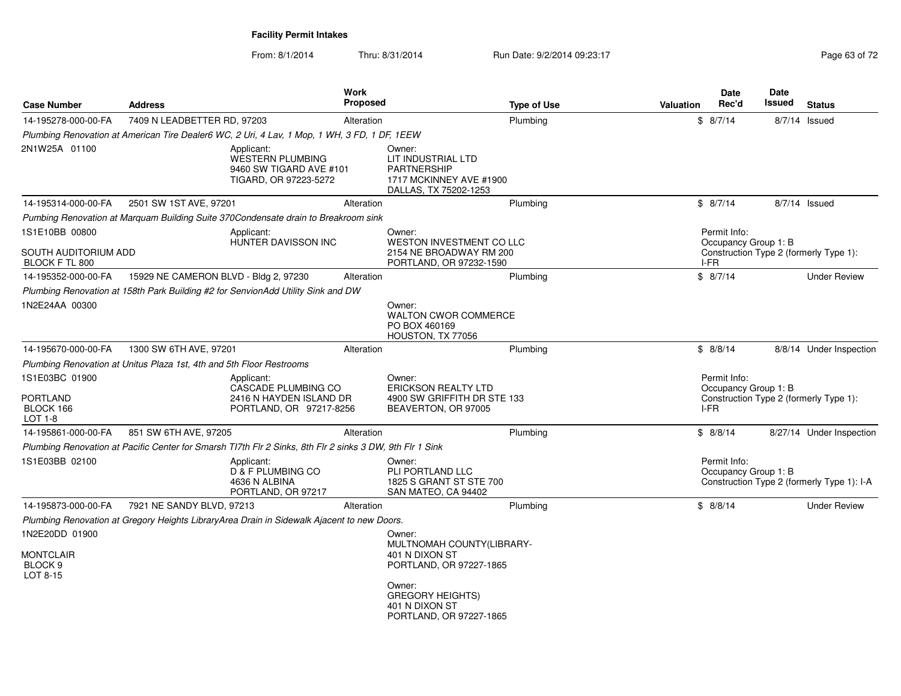**Facility Permit Intakes**

From: 8/1/2014 Thru: 8/31/2014 Run Date: 9/2/2014 09:23:17

| Case Number | Address | Work Proposed | Type of Use | Valuation | Date Rec'd | Date Issued | Status |
|---|---|---|---|---|---|---|---|
| 14-195278-000-00-FA | 7409 N LEADBETTER RD, 97203 | Alteration | Plumbing | $ | 8/7/14 | 8/7/14 | Issued |
| *Plumbing Renovation at American Tire Dealer6 WC, 2 Uri, 4 Lav, 1 Mop, 1 WH, 3 FD, 1 DF, 1EEW* | | | | | | | |
| 2N1W25A 01100 | Applicant: WESTERN PLUMBING 9460 SW TIGARD AVE #101 TIGARD, OR 97223-5272 | Owner: LIT INDUSTRIAL LTD PARTNERSHIP 1717 MCKINNEY AVE #1900 DALLAS, TX 75202-1253 | | | | | |
| 14-195314-000-00-FA | 2501 SW 1ST AVE, 97201 | Alteration | Plumbing | $ | 8/7/14 | 8/7/14 | Issued |
| *Pumbing Renovation at Marquam Building Suite 370Condensate drain to Breakroom sink* | | | | | | | |
| 1S1E10BB 00800 SOUTH AUDITORIUM ADD BLOCK F TL 800 | Applicant: HUNTER DAVISSON INC | Owner: WESTON INVESTMENT CO LLC 2154 NE BROADWAY RM 200 PORTLAND, OR 97232-1590 | | Permit Info: Occupancy Group 1: B Construction Type 2 (formerly Type 1): I-FR | | | |
| 14-195352-000-00-FA | 15929 NE CAMERON BLVD - Bldg 2, 97230 | Alteration | Plumbing | $ | 8/7/14 | | Under Review |
| *Plumbing Renovation at 158th Park Building #2 for SenvionAdd Utility Sink and DW* | | | | | | | |
| 1N2E24AA 00300 | | Owner: WALTON CWOR COMMERCE PO BOX 460169 HOUSTON, TX 77056 | | | | | |
| 14-195670-000-00-FA | 1300 SW 6TH AVE, 97201 | Alteration | Plumbing | $ | 8/8/14 | 8/8/14 | Under Inspection |
| *Plumbing Renovation at Unitus Plaza 1st, 4th and 5th Floor Restrooms* | | | | | | | |
| 1S1E03BC 01900 PORTLAND BLOCK 166 LOT 1-8 | Applicant: CASCADE PLUMBING CO 2416 N HAYDEN ISLAND DR PORTLAND, OR 97217-8256 | Owner: ERICKSON REALTY LTD 4900 SW GRIFFITH DR STE 133 BEAVERTON, OR 97005 | | Permit Info: Occupancy Group 1: B Construction Type 2 (formerly Type 1): I-FR | | | |
| 14-195861-000-00-FA | 851 SW 6TH AVE, 97205 | Alteration | Plumbing | $ | 8/8/14 | 8/27/14 | Under Inspection |
| *Plumbing Renovation at Pacific Center for Smarsh TI7th Flr 2 Sinks, 8th Flr 2 sinks 3 DW, 9th Flr 1 Sink* | | | | | | | |
| 1S1E03BB 02100 | Applicant: D & F PLUMBING CO 4636 N ALBINA PORTLAND, OR 97217 | Owner: PLI PORTLAND LLC 1825 S GRANT ST STE 700 SAN MATEO, CA 94402 | | Permit Info: Occupancy Group 1: B Construction Type 2 (formerly Type 1): I-A | | | |
| 14-195873-000-00-FA | 7921 NE SANDY BLVD, 97213 | Alteration | Plumbing | $ | 8/8/14 | | Under Review |
| *Plumbing Renovation at Gregory Heights LibraryArea Drain in Sidewalk Ajacent to new Doors.* | | | | | | | |
| 1N2E20DD 01900 MONTCLAIR BLOCK 9 LOT 8-15 | | Owner: MULTNOMAH COUNTY(LIBRARY- 401 N DIXON ST PORTLAND, OR 97227-1865 Owner: GREGORY HEIGHTS) 401 N DIXON ST PORTLAND, OR 97227-1865 | | | | | |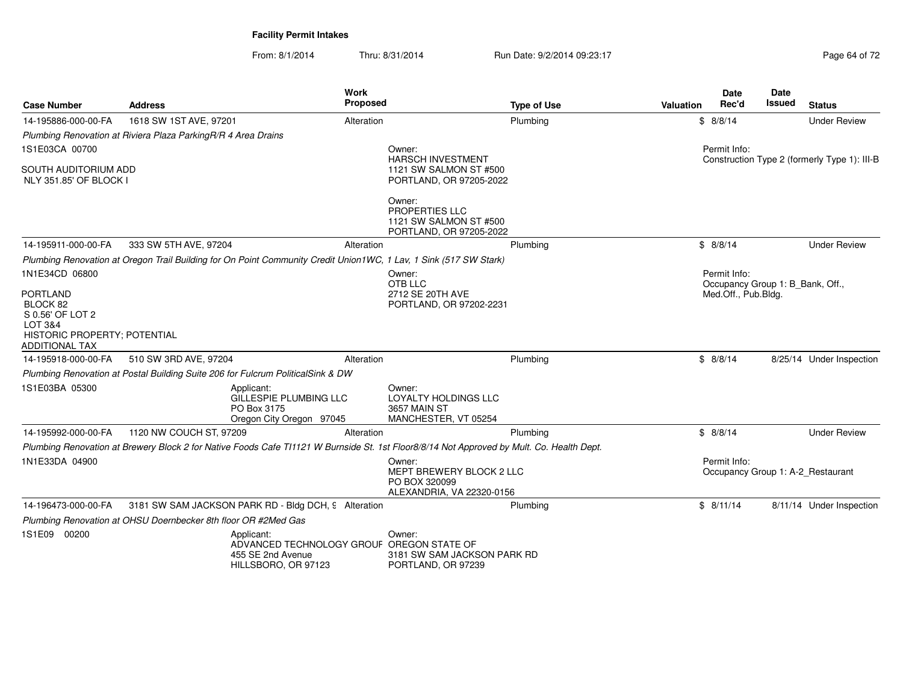# Facility Permit Intakes

From: 8/1/2014 Thru: 8/31/2014 Run Date: 9/2/2014 09:23:17

| Case Number | Address | Work Proposed | Type of Use | Valuation | Date Rec'd | Date Issued | Status |
|---|---|---|---|---|---|---|---|
| 14-195886-000-00-FA | 1618 SW 1ST AVE, 97201 | Alteration | Plumbing | $ | 8/8/14 | | Under Review |

*Plumbing Renovation at Riviera Plaza ParkingR/R 4 Area Drains*

1S1E03CA 00700

SOUTH AUDITORIUM ADD
NLY 351.85' OF BLOCK I

Owner:
HARSCH INVESTMENT
1121 SW SALMON ST #500
PORTLAND, OR 97205-2022

Owner:
PROPERTIES LLC
1121 SW SALMON ST #500
PORTLAND, OR 97205-2022

Permit Info:
Construction Type 2 (formerly Type 1): III-B

| Case Number | Address | Work Proposed | Type of Use | Valuation | Date Rec'd | Date Issued | Status |
|---|---|---|---|---|---|---|---|
| 14-195911-000-00-FA | 333 SW 5TH AVE, 97204 | Alteration | Plumbing | $ | 8/8/14 | | Under Review |

*Plumbing Renovation at Oregon Trail Building for On Point Community Credit Union1WC, 1 Lav, 1 Sink (517 SW Stark)*

1N1E34CD 06800

PORTLAND
BLOCK 82
S 0.56' OF LOT 2
LOT 3&4
HISTORIC PROPERTY; POTENTIAL
ADDITIONAL TAX

Owner:
OTB LLC
2712 SE 20TH AVE
PORTLAND, OR 97202-2231

Permit Info:
Occupancy Group 1: B_Bank, Off., Med.Off., Pub.Bldg.

| Case Number | Address | Work Proposed | Type of Use | Valuation | Date Rec'd | Date Issued | Status |
|---|---|---|---|---|---|---|---|
| 14-195918-000-00-FA | 510 SW 3RD AVE, 97204 | Alteration | Plumbing | $ | 8/8/14 | 8/25/14 | Under Inspection |

*Plumbing Renovation at Postal Building Suite 206 for Fulcrum PoliticalSink & DW*

1S1E03BA 05300

Applicant:
GILLESPIE PLUMBING LLC
PO Box 3175
Oregon City Oregon 97045

Owner:
LOYALTY HOLDINGS LLC
3657 MAIN ST
MANCHESTER, VT 05254

| Case Number | Address | Work Proposed | Type of Use | Valuation | Date Rec'd | Date Issued | Status |
|---|---|---|---|---|---|---|---|
| 14-195992-000-00-FA | 1120 NW COUCH ST, 97209 | Alteration | Plumbing | $ | 8/8/14 | | Under Review |

*Plumbing Renovation at Brewery Block 2 for Native Foods Cafe TI1121 W Burnside St. 1st Floor8/8/14 Not Approved by Mult. Co. Health Dept.*

1N1E33DA 04900

Owner:
MEPT BREWERY BLOCK 2 LLC
PO BOX 320099
ALEXANDRIA, VA 22320-0156

Permit Info:
Occupancy Group 1: A-2_Restaurant

| Case Number | Address | Work Proposed | Type of Use | Valuation | Date Rec'd | Date Issued | Status |
|---|---|---|---|---|---|---|---|
| 14-196473-000-00-FA | 3181 SW SAM JACKSON PARK RD - Bldg DCH, 9 | Alteration | Plumbing | $ | 8/11/14 | 8/11/14 | Under Inspection |

*Plumbing Renovation at OHSU Doernbecker 8th floor OR #2Med Gas*

1S1E09 00200

Applicant:
ADVANCED TECHNOLOGY GROUF
455 SE 2nd Avenue
HILLSBORO, OR 97123

Owner:
OREGON STATE OF
3181 SW SAM JACKSON PARK RD
PORTLAND, OR 97239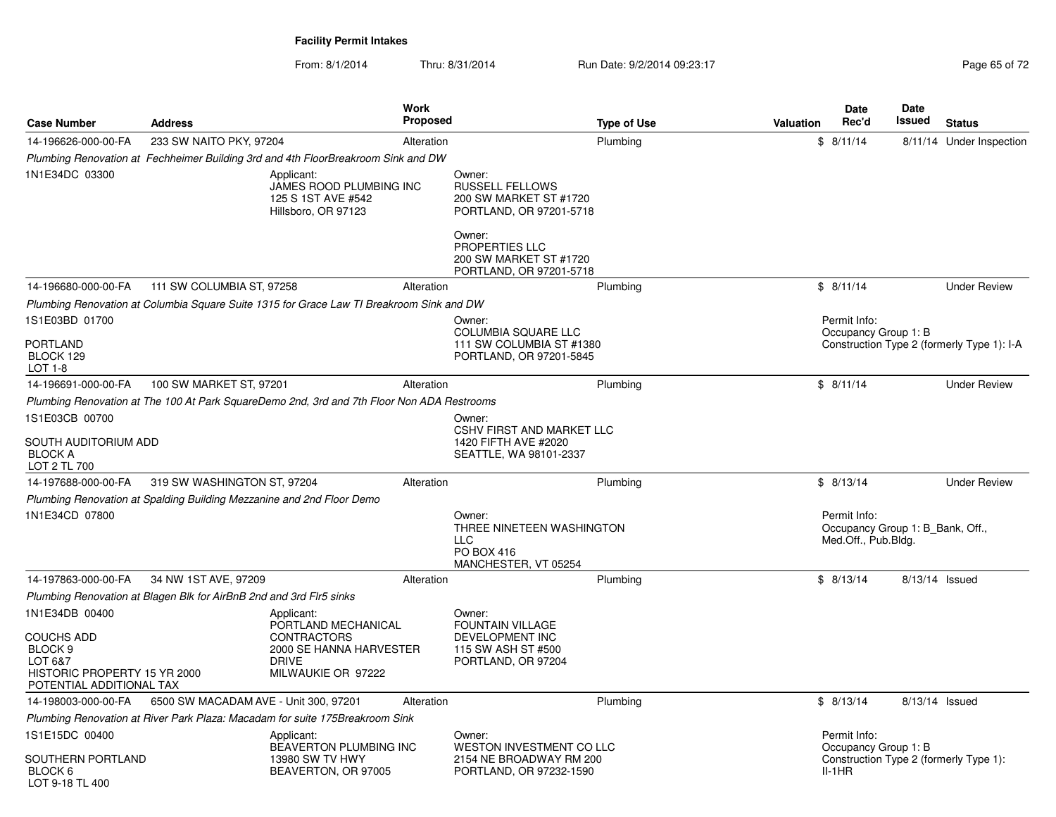# Facility Permit Intakes

From: 8/1/2014 Thru: 8/31/2014 Run Date: 9/2/2014 09:23:17

| Case Number | Address | Work Proposed | Type of Use | Valuation | Date Rec'd | Date Issued | Status |
|---|---|---|---|---|---|---|---|
| 14-196626-000-00-FA | 233 SW NAITO PKY, 97204 | Alteration | Plumbing | $ | 8/11/14 | 8/11/14 | Under Inspection |

*Plumbing Renovation at Fechheimer Building 3rd and 4th FloorBreakroom Sink and DW*

1N1E34DC 03300

Applicant:
JAMES ROOD PLUMBING INC
125 S 1ST AVE #542
Hillsboro, OR 97123

Owner:
RUSSELL FELLOWS
200 SW MARKET ST #1720
PORTLAND, OR 97201-5718

Owner:
PROPERTIES LLC
200 SW MARKET ST #1720
PORTLAND, OR 97201-5718

| Case Number | Address | Work Proposed | Type of Use | Valuation | Date Rec'd | Date Issued | Status |
|---|---|---|---|---|---|---|---|
| 14-196680-000-00-FA | 111 SW COLUMBIA ST, 97258 | Alteration | Plumbing | $ | 8/11/14 | | Under Review |

*Plumbing Renovation at Columbia Square Suite 1315 for Grace Law TI Breakroom Sink and DW*

1S1E03BD 01700

PORTLAND
BLOCK 129
LOT 1-8

Owner:
COLUMBIA SQUARE LLC
111 SW COLUMBIA ST #1380
PORTLAND, OR 97201-5845

Permit Info:
Occupancy Group 1: B
Construction Type 2 (formerly Type 1): I-A

| Case Number | Address | Work Proposed | Type of Use | Valuation | Date Rec'd | Date Issued | Status |
|---|---|---|---|---|---|---|---|
| 14-196691-000-00-FA | 100 SW MARKET ST, 97201 | Alteration | Plumbing | $ | 8/11/14 | | Under Review |

*Plumbing Renovation at The 100 At Park SquareDemo 2nd, 3rd and 7th Floor Non ADA Restrooms*

1S1E03CB 00700

SOUTH AUDITORIUM ADD
BLOCK A
LOT 2 TL 700

Owner:
CSHV FIRST AND MARKET LLC
1420 FIFTH AVE #2020
SEATTLE, WA 98101-2337

| Case Number | Address | Work Proposed | Type of Use | Valuation | Date Rec'd | Date Issued | Status |
|---|---|---|---|---|---|---|---|
| 14-197688-000-00-FA | 319 SW WASHINGTON ST, 97204 | Alteration | Plumbing | $ | 8/13/14 | | Under Review |

*Plumbing Renovation at Spalding Building Mezzanine and 2nd Floor Demo*

1N1E34CD 07800

Owner:
THREE NINETEEN WASHINGTON LLC
PO BOX 416
MANCHESTER, VT 05254

Permit Info:
Occupancy Group 1: B_Bank, Off., Med.Off., Pub.Bldg.

| Case Number | Address | Work Proposed | Type of Use | Valuation | Date Rec'd | Date Issued | Status |
|---|---|---|---|---|---|---|---|
| 14-197863-000-00-FA | 34 NW 1ST AVE, 97209 | Alteration | Plumbing | $ | 8/13/14 | 8/13/14 | Issued |

*Plumbing Renovation at Blagen Blk for AirBnB 2nd and 3rd Flr5 sinks*

1N1E34DB 00400

COUCHS ADD
BLOCK 9
LOT 6&7
HISTORIC PROPERTY 15 YR 2000
POTENTIAL ADDITIONAL TAX

Applicant:
PORTLAND MECHANICAL CONTRACTORS
2000 SE HANNA HARVESTER DRIVE
MILWAUKIE OR 97222

Owner:
FOUNTAIN VILLAGE DEVELOPMENT INC
115 SW ASH ST #500
PORTLAND, OR 97204

| Case Number | Address | Work Proposed | Type of Use | Valuation | Date Rec'd | Date Issued | Status |
|---|---|---|---|---|---|---|---|
| 14-198003-000-00-FA | 6500 SW MACADAM AVE - Unit 300, 97201 | Alteration | Plumbing | $ | 8/13/14 | 8/13/14 | Issued |

*Plumbing Renovation at River Park Plaza: Macadam for suite 175Breakroom Sink*

1S1E15DC 00400

SOUTHERN PORTLAND
BLOCK 6
LOT 9-18 TL 400

Applicant:
BEAVERTON PLUMBING INC
13980 SW TV HWY
BEAVERTON, OR 97005

Owner:
WESTON INVESTMENT CO LLC
2154 NE BROADWAY RM 200
PORTLAND, OR 97232-1590

Permit Info:
Occupancy Group 1: B
Construction Type 2 (formerly Type 1): II-1HR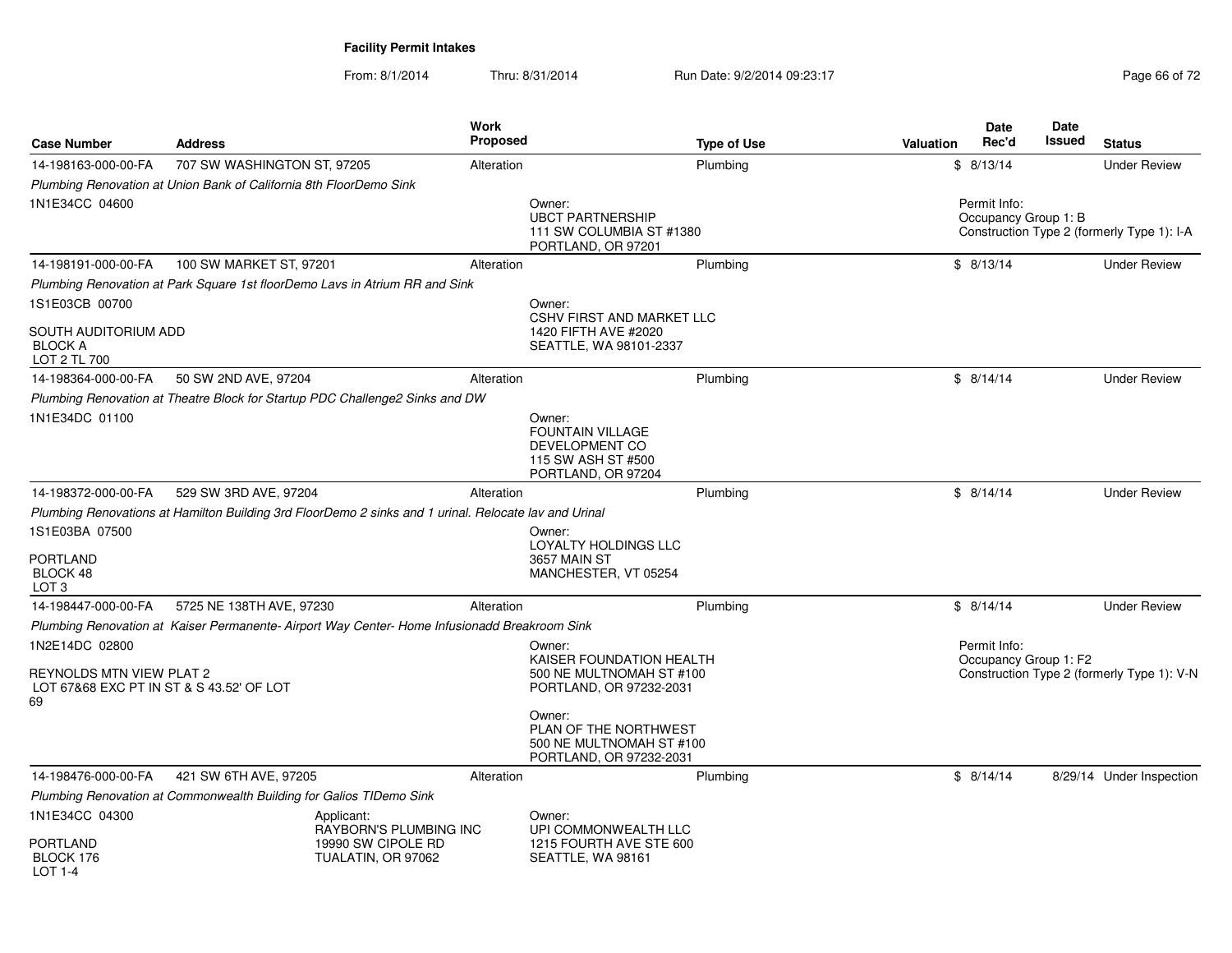# Facility Permit Intakes

From: 8/1/2014 Thru: 8/31/2014 Run Date: 9/2/2014 09:23:17

| Case Number | Address | Work Proposed | Type of Use | Valuation | Date Rec'd | Date Issued | Status |
|---|---|---|---|---|---|---|---|
| 14-198163-000-00-FA | 707 SW WASHINGTON ST, 97205 | Alteration | Plumbing | $ | 8/13/14 | | Under Review |

*Plumbing Renovation at Union Bank of California 8th FloorDemo Sink*

1N1E34CC 04600

Owner:
UBCT PARTNERSHIP
111 SW COLUMBIA ST #1380
PORTLAND, OR 97201

Permit Info:
Occupancy Group 1: B
Construction Type 2 (formerly Type 1): I-A

| Case Number | Address | Work Proposed | Type of Use | Valuation | Date Rec'd | Date Issued | Status |
|---|---|---|---|---|---|---|---|
| 14-198191-000-00-FA | 100 SW MARKET ST, 97201 | Alteration | Plumbing | $ | 8/13/14 | | Under Review |

*Plumbing Renovation at Park Square 1st floorDemo Lavs in Atrium RR and Sink*

1S1E03CB 00700

SOUTH AUDITORIUM ADD
BLOCK A
LOT 2 TL 700

Owner:
CSHV FIRST AND MARKET LLC
1420 FIFTH AVE #2020
SEATTLE, WA 98101-2337

| Case Number | Address | Work Proposed | Type of Use | Valuation | Date Rec'd | Date Issued | Status |
|---|---|---|---|---|---|---|---|
| 14-198364-000-00-FA | 50 SW 2ND AVE, 97204 | Alteration | Plumbing | $ | 8/14/14 | | Under Review |

*Plumbing Renovation at Theatre Block for Startup PDC Challenge2 Sinks and DW*

1N1E34DC 01100

Owner:
FOUNTAIN VILLAGE
DEVELOPMENT CO
115 SW ASH ST #500
PORTLAND, OR 97204

| Case Number | Address | Work Proposed | Type of Use | Valuation | Date Rec'd | Date Issued | Status |
|---|---|---|---|---|---|---|---|
| 14-198372-000-00-FA | 529 SW 3RD AVE, 97204 | Alteration | Plumbing | $ | 8/14/14 | | Under Review |

*Plumbing Renovations at Hamilton Building 3rd FloorDemo 2 sinks and 1 urinal. Relocate lav and Urinal*

1S1E03BA 07500

PORTLAND
BLOCK 48
LOT 3

Owner:
LOYALTY HOLDINGS LLC
3657 MAIN ST
MANCHESTER, VT 05254

| Case Number | Address | Work Proposed | Type of Use | Valuation | Date Rec'd | Date Issued | Status |
|---|---|---|---|---|---|---|---|
| 14-198447-000-00-FA | 5725 NE 138TH AVE, 97230 | Alteration | Plumbing | $ | 8/14/14 | | Under Review |

*Plumbing Renovation at Kaiser Permanente- Airport Way Center- Home Infusionadd Breakroom Sink*

1N2E14DC 02800

REYNOLDS MTN VIEW PLAT 2
LOT 67&68 EXC PT IN ST & S 43.52' OF LOT 69

Owner:
KAISER FOUNDATION HEALTH
500 NE MULTNOMAH ST #100
PORTLAND, OR 97232-2031

Owner:
PLAN OF THE NORTHWEST
500 NE MULTNOMAH ST #100
PORTLAND, OR 97232-2031

Permit Info:
Occupancy Group 1: F2
Construction Type 2 (formerly Type 1): V-N

| Case Number | Address | Work Proposed | Type of Use | Valuation | Date Rec'd | Date Issued | Status |
|---|---|---|---|---|---|---|---|
| 14-198476-000-00-FA | 421 SW 6TH AVE, 97205 | Alteration | Plumbing | $ | 8/14/14 | 8/29/14 | Under Inspection |

*Plumbing Renovation at Commonwealth Building for Galios TIDemo Sink*

1N1E34CC 04300

PORTLAND
BLOCK 176
LOT 1-4

Applicant:
RAYBORN'S PLUMBING INC
19990 SW CIPOLE RD
TUALATIN, OR 97062

Owner:
UPI COMMONWEALTH LLC
1215 FOURTH AVE STE 600
SEATTLE, WA 98161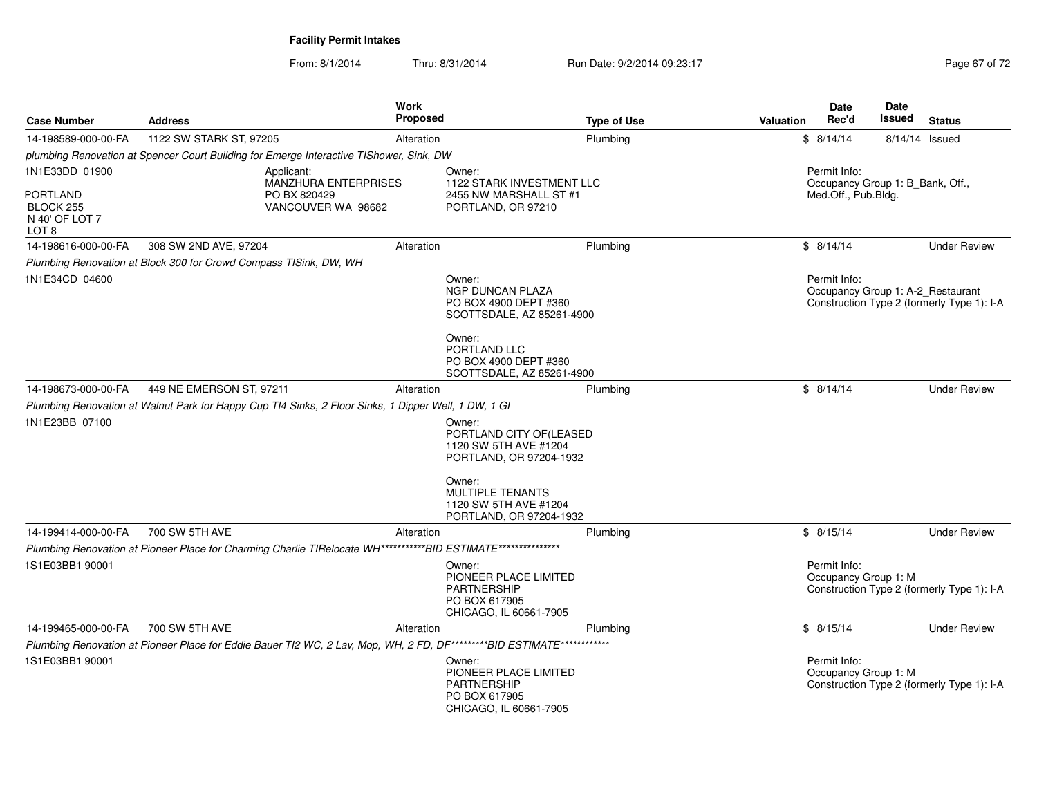**Facility Permit Intakes**

From: 8/1/2014 Thru: 8/31/2014 Run Date: 9/2/2014 09:23:17

| Case Number | Address | Work Proposed | Type of Use | Valuation | Date Rec'd | Date Issued | Status |
|---|---|---|---|---|---|---|---|
| 14-198589-000-00-FA | 1122 SW STARK ST, 97205 | Alteration | Plumbing | $ | 8/14/14 | 8/14/14 | Issued |

*plumbing Renovation at Spencer Court Building for Emerge Interactive TIShower, Sink, DW*

1N1E33DD 01900

PORTLAND
BLOCK 255
N 40' OF LOT 7
LOT 8

Applicant:
MANZHURA ENTERPRISES
PO BX 820429
VANCOUVER WA 98682

Owner:
1122 STARK INVESTMENT LLC
2455 NW MARSHALL ST #1
PORTLAND, OR 97210

Permit Info:
Occupancy Group 1: B_Bank, Off., Med.Off., Pub.Bldg.

| Case Number | Address | Work Proposed | Type of Use | Valuation | Date Rec'd | Date Issued | Status |
|---|---|---|---|---|---|---|---|
| 14-198616-000-00-FA | 308 SW 2ND AVE, 97204 | Alteration | Plumbing | $ | 8/14/14 | | Under Review |

*Plumbing Renovation at Block 300 for Crowd Compass TISink, DW, WH*

1N1E34CD 04600

Owner:
NGP DUNCAN PLAZA
PO BOX 4900 DEPT #360
SCOTTSDALE, AZ 85261-4900

Owner:
PORTLAND LLC
PO BOX 4900 DEPT #360
SCOTTSDALE, AZ 85261-4900

Permit Info:
Occupancy Group 1: A-2_Restaurant
Construction Type 2 (formerly Type 1): I-A

| Case Number | Address | Work Proposed | Type of Use | Valuation | Date Rec'd | Date Issued | Status |
|---|---|---|---|---|---|---|---|
| 14-198673-000-00-FA | 449 NE EMERSON ST, 97211 | Alteration | Plumbing | $ | 8/14/14 | | Under Review |

*Plumbing Renovation at Walnut Park for Happy Cup TI4 Sinks, 2 Floor Sinks, 1 Dipper Well, 1 DW, 1 GI*

1N1E23BB 07100

Owner:
PORTLAND CITY OF(LEASED
1120 SW 5TH AVE #1204
PORTLAND, OR 97204-1932

Owner:
MULTIPLE TENANTS
1120 SW 5TH AVE #1204
PORTLAND, OR 97204-1932

| Case Number | Address | Work Proposed | Type of Use | Valuation | Date Rec'd | Date Issued | Status |
|---|---|---|---|---|---|---|---|
| 14-199414-000-00-FA | 700 SW 5TH AVE | Alteration | Plumbing | $ | 8/15/14 | | Under Review |

*Plumbing Renovation at Pioneer Place for Charming Charlie TIRelocate WH***********BID ESTIMATE***************

1S1E03BB1 90001

Owner:
PIONEER PLACE LIMITED PARTNERSHIP
PO BOX 617905
CHICAGO, IL 60661-7905

Permit Info:
Occupancy Group 1: M
Construction Type 2 (formerly Type 1): I-A

| Case Number | Address | Work Proposed | Type of Use | Valuation | Date Rec'd | Date Issued | Status |
|---|---|---|---|---|---|---|---|
| 14-199465-000-00-FA | 700 SW 5TH AVE | Alteration | Plumbing | $ | 8/15/14 | | Under Review |

*Plumbing Renovation at Pioneer Place for Eddie Bauer TI2 WC, 2 Lav, Mop, WH, 2 FD, DF*********BID ESTIMATE************

1S1E03BB1 90001

Owner:
PIONEER PLACE LIMITED PARTNERSHIP
PO BOX 617905
CHICAGO, IL 60661-7905

Permit Info:
Occupancy Group 1: M
Construction Type 2 (formerly Type 1): I-A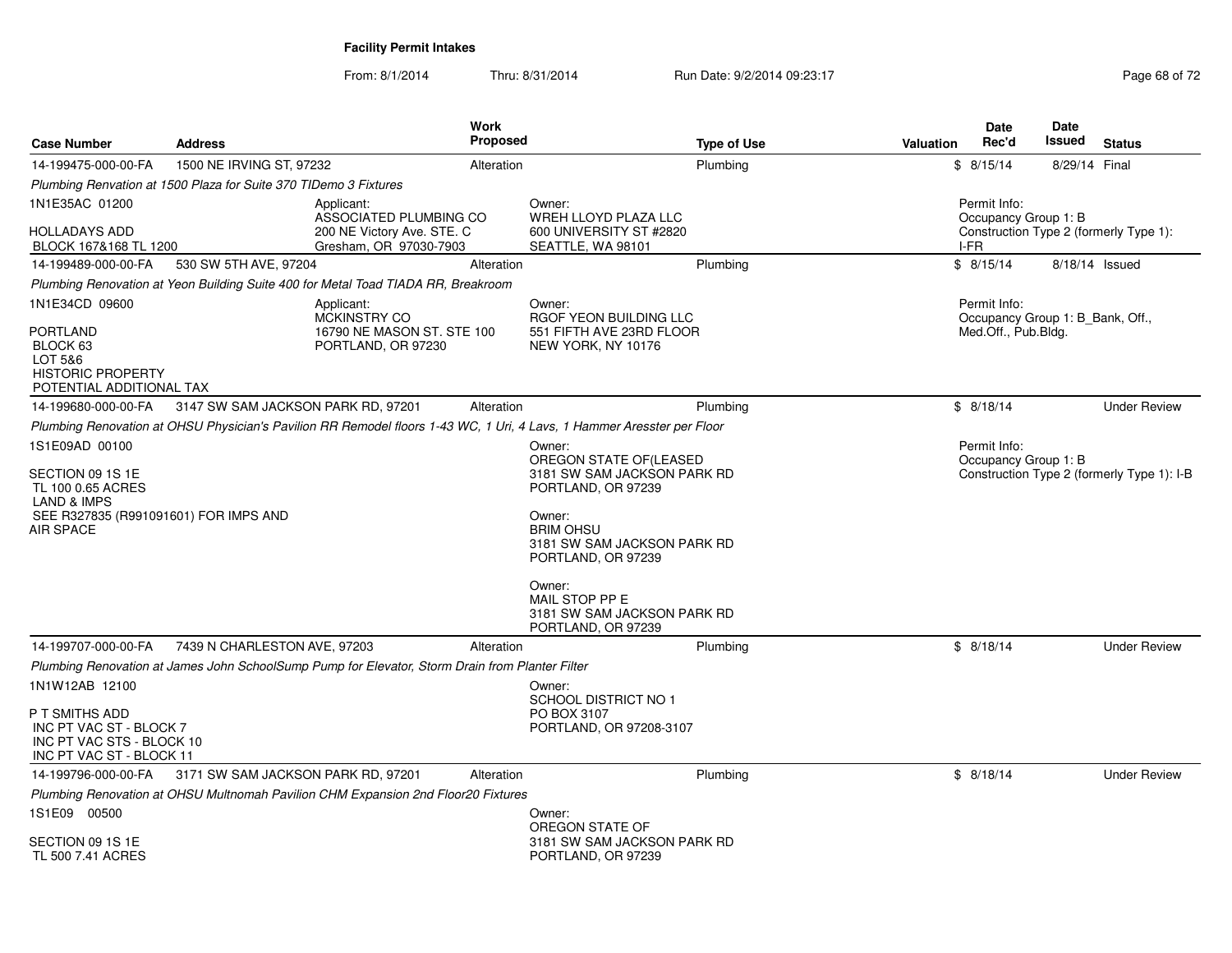# Facility Permit Intakes

From: 8/1/2014 Thru: 8/31/2014 Run Date: 9/2/2014 09:23:17

| Case Number | Address | Work Proposed | Type of Use | Valuation | Date Rec'd | Date Issued | Status |
|---|---|---|---|---|---|---|---|
| 14-199475-000-00-FA | 1500 NE IRVING ST, 97232 | Alteration | Plumbing | $ | 8/15/14 | 8/29/14 | Final |

*Plumbing Renvation at 1500 Plaza for Suite 370 TIDemo 3 Fixtures*

1N1E35AC 01200

HOLLADAYS ADD
BLOCK 167&168 TL 1200

Applicant:
ASSOCIATED PLUMBING CO
200 NE Victory Ave. STE. C
Gresham, OR 97030-7903

Owner:
WREH LLOYD PLAZA LLC
600 UNIVERSITY ST #2820
SEATTLE, WA 98101

Permit Info:
Occupancy Group 1: B
Construction Type 2 (formerly Type 1): I-FR

| Case Number | Address | Work Proposed | Type of Use | Valuation | Date Rec'd | Date Issued | Status |
|---|---|---|---|---|---|---|---|
| 14-199489-000-00-FA | 530 SW 5TH AVE, 97204 | Alteration | Plumbing | $ | 8/15/14 | 8/18/14 | Issued |

*Plumbing Renovation at Yeon Building Suite 400 for Metal Toad TIADA RR, Breakroom*

1N1E34CD 09600

PORTLAND
BLOCK 63
LOT 5&6
HISTORIC PROPERTY
POTENTIAL ADDITIONAL TAX

Applicant:
MCKINSTRY CO
16790 NE MASON ST. STE 100
PORTLAND, OR 97230

Owner:
RGOF YEON BUILDING LLC
551 FIFTH AVE 23RD FLOOR
NEW YORK, NY 10176

Permit Info:
Occupancy Group 1: B_Bank, Off., Med.Off., Pub.Bldg.

| Case Number | Address | Work Proposed | Type of Use | Valuation | Date Rec'd | Date Issued | Status |
|---|---|---|---|---|---|---|---|
| 14-199680-000-00-FA | 3147 SW SAM JACKSON PARK RD, 97201 | Alteration | Plumbing | $ | 8/18/14 | | Under Review |

*Plumbing Renovation at OHSU Physician's Pavilion RR Remodel floors 1-43 WC, 1 Uri, 4 Lavs, 1 Hammer Aresster per Floor*

1S1E09AD 00100

SECTION 09 1S 1E
TL 100 0.65 ACRES
LAND & IMPS
SEE R327835 (R991091601) FOR IMPS AND AIR SPACE

Owner:
OREGON STATE OF(LEASED
3181 SW SAM JACKSON PARK RD
PORTLAND, OR 97239

Owner:
BRIM OHSU
3181 SW SAM JACKSON PARK RD
PORTLAND, OR 97239

Owner:
MAIL STOP PP E
3181 SW SAM JACKSON PARK RD
PORTLAND, OR 97239

Permit Info:
Occupancy Group 1: B
Construction Type 2 (formerly Type 1): I-B

| Case Number | Address | Work Proposed | Type of Use | Valuation | Date Rec'd | Date Issued | Status |
|---|---|---|---|---|---|---|---|
| 14-199707-000-00-FA | 7439 N CHARLESTON AVE, 97203 | Alteration | Plumbing | $ | 8/18/14 | | Under Review |

*Plumbing Renovation at James John SchoolSump Pump for Elevator, Storm Drain for Planter Filter*

1N1W12AB 12100

P T SMITHS ADD
INC PT VAC ST - BLOCK 7
INC PT VAC STS - BLOCK 10
INC PT VAC ST - BLOCK 11

Owner:
SCHOOL DISTRICT NO 1
PO BOX 3107
PORTLAND, OR 97208-3107

| Case Number | Address | Work Proposed | Type of Use | Valuation | Date Rec'd | Date Issued | Status |
|---|---|---|---|---|---|---|---|
| 14-199796-000-00-FA | 3171 SW SAM JACKSON PARK RD, 97201 | Alteration | Plumbing | $ | 8/18/14 | | Under Review |

*Plumbing Renovation at OHSU Multnomah Pavilion CHM Expansion 2nd Floor20 Fixtures*

1S1E09 00500

SECTION 09 1S 1E
TL 500 7.41 ACRES

Owner:
OREGON STATE OF
3181 SW SAM JACKSON PARK RD
PORTLAND, OR 97239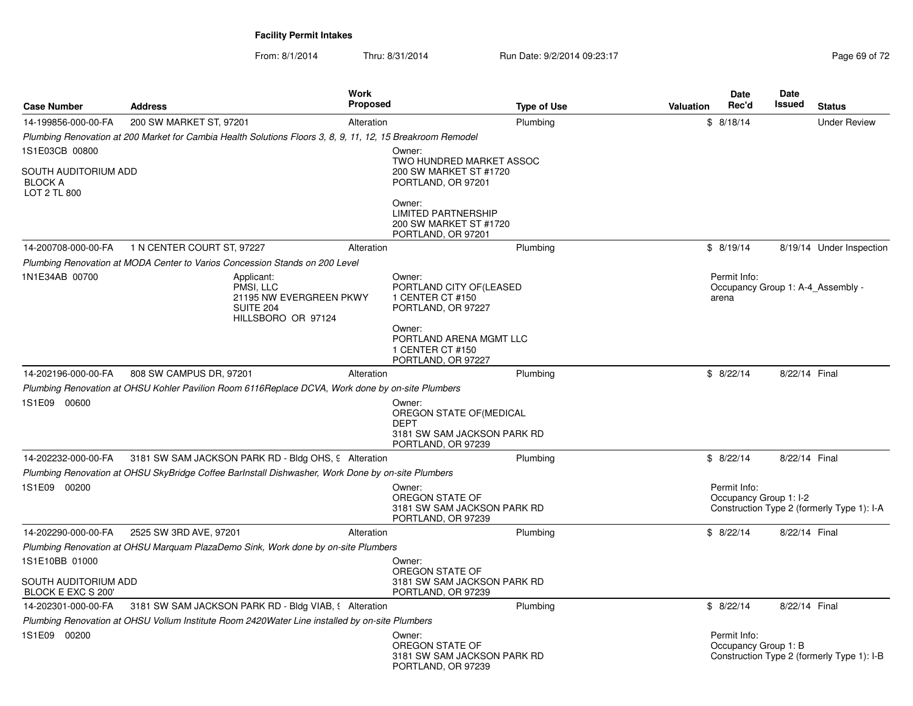**Facility Permit Intakes**

From: 8/1/2014 Thru: 8/31/2014 Run Date: 9/2/2014 09:23:17

| Case Number | Address | Work Proposed | Type of Use | Valuation | Date Rec'd | Date Issued | Status |
|---|---|---|---|---|---|---|---|
| 14-199856-000-00-FA | 200 SW MARKET ST, 97201 | Alteration | Plumbing | $ | 8/18/14 | | Under Review |

*Plumbing Renovation at 200 Market for Cambia Health Solutions Floors 3, 8, 9, 11, 12, 15 Breakroom Remodel*

1S1E03CB 00800

SOUTH AUDITORIUM ADD
BLOCK A
LOT 2 TL 800

Owner:
TWO HUNDRED MARKET ASSOC
200 SW MARKET ST #1720
PORTLAND, OR 97201

Owner:
LIMITED PARTNERSHIP
200 SW MARKET ST #1720
PORTLAND, OR 97201

| Case Number | Address | Work Proposed | Type of Use | Valuation | Date Rec'd | Date Issued | Status |
|---|---|---|---|---|---|---|---|
| 14-200708-000-00-FA | 1 N CENTER COURT ST, 97227 | Alteration | Plumbing | $ | 8/19/14 | 8/19/14 | Under Inspection |

*Plumbing Renovation at MODA Center to Varios Concession Stands on 200 Level*

1N1E34AB 00700

Applicant:
PMSI, LLC
21195 NW EVERGREEN PKWY
SUITE 204
HILLSBORO OR 97124

Owner:
PORTLAND CITY OF(LEASED
1 CENTER CT #150
PORTLAND, OR 97227

Owner:
PORTLAND ARENA MGMT LLC
1 CENTER CT #150
PORTLAND, OR 97227

Permit Info:
Occupancy Group 1: A-4_Assembly - arena

| Case Number | Address | Work Proposed | Type of Use | Valuation | Date Rec'd | Date Issued | Status |
|---|---|---|---|---|---|---|---|
| 14-202196-000-00-FA | 808 SW CAMPUS DR, 97201 | Alteration | Plumbing | $ | 8/22/14 | 8/22/14 | Final |

*Plumbing Renovation at OHSU Kohler Pavilion Room 6116Replace DCVA, Work done by on-site Plumbers*

1S1E09 00600

Owner:
OREGON STATE OF(MEDICAL DEPT
3181 SW SAM JACKSON PARK RD
PORTLAND, OR 97239

| Case Number | Address | Work Proposed | Type of Use | Valuation | Date Rec'd | Date Issued | Status |
|---|---|---|---|---|---|---|---|
| 14-202232-000-00-FA | 3181 SW SAM JACKSON PARK RD - Bldg OHS, 9 | Alteration | Plumbing | $ | 8/22/14 | 8/22/14 | Final |

*Plumbing Renovation at OHSU SkyBridge Coffee BarInstall Dishwasher, Work Done by on-site Plumbers*

1S1E09 00200

Owner:
OREGON STATE OF
3181 SW SAM JACKSON PARK RD
PORTLAND, OR 97239

Permit Info:
Occupancy Group 1: I-2
Construction Type 2 (formerly Type 1): I-A

| Case Number | Address | Work Proposed | Type of Use | Valuation | Date Rec'd | Date Issued | Status |
|---|---|---|---|---|---|---|---|
| 14-202290-000-00-FA | 2525 SW 3RD AVE, 97201 | Alteration | Plumbing | $ | 8/22/14 | 8/22/14 | Final |

*Plumbing Renovation at OHSU Marquam PlazaDemo Sink, Work done by on-site Plumbers*

1S1E10BB 01000

SOUTH AUDITORIUM ADD
BLOCK E EXC S 200'

Owner:
OREGON STATE OF
3181 SW SAM JACKSON PARK RD
PORTLAND, OR 97239

| Case Number | Address | Work Proposed | Type of Use | Valuation | Date Rec'd | Date Issued | Status |
|---|---|---|---|---|---|---|---|
| 14-202301-000-00-FA | 3181 SW SAM JACKSON PARK RD - Bldg VIAB, 9 | Alteration | Plumbing | $ | 8/22/14 | 8/22/14 | Final |

*Plumbing Renovation at OHSU Vollum Institute Room 2420Water Line installed by on-site Plumbers*

1S1E09 00200

Owner:
OREGON STATE OF
3181 SW SAM JACKSON PARK RD
PORTLAND, OR 97239

Permit Info:
Occupancy Group 1: B
Construction Type 2 (formerly Type 1): I-B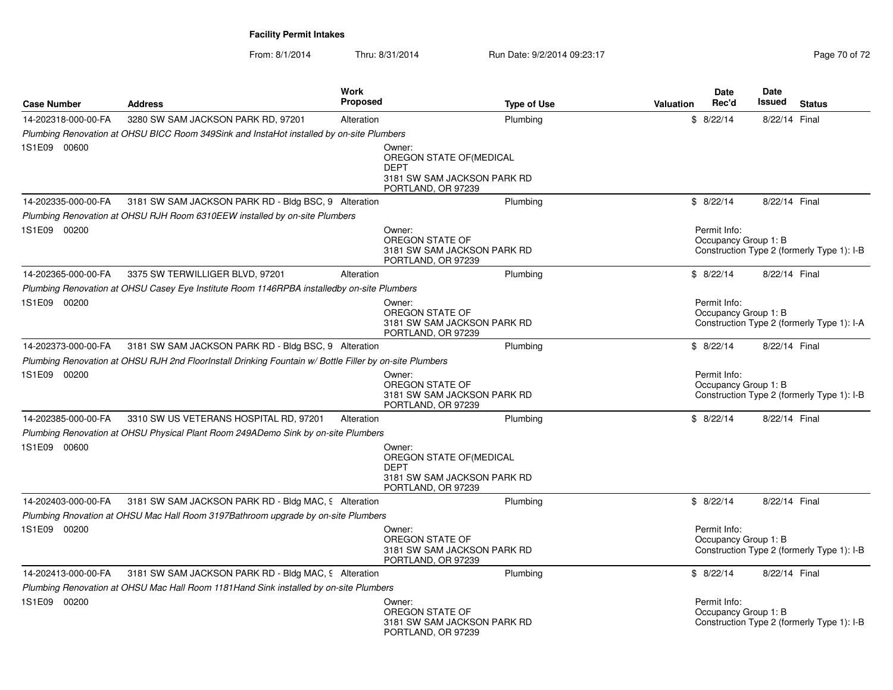**Facility Permit Intakes**

From: 8/1/2014 Thru: 8/31/2014 Run Date: 9/2/2014 09:23:17

| Case Number | Address | Work Proposed | Type of Use | Valuation | Date Rec'd | Date Issued | Status |
|---|---|---|---|---|---|---|---|
| 14-202318-000-00-FA | 3280 SW SAM JACKSON PARK RD, 97201 | Alteration | Plumbing | $ | 8/22/14 | 8/22/14 | Final |
| *Plumbing Renovation at OHSU BICC Room 349Sink and InstaHot installed by on-site Plumbers* | | | | | | | |
| 1S1E09 00600 | | Owner: OREGON STATE OF(MEDICAL DEPT 3181 SW SAM JACKSON PARK RD PORTLAND, OR 97239 | | | | | |
| 14-202335-000-00-FA | 3181 SW SAM JACKSON PARK RD - Bldg BSC, 9 | Alteration | Plumbing | $ | 8/22/14 | 8/22/14 | Final |
| *Plumbing Renovation at OHSU RJH Room 6310EEW installed by on-site Plumbers* | | | | | | | |
| 1S1E09 00200 | | Owner: OREGON STATE OF 3181 SW SAM JACKSON PARK RD PORTLAND, OR 97239 | | | Permit Info: Occupancy Group 1: B Construction Type 2 (formerly Type 1): I-B | | |
| 14-202365-000-00-FA | 3375 SW TERWILLIGER BLVD, 97201 | Alteration | Plumbing | $ | 8/22/14 | 8/22/14 | Final |
| *Plumbing Renovation at OHSU Casey Eye Institute Room 1146RPBA installedby on-site Plumbers* | | | | | | | |
| 1S1E09 00200 | | Owner: OREGON STATE OF 3181 SW SAM JACKSON PARK RD PORTLAND, OR 97239 | | | Permit Info: Occupancy Group 1: B Construction Type 2 (formerly Type 1): I-A | | |
| 14-202373-000-00-FA | 3181 SW SAM JACKSON PARK RD - Bldg BSC, 9 | Alteration | Plumbing | $ | 8/22/14 | 8/22/14 | Final |
| *Plumbing Renovation at OHSU RJH 2nd FloorInstall Drinking Fountain w/ Bottle Filler by on-site Plumbers* | | | | | | | |
| 1S1E09 00200 | | Owner: OREGON STATE OF 3181 SW SAM JACKSON PARK RD PORTLAND, OR 97239 | | | Permit Info: Occupancy Group 1: B Construction Type 2 (formerly Type 1): I-B | | |
| 14-202385-000-00-FA | 3310 SW US VETERANS HOSPITAL RD, 97201 | Alteration | Plumbing | $ | 8/22/14 | 8/22/14 | Final |
| *Plumbing Renovation at OHSU Physical Plant Room 249ADemo Sink by on-site Plumbers* | | | | | | | |
| 1S1E09 00600 | | Owner: OREGON STATE OF(MEDICAL DEPT 3181 SW SAM JACKSON PARK RD PORTLAND, OR 97239 | | | | | |
| 14-202403-000-00-FA | 3181 SW SAM JACKSON PARK RD - Bldg MAC, 9 | Alteration | Plumbing | $ | 8/22/14 | 8/22/14 | Final |
| *Plumbing Rnovation at OHSU Mac Hall Room 3197Bathroom upgrade by on-site Plumbers* | | | | | | | |
| 1S1E09 00200 | | Owner: OREGON STATE OF 3181 SW SAM JACKSON PARK RD PORTLAND, OR 97239 | | | Permit Info: Occupancy Group 1: B Construction Type 2 (formerly Type 1): I-B | | |
| 14-202413-000-00-FA | 3181 SW SAM JACKSON PARK RD - Bldg MAC, 9 | Alteration | Plumbing | $ | 8/22/14 | 8/22/14 | Final |
| *Plumbing Renovation at OHSU Mac Hall Room 1181Hand Sink installed by on-site Plumbers* | | | | | | | |
| 1S1E09 00200 | | Owner: OREGON STATE OF 3181 SW SAM JACKSON PARK RD PORTLAND, OR 97239 | | | Permit Info: Occupancy Group 1: B Construction Type 2 (formerly Type 1): I-B | | |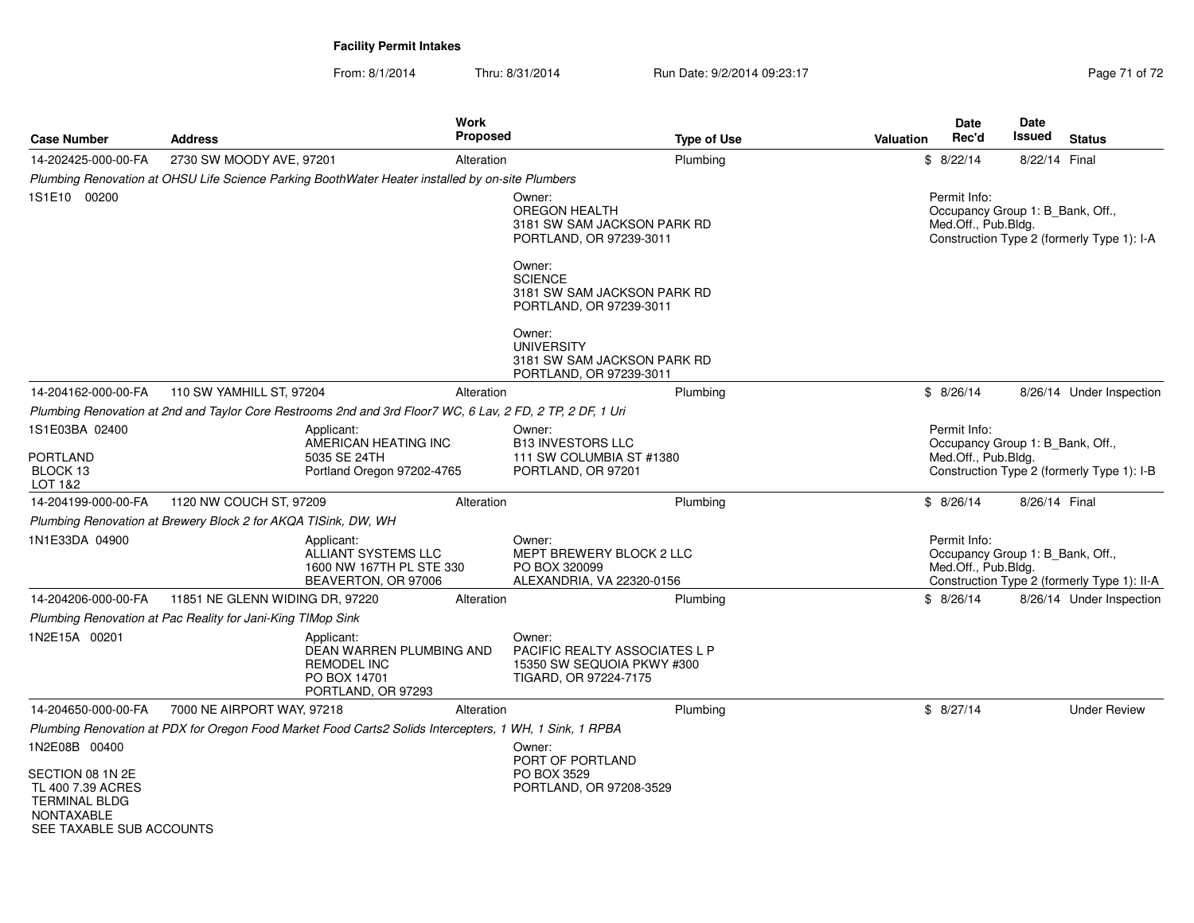**Facility Permit Intakes**

From: 8/1/2014 Thru: 8/31/2014 Run Date: 9/2/2014 09:23:17

| Case Number | Address | Work Proposed | Type of Use | Valuation | Date Rec'd | Date Issued | Status |
|---|---|---|---|---|---|---|---|
| 14-202425-000-00-FA | 2730 SW MOODY AVE, 97201 | Alteration | Plumbing | $ | 8/22/14 | 8/22/14 | Final |

*Plumbing Renovation at OHSU Life Science Parking BoothWater Heater installed by on-site Plumbers*

1S1E10 00200

Owner:
OREGON HEALTH
3181 SW SAM JACKSON PARK RD
PORTLAND, OR 97239-3011

Owner:
SCIENCE
3181 SW SAM JACKSON PARK RD
PORTLAND, OR 97239-3011

Owner:
UNIVERSITY
3181 SW SAM JACKSON PARK RD
PORTLAND, OR 97239-3011

Permit Info:
Occupancy Group 1: B_Bank, Off., Med.Off., Pub.Bldg.
Construction Type 2 (formerly Type 1): I-A

| Case Number | Address | Work Proposed | Type of Use | Valuation | Date Rec'd | Date Issued | Status |
|---|---|---|---|---|---|---|---|
| 14-204162-000-00-FA | 110 SW YAMHILL ST, 97204 | Alteration | Plumbing | $ | 8/26/14 | 8/26/14 | Under Inspection |

*Plumbing Renovation at 2nd and Taylor Core Restrooms 2nd and 3rd Floor7 WC, 6 Lav, 2 FD, 2 TP, 2 DF, 1 Uri*

1S1E03BA 02400

PORTLAND
BLOCK 13
LOT 1&2

Applicant:
AMERICAN HEATING INC
5035 SE 24TH
Portland Oregon 97202-4765

Owner:
B13 INVESTORS LLC
111 SW COLUMBIA ST #1380
PORTLAND, OR 97201

Permit Info:
Occupancy Group 1: B_Bank, Off., Med.Off., Pub.Bldg.
Construction Type 2 (formerly Type 1): I-B

| Case Number | Address | Work Proposed | Type of Use | Valuation | Date Rec'd | Date Issued | Status |
|---|---|---|---|---|---|---|---|
| 14-204199-000-00-FA | 1120 NW COUCH ST, 97209 | Alteration | Plumbing | $ | 8/26/14 | 8/26/14 | Final |

*Plumbing Renovation at Brewery Block 2 for AKQA TISink, DW, WH*

1N1E33DA 04900

Applicant:
ALLIANT SYSTEMS LLC
1600 NW 167TH PL STE 330
BEAVERTON, OR 97006

Owner:
MEPT BREWERY BLOCK 2 LLC
PO BOX 320099
ALEXANDRIA, VA 22320-0156

Permit Info:
Occupancy Group 1: B_Bank, Off., Med.Off., Pub.Bldg.
Construction Type 2 (formerly Type 1): II-A

| Case Number | Address | Work Proposed | Type of Use | Valuation | Date Rec'd | Date Issued | Status |
|---|---|---|---|---|---|---|---|
| 14-204206-000-00-FA | 11851 NE GLENN WIDING DR, 97220 | Alteration | Plumbing | $ | 8/26/14 | 8/26/14 | Under Inspection |

*Plumbing Renovation at Pac Reality for Jani-King TIMop Sink*

1N2E15A 00201

Applicant:
DEAN WARREN PLUMBING AND REMODEL INC
PO BOX 14701
PORTLAND, OR 97293

Owner:
PACIFIC REALTY ASSOCIATES L P
15350 SW SEQUOIA PKWY #300
TIGARD, OR 97224-7175

| Case Number | Address | Work Proposed | Type of Use | Valuation | Date Rec'd | Date Issued | Status |
|---|---|---|---|---|---|---|---|
| 14-204650-000-00-FA | 7000 NE AIRPORT WAY, 97218 | Alteration | Plumbing | $ | 8/27/14 | | Under Review |

*Plumbing Renovation at PDX for Oregon Food Market Food Carts2 Solids Intercepters, 1 WH, 1 Sink, 1 RPBA*

1N2E08B 00400

SECTION 08 1N 2E
TL 400 7.39 ACRES
TERMINAL BLDG
NONTAXABLE
SEE TAXABLE SUB ACCOUNTS

Owner:
PORT OF PORTLAND
PO BOX 3529
PORTLAND, OR 97208-3529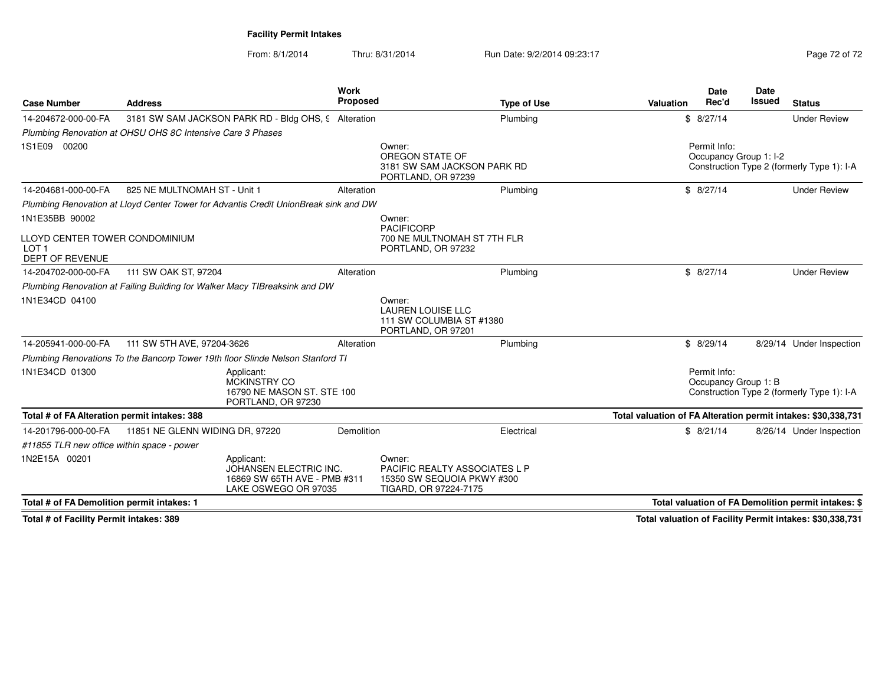**Facility Permit Intakes**

From: 8/1/2014 Thru: 8/31/2014 Run Date: 9/2/2014 09:23:17

| Case Number | Address | Work Proposed | Type of Use | Valuation | Date Rec'd | Date Issued | Status |
|---|---|---|---|---|---|---|---|
| 14-204672-000-00-FA | 3181 SW SAM JACKSON PARK RD - Bldg OHS, 9 | Alteration | Plumbing | $ | 8/27/14 | | Under Review |
| *Plumbing Renovation at OHSU OHS 8C Intensive Care 3 Phases* | | | | | | | |
| 1S1E09 00200 | | Owner: OREGON STATE OF 3181 SW SAM JACKSON PARK RD PORTLAND, OR 97239 | | | Permit Info: Occupancy Group 1: I-2 Construction Type 2 (formerly Type 1): I-A | | |
| 14-204681-000-00-FA | 825 NE MULTNOMAH ST - Unit 1 | Alteration | Plumbing | $ | 8/27/14 | | Under Review |
| *Plumbing Renovation at Lloyd Center Tower for Advantis Credit UnionBreak sink and DW* | | | | | | | |
| 1N1E35BB 90002 LLOYD CENTER TOWER CONDOMINIUM LOT 1 DEPT OF REVENUE | | Owner: PACIFICORP 700 NE MULTNOMAH ST 7TH FLR PORTLAND, OR 97232 | | | | | |
| 14-204702-000-00-FA | 111 SW OAK ST, 97204 | Alteration | Plumbing | $ | 8/27/14 | | Under Review |
| *Plumbing Renovation at Failing Building for Walker Macy TIBreaksink and DW* | | | | | | | |
| 1N1E34CD 04100 | | Owner: LAUREN LOUISE LLC 111 SW COLUMBIA ST #1380 PORTLAND, OR 97201 | | | | | |
| 14-205941-000-00-FA | 111 SW 5TH AVE, 97204-3626 | Alteration | Plumbing | $ | 8/29/14 | 8/29/14 | Under Inspection |
| *Plumbing Renovations To the Bancorp Tower 19th floor Slinde Nelson Stanford TI* | | | | | | | |
| 1N1E34CD 01300 | Applicant: MCKINSTRY CO 16790 NE MASON ST. STE 100 PORTLAND, OR 97230 | | | | Permit Info: Occupancy Group 1: B Construction Type 2 (formerly Type 1): I-A | | |
| **Total # of FA Alteration permit intakes: 388** | | | | **Total valuation of FA Alteration permit intakes: $30,338,731** | | | |
| 14-201796-000-00-FA | 11851 NE GLENN WIDING DR, 97220 | Demolition | Electrical | $ | 8/21/14 | 8/26/14 | Under Inspection |
| *#11855 TLR new office within space - power* | | | | | | | |
| 1N2E15A 00201 | Applicant: JOHANSEN ELECTRIC INC. 16869 SW 65TH AVE - PMB #311 LAKE OSWEGO OR 97035 | Owner: PACIFIC REALTY ASSOCIATES L P 15350 SW SEQUOIA PKWY #300 TIGARD, OR 97224-7175 | | | | | |
| **Total # of FA Demolition permit intakes: 1** | | | | **Total valuation of FA Demolition permit intakes: $** | | | |
| **Total # of Facility Permit intakes: 389** | | | | **Total valuation of Facility Permit intakes: $30,338,731** | | | |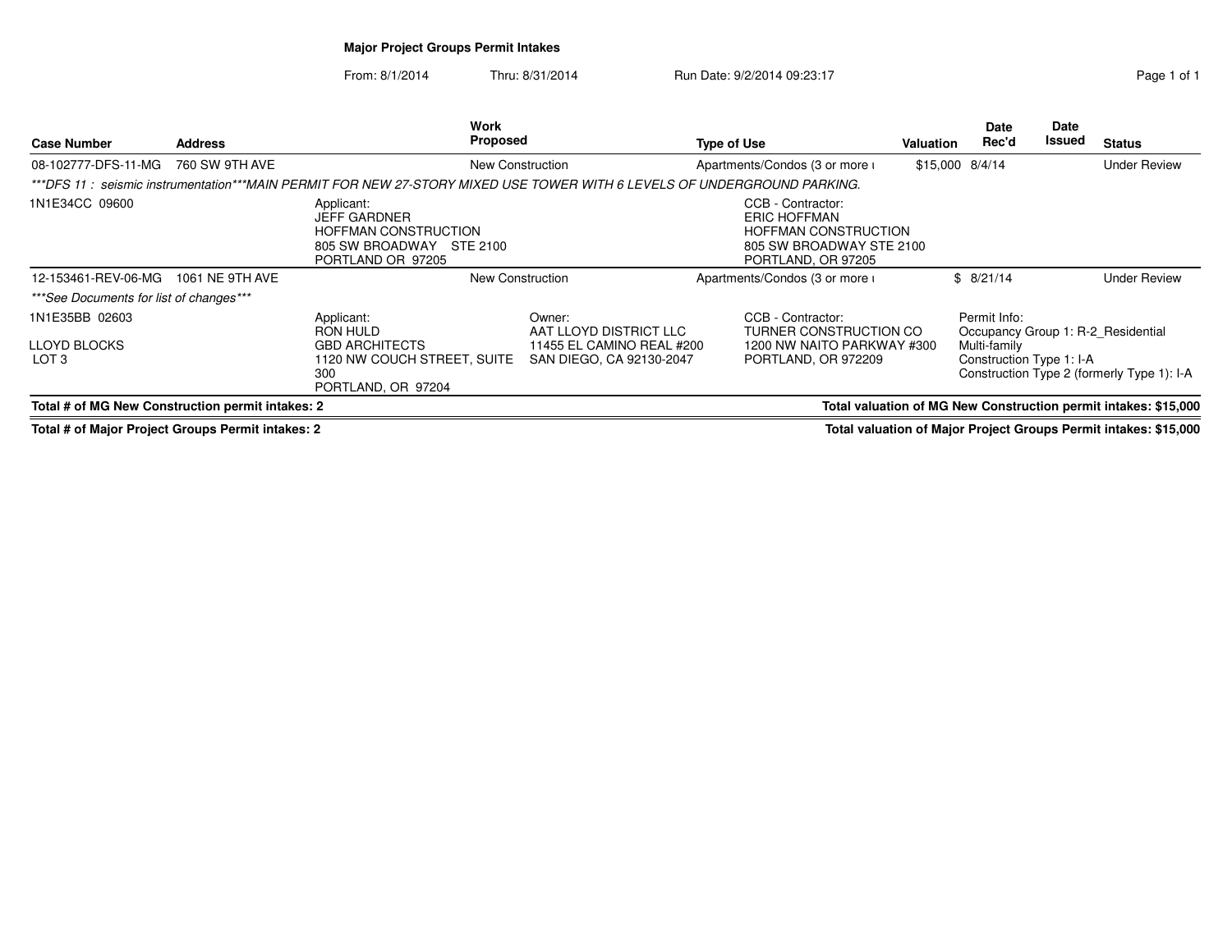**Major Project Groups Permit Intakes**

From: 8/1/2014 Thru: 8/31/2014 Run Date: 9/2/2014 09:23:17

| Case Number | Address | Work Proposed | Type of Use | Valuation | Date Rec'd | Date Issued | Status |
|---|---|---|---|---|---|---|---|
| 08-102777-DFS-11-MG | 760 SW 9TH AVE | New Construction | Apartments/Condos (3 or more ι | $15,000 | 8/4/14 | | Under Review |

*\*\*\*DFS 11 : seismic instrumentation\*\*\*MAIN PERMIT FOR NEW 27-STORY MIXED USE TOWER WITH 6 LEVELS OF UNDERGROUND PARKING.*

1N1E34CC 09600

Applicant:
JEFF GARDNER
HOFFMAN CONSTRUCTION
805 SW BROADWAY STE 2100
PORTLAND OR 97205

CCB - Contractor:
ERIC HOFFMAN
HOFFMAN CONSTRUCTION
805 SW BROADWAY STE 2100
PORTLAND, OR 97205

| Case Number | Address | Work Proposed | Type of Use | Valuation | Date Rec'd | Date Issued | Status |
|---|---|---|---|---|---|---|---|
| 12-153461-REV-06-MG | 1061 NE 9TH AVE | New Construction | Apartments/Condos (3 or more ι | $ | 8/21/14 | | Under Review |

*\*\*\*See Documents for list of changes\*\*\**

1N1E35BB 02603

LLOYD BLOCKS
LOT 3

Applicant:
RON HULD
GBD ARCHITECTS
1120 NW COUCH STREET, SUITE 300
PORTLAND, OR 97204

Owner:
AAT LLOYD DISTRICT LLC
11455 EL CAMINO REAL #200
SAN DIEGO, CA 92130-2047

CCB - Contractor:
TURNER CONSTRUCTION CO
1200 NW NAITO PARKWAY #300
PORTLAND, OR 972209

Permit Info:
Occupancy Group 1: R-2_Residential Multi-family
Construction Type 1: I-A
Construction Type 2 (formerly Type 1): I-A

**Total # of MG New Construction permit intakes: 2** — **Total valuation of MG New Construction permit intakes: $15,000**

**Total # of Major Project Groups Permit intakes: 2** — **Total valuation of Major Project Groups Permit intakes: $15,000**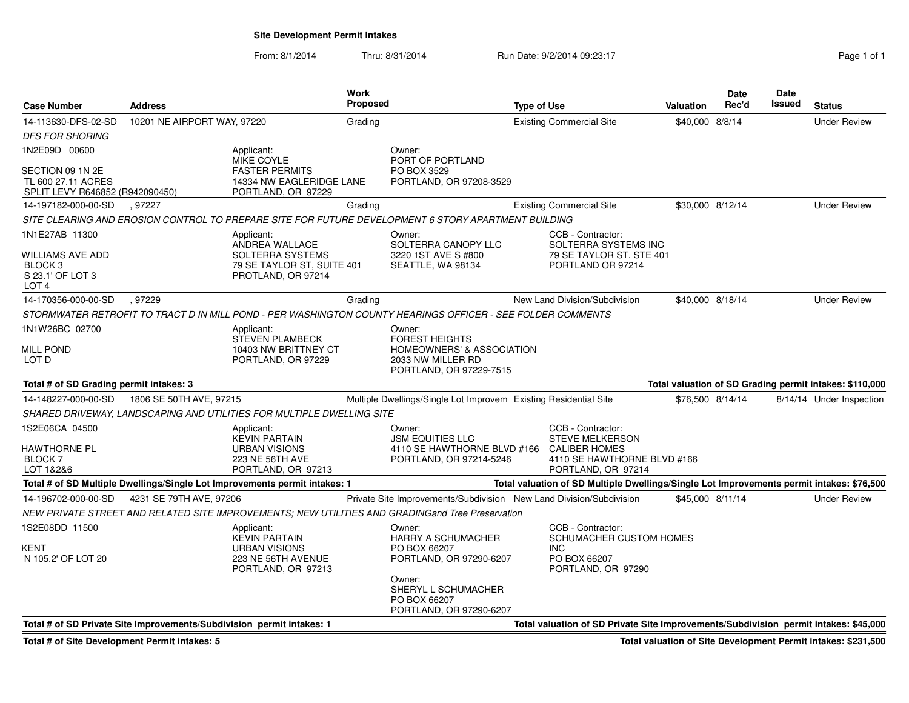# Site Development Permit Intakes

From: 8/1/2014 Thru: 8/31/2014 Run Date: 9/2/2014 09:23:17

| Case Number | Address | Work Proposed | Type of Use | Valuation | Date Rec'd | Date Issued | Status |
|---|---|---|---|---|---|---|---|
| 14-113630-DFS-02-SD | 10201 NE AIRPORT WAY, 97220 | Grading | Existing Commercial Site | $40,000 | 8/8/14 | | Under Review |

*DFS FOR SHORING*

1N2E09D 00600
SECTION 09 1N 2E
TL 600 27.11 ACRES
SPLIT LEVY R646852 (R942090450)

Applicant: MIKE COYLE, FASTER PERMITS, 14334 NW EAGLERIDGE LANE, PORTLAND, OR 97229
Owner: PORT OF PORTLAND, PO BOX 3529, PORTLAND, OR 97208-3529

| Case Number | Address | Work Proposed | Type of Use | Valuation | Date Rec'd | Date Issued | Status |
|---|---|---|---|---|---|---|---|
| 14-197182-000-00-SD | , 97227 | Grading | Existing Commercial Site | $30,000 | 8/12/14 | | Under Review |

*SITE CLEARING AND EROSION CONTROL TO PREPARE SITE FOR FUTURE DEVELOPMENT 6 STORY APARTMENT BUILDING*

1N1E27AB 11300
WILLIAMS AVE ADD
BLOCK 3
S 23.1' OF LOT 3
LOT 4

Applicant: ANDREA WALLACE, SOLTERRA SYSTEMS, 79 SE TAYLOR ST, SUITE 401, PROTLAND, OR 97214
Owner: SOLTERRA CANOPY LLC, 3220 1ST AVE S #800, SEATTLE, WA 98134
CCB - Contractor: SOLTERRA SYSTEMS INC, 79 SE TAYLOR ST. STE 401, PORTLAND OR 97214

| Case Number | Address | Work Proposed | Type of Use | Valuation | Date Rec'd | Date Issued | Status |
|---|---|---|---|---|---|---|---|
| 14-170356-000-00-SD | , 97229 | Grading | New Land Division/Subdivision | $40,000 | 8/18/14 | | Under Review |

*STORMWATER RETROFIT TO TRACT D IN MILL POND - PER WASHINGTON COUNTY HEARINGS OFFICER - SEE FOLDER COMMENTS*

1N1W26BC 02700
MILL POND
LOT D

Applicant: STEVEN PLAMBECK, 10403 NW BRITTNEY CT, PORTLAND, OR 97229
Owner: FOREST HEIGHTS HOMEOWNERS' & ASSOCIATION, 2033 NW MILLER RD, PORTLAND, OR 97229-7515

**Total # of SD Grading permit intakes: 3** — **Total valuation of SD Grading permit intakes: $110,000**

| Case Number | Address | Work Proposed | Type of Use | Valuation | Date Rec'd | Date Issued | Status |
|---|---|---|---|---|---|---|---|
| 14-148227-000-00-SD | 1806 SE 50TH AVE, 97215 | Multiple Dwellings/Single Lot Improvem | Existing Residential Site | $76,500 | 8/14/14 | 8/14/14 | Under Inspection |

*SHARED DRIVEWAY, LANDSCAPING AND UTILITIES FOR MULTIPLE DWELLING SITE*

1S2E06CA 04500
HAWTHORNE PL
BLOCK 7
LOT 1&2&6

Applicant: KEVIN PARTAIN, URBAN VISIONS, 223 NE 56TH AVE, PORTLAND, OR 97213
Owner: JSM EQUITIES LLC, 4110 SE HAWTHORNE BLVD #166, PORTLAND, OR 97214-5246
CCB - Contractor: STEVE MELKERSON, CALIBER HOMES, 4110 SE HAWTHORNE BLVD #166, PORTLAND, OR 97214

**Total # of SD Multiple Dwellings/Single Lot Improvements permit intakes: 1** — **Total valuation of SD Multiple Dwellings/Single Lot Improvements permit intakes: $76,500**

| Case Number | Address | Work Proposed | Type of Use | Valuation | Date Rec'd | Date Issued | Status |
|---|---|---|---|---|---|---|---|
| 14-196702-000-00-SD | 4231 SE 79TH AVE, 97206 | Private Site Improvements/Subdivision | New Land Division/Subdivision | $45,000 | 8/11/14 | | Under Review |

*NEW PRIVATE STREET AND RELATED SITE IMPROVEMENTS; NEW UTILITIES AND GRADINGand Tree Preservation*

1S2E08DD 11500
KENT
N 105.2' OF LOT 20

Applicant: KEVIN PARTAIN, URBAN VISIONS, 223 NE 56TH AVENUE, PORTLAND, OR 97213
Owner: HARRY A SCHUMACHER, PO BOX 66207, PORTLAND, OR 97290-6207
Owner: SHERYL L SCHUMACHER, PO BOX 66207, PORTLAND, OR 97290-6207
CCB - Contractor: SCHUMACHER CUSTOM HOMES INC, PO BOX 66207, PORTLAND, OR 97290

**Total # of SD Private Site Improvements/Subdivision permit intakes: 1** — **Total valuation of SD Private Site Improvements/Subdivision permit intakes: $45,000**

**Total # of Site Development Permit intakes: 5** — **Total valuation of Site Development Permit intakes: $231,500**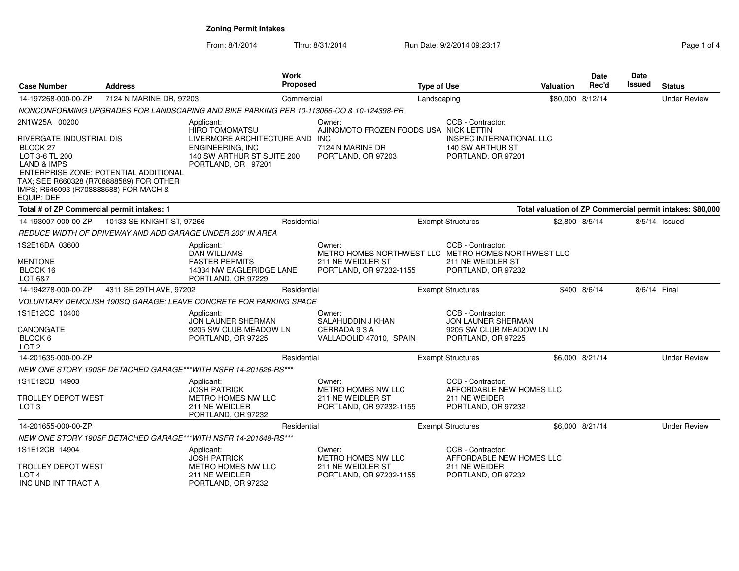# Zoning Permit Intakes

From: 8/1/2014 Thru: 8/31/2014 Run Date: 9/2/2014 09:23:17

| Case Number | Address | Work Proposed | Type of Use | Valuation | Date Rec'd | Date Issued | Status |
|---|---|---|---|---|---|---|---|
| 14-197268-000-00-ZP | 7124 N MARINE DR, 97203 | Commercial | Landscaping | $80,000 | 8/12/14 | | Under Review |

*NONCONFORMING UPGRADES FOR LANDSCAPING AND BIKE PARKING PER 10-113066-CO & 10-124398-PR*

2N1W25A 00200

RIVERGATE INDUSTRIAL DIS
BLOCK 27
LOT 3-6 TL 200
LAND & IMPS
ENTERPRISE ZONE; POTENTIAL ADDITIONAL TAX; SEE R660328 (R708888589) FOR OTHER IMPS; R646093 (R708888588) FOR MACH & EQUIP; DEF

Applicant:
HIRO TOMOMATSU
LIVERMORE ARCHITECTURE AND ENGINEERING, INC
140 SW ARTHUR ST SUITE 200
PORTLAND, OR 97201

Owner:
AJINOMOTO FROZEN FOODS USA INC
7124 N MARINE DR
PORTLAND, OR 97203

CCB - Contractor:
NICK LETTIN
INSPEC INTERNATIONAL LLC
140 SW ARTHUR ST
PORTLAND, OR 97201

**Total # of ZP Commercial permit intakes: 1** **Total valuation of ZP Commercial permit intakes: $80,000**

| Case Number | Address | Work Proposed | Type of Use | Valuation | Date Rec'd | Date Issued | Status |
|---|---|---|---|---|---|---|---|
| 14-193007-000-00-ZP | 10133 SE KNIGHT ST, 97266 | Residential | Exempt Structures | $2,800 | 8/5/14 | 8/5/14 | Issued |

*REDUCE WIDTH OF DRIVEWAY AND ADD GARAGE UNDER 200' IN AREA*

1S2E16DA 03600

MENTONE
BLOCK 16
LOT 6&7

Applicant:
DAN WILLIAMS
FASTER PERMITS
14334 NW EAGLERIDGE LANE
PORTLAND, OR 97229

Owner:
METRO HOMES NORTHWEST LLC
211 NE WEIDLER ST
PORTLAND, OR 97232-1155

CCB - Contractor:
METRO HOMES NORTHWEST LLC
211 NE WEIDLER ST
PORTLAND, OR 97232

| Case Number | Address | Work Proposed | Type of Use | Valuation | Date Rec'd | Date Issued | Status |
|---|---|---|---|---|---|---|---|
| 14-194278-000-00-ZP | 4311 SE 29TH AVE, 97202 | Residential | Exempt Structures | $400 | 8/6/14 | 8/6/14 | Final |

*VOLUNTARY DEMOLISH 190SQ GARAGE; LEAVE CONCRETE FOR PARKING SPACE*

1S1E12CC 10400

CANONGATE
BLOCK 6
LOT 2

Applicant:
JON LAUNER SHERMAN
9205 SW CLUB MEADOW LN
PORTLAND, OR 97225

Owner:
SALAHUDDIN J KHAN
CERRADA 9 3 A
VALLADOLID 47010, SPAIN

CCB - Contractor:
JON LAUNER SHERMAN
9205 SW CLUB MEADOW LN
PORTLAND, OR 97225

| Case Number | Address | Work Proposed | Type of Use | Valuation | Date Rec'd | Date Issued | Status |
|---|---|---|---|---|---|---|---|
| 14-201635-000-00-ZP | | Residential | Exempt Structures | $6,000 | 8/21/14 | | Under Review |

*NEW ONE STORY 190SF DETACHED GARAGE***WITH NSFR 14-201626-RS****

1S1E12CB 14903

TROLLEY DEPOT WEST
LOT 3

Applicant:
JOSH PATRICK
METRO HOMES NW LLC
211 NE WEIDLER
PORTLAND, OR 97232

Owner:
METRO HOMES NW LLC
211 NE WEIDLER ST
PORTLAND, OR 97232-1155

CCB - Contractor:
AFFORDABLE NEW HOMES LLC
211 NE WEIDER
PORTLAND, OR 97232

| Case Number | Address | Work Proposed | Type of Use | Valuation | Date Rec'd | Date Issued | Status |
|---|---|---|---|---|---|---|---|
| 14-201655-000-00-ZP | | Residential | Exempt Structures | $6,000 | 8/21/14 | | Under Review |

*NEW ONE STORY 190SF DETACHED GARAGE***WITH NSFR 14-201648-RS****

1S1E12CB 14904

TROLLEY DEPOT WEST
LOT 4
INC UND INT TRACT A

Applicant:
JOSH PATRICK
METRO HOMES NW LLC
211 NE WEIDLER
PORTLAND, OR 97232

Owner:
METRO HOMES NW LLC
211 NE WEIDLER ST
PORTLAND, OR 97232-1155

CCB - Contractor:
AFFORDABLE NEW HOMES LLC
211 NE WEIDER
PORTLAND, OR 97232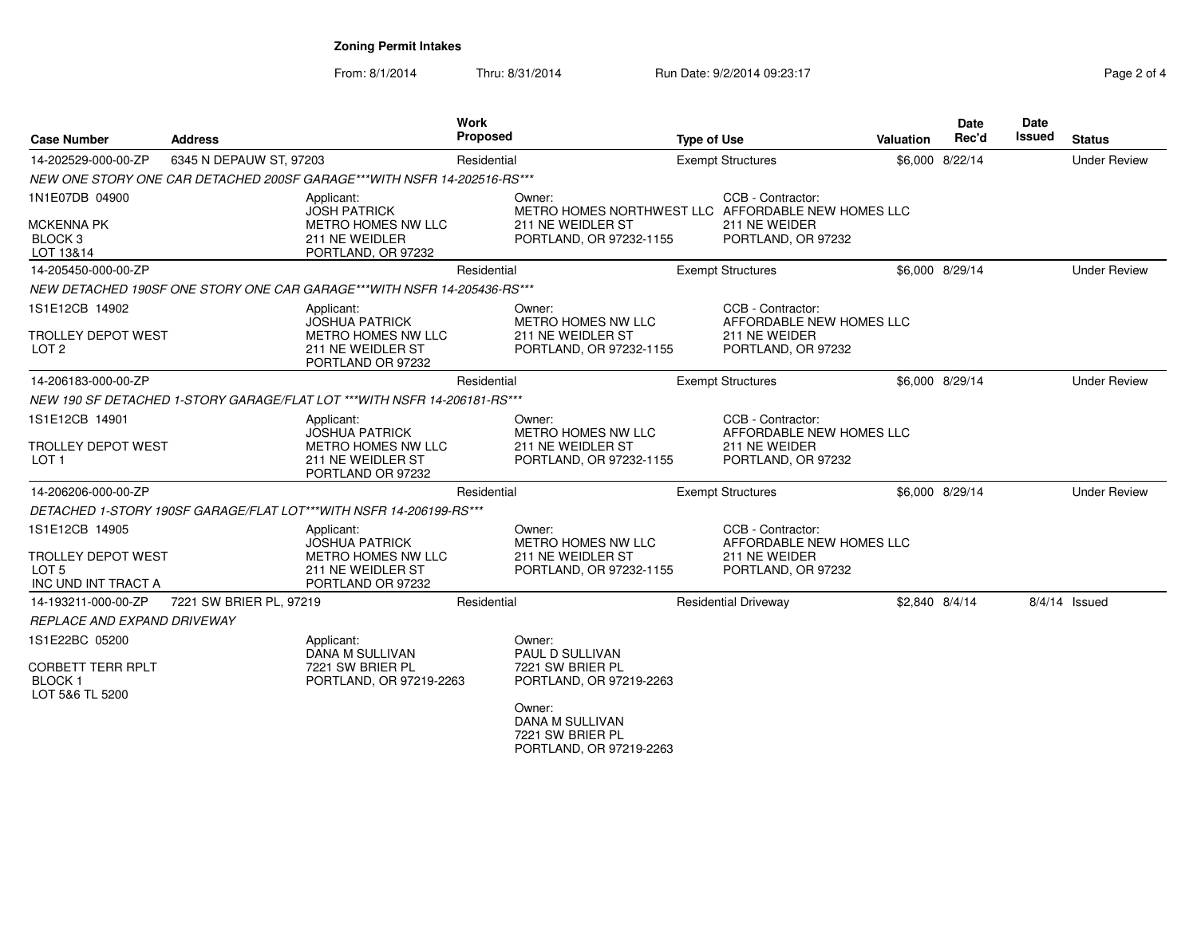**Zoning Permit Intakes**

From: 8/1/2014 Thru: 8/31/2014 Run Date: 9/2/2014 09:23:17

| Case Number | Address | Work Proposed | Type of Use | Valuation | Date Rec'd | Date Issued | Status |
|---|---|---|---|---|---|---|---|
| 14-202529-000-00-ZP | 6345 N DEPAUW ST, 97203 | Residential | Exempt Structures | $6,000 | 8/22/14 | | Under Review |

*NEW ONE STORY ONE CAR DETACHED 200SF GARAGE***WITH NSFR 14-202516-RS****

1N1E07DB 04900
MCKENNA PK
BLOCK 3
LOT 13&14

Applicant: JOSH PATRICK, METRO HOMES NW LLC, 211 NE WEIDLER, PORTLAND, OR 97232

Owner: METRO HOMES NORTHWEST LLC, 211 NE WEIDLER ST, PORTLAND, OR 97232-1155

CCB - Contractor: AFFORDABLE NEW HOMES LLC, 211 NE WEIDER, PORTLAND, OR 97232

| Case Number | Address | Work Proposed | Type of Use | Valuation | Date Rec'd | Date Issued | Status |
|---|---|---|---|---|---|---|---|
| 14-205450-000-00-ZP | | Residential | Exempt Structures | $6,000 | 8/29/14 | | Under Review |

*NEW DETACHED 190SF ONE STORY ONE CAR GARAGE***WITH NSFR 14-205436-RS****

1S1E12CB 14902
TROLLEY DEPOT WEST
LOT 2

Applicant: JOSHUA PATRICK, METRO HOMES NW LLC, 211 NE WEIDLER ST, PORTLAND OR 97232

Owner: METRO HOMES NW LLC, 211 NE WEIDLER ST, PORTLAND, OR 97232-1155

CCB - Contractor: AFFORDABLE NEW HOMES LLC, 211 NE WEIDER, PORTLAND, OR 97232

| Case Number | Address | Work Proposed | Type of Use | Valuation | Date Rec'd | Date Issued | Status |
|---|---|---|---|---|---|---|---|
| 14-206183-000-00-ZP | | Residential | Exempt Structures | $6,000 | 8/29/14 | | Under Review |

*NEW 190 SF DETACHED 1-STORY GARAGE/FLAT LOT ***WITH NSFR 14-206181-RS****

1S1E12CB 14901
TROLLEY DEPOT WEST
LOT 1

Applicant: JOSHUA PATRICK, METRO HOMES NW LLC, 211 NE WEIDLER ST, PORTLAND OR 97232

Owner: METRO HOMES NW LLC, 211 NE WEIDLER ST, PORTLAND, OR 97232-1155

CCB - Contractor: AFFORDABLE NEW HOMES LLC, 211 NE WEIDER, PORTLAND, OR 97232

| Case Number | Address | Work Proposed | Type of Use | Valuation | Date Rec'd | Date Issued | Status |
|---|---|---|---|---|---|---|---|
| 14-206206-000-00-ZP | | Residential | Exempt Structures | $6,000 | 8/29/14 | | Under Review |

*DETACHED 1-STORY 190SF GARAGE/FLAT LOT***WITH NSFR 14-206199-RS****

1S1E12CB 14905
TROLLEY DEPOT WEST
LOT 5
INC UND INT TRACT A

Applicant: JOSHUA PATRICK, METRO HOMES NW LLC, 211 NE WEIDLER ST, PORTLAND OR 97232

Owner: METRO HOMES NW LLC, 211 NE WEIDLER ST, PORTLAND, OR 97232-1155

CCB - Contractor: AFFORDABLE NEW HOMES LLC, 211 NE WEIDER, PORTLAND, OR 97232

| Case Number | Address | Work Proposed | Type of Use | Valuation | Date Rec'd | Date Issued | Status |
|---|---|---|---|---|---|---|---|
| 14-193211-000-00-ZP | 7221 SW BRIER PL, 97219 | Residential | Residential Driveway | $2,840 | 8/4/14 | 8/4/14 | Issued |

*REPLACE AND EXPAND DRIVEWAY*

1S1E22BC 05200
CORBETT TERR RPLT
BLOCK 1
LOT 5&6 TL 5200

Applicant: DANA M SULLIVAN, 7221 SW BRIER PL, PORTLAND, OR 97219-2263

Owner: PAUL D SULLIVAN, 7221 SW BRIER PL, PORTLAND, OR 97219-2263

Owner: DANA M SULLIVAN, 7221 SW BRIER PL, PORTLAND, OR 97219-2263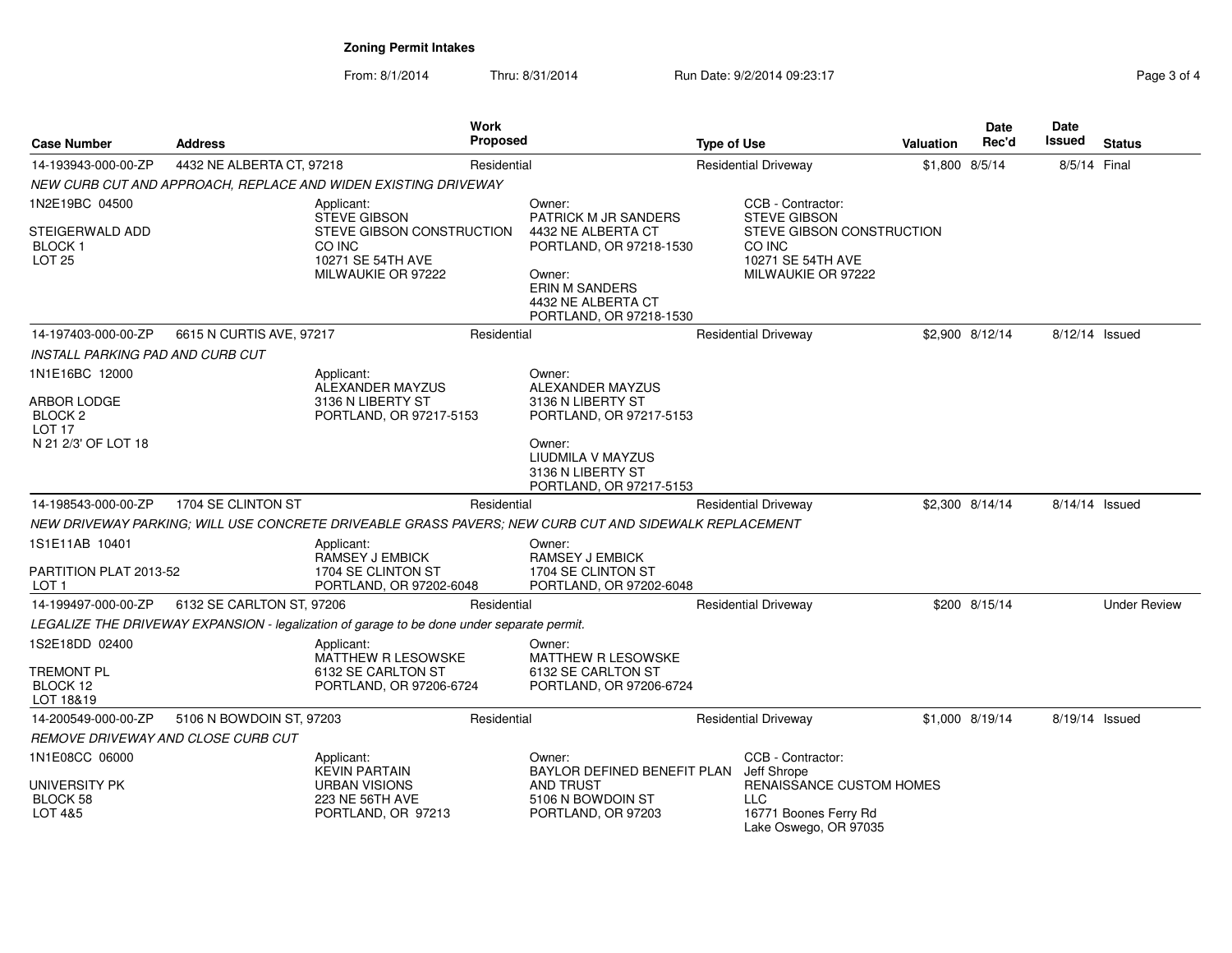# Zoning Permit Intakes

From: 8/1/2014 Thru: 8/31/2014 Run Date: 9/2/2014 09:23:17

| Case Number | Address | Work Proposed | Type of Use | Valuation | Date Rec'd | Date Issued | Status |
|---|---|---|---|---|---|---|---|
| 14-193943-000-00-ZP | 4432 NE ALBERTA CT, 97218 | Residential | Residential Driveway | $1,800 | 8/5/14 | 8/5/14 | Final |

*NEW CURB CUT AND APPROACH, REPLACE AND WIDEN EXISTING DRIVEWAY*

1N2E19BC 04500
STEIGERWALD ADD
BLOCK 1
LOT 25

Applicant:
STEVE GIBSON
STEVE GIBSON CONSTRUCTION CO INC
10271 SE 54TH AVE
MILWAUKIE OR 97222

Owner:
PATRICK M JR SANDERS
4432 NE ALBERTA CT
PORTLAND, OR 97218-1530

Owner:
ERIN M SANDERS
4432 NE ALBERTA CT
PORTLAND, OR 97218-1530

CCB - Contractor:
STEVE GIBSON
STEVE GIBSON CONSTRUCTION CO INC
10271 SE 54TH AVE
MILWAUKIE OR 97222

| Case Number | Address | Work Proposed | Type of Use | Valuation | Date Rec'd | Date Issued | Status |
|---|---|---|---|---|---|---|---|
| 14-197403-000-00-ZP | 6615 N CURTIS AVE, 97217 | Residential | Residential Driveway | $2,900 | 8/12/14 | 8/12/14 | Issued |

*INSTALL PARKING PAD AND CURB CUT*

1N1E16BC 12000
ARBOR LODGE
BLOCK 2
LOT 17
N 21 2/3' OF LOT 18

Applicant:
ALEXANDER MAYZUS
3136 N LIBERTY ST
PORTLAND, OR 97217-5153

Owner:
ALEXANDER MAYZUS
3136 N LIBERTY ST
PORTLAND, OR 97217-5153

Owner:
LIUDMILA V MAYZUS
3136 N LIBERTY ST
PORTLAND, OR 97217-5153

| Case Number | Address | Work Proposed | Type of Use | Valuation | Date Rec'd | Date Issued | Status |
|---|---|---|---|---|---|---|---|
| 14-198543-000-00-ZP | 1704 SE CLINTON ST | Residential | Residential Driveway | $2,300 | 8/14/14 | 8/14/14 | Issued |

*NEW DRIVEWAY PARKING; WILL USE CONCRETE DRIVEABLE GRASS PAVERS; NEW CURB CUT AND SIDEWALK REPLACEMENT*

1S1E11AB 10401
PARTITION PLAT 2013-52
LOT 1

Applicant:
RAMSEY J EMBICK
1704 SE CLINTON ST
PORTLAND, OR 97202-6048

Owner:
RAMSEY J EMBICK
1704 SE CLINTON ST
PORTLAND, OR 97202-6048

| Case Number | Address | Work Proposed | Type of Use | Valuation | Date Rec'd | Date Issued | Status |
|---|---|---|---|---|---|---|---|
| 14-199497-000-00-ZP | 6132 SE CARLTON ST, 97206 | Residential | Residential Driveway | $200 | 8/15/14 | | Under Review |

*LEGALIZE THE DRIVEWAY EXPANSION - legalization of garage to be done under separate permit.*

1S2E18DD 02400
TREMONT PL
BLOCK 12
LOT 18&19

Applicant:
MATTHEW R LESOWSKE
6132 SE CARLTON ST
PORTLAND, OR 97206-6724

Owner:
MATTHEW R LESOWSKE
6132 SE CARLTON ST
PORTLAND, OR 97206-6724

| Case Number | Address | Work Proposed | Type of Use | Valuation | Date Rec'd | Date Issued | Status |
|---|---|---|---|---|---|---|---|
| 14-200549-000-00-ZP | 5106 N BOWDOIN ST, 97203 | Residential | Residential Driveway | $1,000 | 8/19/14 | 8/19/14 | Issued |

*REMOVE DRIVEWAY AND CLOSE CURB CUT*

1N1E08CC 06000
UNIVERSITY PK
BLOCK 58
LOT 4&5

Applicant:
KEVIN PARTAIN
URBAN VISIONS
223 NE 56TH AVE
PORTLAND, OR 97213

Owner:
BAYLOR DEFINED BENEFIT PLAN AND TRUST
5106 N BOWDOIN ST
PORTLAND, OR 97203

CCB - Contractor:
Jeff Shrope
RENAISSANCE CUSTOM HOMES LLC
16771 Boones Ferry Rd
Lake Oswego, OR 97035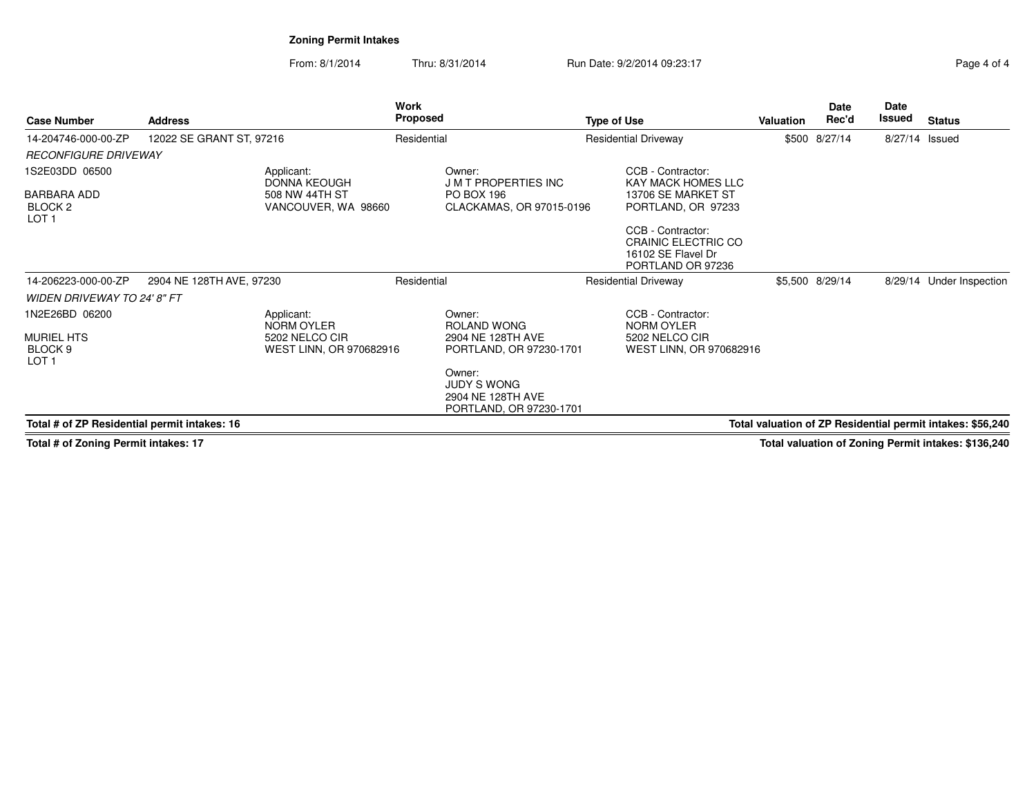**Zoning Permit Intakes**

From: 8/1/2014 Thru: 8/31/2014 Run Date: 9/2/2014 09:23:17

| Case Number | Address | Work Proposed | Type of Use | Valuation | Date Rec'd | Date Issued | Status |
|---|---|---|---|---|---|---|---|
| 14-204746-000-00-ZP | 12022 SE GRANT ST, 97216 | Residential | Residential Driveway | $500 | 8/27/14 | 8/27/14 | Issued |

*RECONFIGURE DRIVEWAY*

1S2E03DD 06500

BARBARA ADD
BLOCK 2
LOT 1

Applicant:
DONNA KEOUGH
508 NW 44TH ST
VANCOUVER, WA 98660

Owner:
J M T PROPERTIES INC
PO BOX 196
CLACKAMAS, OR 97015-0196

CCB - Contractor:
KAY MACK HOMES LLC
13706 SE MARKET ST
PORTLAND, OR 97233

CCB - Contractor:
CRAINIC ELECTRIC CO
16102 SE Flavel Dr
PORTLAND OR 97236

| Case Number | Address | Work Proposed | Type of Use | Valuation | Date Rec'd | Date Issued | Status |
|---|---|---|---|---|---|---|---|
| 14-206223-000-00-ZP | 2904 NE 128TH AVE, 97230 | Residential | Residential Driveway | $5,500 | 8/29/14 | 8/29/14 | Under Inspection |

*WIDEN DRIVEWAY TO 24' 8" FT*

1N2E26BD 06200

MURIEL HTS
BLOCK 9
LOT 1

Applicant:
NORM OYLER
5202 NELCO CIR
WEST LINN, OR 970682916

Owner:
ROLAND WONG
2904 NE 128TH AVE
PORTLAND, OR 97230-1701

Owner:
JUDY S WONG
2904 NE 128TH AVE
PORTLAND, OR 97230-1701

CCB - Contractor:
NORM OYLER
5202 NELCO CIR
WEST LINN, OR 970682916

**Total # of ZP Residential permit intakes: 16** — **Total valuation of ZP Residential permit intakes: $56,240**

**Total # of Zoning Permit intakes: 17** — **Total valuation of Zoning Permit intakes: $136,240**